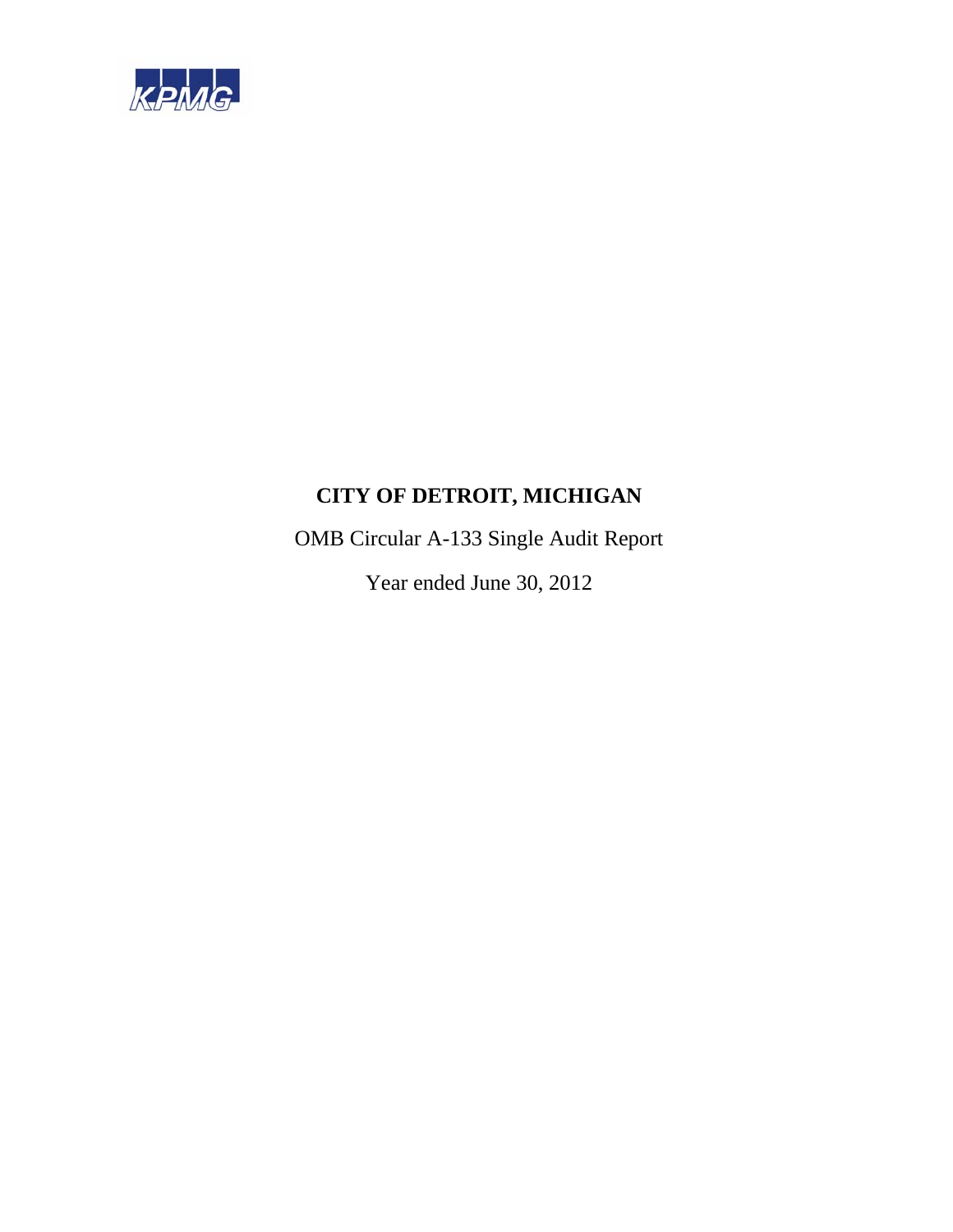KPMG

# CITY OF DETROIT, MICHIGAN

OMB Circular A-133 Single Audit Report

Year ended June 30, 2012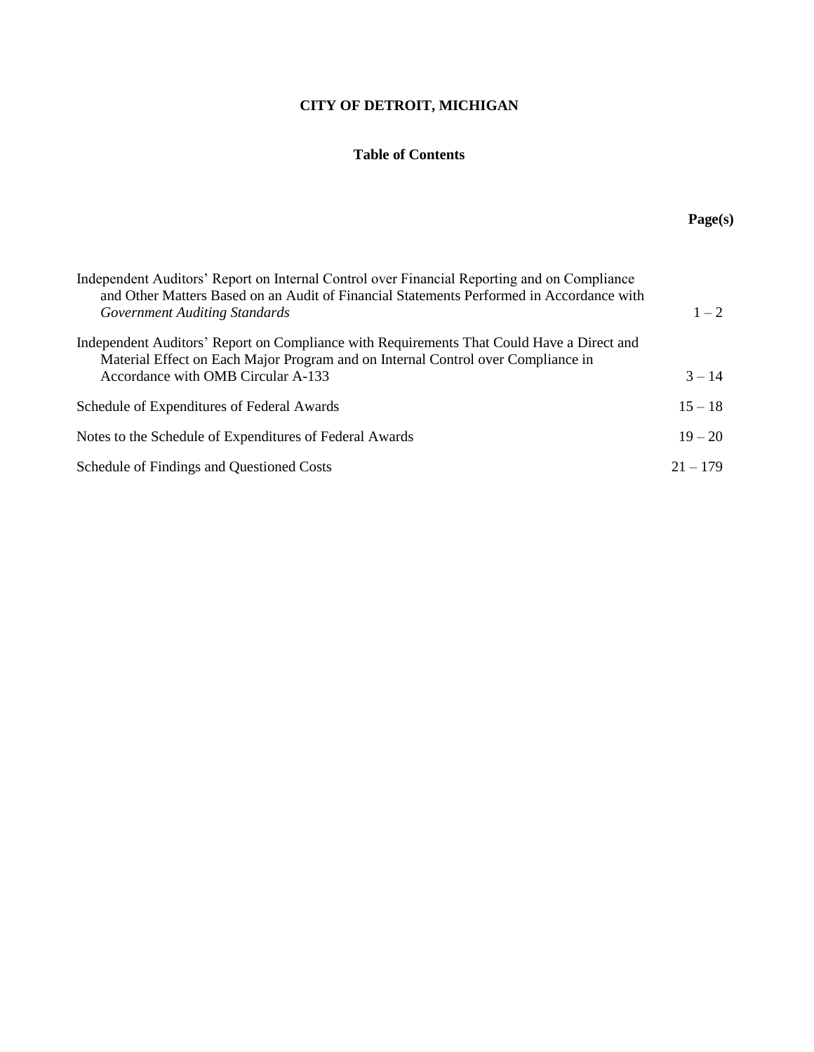# CITY OF DETROIT, MICHIGAN

## Table of Contents

| | Page(s) |
|---|---|
| Independent Auditors' Report on Internal Control over Financial Reporting and on Compliance and Other Matters Based on an Audit of Financial Statements Performed in Accordance with *Government Auditing Standards* | 1 – 2 |
| Independent Auditors' Report on Compliance with Requirements That Could Have a Direct and Material Effect on Each Major Program and on Internal Control over Compliance in Accordance with OMB Circular A-133 | 3 – 14 |
| Schedule of Expenditures of Federal Awards | 15 – 18 |
| Notes to the Schedule of Expenditures of Federal Awards | 19 – 20 |
| Schedule of Findings and Questioned Costs | 21 – 179 |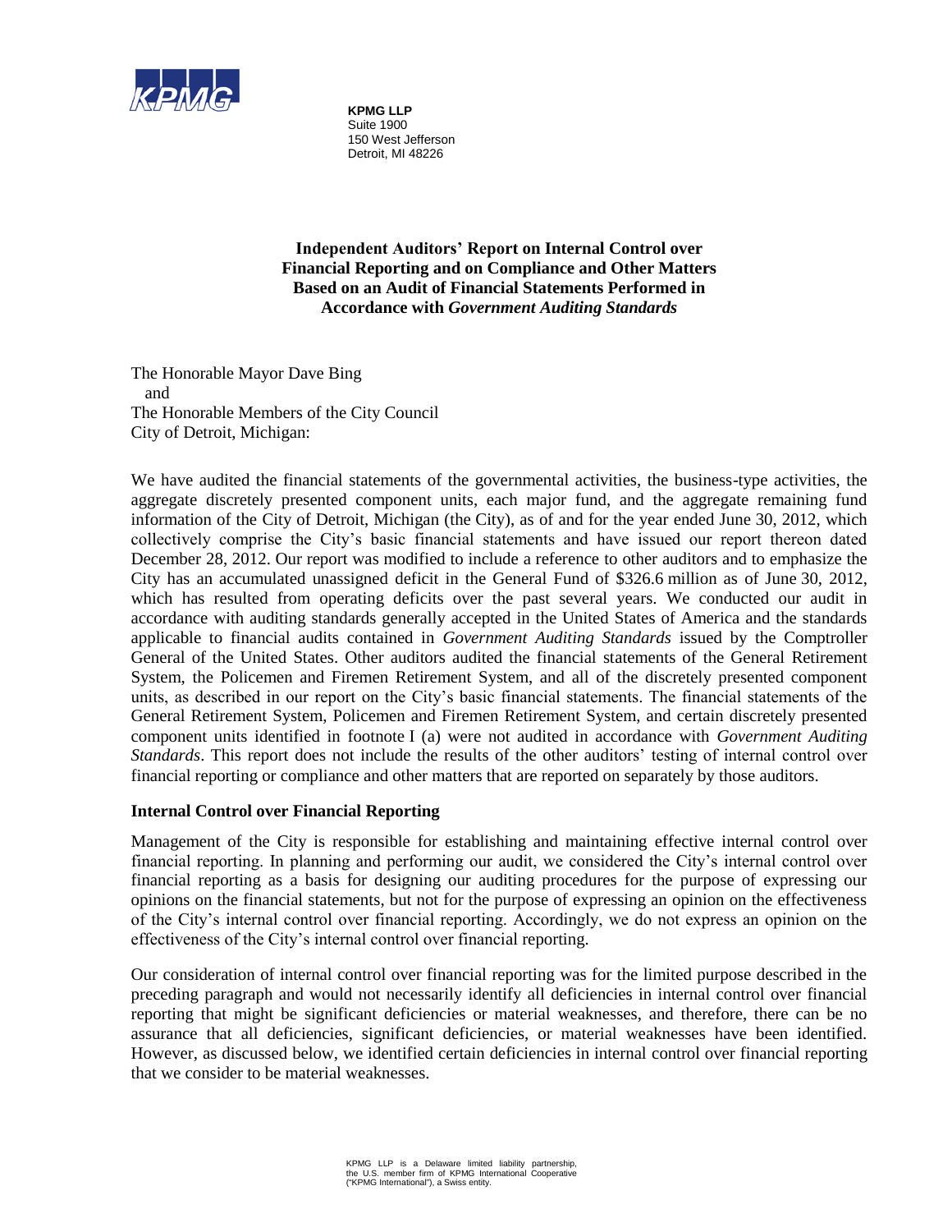**KPMG LLP**
Suite 1900
150 West Jefferson
Detroit, MI 48226

## Independent Auditors' Report on Internal Control over Financial Reporting and on Compliance and Other Matters Based on an Audit of Financial Statements Performed in Accordance with *Government Auditing Standards*

The Honorable Mayor Dave Bing
and
The Honorable Members of the City Council
City of Detroit, Michigan:

We have audited the financial statements of the governmental activities, the business-type activities, the aggregate discretely presented component units, each major fund, and the aggregate remaining fund information of the City of Detroit, Michigan (the City), as of and for the year ended June 30, 2012, which collectively comprise the City's basic financial statements and have issued our report thereon dated December 28, 2012. Our report was modified to include a reference to other auditors and to emphasize the City has an accumulated unassigned deficit in the General Fund of $326.6 million as of June 30, 2012, which has resulted from operating deficits over the past several years. We conducted our audit in accordance with auditing standards generally accepted in the United States of America and the standards applicable to financial audits contained in *Government Auditing Standards* issued by the Comptroller General of the United States. Other auditors audited the financial statements of the General Retirement System, the Policemen and Firemen Retirement System, and all of the discretely presented component units, as described in our report on the City's basic financial statements. The financial statements of the General Retirement System, Policemen and Firemen Retirement System, and certain discretely presented component units identified in footnote I (a) were not audited in accordance with *Government Auditing Standards*. This report does not include the results of the other auditors' testing of internal control over financial reporting or compliance and other matters that are reported on separately by those auditors.

### Internal Control over Financial Reporting

Management of the City is responsible for establishing and maintaining effective internal control over financial reporting. In planning and performing our audit, we considered the City's internal control over financial reporting as a basis for designing our auditing procedures for the purpose of expressing our opinions on the financial statements, but not for the purpose of expressing an opinion on the effectiveness of the City's internal control over financial reporting. Accordingly, we do not express an opinion on the effectiveness of the City's internal control over financial reporting.

Our consideration of internal control over financial reporting was for the limited purpose described in the preceding paragraph and would not necessarily identify all deficiencies in internal control over financial reporting that might be significant deficiencies or material weaknesses, and therefore, there can be no assurance that all deficiencies, significant deficiencies, or material weaknesses have been identified. However, as discussed below, we identified certain deficiencies in internal control over financial reporting that we consider to be material weaknesses.

KPMG LLP is a Delaware limited liability partnership, the U.S. member firm of KPMG International Cooperative ("KPMG International"), a Swiss entity.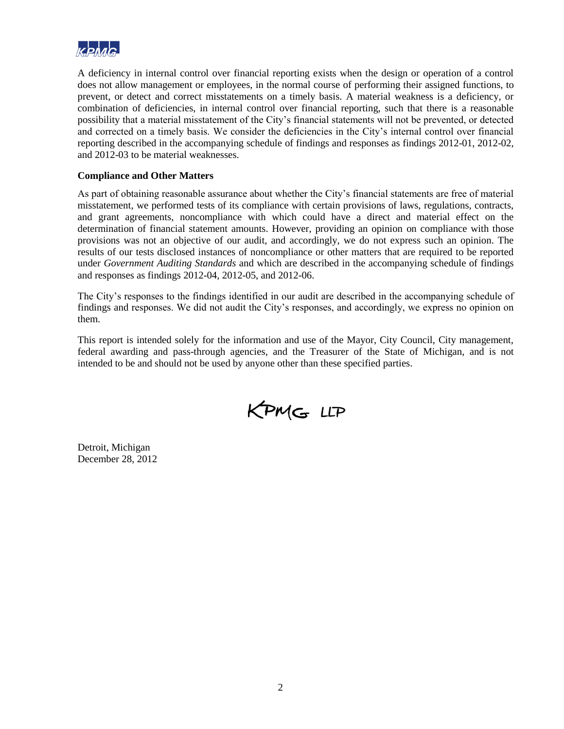A deficiency in internal control over financial reporting exists when the design or operation of a control does not allow management or employees, in the normal course of performing their assigned functions, to prevent, or detect and correct misstatements on a timely basis. A material weakness is a deficiency, or combination of deficiencies, in internal control over financial reporting, such that there is a reasonable possibility that a material misstatement of the City's financial statements will not be prevented, or detected and corrected on a timely basis. We consider the deficiencies in the City's internal control over financial reporting described in the accompanying schedule of findings and responses as findings 2012-01, 2012-02, and 2012-03 to be material weaknesses.

**Compliance and Other Matters**

As part of obtaining reasonable assurance about whether the City's financial statements are free of material misstatement, we performed tests of its compliance with certain provisions of laws, regulations, contracts, and grant agreements, noncompliance with which could have a direct and material effect on the determination of financial statement amounts. However, providing an opinion on compliance with those provisions was not an objective of our audit, and accordingly, we do not express such an opinion. The results of our tests disclosed instances of noncompliance or other matters that are required to be reported under *Government Auditing Standards* and which are described in the accompanying schedule of findings and responses as findings 2012-04, 2012-05, and 2012-06.

The City's responses to the findings identified in our audit are described in the accompanying schedule of findings and responses. We did not audit the City's responses, and accordingly, we express no opinion on them.

This report is intended solely for the information and use of the Mayor, City Council, City management, federal awarding and pass-through agencies, and the Treasurer of the State of Michigan, and is not intended to be and should not be used by anyone other than these specified parties.

KPMG LLP

Detroit, Michigan
December 28, 2012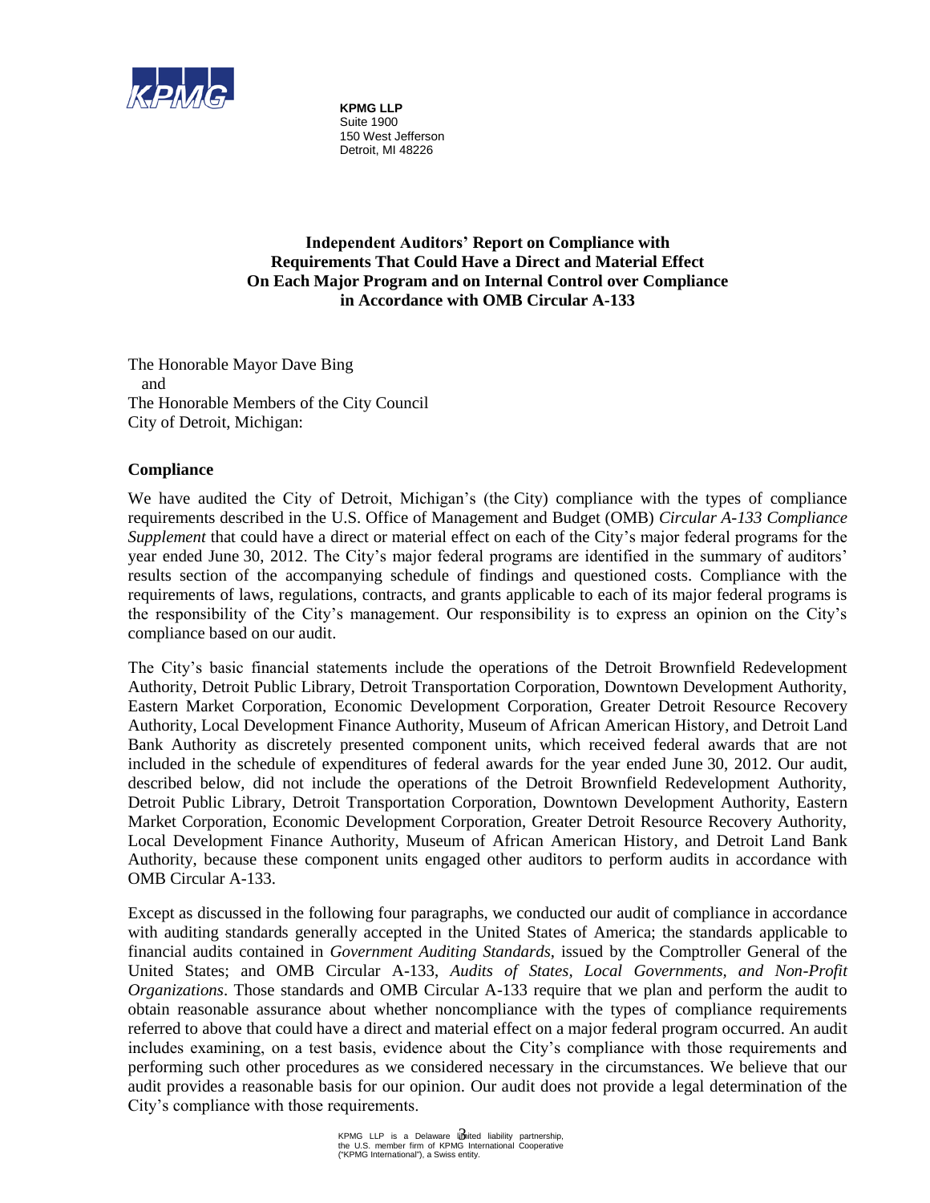KPMG LLP
Suite 1900
150 West Jefferson
Detroit, MI 48226

## Independent Auditors' Report on Compliance with Requirements That Could Have a Direct and Material Effect On Each Major Program and on Internal Control over Compliance in Accordance with OMB Circular A-133

The Honorable Mayor Dave Bing
and
The Honorable Members of the City Council
City of Detroit, Michigan:

### Compliance

We have audited the City of Detroit, Michigan's (the City) compliance with the types of compliance requirements described in the U.S. Office of Management and Budget (OMB) *Circular A-133 Compliance Supplement* that could have a direct or material effect on each of the City's major federal programs for the year ended June 30, 2012. The City's major federal programs are identified in the summary of auditors' results section of the accompanying schedule of findings and questioned costs. Compliance with the requirements of laws, regulations, contracts, and grants applicable to each of its major federal programs is the responsibility of the City's management. Our responsibility is to express an opinion on the City's compliance based on our audit.

The City's basic financial statements include the operations of the Detroit Brownfield Redevelopment Authority, Detroit Public Library, Detroit Transportation Corporation, Downtown Development Authority, Eastern Market Corporation, Economic Development Corporation, Greater Detroit Resource Recovery Authority, Local Development Finance Authority, Museum of African American History, and Detroit Land Bank Authority as discretely presented component units, which received federal awards that are not included in the schedule of expenditures of federal awards for the year ended June 30, 2012. Our audit, described below, did not include the operations of the Detroit Brownfield Redevelopment Authority, Detroit Public Library, Detroit Transportation Corporation, Downtown Development Authority, Eastern Market Corporation, Economic Development Corporation, Greater Detroit Resource Recovery Authority, Local Development Finance Authority, Museum of African American History, and Detroit Land Bank Authority, because these component units engaged other auditors to perform audits in accordance with OMB Circular A-133.

Except as discussed in the following four paragraphs, we conducted our audit of compliance in accordance with auditing standards generally accepted in the United States of America; the standards applicable to financial audits contained in *Government Auditing Standards*, issued by the Comptroller General of the United States; and OMB Circular A-133, *Audits of States, Local Governments, and Non-Profit Organizations*. Those standards and OMB Circular A-133 require that we plan and perform the audit to obtain reasonable assurance about whether noncompliance with the types of compliance requirements referred to above that could have a direct and material effect on a major federal program occurred. An audit includes examining, on a test basis, evidence about the City's compliance with those requirements and performing such other procedures as we considered necessary in the circumstances. We believe that our audit provides a reasonable basis for our opinion. Our audit does not provide a legal determination of the City's compliance with those requirements.

KPMG LLP is a Delaware limited liability partnership, the U.S. member firm of KPMG International Cooperative ("KPMG International"), a Swiss entity.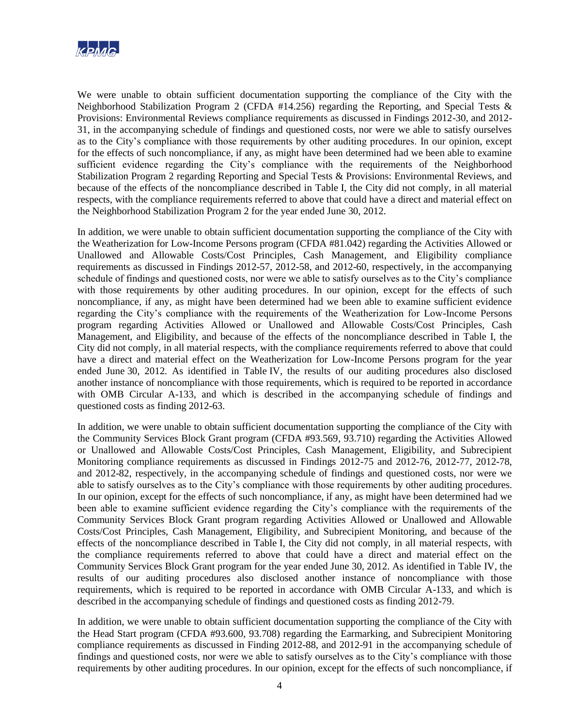We were unable to obtain sufficient documentation supporting the compliance of the City with the Neighborhood Stabilization Program 2 (CFDA #14.256) regarding the Reporting, and Special Tests & Provisions: Environmental Reviews compliance requirements as discussed in Findings 2012-30, and 2012-31, in the accompanying schedule of findings and questioned costs, nor were we able to satisfy ourselves as to the City's compliance with those requirements by other auditing procedures. In our opinion, except for the effects of such noncompliance, if any, as might have been determined had we been able to examine sufficient evidence regarding the City's compliance with the requirements of the Neighborhood Stabilization Program 2 regarding Reporting and Special Tests & Provisions: Environmental Reviews, and because of the effects of the noncompliance described in Table I, the City did not comply, in all material respects, with the compliance requirements referred to above that could have a direct and material effect on the Neighborhood Stabilization Program 2 for the year ended June 30, 2012.

In addition, we were unable to obtain sufficient documentation supporting the compliance of the City with the Weatherization for Low-Income Persons program (CFDA #81.042) regarding the Activities Allowed or Unallowed and Allowable Costs/Cost Principles, Cash Management, and Eligibility compliance requirements as discussed in Findings 2012-57, 2012-58, and 2012-60, respectively, in the accompanying schedule of findings and questioned costs, nor were we able to satisfy ourselves as to the City's compliance with those requirements by other auditing procedures. In our opinion, except for the effects of such noncompliance, if any, as might have been determined had we been able to examine sufficient evidence regarding the City's compliance with the requirements of the Weatherization for Low-Income Persons program regarding Activities Allowed or Unallowed and Allowable Costs/Cost Principles, Cash Management, and Eligibility, and because of the effects of the noncompliance described in Table I, the City did not comply, in all material respects, with the compliance requirements referred to above that could have a direct and material effect on the Weatherization for Low-Income Persons program for the year ended June 30, 2012. As identified in Table IV, the results of our auditing procedures also disclosed another instance of noncompliance with those requirements, which is required to be reported in accordance with OMB Circular A-133, and which is described in the accompanying schedule of findings and questioned costs as finding 2012-63.

In addition, we were unable to obtain sufficient documentation supporting the compliance of the City with the Community Services Block Grant program (CFDA #93.569, 93.710) regarding the Activities Allowed or Unallowed and Allowable Costs/Cost Principles, Cash Management, Eligibility, and Subrecipient Monitoring compliance requirements as discussed in Findings 2012-75 and 2012-76, 2012-77, 2012-78, and 2012-82, respectively, in the accompanying schedule of findings and questioned costs, nor were we able to satisfy ourselves as to the City's compliance with those requirements by other auditing procedures. In our opinion, except for the effects of such noncompliance, if any, as might have been determined had we been able to examine sufficient evidence regarding the City's compliance with the requirements of the Community Services Block Grant program regarding Activities Allowed or Unallowed and Allowable Costs/Cost Principles, Cash Management, Eligibility, and Subrecipient Monitoring, and because of the effects of the noncompliance described in Table I, the City did not comply, in all material respects, with the compliance requirements referred to above that could have a direct and material effect on the Community Services Block Grant program for the year ended June 30, 2012. As identified in Table IV, the results of our auditing procedures also disclosed another instance of noncompliance with those requirements, which is required to be reported in accordance with OMB Circular A-133, and which is described in the accompanying schedule of findings and questioned costs as finding 2012-79.

In addition, we were unable to obtain sufficient documentation supporting the compliance of the City with the Head Start program (CFDA #93.600, 93.708) regarding the Earmarking, and Subrecipient Monitoring compliance requirements as discussed in Finding 2012-88, and 2012-91 in the accompanying schedule of findings and questioned costs, nor were we able to satisfy ourselves as to the City's compliance with those requirements by other auditing procedures. In our opinion, except for the effects of such noncompliance, if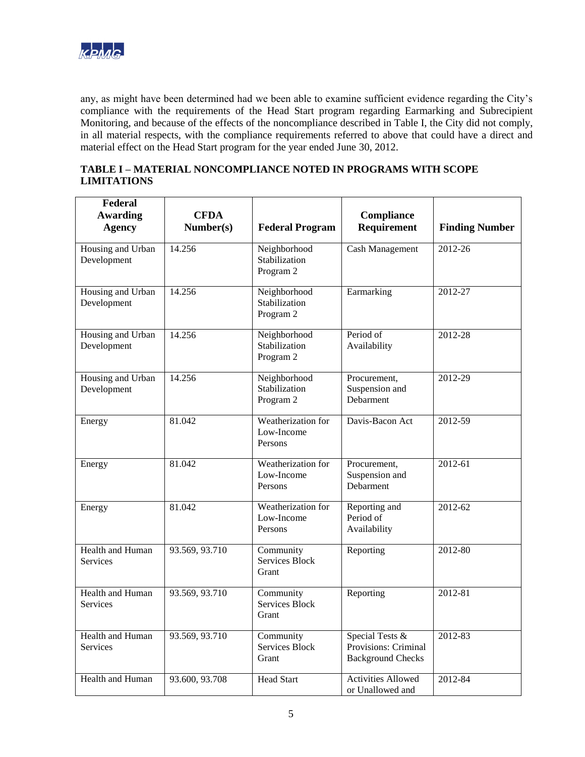any, as might have been determined had we been able to examine sufficient evidence regarding the City's compliance with the requirements of the Head Start program regarding Earmarking and Subrecipient Monitoring, and because of the effects of the noncompliance described in Table I, the City did not comply, in all material respects, with the compliance requirements referred to above that could have a direct and material effect on the Head Start program for the year ended June 30, 2012.

**TABLE I – MATERIAL NONCOMPLIANCE NOTED IN PROGRAMS WITH SCOPE LIMITATIONS**

| Federal Awarding Agency | CFDA Number(s) | Federal Program | Compliance Requirement | Finding Number |
|---|---|---|---|---|
| Housing and Urban Development | 14.256 | Neighborhood Stabilization Program 2 | Cash Management | 2012-26 |
| Housing and Urban Development | 14.256 | Neighborhood Stabilization Program 2 | Earmarking | 2012-27 |
| Housing and Urban Development | 14.256 | Neighborhood Stabilization Program 2 | Period of Availability | 2012-28 |
| Housing and Urban Development | 14.256 | Neighborhood Stabilization Program 2 | Procurement, Suspension and Debarment | 2012-29 |
| Energy | 81.042 | Weatherization for Low-Income Persons | Davis-Bacon Act | 2012-59 |
| Energy | 81.042 | Weatherization for Low-Income Persons | Procurement, Suspension and Debarment | 2012-61 |
| Energy | 81.042 | Weatherization for Low-Income Persons | Reporting and Period of Availability | 2012-62 |
| Health and Human Services | 93.569, 93.710 | Community Services Block Grant | Reporting | 2012-80 |
| Health and Human Services | 93.569, 93.710 | Community Services Block Grant | Reporting | 2012-81 |
| Health and Human Services | 93.569, 93.710 | Community Services Block Grant | Special Tests & Provisions: Criminal Background Checks | 2012-83 |
| Health and Human | 93.600, 93.708 | Head Start | Activities Allowed or Unallowed and | 2012-84 |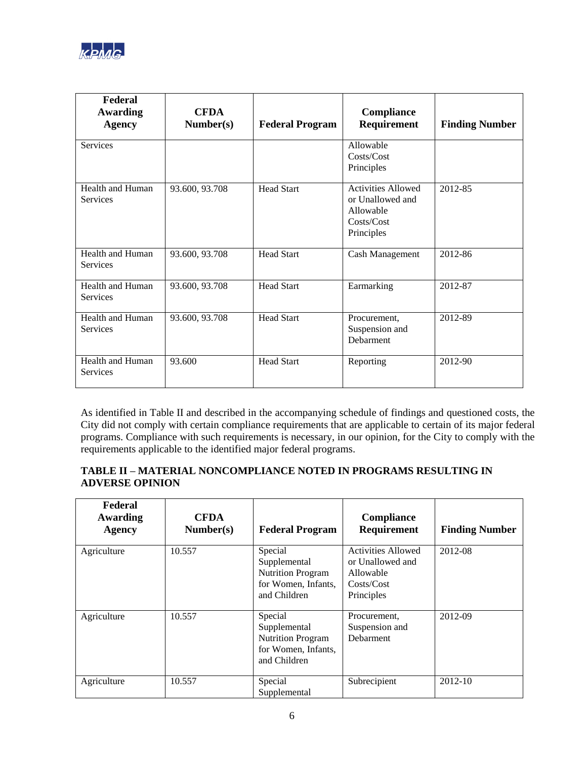| Federal Awarding Agency | CFDA Number(s) | Federal Program | Compliance Requirement | Finding Number |
|---|---|---|---|---|
| Services | | | Allowable Costs/Cost Principles | |
| Health and Human Services | 93.600, 93.708 | Head Start | Activities Allowed or Unallowed and Allowable Costs/Cost Principles | 2012-85 |
| Health and Human Services | 93.600, 93.708 | Head Start | Cash Management | 2012-86 |
| Health and Human Services | 93.600, 93.708 | Head Start | Earmarking | 2012-87 |
| Health and Human Services | 93.600, 93.708 | Head Start | Procurement, Suspension and Debarment | 2012-89 |
| Health and Human Services | 93.600 | Head Start | Reporting | 2012-90 |

As identified in Table II and described in the accompanying schedule of findings and questioned costs, the City did not comply with certain compliance requirements that are applicable to certain of its major federal programs. Compliance with such requirements is necessary, in our opinion, for the City to comply with the requirements applicable to the identified major federal programs.

**TABLE II – MATERIAL NONCOMPLIANCE NOTED IN PROGRAMS RESULTING IN ADVERSE OPINION**

| Federal Awarding Agency | CFDA Number(s) | Federal Program | Compliance Requirement | Finding Number |
|---|---|---|---|---|
| Agriculture | 10.557 | Special Supplemental Nutrition Program for Women, Infants, and Children | Activities Allowed or Unallowed and Allowable Costs/Cost Principles | 2012-08 |
| Agriculture | 10.557 | Special Supplemental Nutrition Program for Women, Infants, and Children | Procurement, Suspension and Debarment | 2012-09 |
| Agriculture | 10.557 | Special Supplemental | Subrecipient | 2012-10 |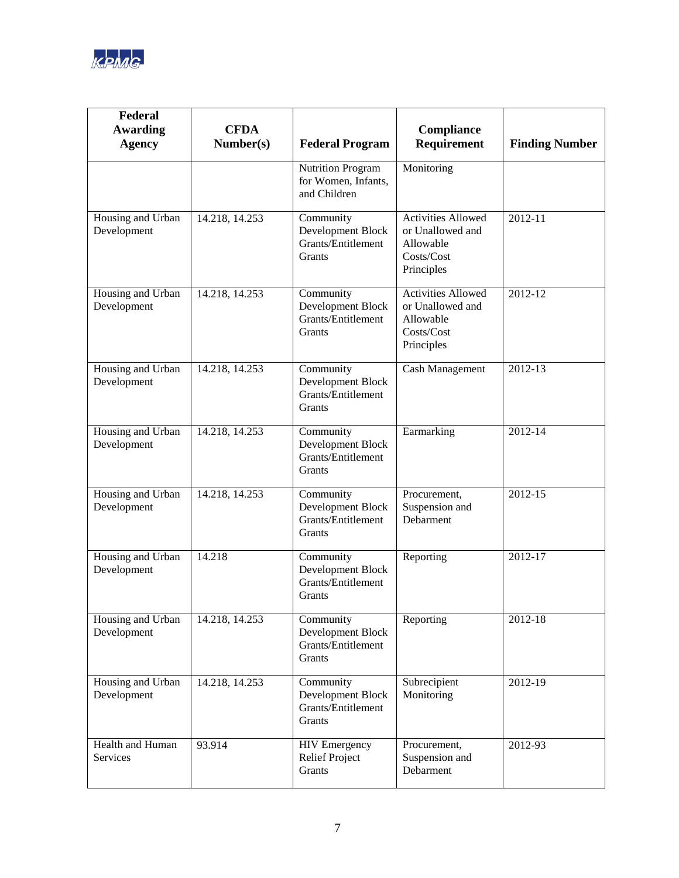| Federal Awarding Agency | CFDA Number(s) | Federal Program | Compliance Requirement | Finding Number |
|---|---|---|---|---|
| | | Nutrition Program for Women, Infants, and Children | Monitoring | |
| Housing and Urban Development | 14.218, 14.253 | Community Development Block Grants/Entitlement Grants | Activities Allowed or Unallowed and Allowable Costs/Cost Principles | 2012-11 |
| Housing and Urban Development | 14.218, 14.253 | Community Development Block Grants/Entitlement Grants | Activities Allowed or Unallowed and Allowable Costs/Cost Principles | 2012-12 |
| Housing and Urban Development | 14.218, 14.253 | Community Development Block Grants/Entitlement Grants | Cash Management | 2012-13 |
| Housing and Urban Development | 14.218, 14.253 | Community Development Block Grants/Entitlement Grants | Earmarking | 2012-14 |
| Housing and Urban Development | 14.218, 14.253 | Community Development Block Grants/Entitlement Grants | Procurement, Suspension and Debarment | 2012-15 |
| Housing and Urban Development | 14.218 | Community Development Block Grants/Entitlement Grants | Reporting | 2012-17 |
| Housing and Urban Development | 14.218, 14.253 | Community Development Block Grants/Entitlement Grants | Reporting | 2012-18 |
| Housing and Urban Development | 14.218, 14.253 | Community Development Block Grants/Entitlement Grants | Subrecipient Monitoring | 2012-19 |
| Health and Human Services | 93.914 | HIV Emergency Relief Project Grants | Procurement, Suspension and Debarment | 2012-93 |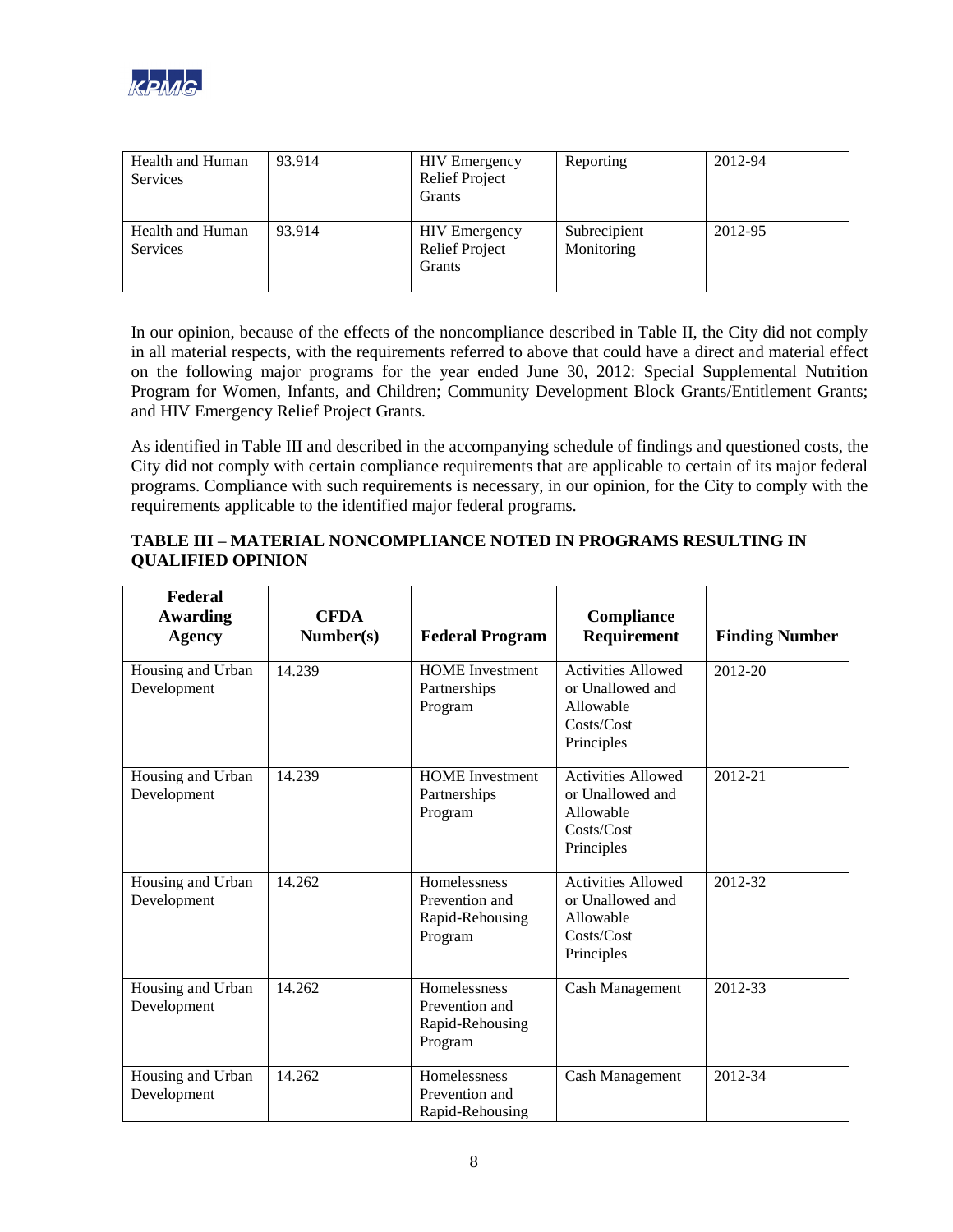| Health and Human Services | 93.914 | HIV Emergency Relief Project Grants | Reporting | 2012-94 |
|---|---|---|---|---|
| Health and Human Services | 93.914 | HIV Emergency Relief Project Grants | Subrecipient Monitoring | 2012-95 |

In our opinion, because of the effects of the noncompliance described in Table II, the City did not comply in all material respects, with the requirements referred to above that could have a direct and material effect on the following major programs for the year ended June 30, 2012: Special Supplemental Nutrition Program for Women, Infants, and Children; Community Development Block Grants/Entitlement Grants; and HIV Emergency Relief Project Grants.

As identified in Table III and described in the accompanying schedule of findings and questioned costs, the City did not comply with certain compliance requirements that are applicable to certain of its major federal programs. Compliance with such requirements is necessary, in our opinion, for the City to comply with the requirements applicable to the identified major federal programs.

**TABLE III – MATERIAL NONCOMPLIANCE NOTED IN PROGRAMS RESULTING IN QUALIFIED OPINION**

| Federal Awarding Agency | CFDA Number(s) | Federal Program | Compliance Requirement | Finding Number |
|---|---|---|---|---|
| Housing and Urban Development | 14.239 | HOME Investment Partnerships Program | Activities Allowed or Unallowed and Allowable Costs/Cost Principles | 2012-20 |
| Housing and Urban Development | 14.239 | HOME Investment Partnerships Program | Activities Allowed or Unallowed and Allowable Costs/Cost Principles | 2012-21 |
| Housing and Urban Development | 14.262 | Homelessness Prevention and Rapid-Rehousing Program | Activities Allowed or Unallowed and Allowable Costs/Cost Principles | 2012-32 |
| Housing and Urban Development | 14.262 | Homelessness Prevention and Rapid-Rehousing Program | Cash Management | 2012-33 |
| Housing and Urban Development | 14.262 | Homelessness Prevention and Rapid-Rehousing | Cash Management | 2012-34 |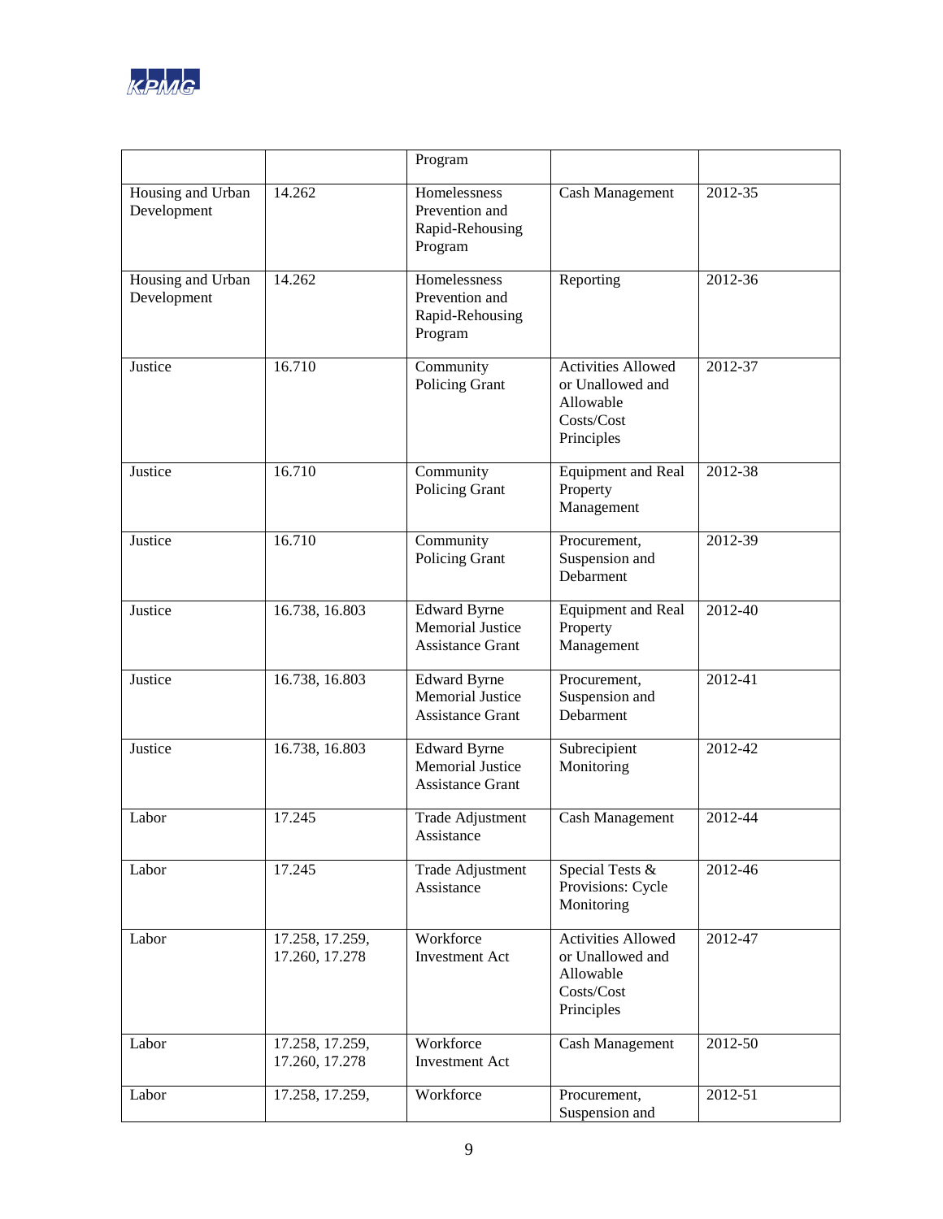| | | Program | | |
|---|---|---|---|---|
| Housing and Urban Development | 14.262 | Homelessness Prevention and Rapid-Rehousing Program | Cash Management | 2012-35 |
| Housing and Urban Development | 14.262 | Homelessness Prevention and Rapid-Rehousing Program | Reporting | 2012-36 |
| Justice | 16.710 | Community Policing Grant | Activities Allowed or Unallowed and Allowable Costs/Cost Principles | 2012-37 |
| Justice | 16.710 | Community Policing Grant | Equipment and Real Property Management | 2012-38 |
| Justice | 16.710 | Community Policing Grant | Procurement, Suspension and Debarment | 2012-39 |
| Justice | 16.738, 16.803 | Edward Byrne Memorial Justice Assistance Grant | Equipment and Real Property Management | 2012-40 |
| Justice | 16.738, 16.803 | Edward Byrne Memorial Justice Assistance Grant | Procurement, Suspension and Debarment | 2012-41 |
| Justice | 16.738, 16.803 | Edward Byrne Memorial Justice Assistance Grant | Subrecipient Monitoring | 2012-42 |
| Labor | 17.245 | Trade Adjustment Assistance | Cash Management | 2012-44 |
| Labor | 17.245 | Trade Adjustment Assistance | Special Tests & Provisions: Cycle Monitoring | 2012-46 |
| Labor | 17.258, 17.259, 17.260, 17.278 | Workforce Investment Act | Activities Allowed or Unallowed and Allowable Costs/Cost Principles | 2012-47 |
| Labor | 17.258, 17.259, 17.260, 17.278 | Workforce Investment Act | Cash Management | 2012-50 |
| Labor | 17.258, 17.259, | Workforce | Procurement, Suspension and | 2012-51 |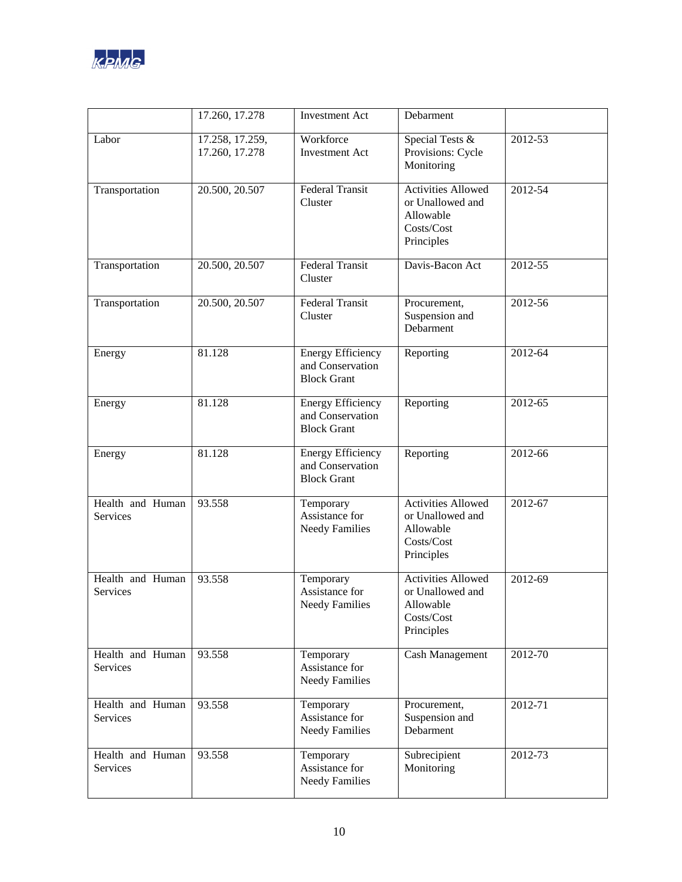| | | | | |
|---|---|---|---|---|
| | 17.260, 17.278 | Investment Act | Debarment | |
| Labor | 17.258, 17.259, 17.260, 17.278 | Workforce Investment Act | Special Tests & Provisions: Cycle Monitoring | 2012-53 |
| Transportation | 20.500, 20.507 | Federal Transit Cluster | Activities Allowed or Unallowed and Allowable Costs/Cost Principles | 2012-54 |
| Transportation | 20.500, 20.507 | Federal Transit Cluster | Davis-Bacon Act | 2012-55 |
| Transportation | 20.500, 20.507 | Federal Transit Cluster | Procurement, Suspension and Debarment | 2012-56 |
| Energy | 81.128 | Energy Efficiency and Conservation Block Grant | Reporting | 2012-64 |
| Energy | 81.128 | Energy Efficiency and Conservation Block Grant | Reporting | 2012-65 |
| Energy | 81.128 | Energy Efficiency and Conservation Block Grant | Reporting | 2012-66 |
| Health and Human Services | 93.558 | Temporary Assistance for Needy Families | Activities Allowed or Unallowed and Allowable Costs/Cost Principles | 2012-67 |
| Health and Human Services | 93.558 | Temporary Assistance for Needy Families | Activities Allowed or Unallowed and Allowable Costs/Cost Principles | 2012-69 |
| Health and Human Services | 93.558 | Temporary Assistance for Needy Families | Cash Management | 2012-70 |
| Health and Human Services | 93.558 | Temporary Assistance for Needy Families | Procurement, Suspension and Debarment | 2012-71 |
| Health and Human Services | 93.558 | Temporary Assistance for Needy Families | Subrecipient Monitoring | 2012-73 |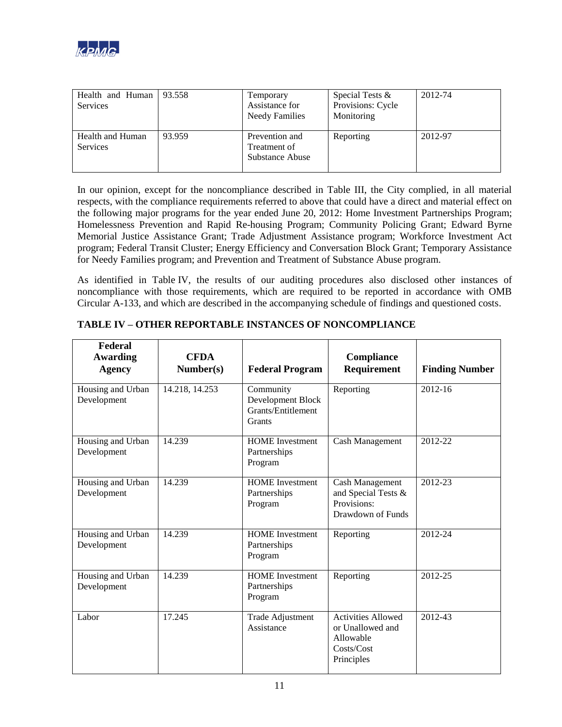| Health and Human Services | 93.558 | Temporary Assistance for Needy Families | Special Tests & Provisions: Cycle Monitoring | 2012-74 |
|---|---|---|---|---|
| Health and Human Services | 93.959 | Prevention and Treatment of Substance Abuse | Reporting | 2012-97 |

In our opinion, except for the noncompliance described in Table III, the City complied, in all material respects, with the compliance requirements referred to above that could have a direct and material effect on the following major programs for the year ended June 20, 2012: Home Investment Partnerships Program; Homelessness Prevention and Rapid Re-housing Program; Community Policing Grant; Edward Byrne Memorial Justice Assistance Grant; Trade Adjustment Assistance program; Workforce Investment Act program; Federal Transit Cluster; Energy Efficiency and Conversation Block Grant; Temporary Assistance for Needy Families program; and Prevention and Treatment of Substance Abuse program.

As identified in Table IV, the results of our auditing procedures also disclosed other instances of noncompliance with those requirements, which are required to be reported in accordance with OMB Circular A-133, and which are described in the accompanying schedule of findings and questioned costs.

**TABLE IV – OTHER REPORTABLE INSTANCES OF NONCOMPLIANCE**

| Federal Awarding Agency | CFDA Number(s) | Federal Program | Compliance Requirement | Finding Number |
|---|---|---|---|---|
| Housing and Urban Development | 14.218, 14.253 | Community Development Block Grants/Entitlement Grants | Reporting | 2012-16 |
| Housing and Urban Development | 14.239 | HOME Investment Partnerships Program | Cash Management | 2012-22 |
| Housing and Urban Development | 14.239 | HOME Investment Partnerships Program | Cash Management and Special Tests & Provisions: Drawdown of Funds | 2012-23 |
| Housing and Urban Development | 14.239 | HOME Investment Partnerships Program | Reporting | 2012-24 |
| Housing and Urban Development | 14.239 | HOME Investment Partnerships Program | Reporting | 2012-25 |
| Labor | 17.245 | Trade Adjustment Assistance | Activities Allowed or Unallowed and Allowable Costs/Cost Principles | 2012-43 |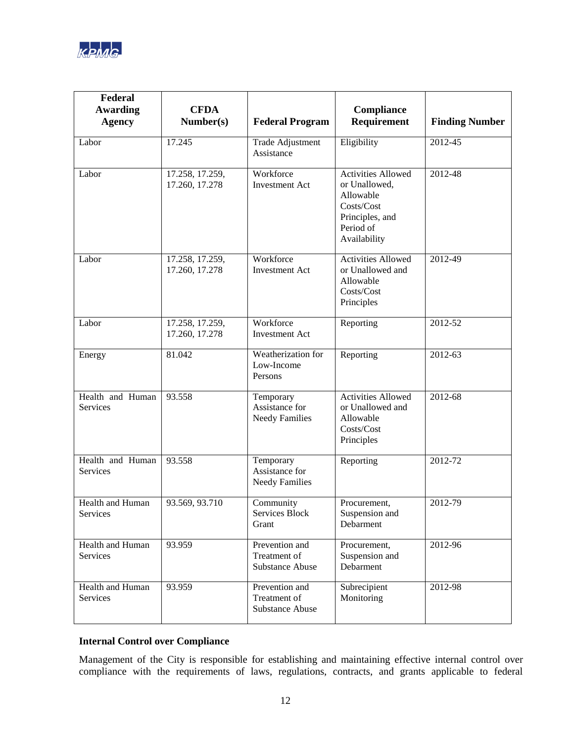| Federal Awarding Agency | CFDA Number(s) | Federal Program | Compliance Requirement | Finding Number |
|---|---|---|---|---|
| Labor | 17.245 | Trade Adjustment Assistance | Eligibility | 2012-45 |
| Labor | 17.258, 17.259, 17.260, 17.278 | Workforce Investment Act | Activities Allowed or Unallowed, Allowable Costs/Cost Principles, and Period of Availability | 2012-48 |
| Labor | 17.258, 17.259, 17.260, 17.278 | Workforce Investment Act | Activities Allowed or Unallowed and Allowable Costs/Cost Principles | 2012-49 |
| Labor | 17.258, 17.259, 17.260, 17.278 | Workforce Investment Act | Reporting | 2012-52 |
| Energy | 81.042 | Weatherization for Low-Income Persons | Reporting | 2012-63 |
| Health and Human Services | 93.558 | Temporary Assistance for Needy Families | Activities Allowed or Unallowed and Allowable Costs/Cost Principles | 2012-68 |
| Health and Human Services | 93.558 | Temporary Assistance for Needy Families | Reporting | 2012-72 |
| Health and Human Services | 93.569, 93.710 | Community Services Block Grant | Procurement, Suspension and Debarment | 2012-79 |
| Health and Human Services | 93.959 | Prevention and Treatment of Substance Abuse | Procurement, Suspension and Debarment | 2012-96 |
| Health and Human Services | 93.959 | Prevention and Treatment of Substance Abuse | Subrecipient Monitoring | 2012-98 |

**Internal Control over Compliance**

Management of the City is responsible for establishing and maintaining effective internal control over compliance with the requirements of laws, regulations, contracts, and grants applicable to federal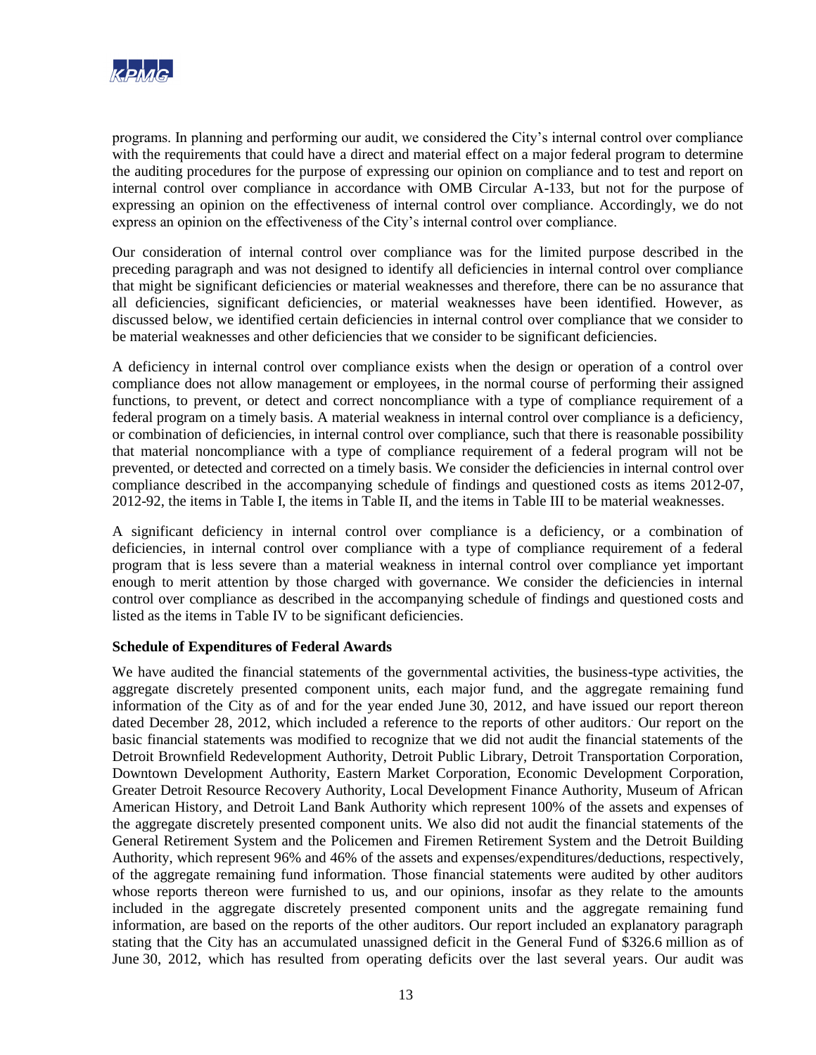programs. In planning and performing our audit, we considered the City's internal control over compliance with the requirements that could have a direct and material effect on a major federal program to determine the auditing procedures for the purpose of expressing our opinion on compliance and to test and report on internal control over compliance in accordance with OMB Circular A-133, but not for the purpose of expressing an opinion on the effectiveness of internal control over compliance. Accordingly, we do not express an opinion on the effectiveness of the City's internal control over compliance.

Our consideration of internal control over compliance was for the limited purpose described in the preceding paragraph and was not designed to identify all deficiencies in internal control over compliance that might be significant deficiencies or material weaknesses and therefore, there can be no assurance that all deficiencies, significant deficiencies, or material weaknesses have been identified. However, as discussed below, we identified certain deficiencies in internal control over compliance that we consider to be material weaknesses and other deficiencies that we consider to be significant deficiencies.

A deficiency in internal control over compliance exists when the design or operation of a control over compliance does not allow management or employees, in the normal course of performing their assigned functions, to prevent, or detect and correct noncompliance with a type of compliance requirement of a federal program on a timely basis. A material weakness in internal control over compliance is a deficiency, or combination of deficiencies, in internal control over compliance, such that there is reasonable possibility that material noncompliance with a type of compliance requirement of a federal program will not be prevented, or detected and corrected on a timely basis. We consider the deficiencies in internal control over compliance described in the accompanying schedule of findings and questioned costs as items 2012-07, 2012-92, the items in Table I, the items in Table II, and the items in Table III to be material weaknesses.

A significant deficiency in internal control over compliance is a deficiency, or a combination of deficiencies, in internal control over compliance with a type of compliance requirement of a federal program that is less severe than a material weakness in internal control over compliance yet important enough to merit attention by those charged with governance. We consider the deficiencies in internal control over compliance as described in the accompanying schedule of findings and questioned costs and listed as the items in Table IV to be significant deficiencies.

**Schedule of Expenditures of Federal Awards**

We have audited the financial statements of the governmental activities, the business-type activities, the aggregate discretely presented component units, each major fund, and the aggregate remaining fund information of the City as of and for the year ended June 30, 2012, and have issued our report thereon dated December 28, 2012, which included a reference to the reports of other auditors. Our report on the basic financial statements was modified to recognize that we did not audit the financial statements of the Detroit Brownfield Redevelopment Authority, Detroit Public Library, Detroit Transportation Corporation, Downtown Development Authority, Eastern Market Corporation, Economic Development Corporation, Greater Detroit Resource Recovery Authority, Local Development Finance Authority, Museum of African American History, and Detroit Land Bank Authority which represent 100% of the assets and expenses of the aggregate discretely presented component units. We also did not audit the financial statements of the General Retirement System and the Policemen and Firemen Retirement System and the Detroit Building Authority, which represent 96% and 46% of the assets and expenses/expenditures/deductions, respectively, of the aggregate remaining fund information. Those financial statements were audited by other auditors whose reports thereon were furnished to us, and our opinions, insofar as they relate to the amounts included in the aggregate discretely presented component units and the aggregate remaining fund information, are based on the reports of the other auditors. Our report included an explanatory paragraph stating that the City has an accumulated unassigned deficit in the General Fund of $326.6 million as of June 30, 2012, which has resulted from operating deficits over the last several years. Our audit was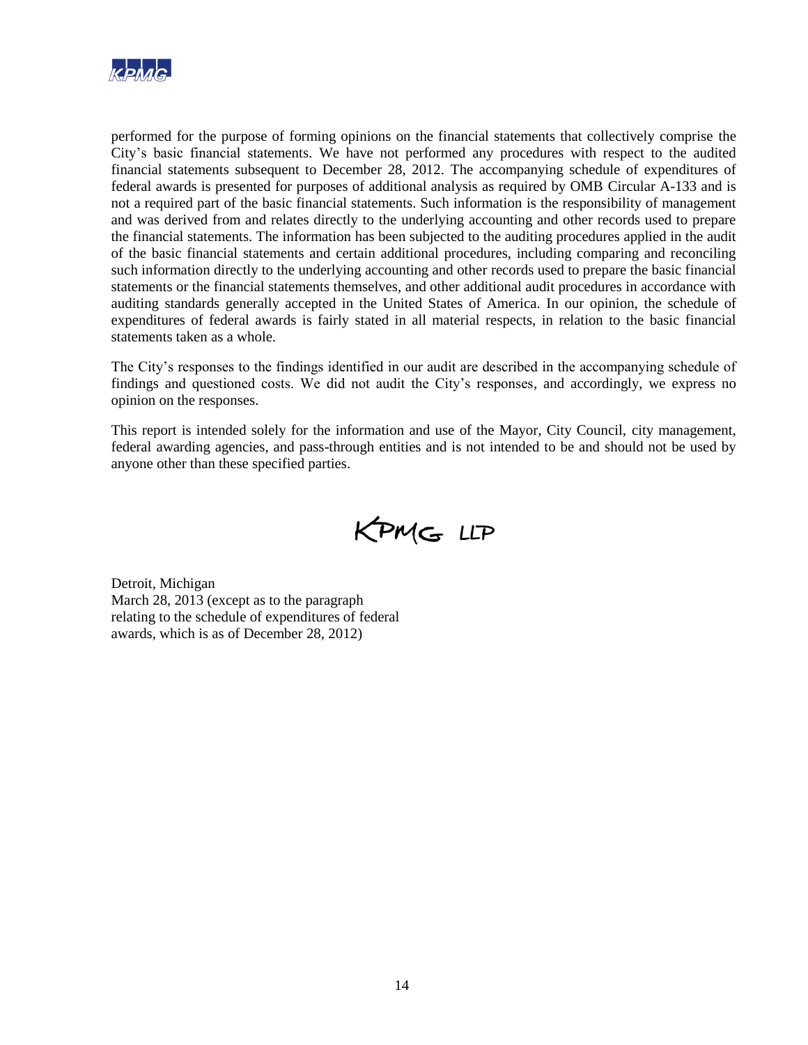performed for the purpose of forming opinions on the financial statements that collectively comprise the City's basic financial statements. We have not performed any procedures with respect to the audited financial statements subsequent to December 28, 2012. The accompanying schedule of expenditures of federal awards is presented for purposes of additional analysis as required by OMB Circular A-133 and is not a required part of the basic financial statements. Such information is the responsibility of management and was derived from and relates directly to the underlying accounting and other records used to prepare the financial statements. The information has been subjected to the auditing procedures applied in the audit of the basic financial statements and certain additional procedures, including comparing and reconciling such information directly to the underlying accounting and other records used to prepare the basic financial statements or the financial statements themselves, and other additional audit procedures in accordance with auditing standards generally accepted in the United States of America. In our opinion, the schedule of expenditures of federal awards is fairly stated in all material respects, in relation to the basic financial statements taken as a whole.

The City's responses to the findings identified in our audit are described in the accompanying schedule of findings and questioned costs. We did not audit the City's responses, and accordingly, we express no opinion on the responses.

This report is intended solely for the information and use of the Mayor, City Council, city management, federal awarding agencies, and pass-through entities and is not intended to be and should not be used by anyone other than these specified parties.

KPMG LLP

Detroit, Michigan
March 28, 2013 (except as to the paragraph
relating to the schedule of expenditures of federal
awards, which is as of December 28, 2012)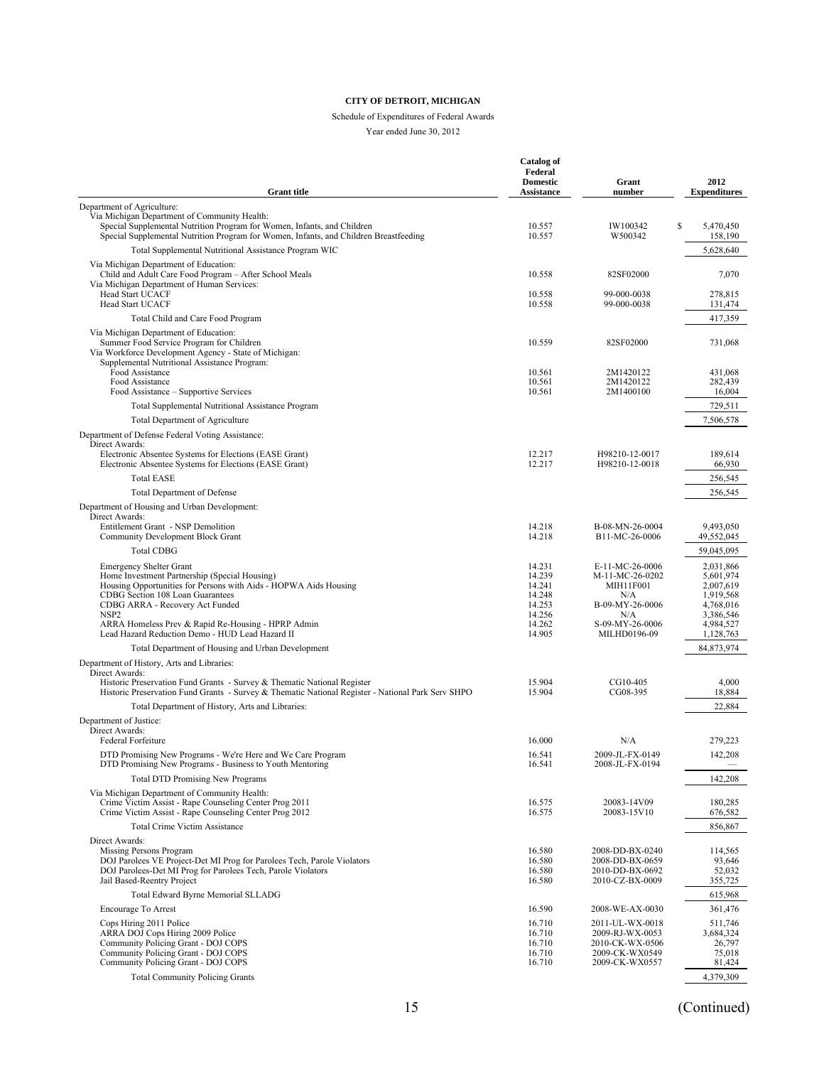**CITY OF DETROIT, MICHIGAN**

Schedule of Expenditures of Federal Awards

Year ended June 30, 2012

| Grant title | Catalog of Federal Domestic Assistance | Grant number | 2012 Expenditures |
|---|---|---|---|
| Department of Agriculture: | | | |
| Via Michigan Department of Community Health: | | | |
| Special Supplemental Nutrition Program for Women, Infants, and Children | 10.557 | IW100342 | $ 5,470,450 |
| Special Supplemental Nutrition Program for Women, Infants, and Children Breastfeeding | 10.557 | W500342 | 158,190 |
| Total Supplemental Nutritional Assistance Program WIC | | | 5,628,640 |
| Via Michigan Department of Education: | | | |
| Child and Adult Care Food Program – After School Meals | 10.558 | 82SF02000 | 7,070 |
| Via Michigan Department of Human Services: | | | |
| Head Start UCACF | 10.558 | 99-000-0038 | 278,815 |
| Head Start UCACF | 10.558 | 99-000-0038 | 131,474 |
| Total Child and Care Food Program | | | 417,359 |
| Via Michigan Department of Education: | | | |
| Summer Food Service Program for Children | 10.559 | 82SF02000 | 731,068 |
| Via Workforce Development Agency - State of Michigan: | | | |
| Supplemental Nutritional Assistance Program: | | | |
| Food Assistance | 10.561 | 2M1420122 | 431,068 |
| Food Assistance | 10.561 | 2M1420122 | 282,439 |
| Food Assistance – Supportive Services | 10.561 | 2M1400100 | 16,004 |
| Total Supplemental Nutritional Assistance Program | | | 729,511 |
| Total Department of Agriculture | | | 7,506,578 |
| Department of Defense Federal Voting Assistance: | | | |
| Direct Awards: | | | |
| Electronic Absentee Systems for Elections (EASE Grant) | 12.217 | H98210-12-0017 | 189,614 |
| Electronic Absentee Systems for Elections (EASE Grant) | 12.217 | H98210-12-0018 | 66,930 |
| Total EASE | | | 256,545 |
| Total Department of Defense | | | 256,545 |
| Department of Housing and Urban Development: | | | |
| Direct Awards: | | | |
| Entitlement Grant - NSP Demolition | 14.218 | B-08-MN-26-0004 | 9,493,050 |
| Community Development Block Grant | 14.218 | B11-MC-26-0006 | 49,552,045 |
| Total CDBG | | | 59,045,095 |
| Emergency Shelter Grant | 14.231 | E-11-MC-26-0006 | 2,031,866 |
| Home Investment Partnership (Special Housing) | 14.239 | M-11-MC-26-0202 | 5,601,974 |
| Housing Opportunities for Persons with Aids - HOPWA Aids Housing | 14.241 | MIH11F001 | 2,007,619 |
| CDBG Section 108 Loan Guarantees | 14.248 | N/A | 1,919,568 |
| CDBG ARRA - Recovery Act Funded | 14.253 | B-09-MY-26-0006 | 4,768,016 |
| NSP2 | 14.256 | N/A | 3,386,546 |
| ARRA Homeless Prev & Rapid Re-Housing - HPRP Admin | 14.262 | S-09-MY-26-0006 | 4,984,527 |
| Lead Hazard Reduction Demo - HUD Lead Hazard II | 14.905 | MILHD0196-09 | 1,128,763 |
| Total Department of Housing and Urban Development | | | 84,873,974 |
| Department of History, Arts and Libraries: | | | |
| Direct Awards: | | | |
| Historic Preservation Fund Grants - Survey & Thematic National Register | 15.904 | CG10-405 | 4,000 |
| Historic Preservation Fund Grants - Survey & Thematic National Register - National Park Serv SHPO | 15.904 | CG08-395 | 18,884 |
| Total Department of History, Arts and Libraries: | | | 22,884 |
| Department of Justice: | | | |
| Direct Awards: | | | |
| Federal Forfeiture | 16.000 | N/A | 279,223 |
| DTD Promising New Programs - We're Here and We Care Program | 16.541 | 2009-JL-FX-0149 | 142,208 |
| DTD Promising New Programs - Business to Youth Mentoring | 16.541 | 2008-JL-FX-0194 | — |
| Total DTD Promising New Programs | | | 142,208 |
| Via Michigan Department of Community Health: | | | |
| Crime Victim Assist - Rape Counseling Center Prog 2011 | 16.575 | 20083-14V09 | 180,285 |
| Crime Victim Assist - Rape Counseling Center Prog 2012 | 16.575 | 20083-15V10 | 676,582 |
| Total Crime Victim Assistance | | | 856,867 |
| Direct Awards: | | | |
| Missing Persons Program | 16.580 | 2008-DD-BX-0240 | 114,565 |
| DOJ Parolees VE Project-Det MI Prog for Parolees Tech, Parole Violators | 16.580 | 2008-DD-BX-0659 | 93,646 |
| DOJ Parolees-Det MI Prog for Parolees Tech, Parole Violators | 16.580 | 2010-DD-BX-0692 | 52,032 |
| Jail Based-Reentry Project | 16.580 | 2010-CZ-BX-0009 | 355,725 |
| Total Edward Byrne Memorial SLLADG | | | 615,968 |
| Encourage To Arrest | 16.590 | 2008-WE-AX-0030 | 361,476 |
| Cops Hiring 2011 Police | 16.710 | 2011-UL-WX-0018 | 511,746 |
| ARRA DOJ Cops Hiring 2009 Police | 16.710 | 2009-RJ-WX-0053 | 3,684,324 |
| Community Policing Grant - DOJ COPS | 16.710 | 2010-CK-WX-0506 | 26,797 |
| Community Policing Grant - DOJ COPS | 16.710 | 2009-CK-WX0549 | 75,018 |
| Community Policing Grant - DOJ COPS | 16.710 | 2009-CK-WX0557 | 81,424 |
| Total Community Policing Grants | | | 4,379,309 |

(Continued)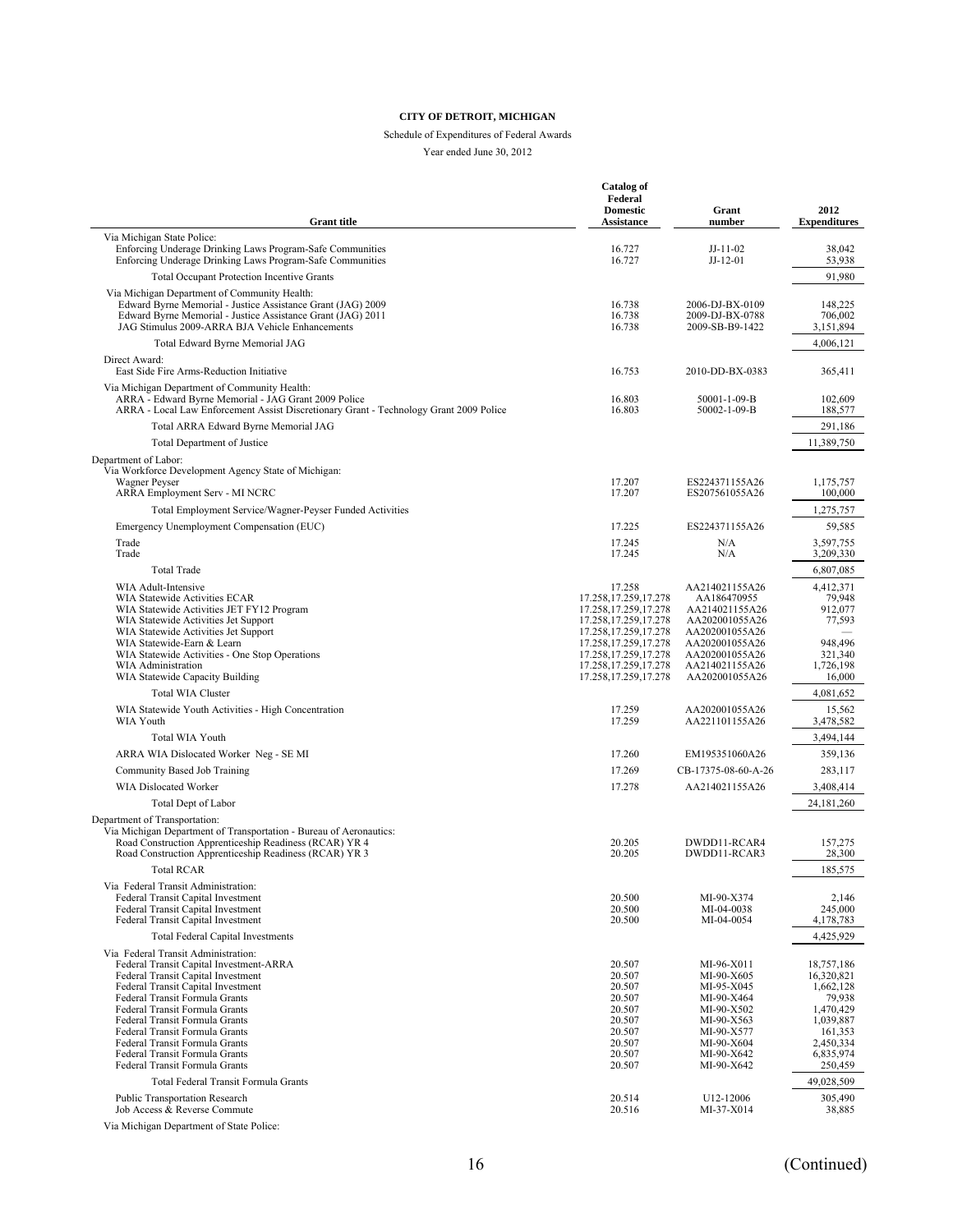**CITY OF DETROIT, MICHIGAN**

Schedule of Expenditures of Federal Awards

Year ended June 30, 2012

| Grant title | Catalog of Federal Domestic Assistance | Grant number | 2012 Expenditures |
|---|---|---|---|
| Via Michigan State Police: | | | |
| Enforcing Underage Drinking Laws Program-Safe Communities | 16.727 | JJ-11-02 | 38,042 |
| Enforcing Underage Drinking Laws Program-Safe Communities | 16.727 | JJ-12-01 | 53,938 |
| Total Occupant Protection Incentive Grants | | | 91,980 |
| Via Michigan Department of Community Health: | | | |
| Edward Byrne Memorial - Justice Assistance Grant (JAG) 2009 | 16.738 | 2006-DJ-BX-0109 | 148,225 |
| Edward Byrne Memorial - Justice Assistance Grant (JAG) 2011 | 16.738 | 2009-DJ-BX-0788 | 706,002 |
| JAG Stimulus 2009-ARRA BJA Vehicle Enhancements | 16.738 | 2009-SB-B9-1422 | 3,151,894 |
| Total Edward Byrne Memorial JAG | | | 4,006,121 |
| Direct Award: | | | |
| East Side Fire Arms-Reduction Initiative | 16.753 | 2010-DD-BX-0383 | 365,411 |
| Via Michigan Department of Community Health: | | | |
| ARRA - Edward Byrne Memorial - JAG Grant 2009 Police | 16.803 | 50001-1-09-B | 102,609 |
| ARRA - Local Law Enforcement Assist Discretionary Grant - Technology Grant 2009 Police | 16.803 | 50002-1-09-B | 188,577 |
| Total ARRA Edward Byrne Memorial JAG | | | 291,186 |
| Total Department of Justice | | | 11,389,750 |
| Department of Labor: | | | |
| Via Workforce Development Agency State of Michigan: | | | |
| Wagner Peyser | 17.207 | ES224371155A26 | 1,175,757 |
| ARRA Employment Serv - MI NCRC | 17.207 | ES207561055A26 | 100,000 |
| Total Employment Service/Wagner-Peyser Funded Activities | | | 1,275,757 |
| Emergency Unemployment Compensation (EUC) | 17.225 | ES224371155A26 | 59,585 |
| Trade | 17.245 | N/A | 3,597,755 |
| Trade | 17.245 | N/A | 3,209,330 |
| Total Trade | | | 6,807,085 |
| WIA Adult-Intensive | 17.258 | AA214021155A26 | 4,412,371 |
| WIA Statewide Activities ECAR | 17.258,17.259,17.278 | AA186470955 | 79,948 |
| WIA Statewide Activities JET FY12 Program | 17.258,17.259,17.278 | AA214021155A26 | 912,077 |
| WIA Statewide Activities Jet Support | 17.258,17.259,17.278 | AA202001055A26 | 77,593 |
| WIA Statewide Activities Jet Support | 17.258,17.259,17.278 | AA202001055A26 | — |
| WIA Statewide-Earn & Learn | 17.258,17.259,17.278 | AA202001055A26 | 948,496 |
| WIA Statewide Activities - One Stop Operations | 17.258,17.259,17.278 | AA202001055A26 | 321,340 |
| WIA Administration | 17.258,17.259,17.278 | AA214021155A26 | 1,726,198 |
| WIA Statewide Capacity Building | 17.258,17.259,17.278 | AA202001055A26 | 16,000 |
| Total WIA Cluster | | | 4,081,652 |
| WIA Statewide Youth Activities - High Concentration | 17.259 | AA202001055A26 | 15,562 |
| WIA Youth | 17.259 | AA221101155A26 | 3,478,582 |
| Total WIA Youth | | | 3,494,144 |
| ARRA WIA Dislocated Worker Neg - SE MI | 17.260 | EM195351060A26 | 359,136 |
| Community Based Job Training | 17.269 | CB-17375-08-60-A-26 | 283,117 |
| WIA Dislocated Worker | 17.278 | AA214021155A26 | 3,408,414 |
| Total Dept of Labor | | | 24,181,260 |
| Department of Transportation: | | | |
| Via Michigan Department of Transportation - Bureau of Aeronautics: | | | |
| Road Construction Apprenticeship Readiness (RCAR) YR 4 | 20.205 | DWDD11-RCAR4 | 157,275 |
| Road Construction Apprenticeship Readiness (RCAR) YR 3 | 20.205 | DWDD11-RCAR3 | 28,300 |
| Total RCAR | | | 185,575 |
| Via Federal Transit Administration: | | | |
| Federal Transit Capital Investment | 20.500 | MI-90-X374 | 2,146 |
| Federal Transit Capital Investment | 20.500 | MI-04-0038 | 245,000 |
| Federal Transit Capital Investment | 20.500 | MI-04-0054 | 4,178,783 |
| Total Federal Capital Investments | | | 4,425,929 |
| Via Federal Transit Administration: | | | |
| Federal Transit Capital Investment-ARRA | 20.507 | MI-96-X011 | 18,757,186 |
| Federal Transit Capital Investment | 20.507 | MI-90-X605 | 16,320,821 |
| Federal Transit Capital Investment | 20.507 | MI-95-X045 | 1,662,128 |
| Federal Transit Formula Grants | 20.507 | MI-90-X464 | 79,938 |
| Federal Transit Formula Grants | 20.507 | MI-90-X502 | 1,470,429 |
| Federal Transit Formula Grants | 20.507 | MI-90-X563 | 1,039,887 |
| Federal Transit Formula Grants | 20.507 | MI-90-X577 | 161,353 |
| Federal Transit Formula Grants | 20.507 | MI-90-X604 | 2,450,334 |
| Federal Transit Formula Grants | 20.507 | MI-90-X642 | 6,835,974 |
| Federal Transit Formula Grants | 20.507 | MI-90-X642 | 250,459 |
| Total Federal Transit Formula Grants | | | 49,028,509 |
| Public Transportation Research | 20.514 | U12-12006 | 305,490 |
| Job Access & Reverse Commute | 20.516 | MI-37-X014 | 38,885 |
| Via Michigan Department of State Police: | | | |

(Continued)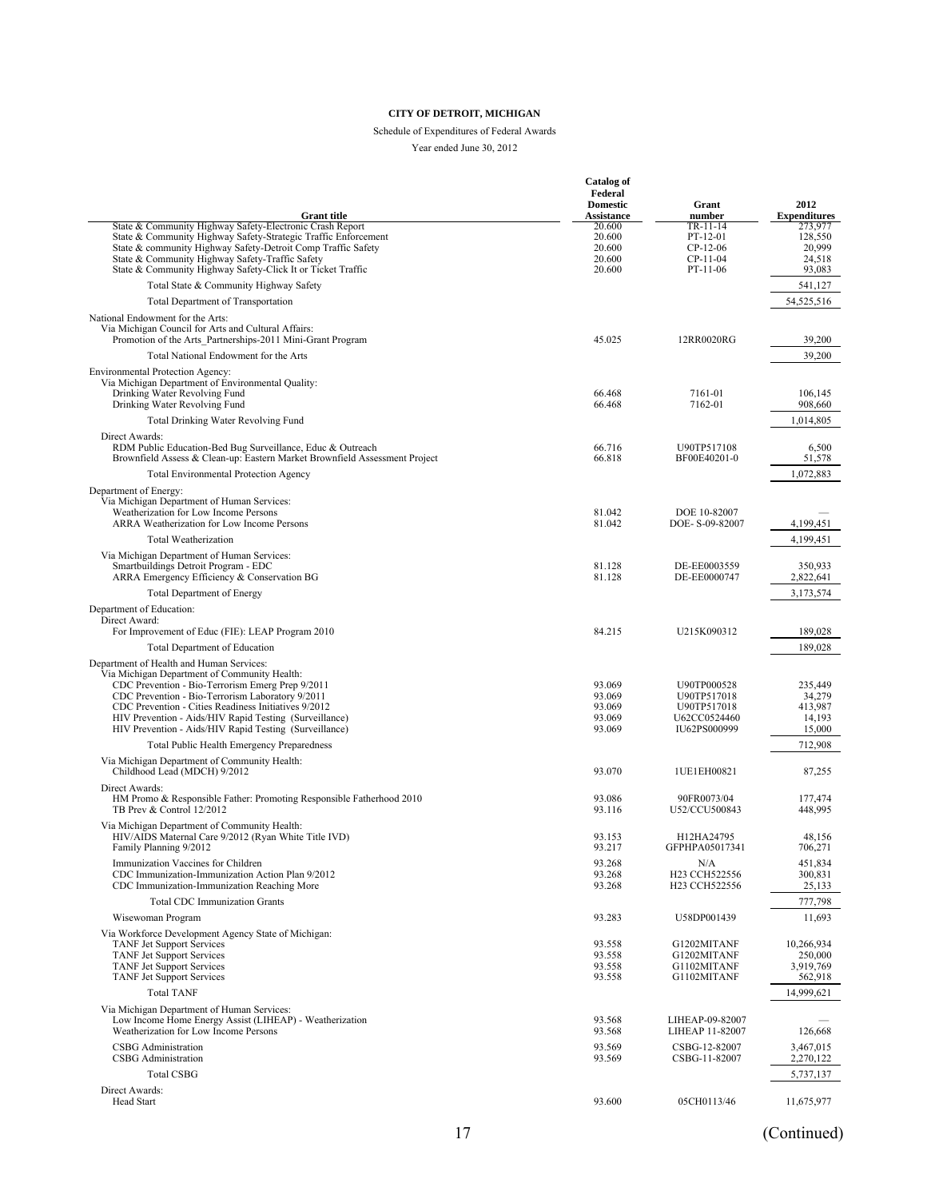**CITY OF DETROIT, MICHIGAN**

Schedule of Expenditures of Federal Awards

Year ended June 30, 2012

| Grant title | Catalog of Federal Domestic Assistance | Grant number | 2012 Expenditures |
|---|---|---|---|
| State & Community Highway Safety-Electronic Crash Report | 20.600 | TR-11-14 | 273,977 |
| State & Community Highway Safety-Strategic Traffic Enforcement | 20.600 | PT-12-01 | 128,550 |
| State & community Highway Safety-Detroit Comp Traffic Safety | 20.600 | CP-12-06 | 20,999 |
| State & Community Highway Safety-Traffic Safety | 20.600 | CP-11-04 | 24,518 |
| State & Community Highway Safety-Click It or Ticket Traffic | 20.600 | PT-11-06 | 93,083 |
| Total State & Community Highway Safety | | | 541,127 |
| Total Department of Transportation | | | 54,525,516 |
| National Endowment for the Arts: | | | |
| Via Michigan Council for Arts and Cultural Affairs: | | | |
| Promotion of the Arts_Partnerships-2011 Mini-Grant Program | 45.025 | 12RR0020RG | 39,200 |
| Total National Endowment for the Arts | | | 39,200 |
| Environmental Protection Agency: | | | |
| Via Michigan Department of Environmental Quality: | | | |
| Drinking Water Revolving Fund | 66.468 | 7161-01 | 106,145 |
| Drinking Water Revolving Fund | 66.468 | 7162-01 | 908,660 |
| Total Drinking Water Revolving Fund | | | 1,014,805 |
| Direct Awards: | | | |
| RDM Public Education-Bed Bug Surveillance, Educ & Outreach | 66.716 | U90TP517108 | 6,500 |
| Brownfield Assess & Clean-up: Eastern Market Brownfield Assessment Project | 66.818 | BF00E40201-0 | 51,578 |
| Total Environmental Protection Agency | | | 1,072,883 |
| Department of Energy: | | | |
| Via Michigan Department of Human Services: | | | |
| Weatherization for Low Income Persons | 81.042 | DOE 10-82007 | — |
| ARRA Weatherization for Low Income Persons | 81.042 | DOE- S-09-82007 | 4,199,451 |
| Total Weatherization | | | 4,199,451 |
| Via Michigan Department of Human Services: | | | |
| Smartbuildings Detroit Program - EDC | 81.128 | DE-EE0003559 | 350,933 |
| ARRA Emergency Efficiency & Conservation BG | 81.128 | DE-EE0000747 | 2,822,641 |
| Total Department of Energy | | | 3,173,574 |
| Department of Education: | | | |
| Direct Award: | | | |
| For Improvement of Educ (FIE): LEAP Program 2010 | 84.215 | U215K090312 | 189,028 |
| Total Department of Education | | | 189,028 |
| Department of Health and Human Services: | | | |
| Via Michigan Department of Community Health: | | | |
| CDC Prevention - Bio-Terrorism Emerg Prep 9/2011 | 93.069 | U90TP000528 | 235,449 |
| CDC Prevention - Bio-Terrorism Laboratory 9/2011 | 93.069 | U90TP517018 | 34,279 |
| CDC Prevention - Cities Readiness Initiatives 9/2012 | 93.069 | U90TP517018 | 413,987 |
| HIV Prevention - Aids/HIV Rapid Testing (Surveillance) | 93.069 | U62CC0524460 | 14,193 |
| HIV Prevention - Aids/HIV Rapid Testing (Surveillance) | 93.069 | IU62PS000999 | 15,000 |
| Total Public Health Emergency Preparedness | | | 712,908 |
| Via Michigan Department of Community Health: | | | |
| Childhood Lead (MDCH) 9/2012 | 93.070 | 1UE1EH00821 | 87,255 |
| Direct Awards: | | | |
| HM Promo & Responsible Father: Promoting Responsible Fatherhood 2010 | 93.086 | 90FR0073/04 | 177,474 |
| TB Prev & Control 12/2012 | 93.116 | U52/CCU500843 | 448,995 |
| Via Michigan Department of Community Health: | | | |
| HIV/AIDS Maternal Care 9/2012 (Ryan White Title IVD) | 93.153 | H12HA24795 | 48,156 |
| Family Planning 9/2012 | 93.217 | GFPHPA05017341 | 706,271 |
| Immunization Vaccines for Children | 93.268 | N/A | 451,834 |
| CDC Immunization-Immunization Action Plan 9/2012 | 93.268 | H23 CCH522556 | 300,831 |
| CDC Immunization-Immunization Reaching More | 93.268 | H23 CCH522556 | 25,133 |
| Total CDC Immunization Grants | | | 777,798 |
| Wisewoman Program | 93.283 | U58DP001439 | 11,693 |
| Via Workforce Development Agency State of Michigan: | | | |
| TANF Jet Support Services | 93.558 | G1202MITANF | 10,266,934 |
| TANF Jet Support Services | 93.558 | G1202MITANF | 250,000 |
| TANF Jet Support Services | 93.558 | G1102MITANF | 3,919,769 |
| TANF Jet Support Services | 93.558 | G1102MITANF | 562,918 |
| Total TANF | | | 14,999,621 |
| Via Michigan Department of Human Services: | | | |
| Low Income Home Energy Assist (LIHEAP) - Weatherization | 93.568 | LIHEAP-09-82007 | — |
| Weatherization for Low Income Persons | 93.568 | LIHEAP 11-82007 | 126,668 |
| CSBG Administration | 93.569 | CSBG-12-82007 | 3,467,015 |
| CSBG Administration | 93.569 | CSBG-11-82007 | 2,270,122 |
| Total CSBG | | | 5,737,137 |
| Direct Awards: | | | |
| Head Start | 93.600 | 05CH0113/46 | 11,675,977 |

(Continued)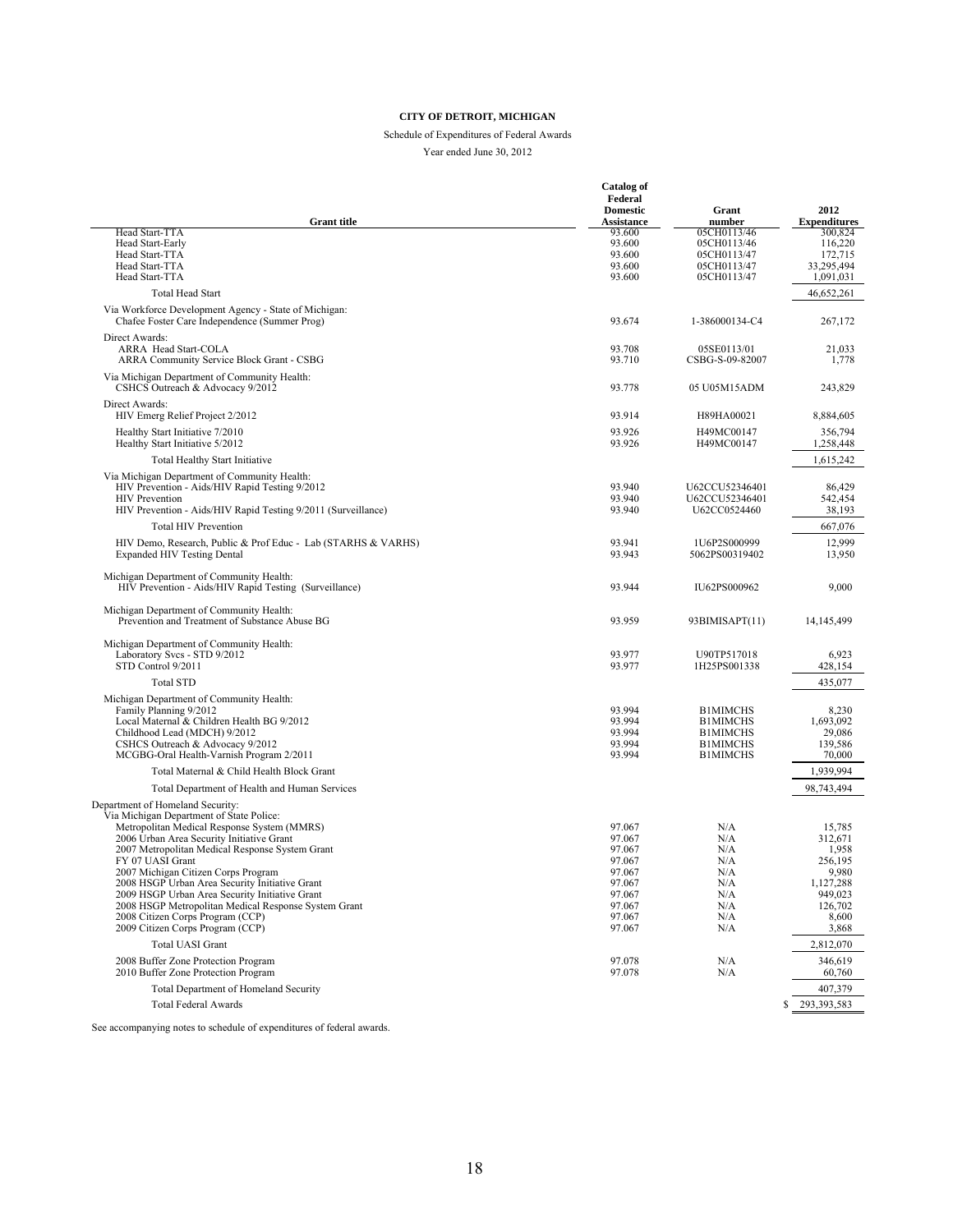**CITY OF DETROIT, MICHIGAN**

Schedule of Expenditures of Federal Awards

Year ended June 30, 2012

| Grant title | Catalog of Federal Domestic Assistance | Grant number | 2012 Expenditures |
|---|---|---|---|
| Head Start-TTA | 93.600 | 05CH0113/46 | 300,824 |
| Head Start-Early | 93.600 | 05CH0113/46 | 116,220 |
| Head Start-TTA | 93.600 | 05CH0113/47 | 172,715 |
| Head Start-TTA | 93.600 | 05CH0113/47 | 33,295,494 |
| Head Start-TTA | 93.600 | 05CH0113/47 | 1,091,031 |
| Total Head Start | | | 46,652,261 |
| Via Workforce Development Agency - State of Michigan: | | | |
| Chafee Foster Care Independence (Summer Prog) | 93.674 | 1-386000134-C4 | 267,172 |
| Direct Awards: | | | |
| ARRA Head Start-COLA | 93.708 | 05SE0113/01 | 21,033 |
| ARRA Community Service Block Grant - CSBG | 93.710 | CSBG-S-09-82007 | 1,778 |
| Via Michigan Department of Community Health: | | | |
| CSHCS Outreach & Advocacy 9/2012 | 93.778 | 05 U05M15ADM | 243,829 |
| Direct Awards: | | | |
| HIV Emerg Relief Project 2/2012 | 93.914 | H89HA00021 | 8,884,605 |
| Healthy Start Initiative 7/2010 | 93.926 | H49MC00147 | 356,794 |
| Healthy Start Initiative 5/2012 | 93.926 | H49MC00147 | 1,258,448 |
| Total Healthy Start Initiative | | | 1,615,242 |
| Via Michigan Department of Community Health: | | | |
| HIV Prevention - Aids/HIV Rapid Testing 9/2012 | 93.940 | U62CCU52346401 | 86,429 |
| HIV Prevention | 93.940 | U62CCU52346401 | 542,454 |
| HIV Prevention - Aids/HIV Rapid Testing 9/2011 (Surveillance) | 93.940 | U62CC0524460 | 38,193 |
| Total HIV Prevention | | | 667,076 |
| HIV Demo, Research, Public & Prof Educ - Lab (STARHS & VARHS) | 93.941 | 1U6P2S000999 | 12,999 |
| Expanded HIV Testing Dental | 93.943 | 5062PS00319402 | 13,950 |
| Michigan Department of Community Health: | | | |
| HIV Prevention - Aids/HIV Rapid Testing (Surveillance) | 93.944 | IU62PS000962 | 9,000 |
| Michigan Department of Community Health: | | | |
| Prevention and Treatment of Substance Abuse BG | 93.959 | 93BIMISAPT(11) | 14,145,499 |
| Michigan Department of Community Health: | | | |
| Laboratory Svcs - STD 9/2012 | 93.977 | U90TP517018 | 6,923 |
| STD Control 9/2011 | 93.977 | 1H25PS001338 | 428,154 |
| Total STD | | | 435,077 |
| Michigan Department of Community Health: | | | |
| Family Planning 9/2012 | 93.994 | B1MIMCHS | 8,230 |
| Local Maternal & Children Health BG 9/2012 | 93.994 | B1MIMCHS | 1,693,092 |
| Childhood Lead (MDCH) 9/2012 | 93.994 | B1MIMCHS | 29,086 |
| CSHCS Outreach & Advocacy 9/2012 | 93.994 | B1MIMCHS | 139,586 |
| MCGBG-Oral Health-Varnish Program 2/2011 | 93.994 | B1MIMCHS | 70,000 |
| Total Maternal & Child Health Block Grant | | | 1,939,994 |
| Total Department of Health and Human Services | | | 98,743,494 |
| Department of Homeland Security: | | | |
| Via Michigan Department of State Police: | | | |
| Metropolitan Medical Response System (MMRS) | 97.067 | N/A | 15,785 |
| 2006 Urban Area Security Initiative Grant | 97.067 | N/A | 312,671 |
| 2007 Metropolitan Medical Response System Grant | 97.067 | N/A | 1,958 |
| FY 07 UASI Grant | 97.067 | N/A | 256,195 |
| 2007 Michigan Citizen Corps Program | 97.067 | N/A | 9,980 |
| 2008 HSGP Urban Area Security Initiative Grant | 97.067 | N/A | 1,127,288 |
| 2009 HSGP Urban Area Security Initiative Grant | 97.067 | N/A | 949,023 |
| 2008 HSGP Metropolitan Medical Response System Grant | 97.067 | N/A | 126,702 |
| 2008 Citizen Corps Program (CCP) | 97.067 | N/A | 8,600 |
| 2009 Citizen Corps Program (CCP) | 97.067 | N/A | 3,868 |
| Total UASI Grant | | | 2,812,070 |
| 2008 Buffer Zone Protection Program | 97.078 | N/A | 346,619 |
| 2010 Buffer Zone Protection Program | 97.078 | N/A | 60,760 |
| Total Department of Homeland Security | | | 407,379 |
| Total Federal Awards | | | $ 293,393,583 |

See accompanying notes to schedule of expenditures of federal awards.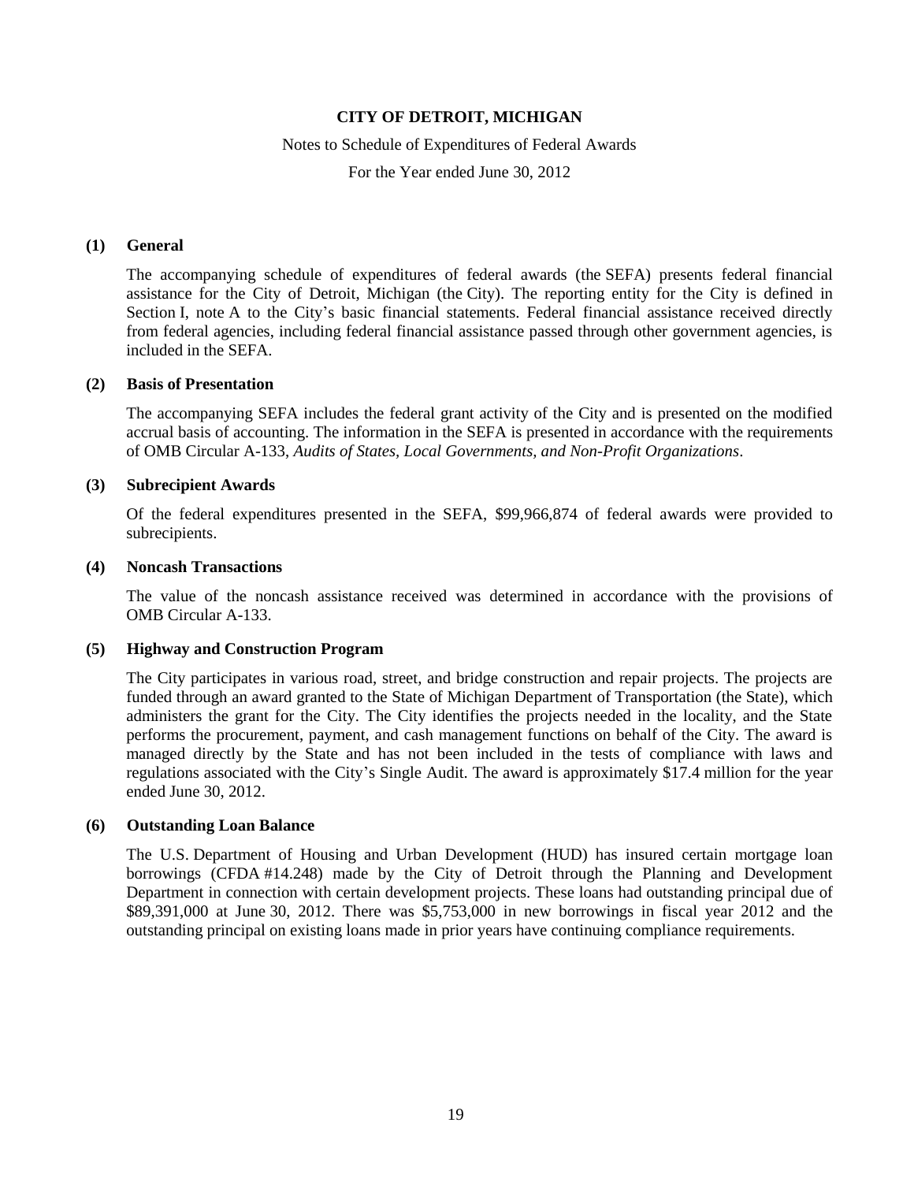# CITY OF DETROIT, MICHIGAN

Notes to Schedule of Expenditures of Federal Awards

For the Year ended June 30, 2012

## (1) General

The accompanying schedule of expenditures of federal awards (the SEFA) presents federal financial assistance for the City of Detroit, Michigan (the City). The reporting entity for the City is defined in Section I, note A to the City's basic financial statements. Federal financial assistance received directly from federal agencies, including federal financial assistance passed through other government agencies, is included in the SEFA.

## (2) Basis of Presentation

The accompanying SEFA includes the federal grant activity of the City and is presented on the modified accrual basis of accounting. The information in the SEFA is presented in accordance with the requirements of OMB Circular A-133, *Audits of States, Local Governments, and Non-Profit Organizations*.

## (3) Subrecipient Awards

Of the federal expenditures presented in the SEFA, $99,966,874 of federal awards were provided to subrecipients.

## (4) Noncash Transactions

The value of the noncash assistance received was determined in accordance with the provisions of OMB Circular A-133.

## (5) Highway and Construction Program

The City participates in various road, street, and bridge construction and repair projects. The projects are funded through an award granted to the State of Michigan Department of Transportation (the State), which administers the grant for the City. The City identifies the projects needed in the locality, and the State performs the procurement, payment, and cash management functions on behalf of the City. The award is managed directly by the State and has not been included in the tests of compliance with laws and regulations associated with the City's Single Audit. The award is approximately $17.4 million for the year ended June 30, 2012.

## (6) Outstanding Loan Balance

The U.S. Department of Housing and Urban Development (HUD) has insured certain mortgage loan borrowings (CFDA #14.248) made by the City of Detroit through the Planning and Development Department in connection with certain development projects. These loans had outstanding principal due of $89,391,000 at June 30, 2012. There was $5,753,000 in new borrowings in fiscal year 2012 and the outstanding principal on existing loans made in prior years have continuing compliance requirements.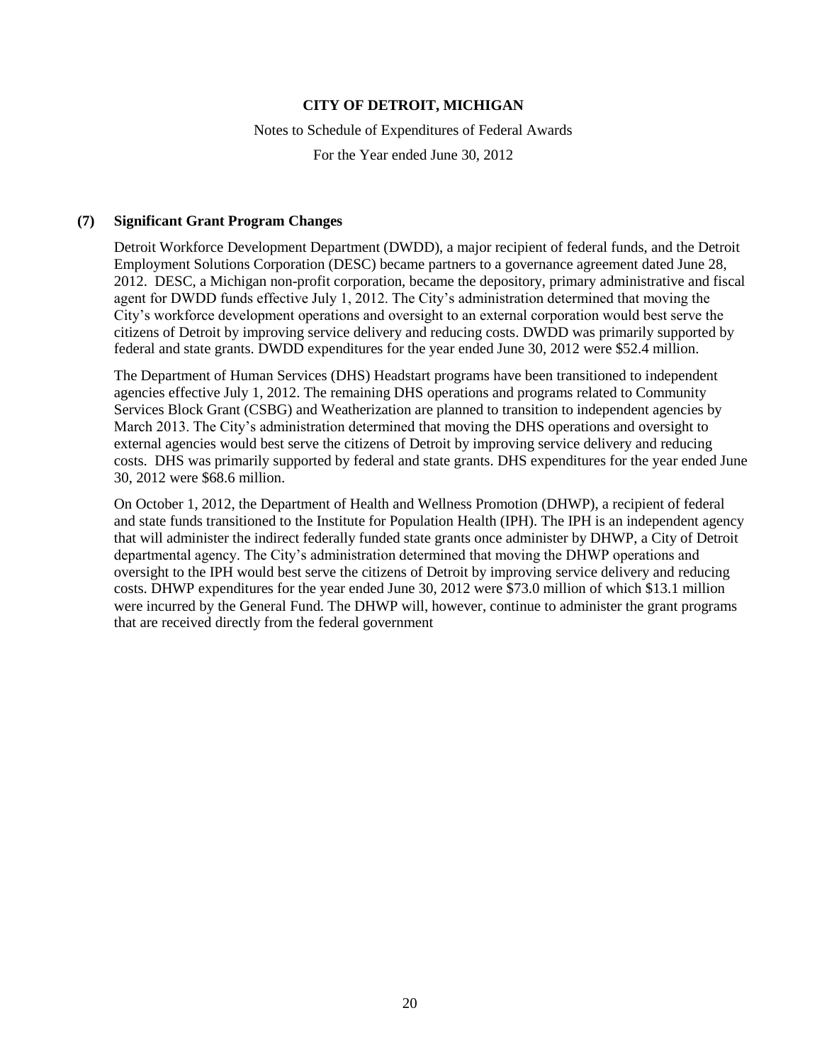**CITY OF DETROIT, MICHIGAN**

Notes to Schedule of Expenditures of Federal Awards

For the Year ended June 30, 2012

**(7) Significant Grant Program Changes**

Detroit Workforce Development Department (DWDD), a major recipient of federal funds, and the Detroit Employment Solutions Corporation (DESC) became partners to a governance agreement dated June 28, 2012. DESC, a Michigan non-profit corporation, became the depository, primary administrative and fiscal agent for DWDD funds effective July 1, 2012. The City's administration determined that moving the City's workforce development operations and oversight to an external corporation would best serve the citizens of Detroit by improving service delivery and reducing costs. DWDD was primarily supported by federal and state grants. DWDD expenditures for the year ended June 30, 2012 were $52.4 million.

The Department of Human Services (DHS) Headstart programs have been transitioned to independent agencies effective July 1, 2012. The remaining DHS operations and programs related to Community Services Block Grant (CSBG) and Weatherization are planned to transition to independent agencies by March 2013. The City's administration determined that moving the DHS operations and oversight to external agencies would best serve the citizens of Detroit by improving service delivery and reducing costs. DHS was primarily supported by federal and state grants. DHS expenditures for the year ended June 30, 2012 were $68.6 million.

On October 1, 2012, the Department of Health and Wellness Promotion (DHWP), a recipient of federal and state funds transitioned to the Institute for Population Health (IPH). The IPH is an independent agency that will administer the indirect federally funded state grants once administer by DHWP, a City of Detroit departmental agency. The City's administration determined that moving the DHWP operations and oversight to the IPH would best serve the citizens of Detroit by improving service delivery and reducing costs. DHWP expenditures for the year ended June 30, 2012 were $73.0 million of which $13.1 million were incurred by the General Fund. The DHWP will, however, continue to administer the grant programs that are received directly from the federal government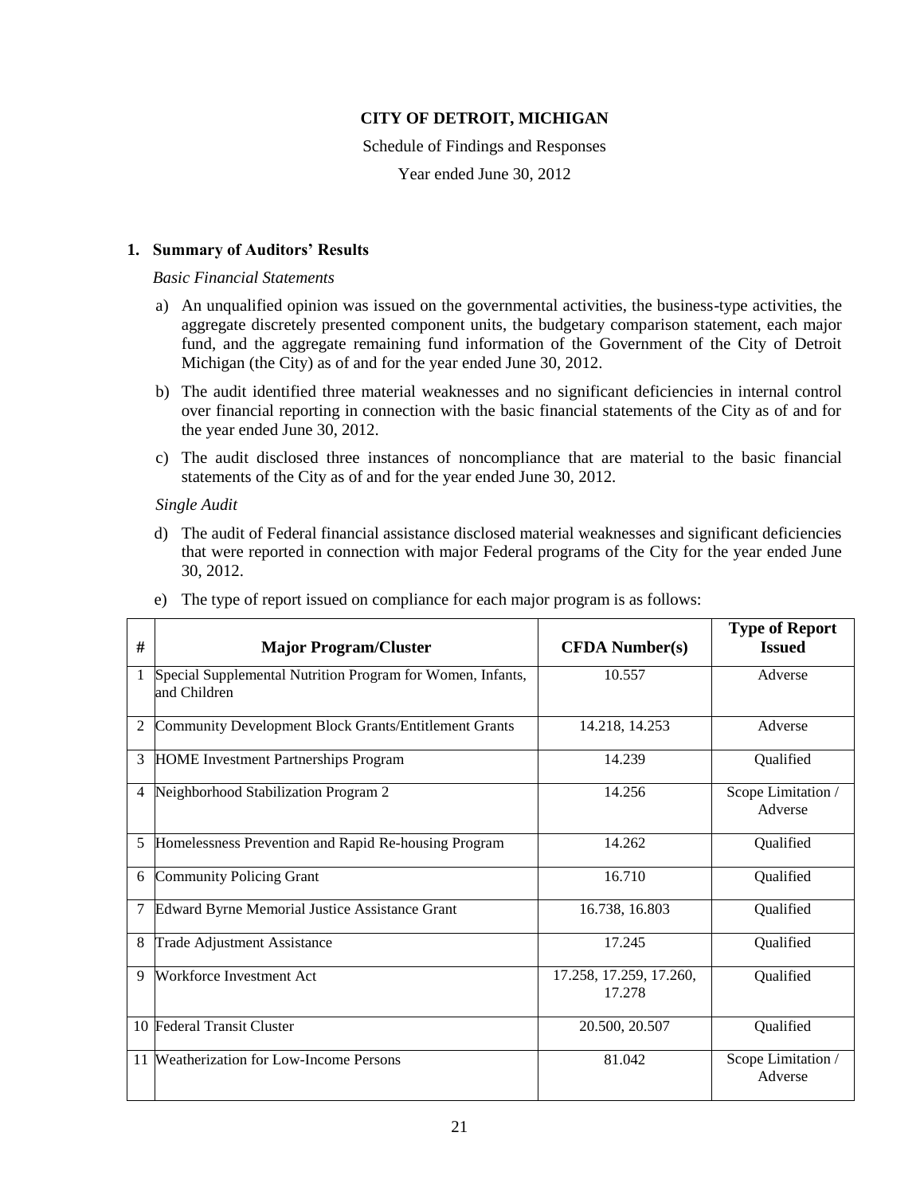**CITY OF DETROIT, MICHIGAN**

Schedule of Findings and Responses

Year ended June 30, 2012

## 1. Summary of Auditors' Results

*Basic Financial Statements*

a) An unqualified opinion was issued on the governmental activities, the business-type activities, the aggregate discretely presented component units, the budgetary comparison statement, each major fund, and the aggregate remaining fund information of the Government of the City of Detroit Michigan (the City) as of and for the year ended June 30, 2012.

b) The audit identified three material weaknesses and no significant deficiencies in internal control over financial reporting in connection with the basic financial statements of the City as of and for the year ended June 30, 2012.

c) The audit disclosed three instances of noncompliance that are material to the basic financial statements of the City as of and for the year ended June 30, 2012.

*Single Audit*

d) The audit of Federal financial assistance disclosed material weaknesses and significant deficiencies that were reported in connection with major Federal programs of the City for the year ended June 30, 2012.

e) The type of report issued on compliance for each major program is as follows:

| # | Major Program/Cluster | CFDA Number(s) | Type of Report Issued |
|---|---|---|---|
| 1 | Special Supplemental Nutrition Program for Women, Infants, and Children | 10.557 | Adverse |
| 2 | Community Development Block Grants/Entitlement Grants | 14.218, 14.253 | Adverse |
| 3 | HOME Investment Partnerships Program | 14.239 | Qualified |
| 4 | Neighborhood Stabilization Program 2 | 14.256 | Scope Limitation / Adverse |
| 5 | Homelessness Prevention and Rapid Re-housing Program | 14.262 | Qualified |
| 6 | Community Policing Grant | 16.710 | Qualified |
| 7 | Edward Byrne Memorial Justice Assistance Grant | 16.738, 16.803 | Qualified |
| 8 | Trade Adjustment Assistance | 17.245 | Qualified |
| 9 | Workforce Investment Act | 17.258, 17.259, 17.260, 17.278 | Qualified |
| 10 | Federal Transit Cluster | 20.500, 20.507 | Qualified |
| 11 | Weatherization for Low-Income Persons | 81.042 | Scope Limitation / Adverse |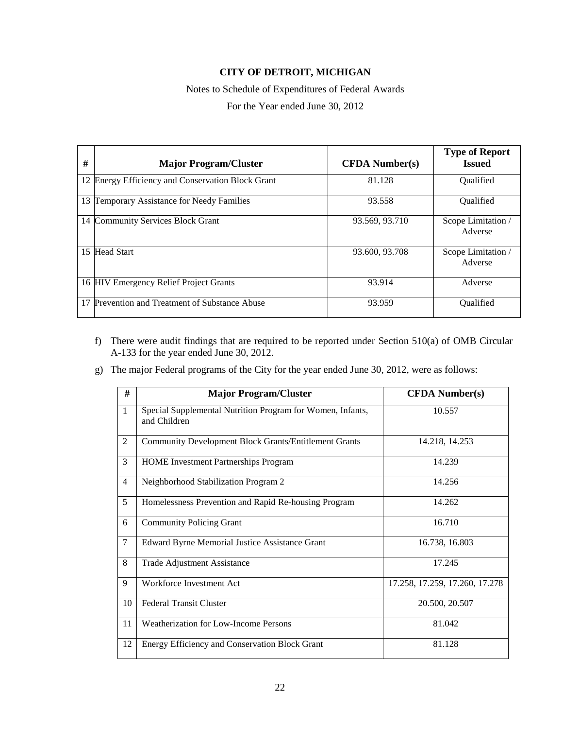**CITY OF DETROIT, MICHIGAN**

Notes to Schedule of Expenditures of Federal Awards

For the Year ended June 30, 2012

| # | Major Program/Cluster | CFDA Number(s) | Type of Report Issued |
|---|---|---|---|
| 12 | Energy Efficiency and Conservation Block Grant | 81.128 | Qualified |
| 13 | Temporary Assistance for Needy Families | 93.558 | Qualified |
| 14 | Community Services Block Grant | 93.569, 93.710 | Scope Limitation / Adverse |
| 15 | Head Start | 93.600, 93.708 | Scope Limitation / Adverse |
| 16 | HIV Emergency Relief Project Grants | 93.914 | Adverse |
| 17 | Prevention and Treatment of Substance Abuse | 93.959 | Qualified |

f) There were audit findings that are required to be reported under Section 510(a) of OMB Circular A-133 for the year ended June 30, 2012.

g) The major Federal programs of the City for the year ended June 30, 2012, were as follows:

| # | Major Program/Cluster | CFDA Number(s) |
|---|---|---|
| 1 | Special Supplemental Nutrition Program for Women, Infants, and Children | 10.557 |
| 2 | Community Development Block Grants/Entitlement Grants | 14.218, 14.253 |
| 3 | HOME Investment Partnerships Program | 14.239 |
| 4 | Neighborhood Stabilization Program 2 | 14.256 |
| 5 | Homelessness Prevention and Rapid Re-housing Program | 14.262 |
| 6 | Community Policing Grant | 16.710 |
| 7 | Edward Byrne Memorial Justice Assistance Grant | 16.738, 16.803 |
| 8 | Trade Adjustment Assistance | 17.245 |
| 9 | Workforce Investment Act | 17.258, 17.259, 17.260, 17.278 |
| 10 | Federal Transit Cluster | 20.500, 20.507 |
| 11 | Weatherization for Low-Income Persons | 81.042 |
| 12 | Energy Efficiency and Conservation Block Grant | 81.128 |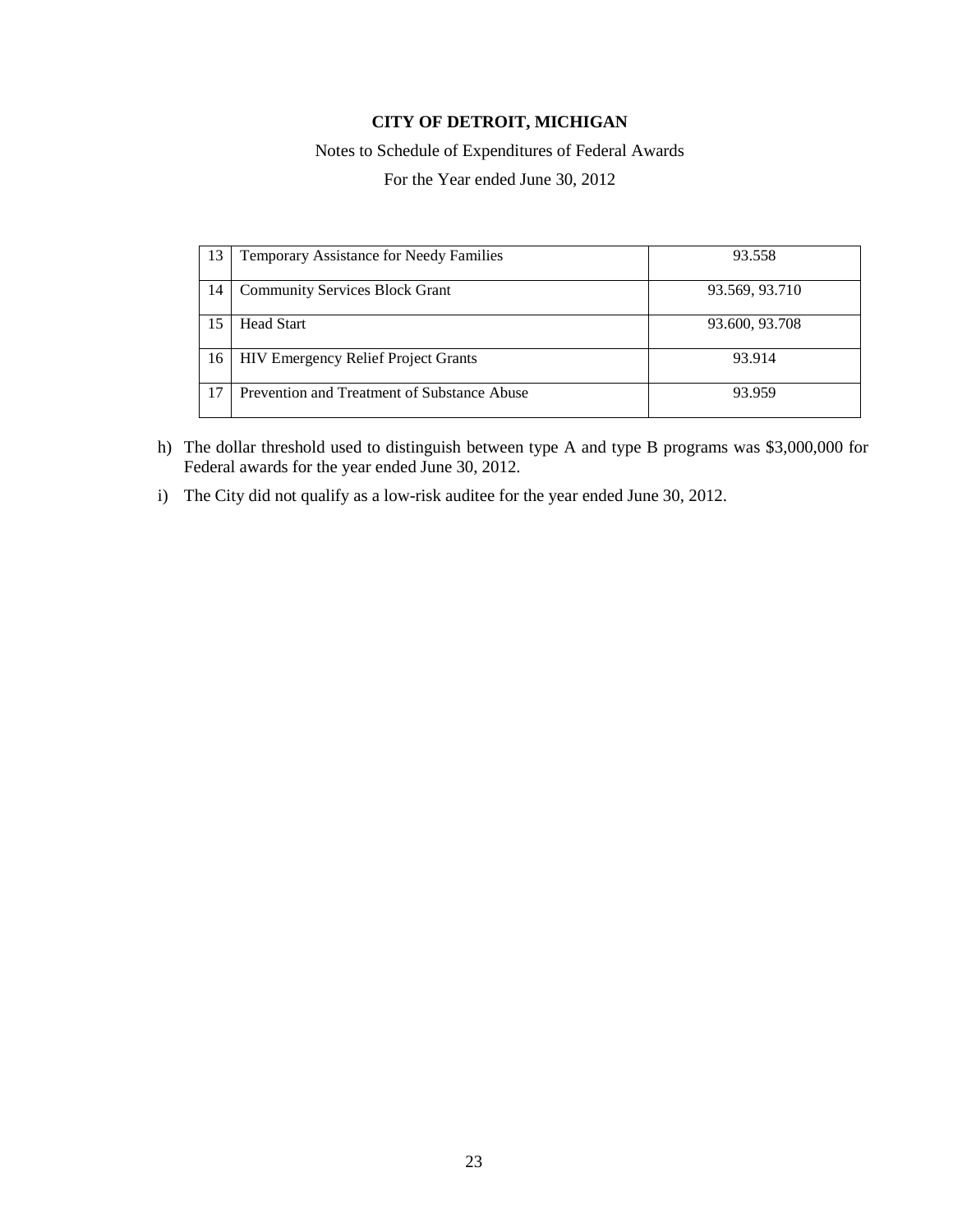**CITY OF DETROIT, MICHIGAN**

Notes to Schedule of Expenditures of Federal Awards

For the Year ended June 30, 2012

| | | |
|---|---|---|
| 13 | Temporary Assistance for Needy Families | 93.558 |
| 14 | Community Services Block Grant | 93.569, 93.710 |
| 15 | Head Start | 93.600, 93.708 |
| 16 | HIV Emergency Relief Project Grants | 93.914 |
| 17 | Prevention and Treatment of Substance Abuse | 93.959 |

h) The dollar threshold used to distinguish between type A and type B programs was $3,000,000 for Federal awards for the year ended June 30, 2012.

i) The City did not qualify as a low-risk auditee for the year ended June 30, 2012.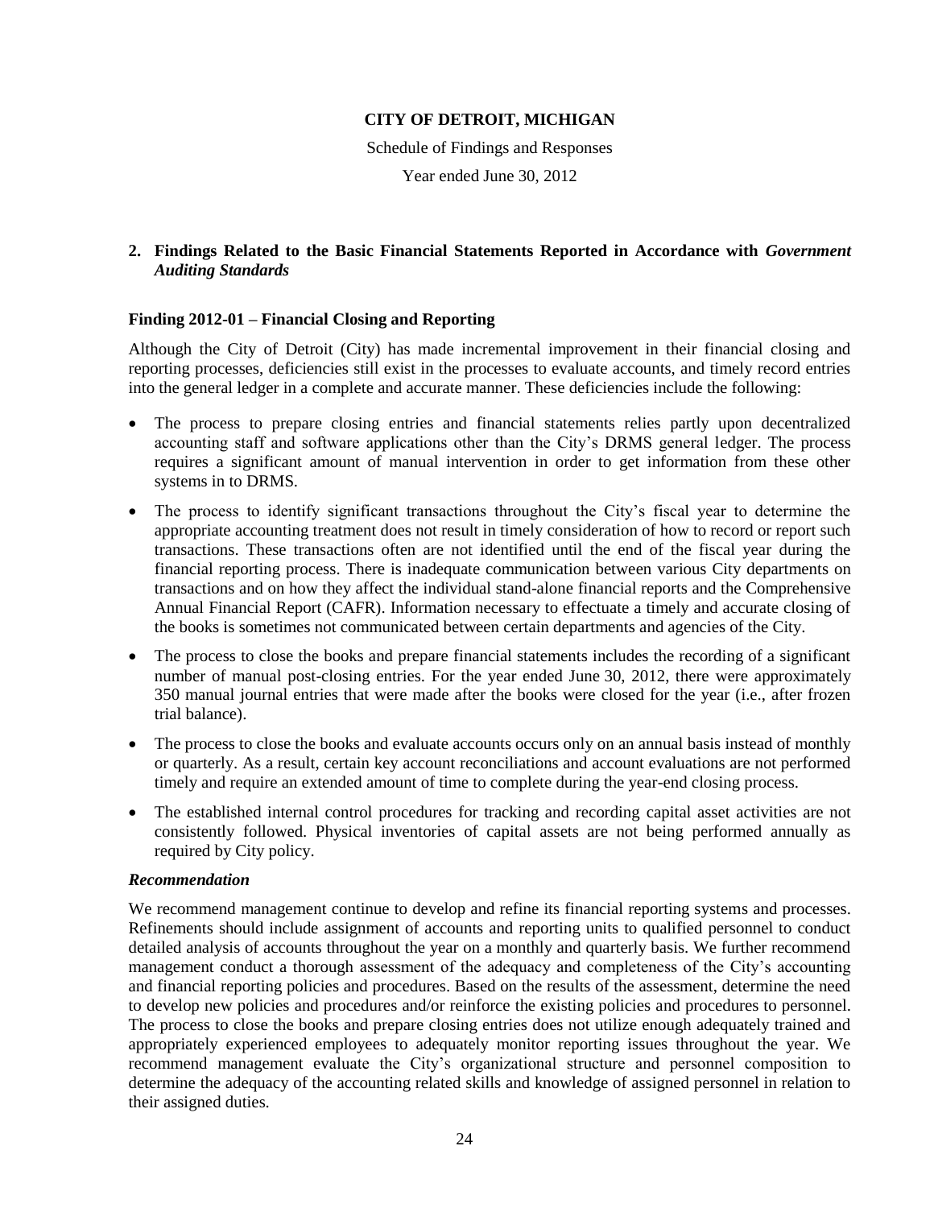**CITY OF DETROIT, MICHIGAN**

Schedule of Findings and Responses

Year ended June 30, 2012

## 2. Findings Related to the Basic Financial Statements Reported in Accordance with *Government Auditing Standards*

### Finding 2012-01 – Financial Closing and Reporting

Although the City of Detroit (City) has made incremental improvement in their financial closing and reporting processes, deficiencies still exist in the processes to evaluate accounts, and timely record entries into the general ledger in a complete and accurate manner. These deficiencies include the following:

- The process to prepare closing entries and financial statements relies partly upon decentralized accounting staff and software applications other than the City's DRMS general ledger. The process requires a significant amount of manual intervention in order to get information from these other systems in to DRMS.
- The process to identify significant transactions throughout the City's fiscal year to determine the appropriate accounting treatment does not result in timely consideration of how to record or report such transactions. These transactions often are not identified until the end of the fiscal year during the financial reporting process. There is inadequate communication between various City departments on transactions and on how they affect the individual stand-alone financial reports and the Comprehensive Annual Financial Report (CAFR). Information necessary to effectuate a timely and accurate closing of the books is sometimes not communicated between certain departments and agencies of the City.
- The process to close the books and prepare financial statements includes the recording of a significant number of manual post-closing entries. For the year ended June 30, 2012, there were approximately 350 manual journal entries that were made after the books were closed for the year (i.e., after frozen trial balance).
- The process to close the books and evaluate accounts occurs only on an annual basis instead of monthly or quarterly. As a result, certain key account reconciliations and account evaluations are not performed timely and require an extended amount of time to complete during the year-end closing process.
- The established internal control procedures for tracking and recording capital asset activities are not consistently followed. Physical inventories of capital assets are not being performed annually as required by City policy.

#### *Recommendation*

We recommend management continue to develop and refine its financial reporting systems and processes. Refinements should include assignment of accounts and reporting units to qualified personnel to conduct detailed analysis of accounts throughout the year on a monthly and quarterly basis. We further recommend management conduct a thorough assessment of the adequacy and completeness of the City's accounting and financial reporting policies and procedures. Based on the results of the assessment, determine the need to develop new policies and procedures and/or reinforce the existing policies and procedures to personnel. The process to close the books and prepare closing entries does not utilize enough adequately trained and appropriately experienced employees to adequately monitor reporting issues throughout the year. We recommend management evaluate the City's organizational structure and personnel composition to determine the adequacy of the accounting related skills and knowledge of assigned personnel in relation to their assigned duties.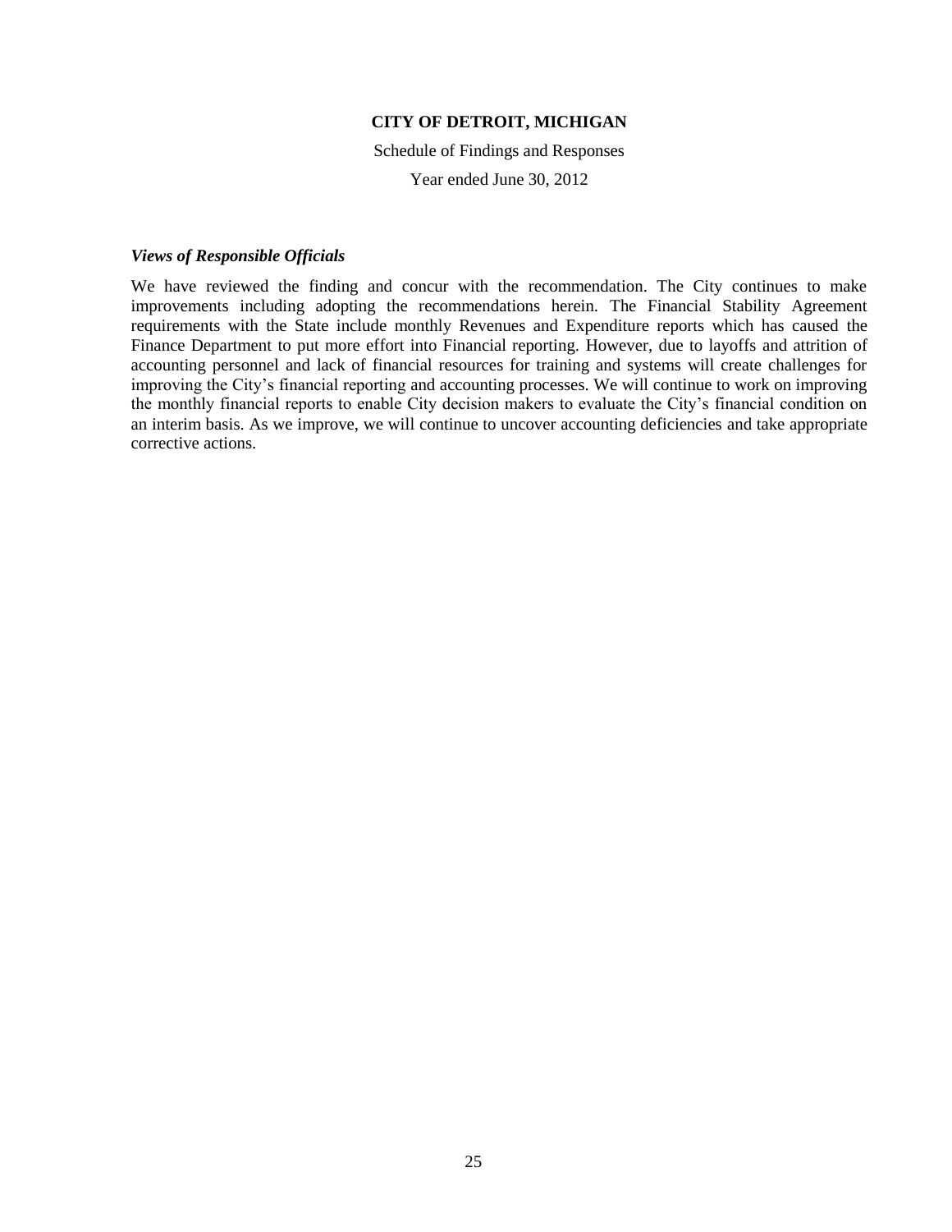**CITY OF DETROIT, MICHIGAN**

Schedule of Findings and Responses

Year ended June 30, 2012

***Views of Responsible Officials***

We have reviewed the finding and concur with the recommendation. The City continues to make improvements including adopting the recommendations herein. The Financial Stability Agreement requirements with the State include monthly Revenues and Expenditure reports which has caused the Finance Department to put more effort into Financial reporting. However, due to layoffs and attrition of accounting personnel and lack of financial resources for training and systems will create challenges for improving the City's financial reporting and accounting processes. We will continue to work on improving the monthly financial reports to enable City decision makers to evaluate the City's financial condition on an interim basis. As we improve, we will continue to uncover accounting deficiencies and take appropriate corrective actions.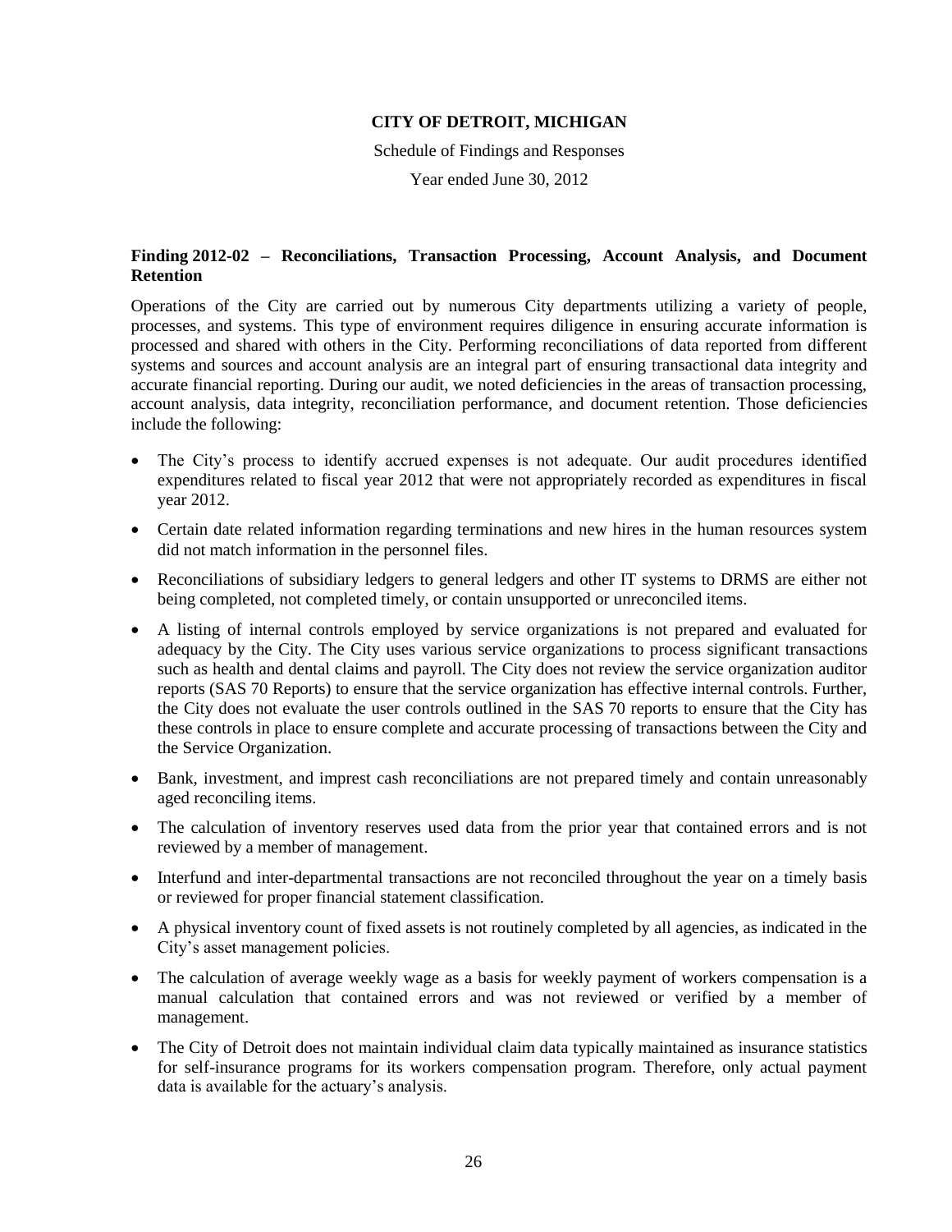**CITY OF DETROIT, MICHIGAN**

Schedule of Findings and Responses

Year ended June 30, 2012

**Finding 2012-02 – Reconciliations, Transaction Processing, Account Analysis, and Document Retention**

Operations of the City are carried out by numerous City departments utilizing a variety of people, processes, and systems. This type of environment requires diligence in ensuring accurate information is processed and shared with others in the City. Performing reconciliations of data reported from different systems and sources and account analysis are an integral part of ensuring transactional data integrity and accurate financial reporting. During our audit, we noted deficiencies in the areas of transaction processing, account analysis, data integrity, reconciliation performance, and document retention. Those deficiencies include the following:

- The City's process to identify accrued expenses is not adequate. Our audit procedures identified expenditures related to fiscal year 2012 that were not appropriately recorded as expenditures in fiscal year 2012.
- Certain date related information regarding terminations and new hires in the human resources system did not match information in the personnel files.
- Reconciliations of subsidiary ledgers to general ledgers and other IT systems to DRMS are either not being completed, not completed timely, or contain unsupported or unreconciled items.
- A listing of internal controls employed by service organizations is not prepared and evaluated for adequacy by the City. The City uses various service organizations to process significant transactions such as health and dental claims and payroll. The City does not review the service organization auditor reports (SAS 70 Reports) to ensure that the service organization has effective internal controls. Further, the City does not evaluate the user controls outlined in the SAS 70 reports to ensure that the City has these controls in place to ensure complete and accurate processing of transactions between the City and the Service Organization.
- Bank, investment, and imprest cash reconciliations are not prepared timely and contain unreasonably aged reconciling items.
- The calculation of inventory reserves used data from the prior year that contained errors and is not reviewed by a member of management.
- Interfund and inter-departmental transactions are not reconciled throughout the year on a timely basis or reviewed for proper financial statement classification.
- A physical inventory count of fixed assets is not routinely completed by all agencies, as indicated in the City's asset management policies.
- The calculation of average weekly wage as a basis for weekly payment of workers compensation is a manual calculation that contained errors and was not reviewed or verified by a member of management.
- The City of Detroit does not maintain individual claim data typically maintained as insurance statistics for self-insurance programs for its workers compensation program. Therefore, only actual payment data is available for the actuary's analysis.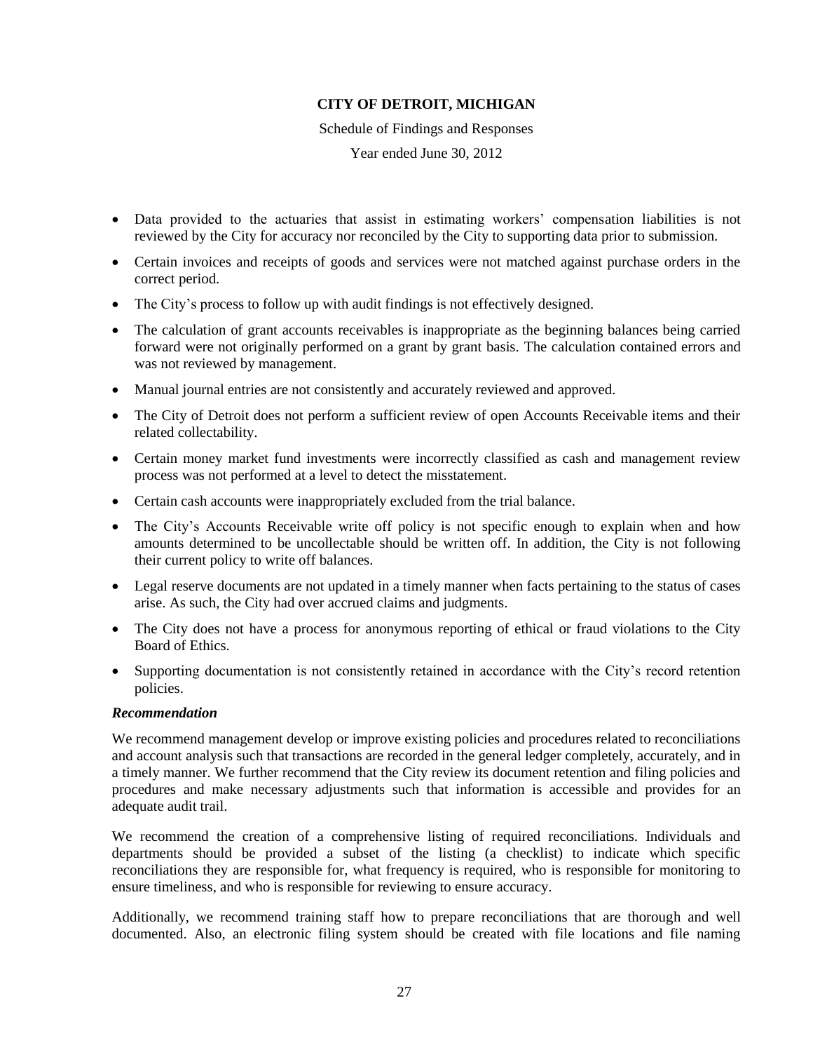- Data provided to the actuaries that assist in estimating workers' compensation liabilities is not reviewed by the City for accuracy nor reconciled by the City to supporting data prior to submission.
- Certain invoices and receipts of goods and services were not matched against purchase orders in the correct period.
- The City's process to follow up with audit findings is not effectively designed.
- The calculation of grant accounts receivables is inappropriate as the beginning balances being carried forward were not originally performed on a grant by grant basis. The calculation contained errors and was not reviewed by management.
- Manual journal entries are not consistently and accurately reviewed and approved.
- The City of Detroit does not perform a sufficient review of open Accounts Receivable items and their related collectability.
- Certain money market fund investments were incorrectly classified as cash and management review process was not performed at a level to detect the misstatement.
- Certain cash accounts were inappropriately excluded from the trial balance.
- The City's Accounts Receivable write off policy is not specific enough to explain when and how amounts determined to be uncollectable should be written off. In addition, the City is not following their current policy to write off balances.
- Legal reserve documents are not updated in a timely manner when facts pertaining to the status of cases arise. As such, the City had over accrued claims and judgments.
- The City does not have a process for anonymous reporting of ethical or fraud violations to the City Board of Ethics.
- Supporting documentation is not consistently retained in accordance with the City's record retention policies.

***Recommendation***

We recommend management develop or improve existing policies and procedures related to reconciliations and account analysis such that transactions are recorded in the general ledger completely, accurately, and in a timely manner. We further recommend that the City review its document retention and filing policies and procedures and make necessary adjustments such that information is accessible and provides for an adequate audit trail.

We recommend the creation of a comprehensive listing of required reconciliations. Individuals and departments should be provided a subset of the listing (a checklist) to indicate which specific reconciliations they are responsible for, what frequency is required, who is responsible for monitoring to ensure timeliness, and who is responsible for reviewing to ensure accuracy.

Additionally, we recommend training staff how to prepare reconciliations that are thorough and well documented. Also, an electronic filing system should be created with file locations and file naming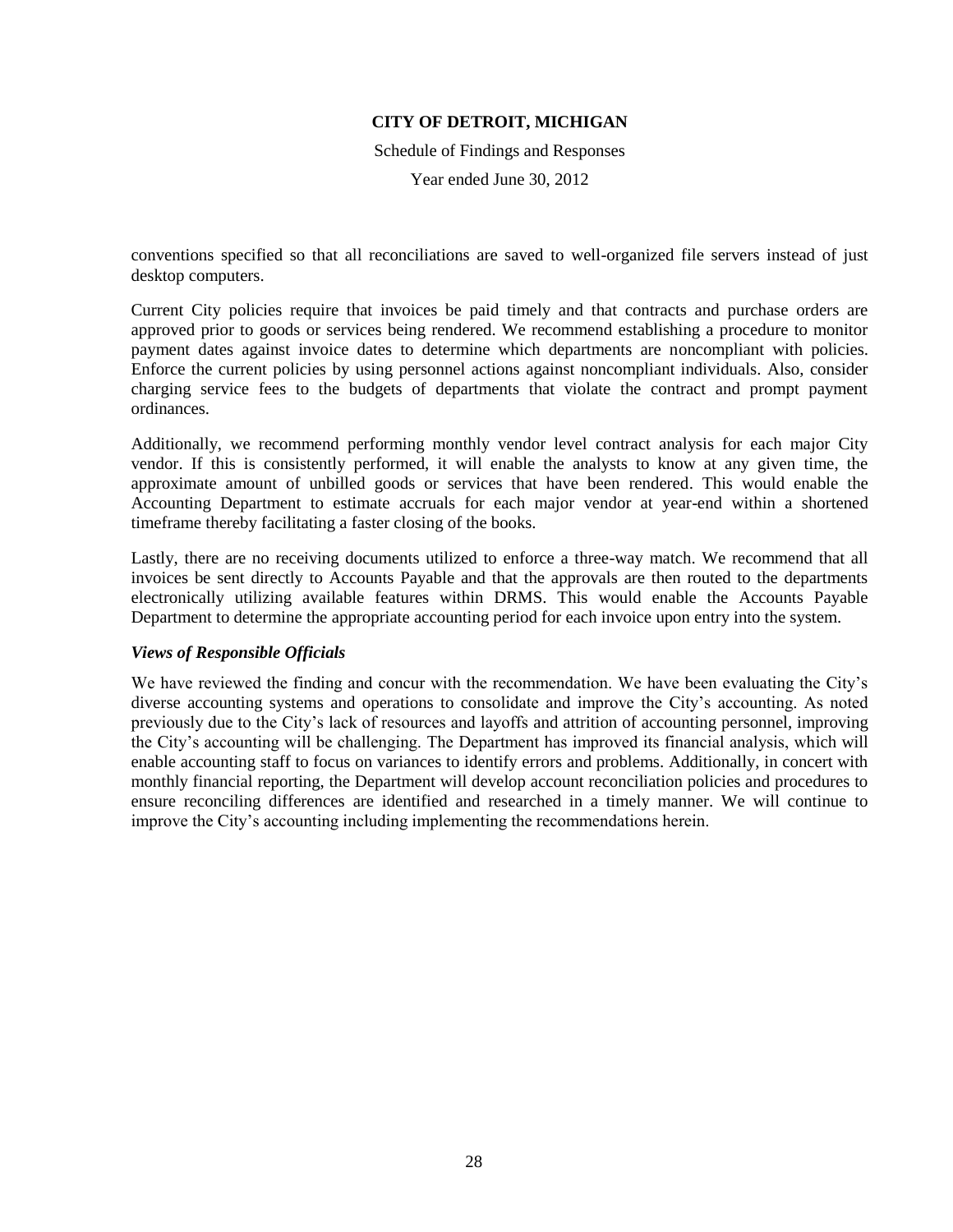conventions specified so that all reconciliations are saved to well-organized file servers instead of just desktop computers.

Current City policies require that invoices be paid timely and that contracts and purchase orders are approved prior to goods or services being rendered. We recommend establishing a procedure to monitor payment dates against invoice dates to determine which departments are noncompliant with policies. Enforce the current policies by using personnel actions against noncompliant individuals. Also, consider charging service fees to the budgets of departments that violate the contract and prompt payment ordinances.

Additionally, we recommend performing monthly vendor level contract analysis for each major City vendor. If this is consistently performed, it will enable the analysts to know at any given time, the approximate amount of unbilled goods or services that have been rendered. This would enable the Accounting Department to estimate accruals for each major vendor at year-end within a shortened timeframe thereby facilitating a faster closing of the books.

Lastly, there are no receiving documents utilized to enforce a three-way match. We recommend that all invoices be sent directly to Accounts Payable and that the approvals are then routed to the departments electronically utilizing available features within DRMS. This would enable the Accounts Payable Department to determine the appropriate accounting period for each invoice upon entry into the system.

***Views of Responsible Officials***

We have reviewed the finding and concur with the recommendation. We have been evaluating the City's diverse accounting systems and operations to consolidate and improve the City's accounting. As noted previously due to the City's lack of resources and layoffs and attrition of accounting personnel, improving the City's accounting will be challenging. The Department has improved its financial analysis, which will enable accounting staff to focus on variances to identify errors and problems. Additionally, in concert with monthly financial reporting, the Department will develop account reconciliation policies and procedures to ensure reconciling differences are identified and researched in a timely manner. We will continue to improve the City's accounting including implementing the recommendations herein.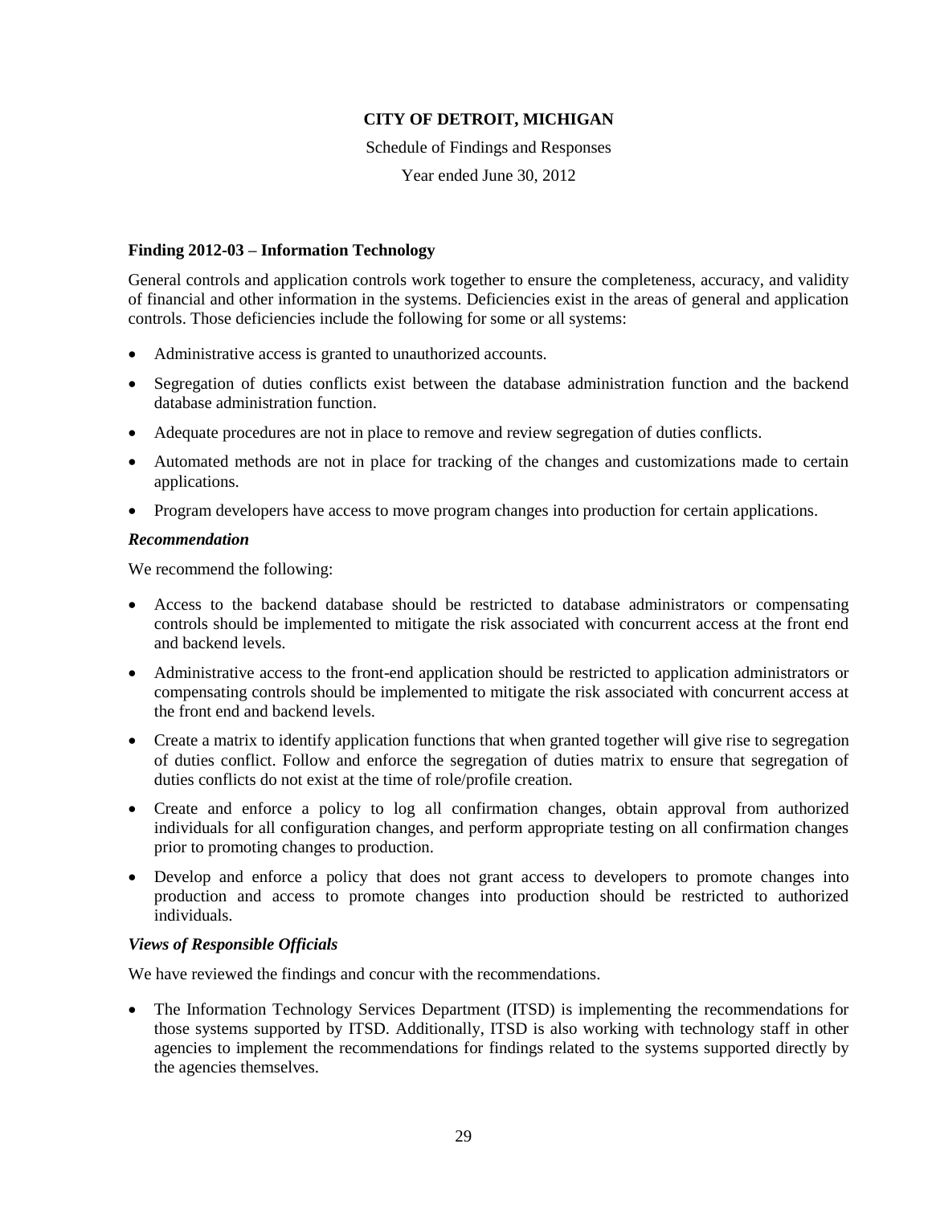**CITY OF DETROIT, MICHIGAN**

Schedule of Findings and Responses

Year ended June 30, 2012

### Finding 2012-03 – Information Technology

General controls and application controls work together to ensure the completeness, accuracy, and validity of financial and other information in the systems. Deficiencies exist in the areas of general and application controls. Those deficiencies include the following for some or all systems:

- Administrative access is granted to unauthorized accounts.
- Segregation of duties conflicts exist between the database administration function and the backend database administration function.
- Adequate procedures are not in place to remove and review segregation of duties conflicts.
- Automated methods are not in place for tracking of the changes and customizations made to certain applications.
- Program developers have access to move program changes into production for certain applications.

#### *Recommendation*

We recommend the following:

- Access to the backend database should be restricted to database administrators or compensating controls should be implemented to mitigate the risk associated with concurrent access at the front end and backend levels.
- Administrative access to the front-end application should be restricted to application administrators or compensating controls should be implemented to mitigate the risk associated with concurrent access at the front end and backend levels.
- Create a matrix to identify application functions that when granted together will give rise to segregation of duties conflict. Follow and enforce the segregation of duties matrix to ensure that segregation of duties conflicts do not exist at the time of role/profile creation.
- Create and enforce a policy to log all confirmation changes, obtain approval from authorized individuals for all configuration changes, and perform appropriate testing on all confirmation changes prior to promoting changes to production.
- Develop and enforce a policy that does not grant access to developers to promote changes into production and access to promote changes into production should be restricted to authorized individuals.

#### *Views of Responsible Officials*

We have reviewed the findings and concur with the recommendations.

- The Information Technology Services Department (ITSD) is implementing the recommendations for those systems supported by ITSD. Additionally, ITSD is also working with technology staff in other agencies to implement the recommendations for findings related to the systems supported directly by the agencies themselves.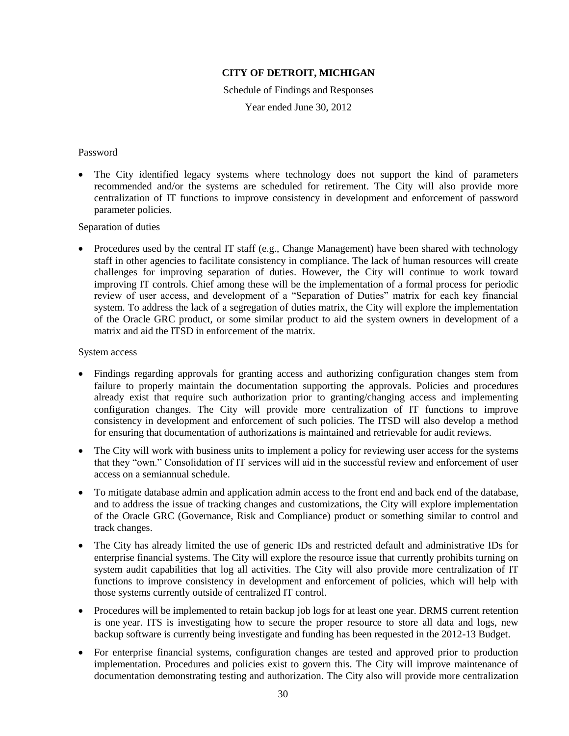Password

- The City identified legacy systems where technology does not support the kind of parameters recommended and/or the systems are scheduled for retirement. The City will also provide more centralization of IT functions to improve consistency in development and enforcement of password parameter policies.

Separation of duties

- Procedures used by the central IT staff (e.g., Change Management) have been shared with technology staff in other agencies to facilitate consistency in compliance. The lack of human resources will create challenges for improving separation of duties. However, the City will continue to work toward improving IT controls. Chief among these will be the implementation of a formal process for periodic review of user access, and development of a "Separation of Duties" matrix for each key financial system. To address the lack of a segregation of duties matrix, the City will explore the implementation of the Oracle GRC product, or some similar product to aid the system owners in development of a matrix and aid the ITSD in enforcement of the matrix.

System access

- Findings regarding approvals for granting access and authorizing configuration changes stem from failure to properly maintain the documentation supporting the approvals. Policies and procedures already exist that require such authorization prior to granting/changing access and implementing configuration changes. The City will provide more centralization of IT functions to improve consistency in development and enforcement of such policies. The ITSD will also develop a method for ensuring that documentation of authorizations is maintained and retrievable for audit reviews.
- The City will work with business units to implement a policy for reviewing user access for the systems that they "own." Consolidation of IT services will aid in the successful review and enforcement of user access on a semiannual schedule.
- To mitigate database admin and application admin access to the front end and back end of the database, and to address the issue of tracking changes and customizations, the City will explore implementation of the Oracle GRC (Governance, Risk and Compliance) product or something similar to control and track changes.
- The City has already limited the use of generic IDs and restricted default and administrative IDs for enterprise financial systems. The City will explore the resource issue that currently prohibits turning on system audit capabilities that log all activities. The City will also provide more centralization of IT functions to improve consistency in development and enforcement of policies, which will help with those systems currently outside of centralized IT control.
- Procedures will be implemented to retain backup job logs for at least one year. DRMS current retention is one year. ITS is investigating how to secure the proper resource to store all data and logs, new backup software is currently being investigate and funding has been requested in the 2012-13 Budget.
- For enterprise financial systems, configuration changes are tested and approved prior to production implementation. Procedures and policies exist to govern this. The City will improve maintenance of documentation demonstrating testing and authorization. The City also will provide more centralization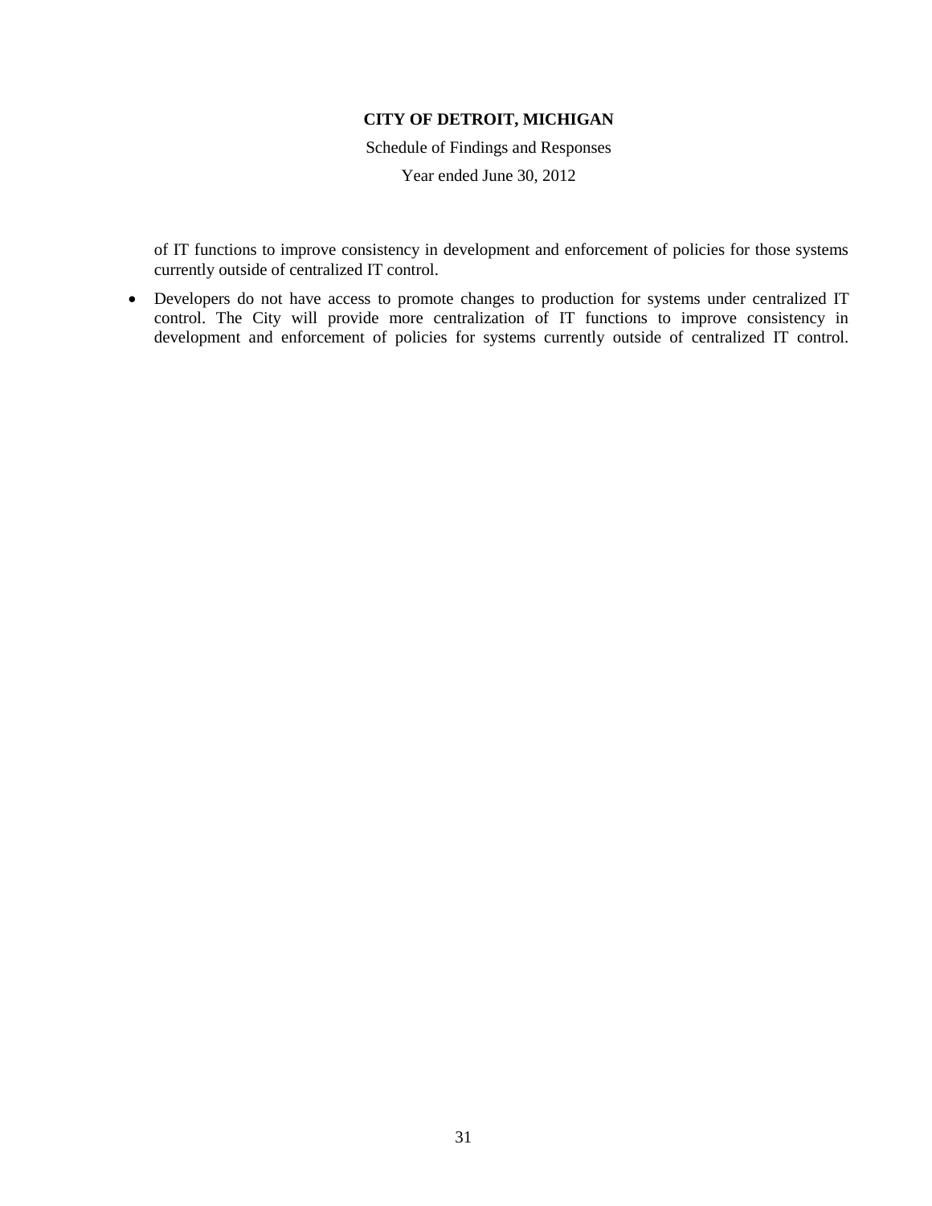of IT functions to improve consistency in development and enforcement of policies for those systems currently outside of centralized IT control.

- Developers do not have access to promote changes to production for systems under centralized IT control. The City will provide more centralization of IT functions to improve consistency in development and enforcement of policies for systems currently outside of centralized IT control.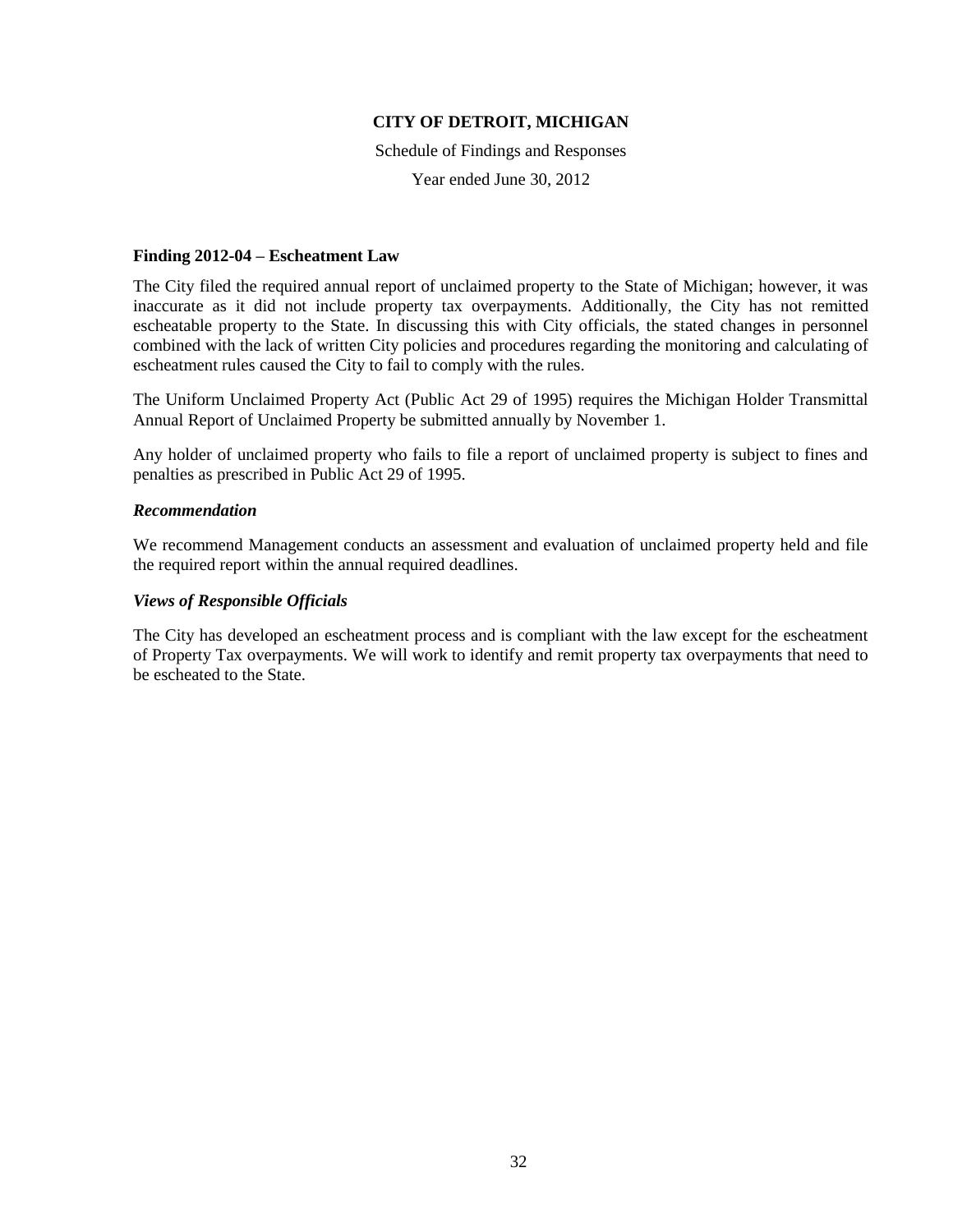**CITY OF DETROIT, MICHIGAN**

Schedule of Findings and Responses

Year ended June 30, 2012

**Finding 2012-04 – Escheatment Law**

The City filed the required annual report of unclaimed property to the State of Michigan; however, it was inaccurate as it did not include property tax overpayments. Additionally, the City has not remitted escheatable property to the State. In discussing this with City officials, the stated changes in personnel combined with the lack of written City policies and procedures regarding the monitoring and calculating of escheatment rules caused the City to fail to comply with the rules.

The Uniform Unclaimed Property Act (Public Act 29 of 1995) requires the Michigan Holder Transmittal Annual Report of Unclaimed Property be submitted annually by November 1.

Any holder of unclaimed property who fails to file a report of unclaimed property is subject to fines and penalties as prescribed in Public Act 29 of 1995.

***Recommendation***

We recommend Management conducts an assessment and evaluation of unclaimed property held and file the required report within the annual required deadlines.

***Views of Responsible Officials***

The City has developed an escheatment process and is compliant with the law except for the escheatment of Property Tax overpayments. We will work to identify and remit property tax overpayments that need to be escheated to the State.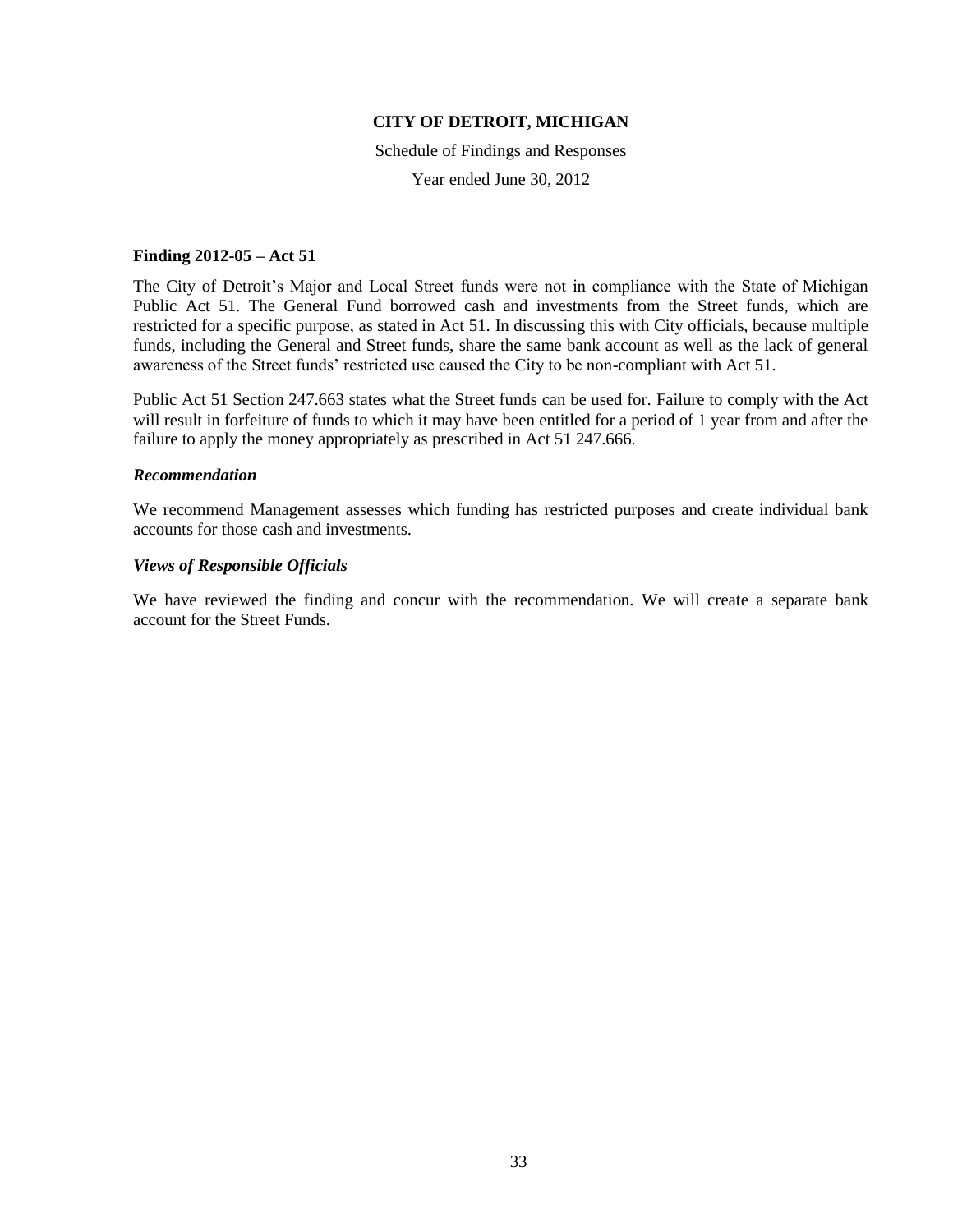**CITY OF DETROIT, MICHIGAN**

Schedule of Findings and Responses

Year ended June 30, 2012

**Finding 2012-05 – Act 51**

The City of Detroit's Major and Local Street funds were not in compliance with the State of Michigan Public Act 51. The General Fund borrowed cash and investments from the Street funds, which are restricted for a specific purpose, as stated in Act 51. In discussing this with City officials, because multiple funds, including the General and Street funds, share the same bank account as well as the lack of general awareness of the Street funds' restricted use caused the City to be non-compliant with Act 51.

Public Act 51 Section 247.663 states what the Street funds can be used for. Failure to comply with the Act will result in forfeiture of funds to which it may have been entitled for a period of 1 year from and after the failure to apply the money appropriately as prescribed in Act 51 247.666.

***Recommendation***

We recommend Management assesses which funding has restricted purposes and create individual bank accounts for those cash and investments.

***Views of Responsible Officials***

We have reviewed the finding and concur with the recommendation. We will create a separate bank account for the Street Funds.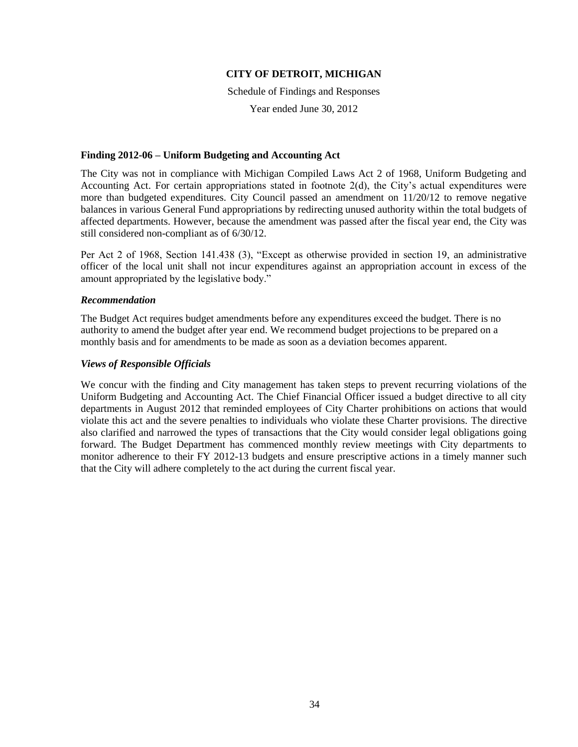**CITY OF DETROIT, MICHIGAN**

Schedule of Findings and Responses

Year ended June 30, 2012

**Finding 2012-06 – Uniform Budgeting and Accounting Act**

The City was not in compliance with Michigan Compiled Laws Act 2 of 1968, Uniform Budgeting and Accounting Act. For certain appropriations stated in footnote 2(d), the City's actual expenditures were more than budgeted expenditures. City Council passed an amendment on 11/20/12 to remove negative balances in various General Fund appropriations by redirecting unused authority within the total budgets of affected departments. However, because the amendment was passed after the fiscal year end, the City was still considered non-compliant as of 6/30/12.

Per Act 2 of 1968, Section 141.438 (3), "Except as otherwise provided in section 19, an administrative officer of the local unit shall not incur expenditures against an appropriation account in excess of the amount appropriated by the legislative body."

***Recommendation***

The Budget Act requires budget amendments before any expenditures exceed the budget. There is no authority to amend the budget after year end. We recommend budget projections to be prepared on a monthly basis and for amendments to be made as soon as a deviation becomes apparent.

***Views of Responsible Officials***

We concur with the finding and City management has taken steps to prevent recurring violations of the Uniform Budgeting and Accounting Act. The Chief Financial Officer issued a budget directive to all city departments in August 2012 that reminded employees of City Charter prohibitions on actions that would violate this act and the severe penalties to individuals who violate these Charter provisions. The directive also clarified and narrowed the types of transactions that the City would consider legal obligations going forward. The Budget Department has commenced monthly review meetings with City departments to monitor adherence to their FY 2012-13 budgets and ensure prescriptive actions in a timely manner such that the City will adhere completely to the act during the current fiscal year.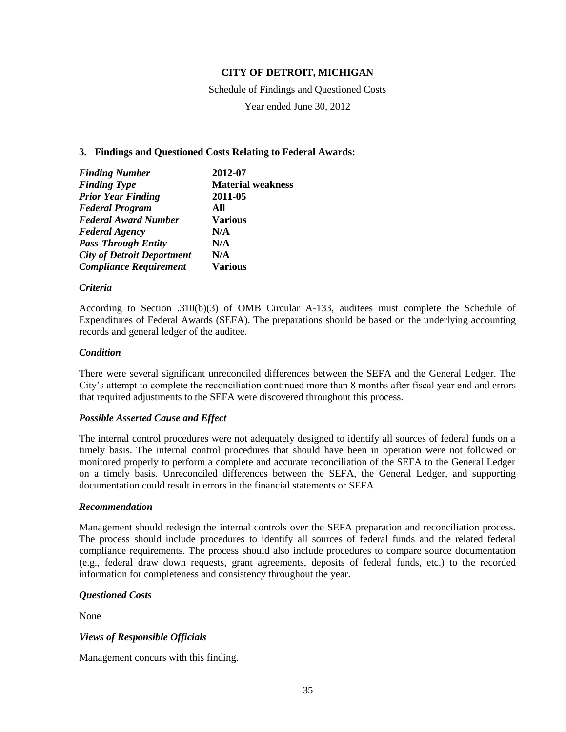**CITY OF DETROIT, MICHIGAN**

Schedule of Findings and Questioned Costs

Year ended June 30, 2012

### 3. Findings and Questioned Costs Relating to Federal Awards:

| | |
|---|---|
| ***Finding Number*** | **2012-07** |
| ***Finding Type*** | **Material weakness** |
| ***Prior Year Finding*** | **2011-05** |
| ***Federal Program*** | **All** |
| ***Federal Award Number*** | **Various** |
| ***Federal Agency*** | **N/A** |
| ***Pass-Through Entity*** | **N/A** |
| ***City of Detroit Department*** | **N/A** |
| ***Compliance Requirement*** | **Various** |

***Criteria***

According to Section .310(b)(3) of OMB Circular A-133, auditees must complete the Schedule of Expenditures of Federal Awards (SEFA). The preparations should be based on the underlying accounting records and general ledger of the auditee.

***Condition***

There were several significant unreconciled differences between the SEFA and the General Ledger. The City's attempt to complete the reconciliation continued more than 8 months after fiscal year end and errors that required adjustments to the SEFA were discovered throughout this process.

***Possible Asserted Cause and Effect***

The internal control procedures were not adequately designed to identify all sources of federal funds on a timely basis. The internal control procedures that should have been in operation were not followed or monitored properly to perform a complete and accurate reconciliation of the SEFA to the General Ledger on a timely basis. Unreconciled differences between the SEFA, the General Ledger, and supporting documentation could result in errors in the financial statements or SEFA.

***Recommendation***

Management should redesign the internal controls over the SEFA preparation and reconciliation process. The process should include procedures to identify all sources of federal funds and the related federal compliance requirements. The process should also include procedures to compare source documentation (e.g., federal draw down requests, grant agreements, deposits of federal funds, etc.) to the recorded information for completeness and consistency throughout the year.

***Questioned Costs***

None

***Views of Responsible Officials***

Management concurs with this finding.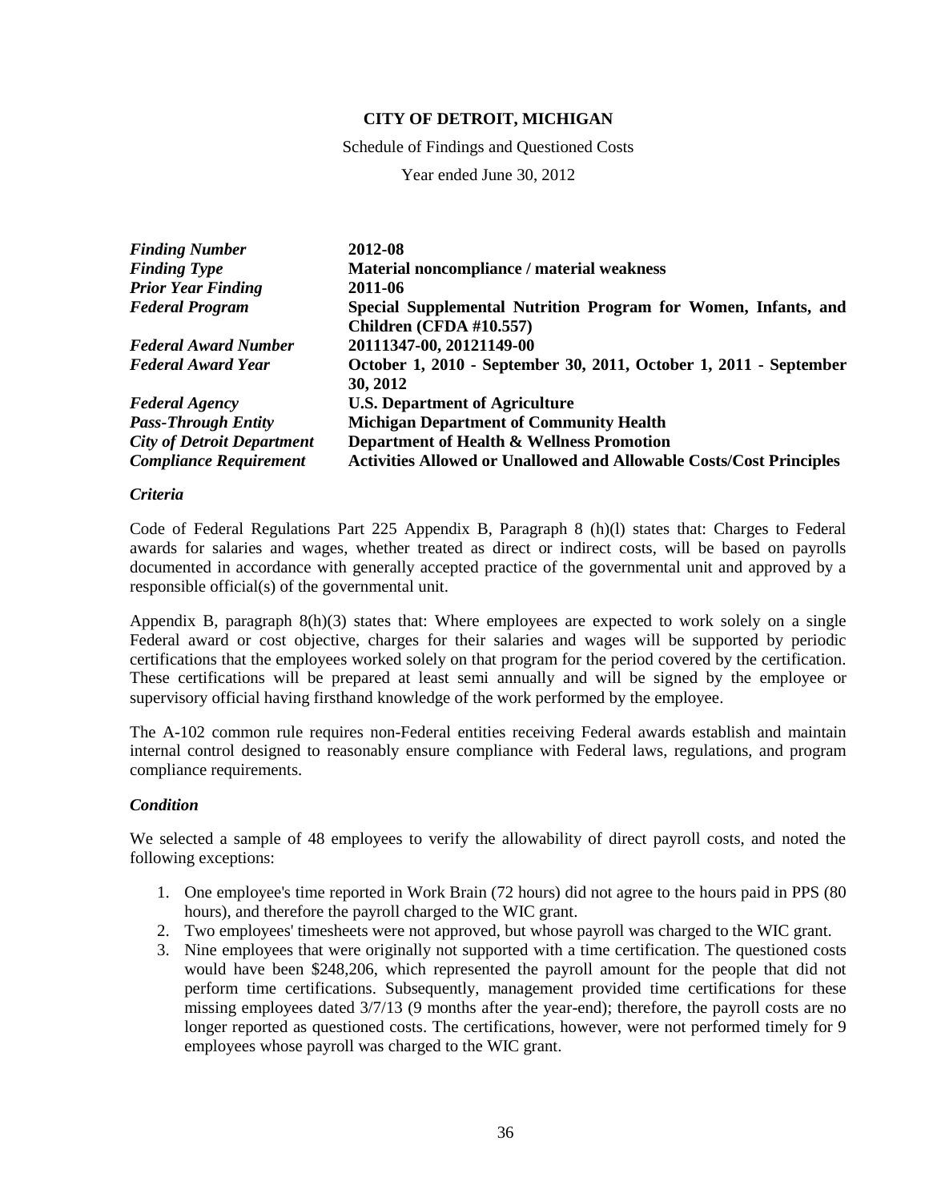**CITY OF DETROIT, MICHIGAN**

Schedule of Findings and Questioned Costs

Year ended June 30, 2012

| | |
|---|---|
| ***Finding Number*** | **2012-08** |
| ***Finding Type*** | **Material noncompliance / material weakness** |
| ***Prior Year Finding*** | **2011-06** |
| ***Federal Program*** | **Special Supplemental Nutrition Program for Women, Infants, and Children (CFDA #10.557)** |
| ***Federal Award Number*** | **20111347-00, 20121149-00** |
| ***Federal Award Year*** | **October 1, 2010 - September 30, 2011, October 1, 2011 - September 30, 2012** |
| ***Federal Agency*** | **U.S. Department of Agriculture** |
| ***Pass-Through Entity*** | **Michigan Department of Community Health** |
| ***City of Detroit Department*** | **Department of Health & Wellness Promotion** |
| ***Compliance Requirement*** | **Activities Allowed or Unallowed and Allowable Costs/Cost Principles** |

***Criteria***

Code of Federal Regulations Part 225 Appendix B, Paragraph 8 (h)(l) states that: Charges to Federal awards for salaries and wages, whether treated as direct or indirect costs, will be based on payrolls documented in accordance with generally accepted practice of the governmental unit and approved by a responsible official(s) of the governmental unit.

Appendix B, paragraph 8(h)(3) states that: Where employees are expected to work solely on a single Federal award or cost objective, charges for their salaries and wages will be supported by periodic certifications that the employees worked solely on that program for the period covered by the certification. These certifications will be prepared at least semi annually and will be signed by the employee or supervisory official having firsthand knowledge of the work performed by the employee.

The A-102 common rule requires non-Federal entities receiving Federal awards establish and maintain internal control designed to reasonably ensure compliance with Federal laws, regulations, and program compliance requirements.

***Condition***

We selected a sample of 48 employees to verify the allowability of direct payroll costs, and noted the following exceptions:

1. One employee's time reported in Work Brain (72 hours) did not agree to the hours paid in PPS (80 hours), and therefore the payroll charged to the WIC grant.
2. Two employees' timesheets were not approved, but whose payroll was charged to the WIC grant.
3. Nine employees that were originally not supported with a time certification. The questioned costs would have been $248,206, which represented the payroll amount for the people that did not perform time certifications. Subsequently, management provided time certifications for these missing employees dated 3/7/13 (9 months after the year-end); therefore, the payroll costs are no longer reported as questioned costs. The certifications, however, were not performed timely for 9 employees whose payroll was charged to the WIC grant.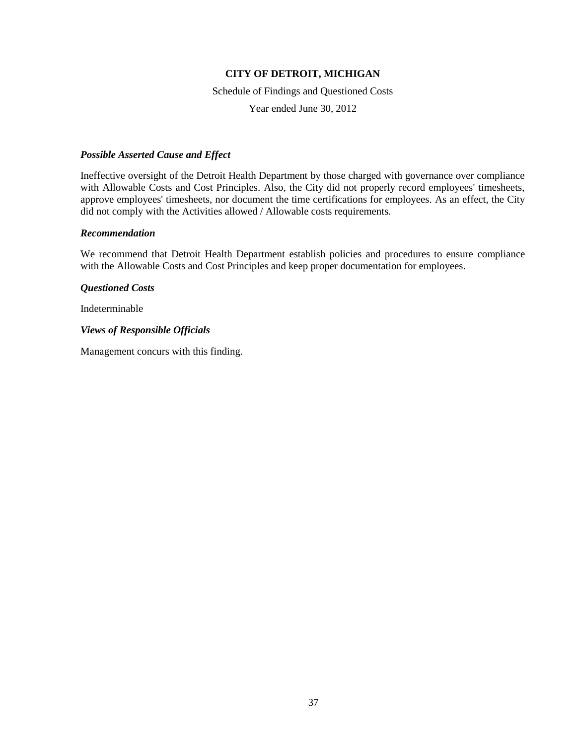# CITY OF DETROIT, MICHIGAN

Schedule of Findings and Questioned Costs

Year ended June 30, 2012

***Possible Asserted Cause and Effect***

Ineffective oversight of the Detroit Health Department by those charged with governance over compliance with Allowable Costs and Cost Principles. Also, the City did not properly record employees' timesheets, approve employees' timesheets, nor document the time certifications for employees. As an effect, the City did not comply with the Activities allowed / Allowable costs requirements.

***Recommendation***

We recommend that Detroit Health Department establish policies and procedures to ensure compliance with the Allowable Costs and Cost Principles and keep proper documentation for employees.

***Questioned Costs***

Indeterminable

***Views of Responsible Officials***

Management concurs with this finding.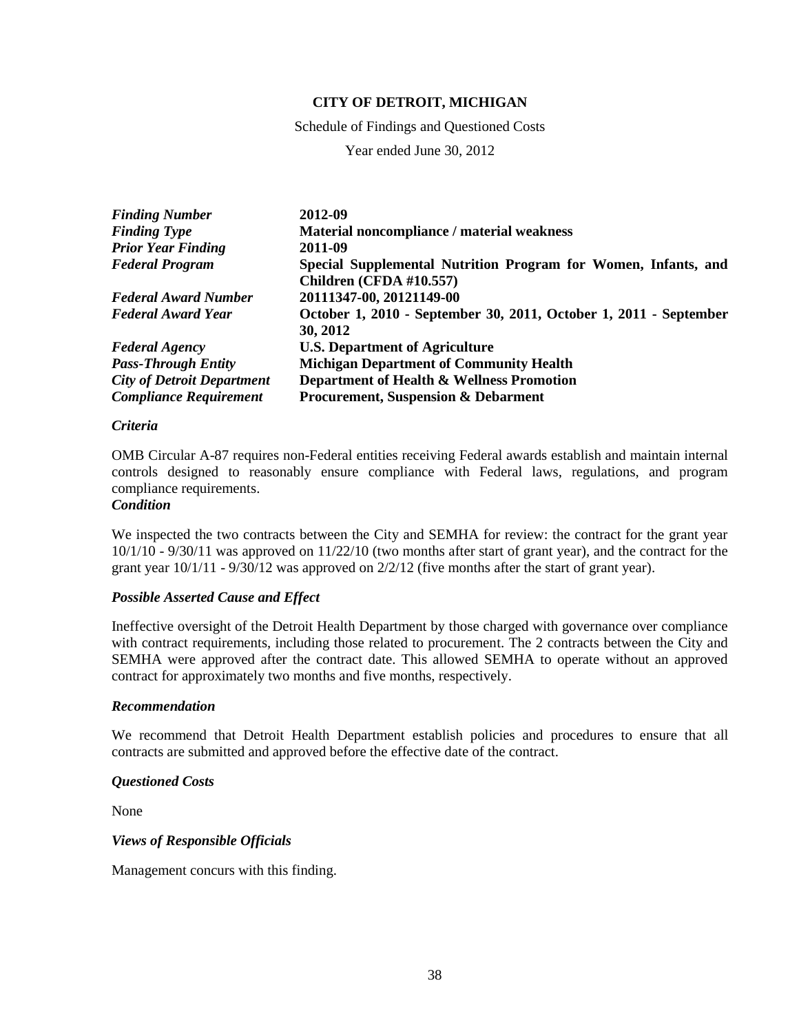**CITY OF DETROIT, MICHIGAN**

Schedule of Findings and Questioned Costs

Year ended June 30, 2012

| | |
|---|---|
| ***Finding Number*** | **2012-09** |
| ***Finding Type*** | **Material noncompliance / material weakness** |
| ***Prior Year Finding*** | **2011-09** |
| ***Federal Program*** | **Special Supplemental Nutrition Program for Women, Infants, and Children (CFDA #10.557)** |
| ***Federal Award Number*** | **20111347-00, 20121149-00** |
| ***Federal Award Year*** | **October 1, 2010 - September 30, 2011, October 1, 2011 - September 30, 2012** |
| ***Federal Agency*** | **U.S. Department of Agriculture** |
| ***Pass-Through Entity*** | **Michigan Department of Community Health** |
| ***City of Detroit Department*** | **Department of Health & Wellness Promotion** |
| ***Compliance Requirement*** | **Procurement, Suspension & Debarment** |

***Criteria***

OMB Circular A-87 requires non-Federal entities receiving Federal awards establish and maintain internal controls designed to reasonably ensure compliance with Federal laws, regulations, and program compliance requirements.

***Condition***

We inspected the two contracts between the City and SEMHA for review: the contract for the grant year 10/1/10 - 9/30/11 was approved on 11/22/10 (two months after start of grant year), and the contract for the grant year 10/1/11 - 9/30/12 was approved on 2/2/12 (five months after the start of grant year).

***Possible Asserted Cause and Effect***

Ineffective oversight of the Detroit Health Department by those charged with governance over compliance with contract requirements, including those related to procurement. The 2 contracts between the City and SEMHA were approved after the contract date. This allowed SEMHA to operate without an approved contract for approximately two months and five months, respectively.

***Recommendation***

We recommend that Detroit Health Department establish policies and procedures to ensure that all contracts are submitted and approved before the effective date of the contract.

***Questioned Costs***

None

***Views of Responsible Officials***

Management concurs with this finding.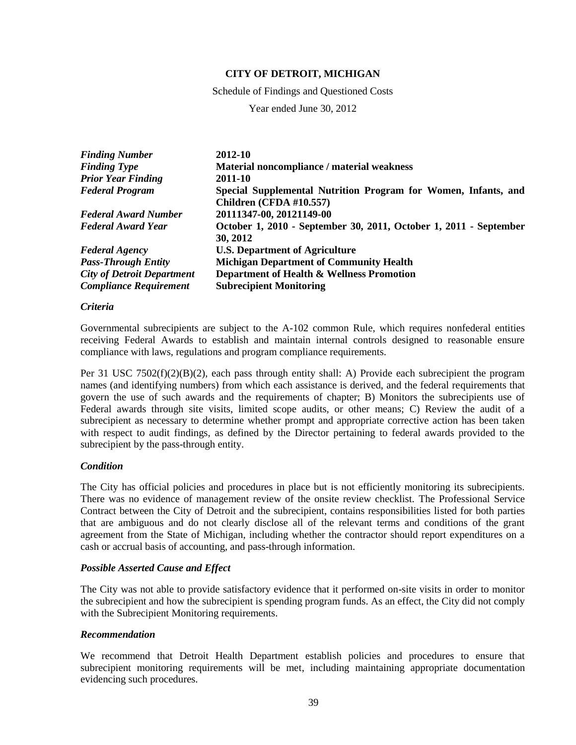**CITY OF DETROIT, MICHIGAN**

Schedule of Findings and Questioned Costs

Year ended June 30, 2012

| | |
|---|---|
| *Finding Number* | **2012-10** |
| *Finding Type* | **Material noncompliance / material weakness** |
| *Prior Year Finding* | **2011-10** |
| *Federal Program* | **Special Supplemental Nutrition Program for Women, Infants, and Children (CFDA #10.557)** |
| *Federal Award Number* | **20111347-00, 20121149-00** |
| *Federal Award Year* | **October 1, 2010 - September 30, 2011, October 1, 2011 - September 30, 2012** |
| *Federal Agency* | **U.S. Department of Agriculture** |
| *Pass-Through Entity* | **Michigan Department of Community Health** |
| *City of Detroit Department* | **Department of Health & Wellness Promotion** |
| *Compliance Requirement* | **Subrecipient Monitoring** |

***Criteria***

Governmental subrecipients are subject to the A-102 common Rule, which requires nonfederal entities receiving Federal Awards to establish and maintain internal controls designed to reasonable ensure compliance with laws, regulations and program compliance requirements.

Per 31 USC 7502(f)(2)(B)(2), each pass through entity shall: A) Provide each subrecipient the program names (and identifying numbers) from which each assistance is derived, and the federal requirements that govern the use of such awards and the requirements of chapter; B) Monitors the subrecipients use of Federal awards through site visits, limited scope audits, or other means; C) Review the audit of a subrecipient as necessary to determine whether prompt and appropriate corrective action has been taken with respect to audit findings, as defined by the Director pertaining to federal awards provided to the subrecipient by the pass-through entity.

***Condition***

The City has official policies and procedures in place but is not efficiently monitoring its subrecipients. There was no evidence of management review of the onsite review checklist. The Professional Service Contract between the City of Detroit and the subrecipient, contains responsibilities listed for both parties that are ambiguous and do not clearly disclose all of the relevant terms and conditions of the grant agreement from the State of Michigan, including whether the contractor should report expenditures on a cash or accrual basis of accounting, and pass-through information.

***Possible Asserted Cause and Effect***

The City was not able to provide satisfactory evidence that it performed on-site visits in order to monitor the subrecipient and how the subrecipient is spending program funds. As an effect, the City did not comply with the Subrecipient Monitoring requirements.

***Recommendation***

We recommend that Detroit Health Department establish policies and procedures to ensure that subrecipient monitoring requirements will be met, including maintaining appropriate documentation evidencing such procedures.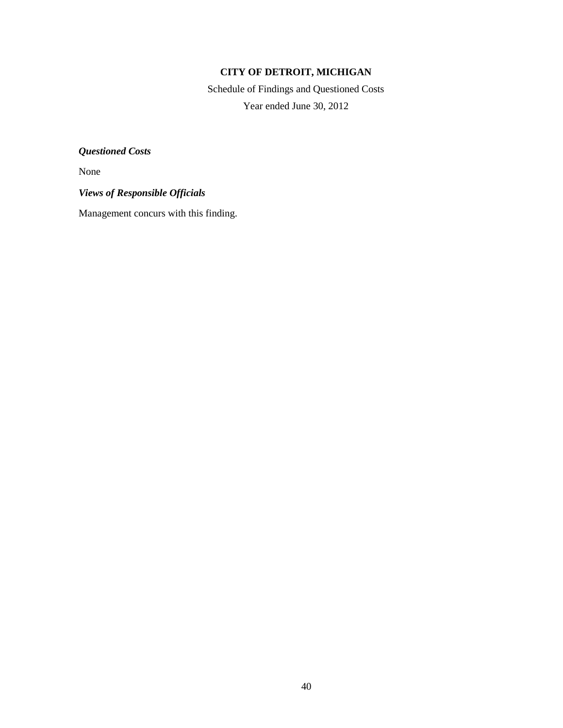**CITY OF DETROIT, MICHIGAN**

Schedule of Findings and Questioned Costs

Year ended June 30, 2012

***Questioned Costs***

None

***Views of Responsible Officials***

Management concurs with this finding.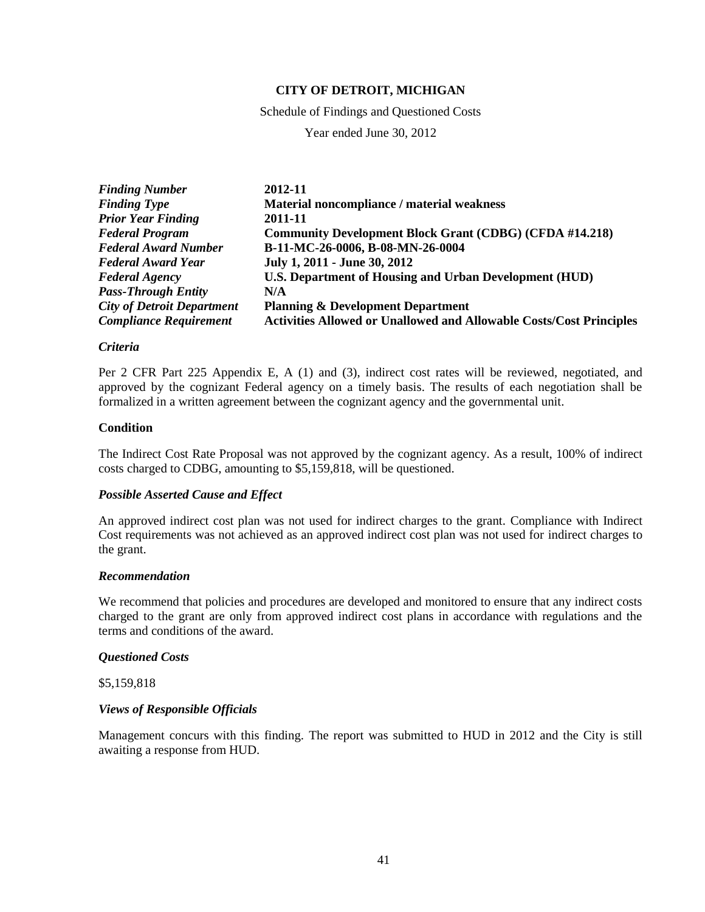**CITY OF DETROIT, MICHIGAN**

Schedule of Findings and Questioned Costs

Year ended June 30, 2012

| | |
|---|---|
| ***Finding Number*** | **2012-11** |
| ***Finding Type*** | **Material noncompliance / material weakness** |
| ***Prior Year Finding*** | **2011-11** |
| ***Federal Program*** | **Community Development Block Grant (CDBG) (CFDA #14.218)** |
| ***Federal Award Number*** | **B-11-MC-26-0006, B-08-MN-26-0004** |
| ***Federal Award Year*** | **July 1, 2011 - June 30, 2012** |
| ***Federal Agency*** | **U.S. Department of Housing and Urban Development (HUD)** |
| ***Pass-Through Entity*** | **N/A** |
| ***City of Detroit Department*** | **Planning & Development Department** |
| ***Compliance Requirement*** | **Activities Allowed or Unallowed and Allowable Costs/Cost Principles** |

***Criteria***

Per 2 CFR Part 225 Appendix E, A (1) and (3), indirect cost rates will be reviewed, negotiated, and approved by the cognizant Federal agency on a timely basis. The results of each negotiation shall be formalized in a written agreement between the cognizant agency and the governmental unit.

**Condition**

The Indirect Cost Rate Proposal was not approved by the cognizant agency. As a result, 100% of indirect costs charged to CDBG, amounting to $5,159,818, will be questioned.

***Possible Asserted Cause and Effect***

An approved indirect cost plan was not used for indirect charges to the grant. Compliance with Indirect Cost requirements was not achieved as an approved indirect cost plan was not used for indirect charges to the grant.

***Recommendation***

We recommend that policies and procedures are developed and monitored to ensure that any indirect costs charged to the grant are only from approved indirect cost plans in accordance with regulations and the terms and conditions of the award.

***Questioned Costs***

$5,159,818

***Views of Responsible Officials***

Management concurs with this finding. The report was submitted to HUD in 2012 and the City is still awaiting a response from HUD.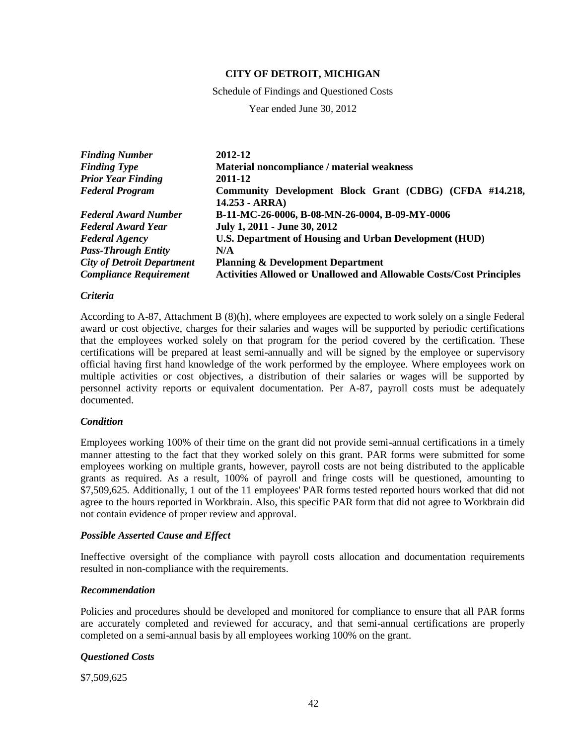**CITY OF DETROIT, MICHIGAN**

Schedule of Findings and Questioned Costs

Year ended June 30, 2012

| | |
|---|---|
| ***Finding Number*** | **2012-12** |
| ***Finding Type*** | **Material noncompliance / material weakness** |
| ***Prior Year Finding*** | **2011-12** |
| ***Federal Program*** | **Community Development Block Grant (CDBG) (CFDA #14.218, 14.253 - ARRA)** |
| ***Federal Award Number*** | **B-11-MC-26-0006, B-08-MN-26-0004, B-09-MY-0006** |
| ***Federal Award Year*** | **July 1, 2011 - June 30, 2012** |
| ***Federal Agency*** | **U.S. Department of Housing and Urban Development (HUD)** |
| ***Pass-Through Entity*** | **N/A** |
| ***City of Detroit Department*** | **Planning & Development Department** |
| ***Compliance Requirement*** | **Activities Allowed or Unallowed and Allowable Costs/Cost Principles** |

***Criteria***

According to A-87, Attachment B (8)(h), where employees are expected to work solely on a single Federal award or cost objective, charges for their salaries and wages will be supported by periodic certifications that the employees worked solely on that program for the period covered by the certification. These certifications will be prepared at least semi-annually and will be signed by the employee or supervisory official having first hand knowledge of the work performed by the employee. Where employees work on multiple activities or cost objectives, a distribution of their salaries or wages will be supported by personnel activity reports or equivalent documentation. Per A-87, payroll costs must be adequately documented.

***Condition***

Employees working 100% of their time on the grant did not provide semi-annual certifications in a timely manner attesting to the fact that they worked solely on this grant. PAR forms were submitted for some employees working on multiple grants, however, payroll costs are not being distributed to the applicable grants as required. As a result, 100% of payroll and fringe costs will be questioned, amounting to $7,509,625. Additionally, 1 out of the 11 employees' PAR forms tested reported hours worked that did not agree to the hours reported in Workbrain. Also, this specific PAR form that did not agree to Workbrain did not contain evidence of proper review and approval.

***Possible Asserted Cause and Effect***

Ineffective oversight of the compliance with payroll costs allocation and documentation requirements resulted in non-compliance with the requirements.

***Recommendation***

Policies and procedures should be developed and monitored for compliance to ensure that all PAR forms are accurately completed and reviewed for accuracy, and that semi-annual certifications are properly completed on a semi-annual basis by all employees working 100% on the grant.

***Questioned Costs***

$7,509,625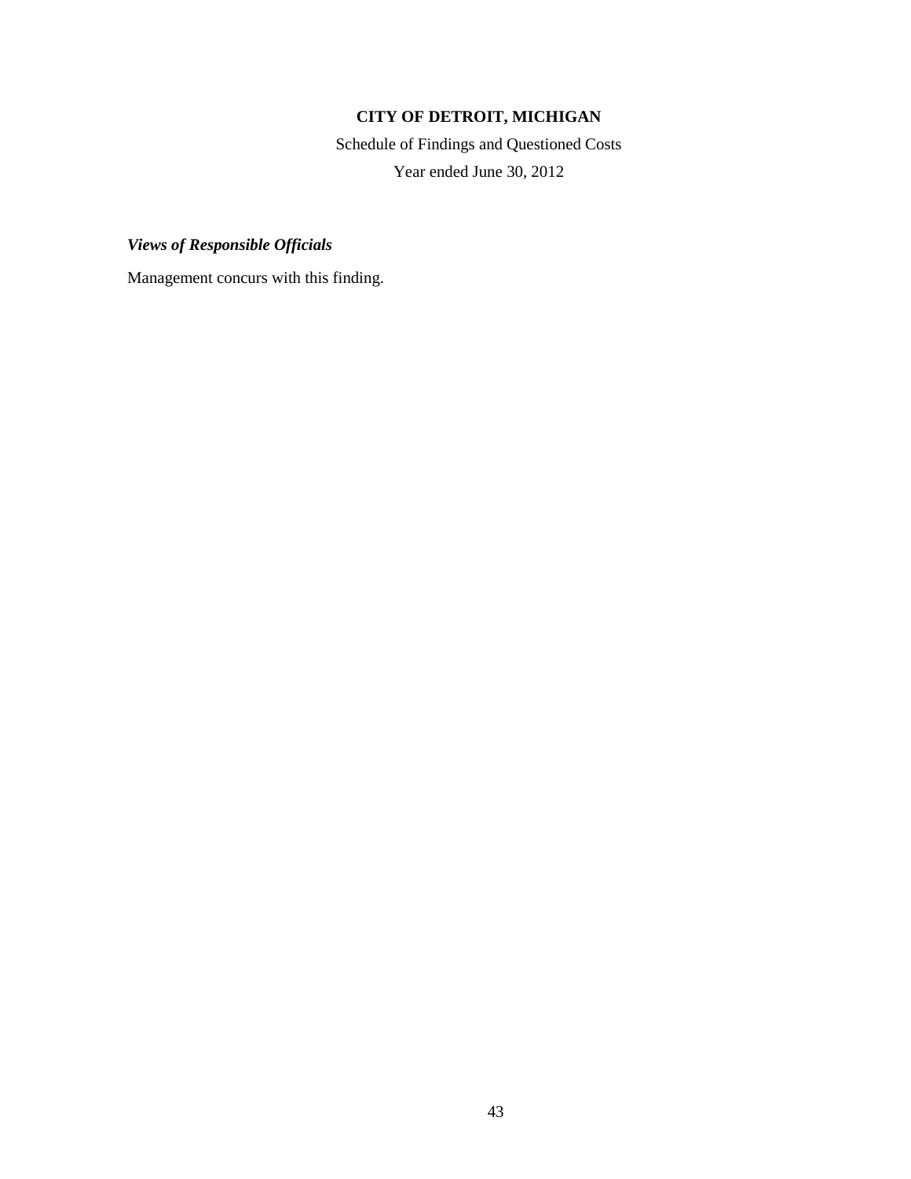# CITY OF DETROIT, MICHIGAN

Schedule of Findings and Questioned Costs

Year ended June 30, 2012

***Views of Responsible Officials***

Management concurs with this finding.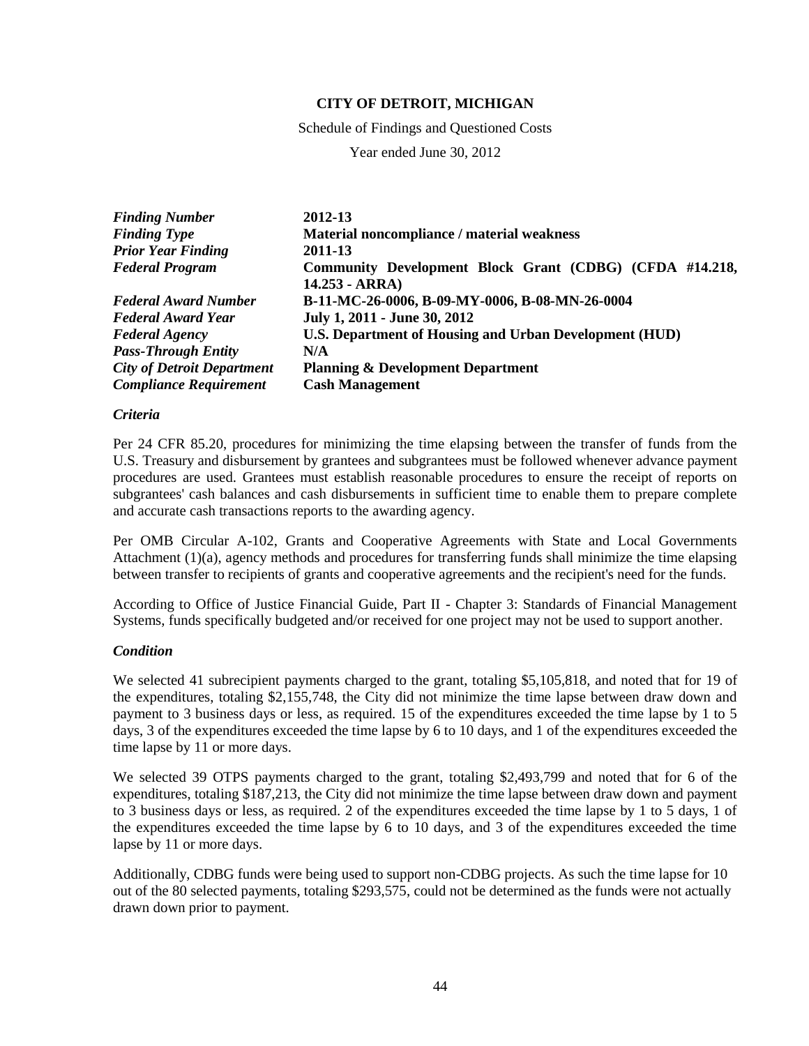**CITY OF DETROIT, MICHIGAN**

Schedule of Findings and Questioned Costs

Year ended June 30, 2012

| | |
|---|---|
| ***Finding Number*** | **2012-13** |
| ***Finding Type*** | **Material noncompliance / material weakness** |
| ***Prior Year Finding*** | **2011-13** |
| ***Federal Program*** | **Community Development Block Grant (CDBG) (CFDA #14.218, 14.253 - ARRA)** |
| ***Federal Award Number*** | **B-11-MC-26-0006, B-09-MY-0006, B-08-MN-26-0004** |
| ***Federal Award Year*** | **July 1, 2011 - June 30, 2012** |
| ***Federal Agency*** | **U.S. Department of Housing and Urban Development (HUD)** |
| ***Pass-Through Entity*** | **N/A** |
| ***City of Detroit Department*** | **Planning & Development Department** |
| ***Compliance Requirement*** | **Cash Management** |

### *Criteria*

Per 24 CFR 85.20, procedures for minimizing the time elapsing between the transfer of funds from the U.S. Treasury and disbursement by grantees and subgrantees must be followed whenever advance payment procedures are used. Grantees must establish reasonable procedures to ensure the receipt of reports on subgrantees' cash balances and cash disbursements in sufficient time to enable them to prepare complete and accurate cash transactions reports to the awarding agency.

Per OMB Circular A-102, Grants and Cooperative Agreements with State and Local Governments Attachment (1)(a), agency methods and procedures for transferring funds shall minimize the time elapsing between transfer to recipients of grants and cooperative agreements and the recipient's need for the funds.

According to Office of Justice Financial Guide, Part II - Chapter 3: Standards of Financial Management Systems, funds specifically budgeted and/or received for one project may not be used to support another.

### *Condition*

We selected 41 subrecipient payments charged to the grant, totaling $5,105,818, and noted that for 19 of the expenditures, totaling $2,155,748, the City did not minimize the time lapse between draw down and payment to 3 business days or less, as required. 15 of the expenditures exceeded the time lapse by 1 to 5 days, 3 of the expenditures exceeded the time lapse by 6 to 10 days, and 1 of the expenditures exceeded the time lapse by 11 or more days.

We selected 39 OTPS payments charged to the grant, totaling $2,493,799 and noted that for 6 of the expenditures, totaling $187,213, the City did not minimize the time lapse between draw down and payment to 3 business days or less, as required. 2 of the expenditures exceeded the time lapse by 1 to 5 days, 1 of the expenditures exceeded the time lapse by 6 to 10 days, and 3 of the expenditures exceeded the time lapse by 11 or more days.

Additionally, CDBG funds were being used to support non-CDBG projects. As such the time lapse for 10 out of the 80 selected payments, totaling $293,575, could not be determined as the funds were not actually drawn down prior to payment.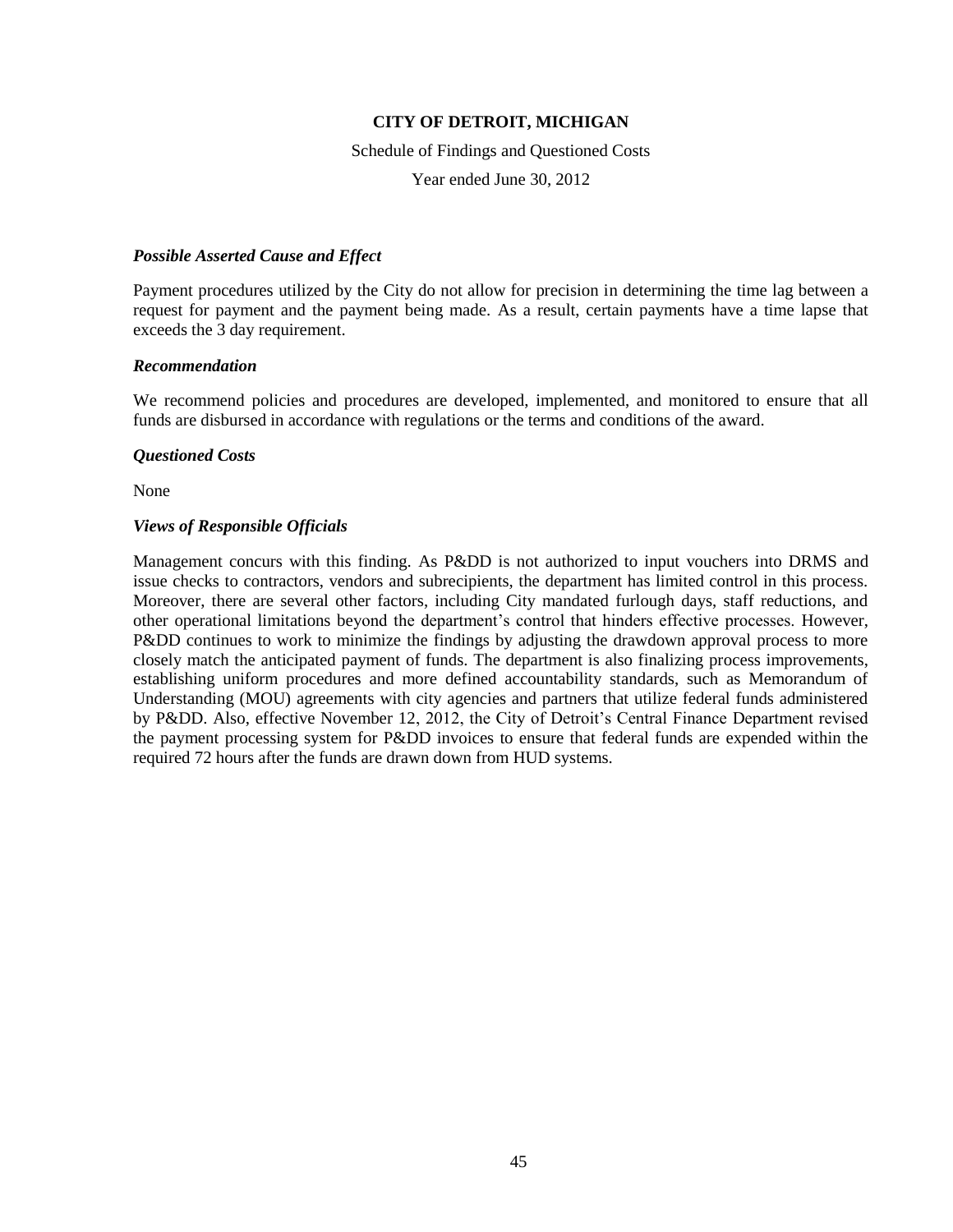**CITY OF DETROIT, MICHIGAN**

Schedule of Findings and Questioned Costs

Year ended June 30, 2012

***Possible Asserted Cause and Effect***

Payment procedures utilized by the City do not allow for precision in determining the time lag between a request for payment and the payment being made. As a result, certain payments have a time lapse that exceeds the 3 day requirement.

***Recommendation***

We recommend policies and procedures are developed, implemented, and monitored to ensure that all funds are disbursed in accordance with regulations or the terms and conditions of the award.

***Questioned Costs***

None

***Views of Responsible Officials***

Management concurs with this finding. As P&DD is not authorized to input vouchers into DRMS and issue checks to contractors, vendors and subrecipients, the department has limited control in this process. Moreover, there are several other factors, including City mandated furlough days, staff reductions, and other operational limitations beyond the department's control that hinders effective processes. However, P&DD continues to work to minimize the findings by adjusting the drawdown approval process to more closely match the anticipated payment of funds. The department is also finalizing process improvements, establishing uniform procedures and more defined accountability standards, such as Memorandum of Understanding (MOU) agreements with city agencies and partners that utilize federal funds administered by P&DD. Also, effective November 12, 2012, the City of Detroit's Central Finance Department revised the payment processing system for P&DD invoices to ensure that federal funds are expended within the required 72 hours after the funds are drawn down from HUD systems.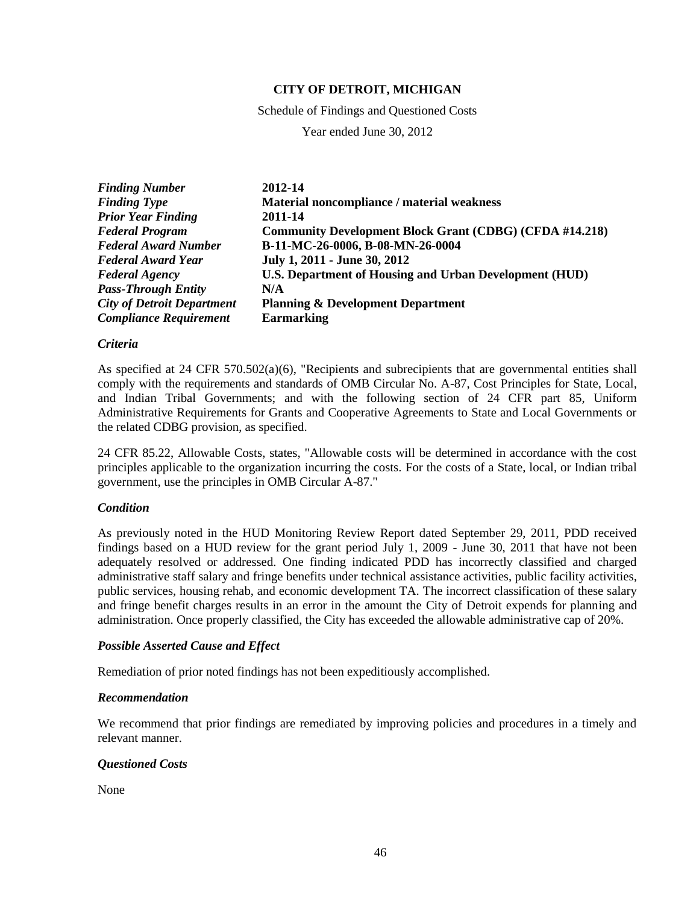**CITY OF DETROIT, MICHIGAN**

Schedule of Findings and Questioned Costs

Year ended June 30, 2012

| | |
|---|---|
| ***Finding Number*** | **2012-14** |
| ***Finding Type*** | **Material noncompliance / material weakness** |
| ***Prior Year Finding*** | **2011-14** |
| ***Federal Program*** | **Community Development Block Grant (CDBG) (CFDA #14.218)** |
| ***Federal Award Number*** | **B-11-MC-26-0006, B-08-MN-26-0004** |
| ***Federal Award Year*** | **July 1, 2011 - June 30, 2012** |
| ***Federal Agency*** | **U.S. Department of Housing and Urban Development (HUD)** |
| ***Pass-Through Entity*** | **N/A** |
| ***City of Detroit Department*** | **Planning & Development Department** |
| ***Compliance Requirement*** | **Earmarking** |

### *Criteria*

As specified at 24 CFR 570.502(a)(6), "Recipients and subrecipients that are governmental entities shall comply with the requirements and standards of OMB Circular No. A-87, Cost Principles for State, Local, and Indian Tribal Governments; and with the following section of 24 CFR part 85, Uniform Administrative Requirements for Grants and Cooperative Agreements to State and Local Governments or the related CDBG provision, as specified.

24 CFR 85.22, Allowable Costs, states, "Allowable costs will be determined in accordance with the cost principles applicable to the organization incurring the costs. For the costs of a State, local, or Indian tribal government, use the principles in OMB Circular A-87."

### *Condition*

As previously noted in the HUD Monitoring Review Report dated September 29, 2011, PDD received findings based on a HUD review for the grant period July 1, 2009 - June 30, 2011 that have not been adequately resolved or addressed. One finding indicated PDD has incorrectly classified and charged administrative staff salary and fringe benefits under technical assistance activities, public facility activities, public services, housing rehab, and economic development TA. The incorrect classification of these salary and fringe benefit charges results in an error in the amount the City of Detroit expends for planning and administration. Once properly classified, the City has exceeded the allowable administrative cap of 20%.

### *Possible Asserted Cause and Effect*

Remediation of prior noted findings has not been expeditiously accomplished.

### *Recommendation*

We recommend that prior findings are remediated by improving policies and procedures in a timely and relevant manner.

### *Questioned Costs*

None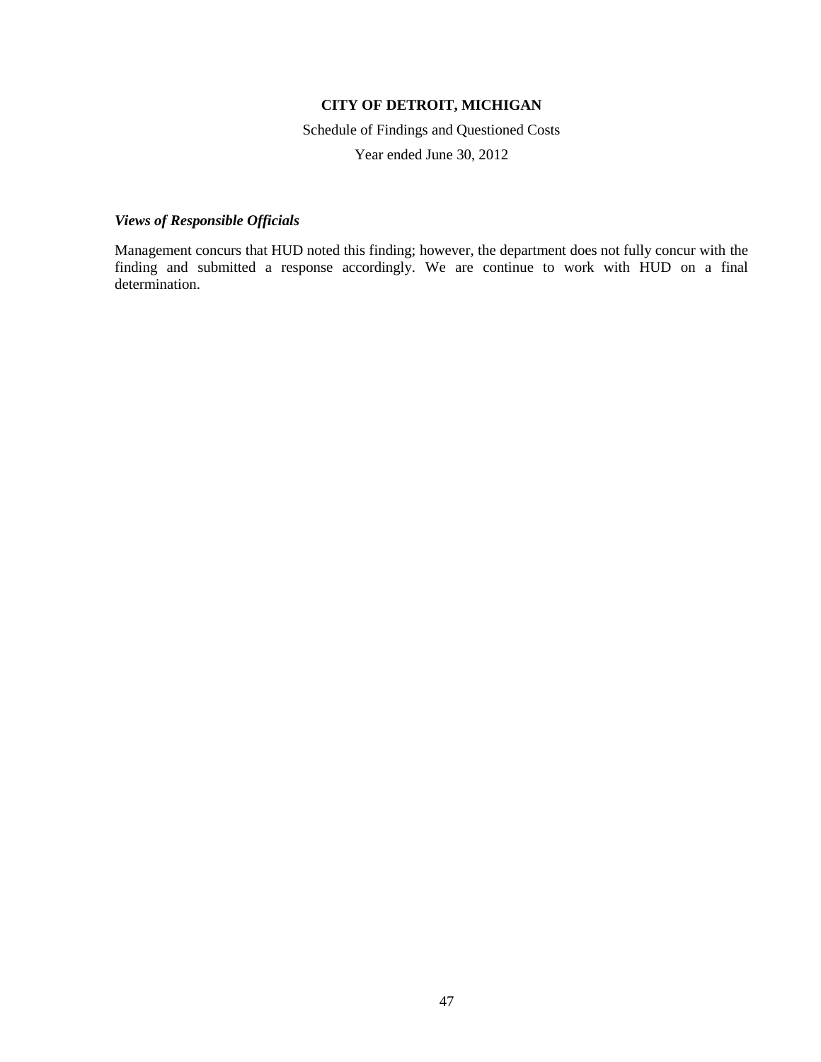**CITY OF DETROIT, MICHIGAN**

Schedule of Findings and Questioned Costs

Year ended June 30, 2012

***Views of Responsible Officials***

Management concurs that HUD noted this finding; however, the department does not fully concur with the finding and submitted a response accordingly. We are continue to work with HUD on a final determination.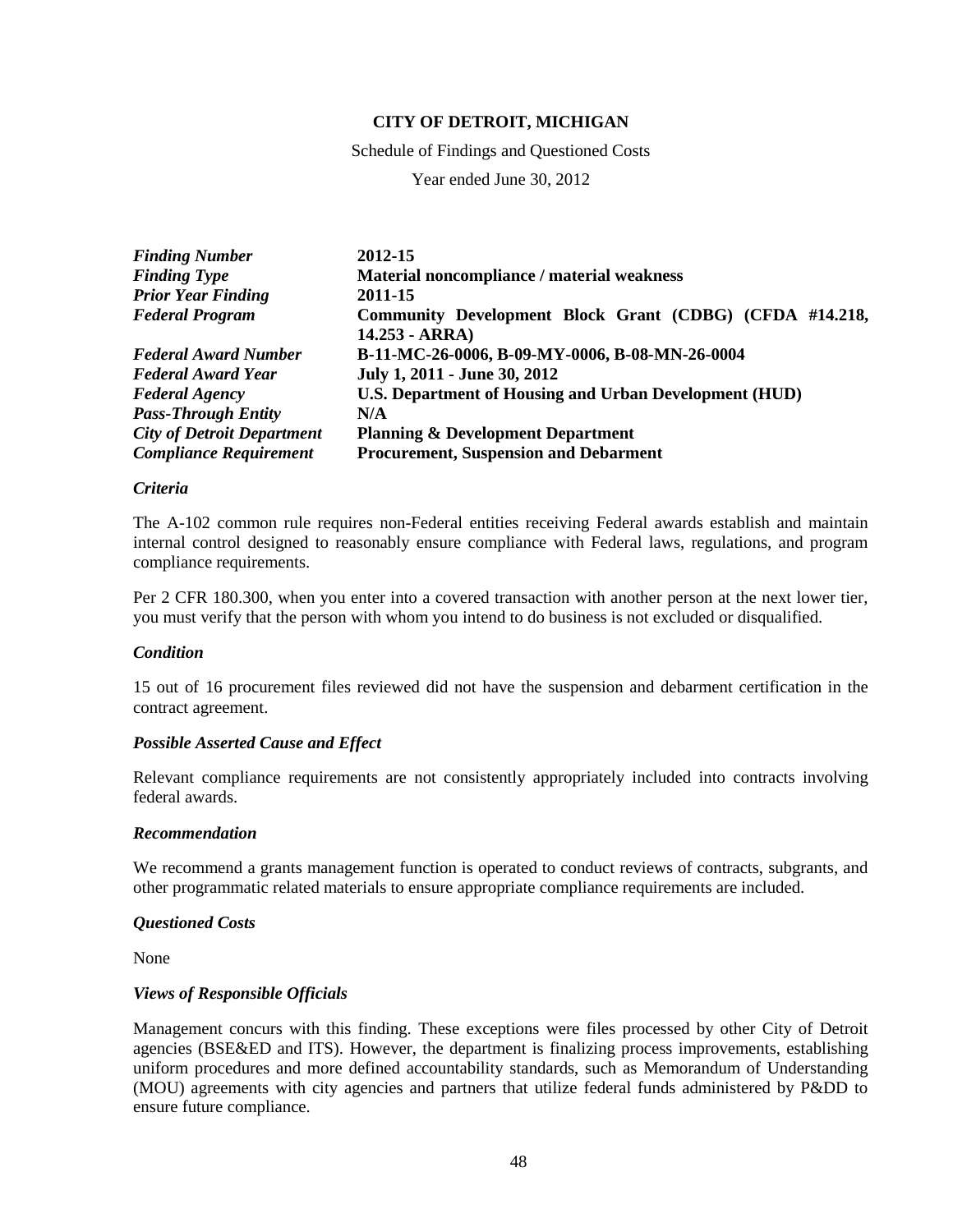**CITY OF DETROIT, MICHIGAN**

Schedule of Findings and Questioned Costs

Year ended June 30, 2012

| | |
|---|---|
| ***Finding Number*** | **2012-15** |
| ***Finding Type*** | **Material noncompliance / material weakness** |
| ***Prior Year Finding*** | **2011-15** |
| ***Federal Program*** | **Community Development Block Grant (CDBG) (CFDA #14.218, 14.253 - ARRA)** |
| ***Federal Award Number*** | **B-11-MC-26-0006, B-09-MY-0006, B-08-MN-26-0004** |
| ***Federal Award Year*** | **July 1, 2011 - June 30, 2012** |
| ***Federal Agency*** | **U.S. Department of Housing and Urban Development (HUD)** |
| ***Pass-Through Entity*** | **N/A** |
| ***City of Detroit Department*** | **Planning & Development Department** |
| ***Compliance Requirement*** | **Procurement, Suspension and Debarment** |

***Criteria***

The A-102 common rule requires non-Federal entities receiving Federal awards establish and maintain internal control designed to reasonably ensure compliance with Federal laws, regulations, and program compliance requirements.

Per 2 CFR 180.300, when you enter into a covered transaction with another person at the next lower tier, you must verify that the person with whom you intend to do business is not excluded or disqualified.

***Condition***

15 out of 16 procurement files reviewed did not have the suspension and debarment certification in the contract agreement.

***Possible Asserted Cause and Effect***

Relevant compliance requirements are not consistently appropriately included into contracts involving federal awards.

***Recommendation***

We recommend a grants management function is operated to conduct reviews of contracts, subgrants, and other programmatic related materials to ensure appropriate compliance requirements are included.

***Questioned Costs***

None

***Views of Responsible Officials***

Management concurs with this finding. These exceptions were files processed by other City of Detroit agencies (BSE&ED and ITS). However, the department is finalizing process improvements, establishing uniform procedures and more defined accountability standards, such as Memorandum of Understanding (MOU) agreements with city agencies and partners that utilize federal funds administered by P&DD to ensure future compliance.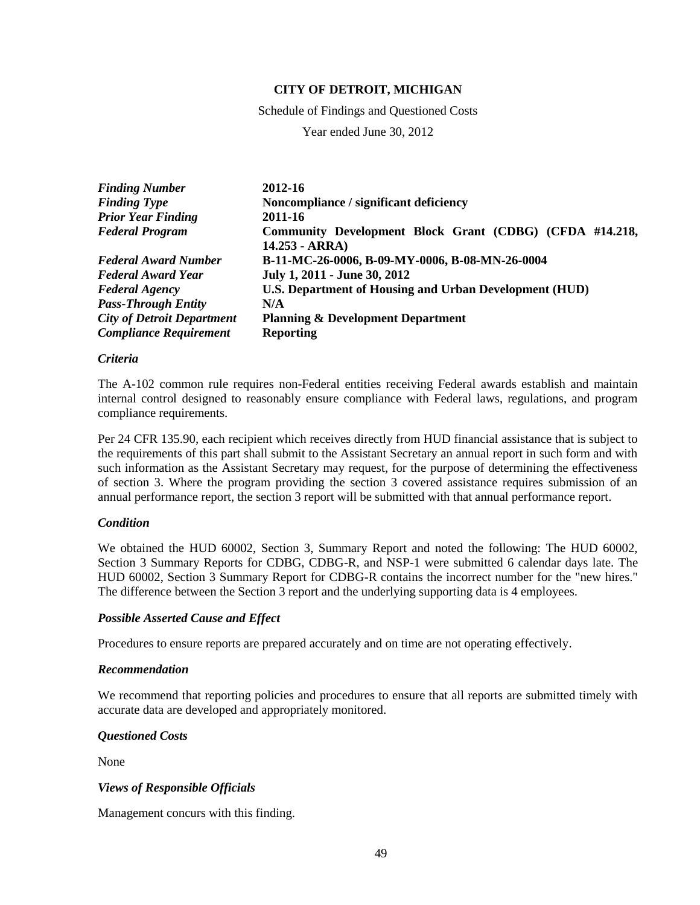**CITY OF DETROIT, MICHIGAN**

Schedule of Findings and Questioned Costs

Year ended June 30, 2012

| | |
|---|---|
| ***Finding Number*** | **2012-16** |
| ***Finding Type*** | **Noncompliance / significant deficiency** |
| ***Prior Year Finding*** | **2011-16** |
| ***Federal Program*** | **Community Development Block Grant (CDBG) (CFDA #14.218, 14.253 - ARRA)** |
| ***Federal Award Number*** | **B-11-MC-26-0006, B-09-MY-0006, B-08-MN-26-0004** |
| ***Federal Award Year*** | **July 1, 2011 - June 30, 2012** |
| ***Federal Agency*** | **U.S. Department of Housing and Urban Development (HUD)** |
| ***Pass-Through Entity*** | **N/A** |
| ***City of Detroit Department*** | **Planning & Development Department** |
| ***Compliance Requirement*** | **Reporting** |

### *Criteria*

The A-102 common rule requires non-Federal entities receiving Federal awards establish and maintain internal control designed to reasonably ensure compliance with Federal laws, regulations, and program compliance requirements.

Per 24 CFR 135.90, each recipient which receives directly from HUD financial assistance that is subject to the requirements of this part shall submit to the Assistant Secretary an annual report in such form and with such information as the Assistant Secretary may request, for the purpose of determining the effectiveness of section 3. Where the program providing the section 3 covered assistance requires submission of an annual performance report, the section 3 report will be submitted with that annual performance report.

### *Condition*

We obtained the HUD 60002, Section 3, Summary Report and noted the following: The HUD 60002, Section 3 Summary Reports for CDBG, CDBG-R, and NSP-1 were submitted 6 calendar days late. The HUD 60002, Section 3 Summary Report for CDBG-R contains the incorrect number for the "new hires." The difference between the Section 3 report and the underlying supporting data is 4 employees.

### *Possible Asserted Cause and Effect*

Procedures to ensure reports are prepared accurately and on time are not operating effectively.

### *Recommendation*

We recommend that reporting policies and procedures to ensure that all reports are submitted timely with accurate data are developed and appropriately monitored.

### *Questioned Costs*

None

### *Views of Responsible Officials*

Management concurs with this finding.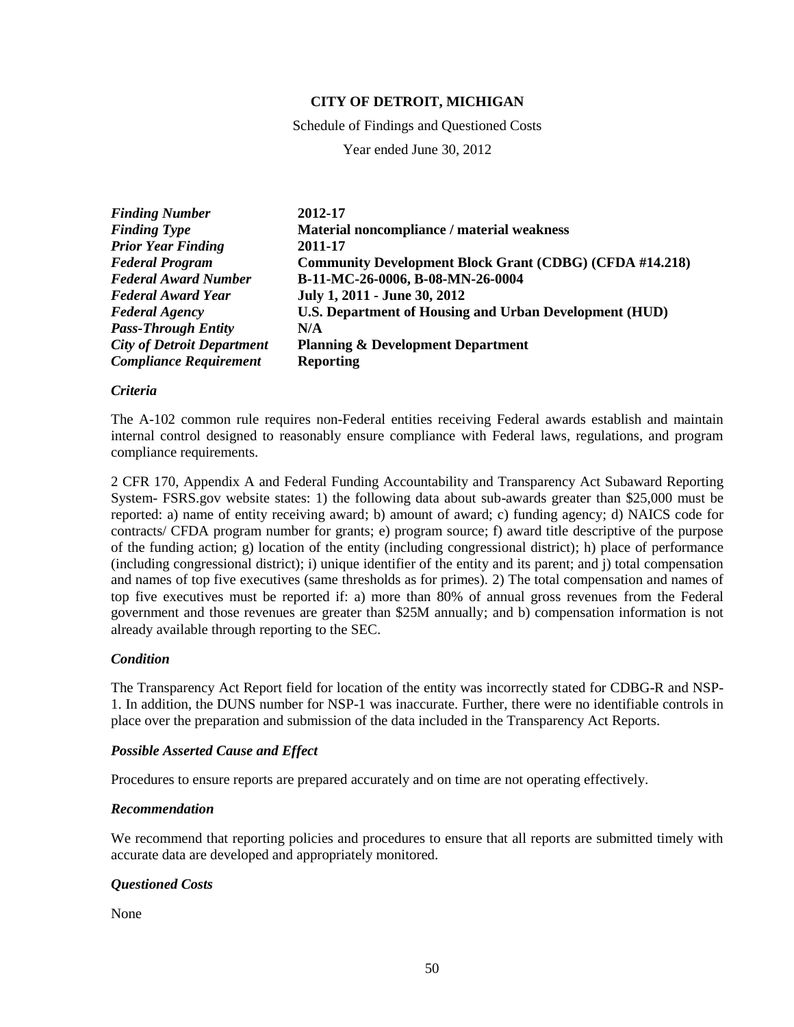**CITY OF DETROIT, MICHIGAN**

Schedule of Findings and Questioned Costs

Year ended June 30, 2012

| | |
|---|---|
| ***Finding Number*** | **2012-17** |
| ***Finding Type*** | **Material noncompliance / material weakness** |
| ***Prior Year Finding*** | **2011-17** |
| ***Federal Program*** | **Community Development Block Grant (CDBG) (CFDA #14.218)** |
| ***Federal Award Number*** | **B-11-MC-26-0006, B-08-MN-26-0004** |
| ***Federal Award Year*** | **July 1, 2011 - June 30, 2012** |
| ***Federal Agency*** | **U.S. Department of Housing and Urban Development (HUD)** |
| ***Pass-Through Entity*** | **N/A** |
| ***City of Detroit Department*** | **Planning & Development Department** |
| ***Compliance Requirement*** | **Reporting** |

### *Criteria*

The A-102 common rule requires non-Federal entities receiving Federal awards establish and maintain internal control designed to reasonably ensure compliance with Federal laws, regulations, and program compliance requirements.

2 CFR 170, Appendix A and Federal Funding Accountability and Transparency Act Subaward Reporting System- FSRS.gov website states: 1) the following data about sub-awards greater than $25,000 must be reported: a) name of entity receiving award; b) amount of award; c) funding agency; d) NAICS code for contracts/ CFDA program number for grants; e) program source; f) award title descriptive of the purpose of the funding action; g) location of the entity (including congressional district); h) place of performance (including congressional district); i) unique identifier of the entity and its parent; and j) total compensation and names of top five executives (same thresholds as for primes). 2) The total compensation and names of top five executives must be reported if: a) more than 80% of annual gross revenues from the Federal government and those revenues are greater than $25M annually; and b) compensation information is not already available through reporting to the SEC.

### *Condition*

The Transparency Act Report field for location of the entity was incorrectly stated for CDBG-R and NSP-1. In addition, the DUNS number for NSP-1 was inaccurate. Further, there were no identifiable controls in place over the preparation and submission of the data included in the Transparency Act Reports.

### *Possible Asserted Cause and Effect*

Procedures to ensure reports are prepared accurately and on time are not operating effectively.

### *Recommendation*

We recommend that reporting policies and procedures to ensure that all reports are submitted timely with accurate data are developed and appropriately monitored.

### *Questioned Costs*

None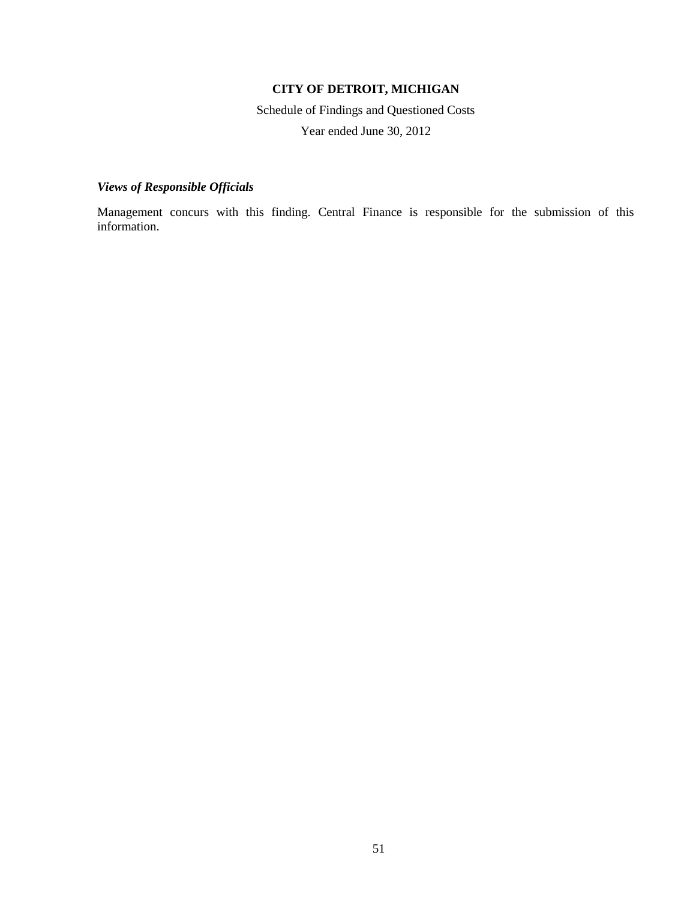**CITY OF DETROIT, MICHIGAN**

Schedule of Findings and Questioned Costs

Year ended June 30, 2012

***Views of Responsible Officials***

Management concurs with this finding. Central Finance is responsible for the submission of this information.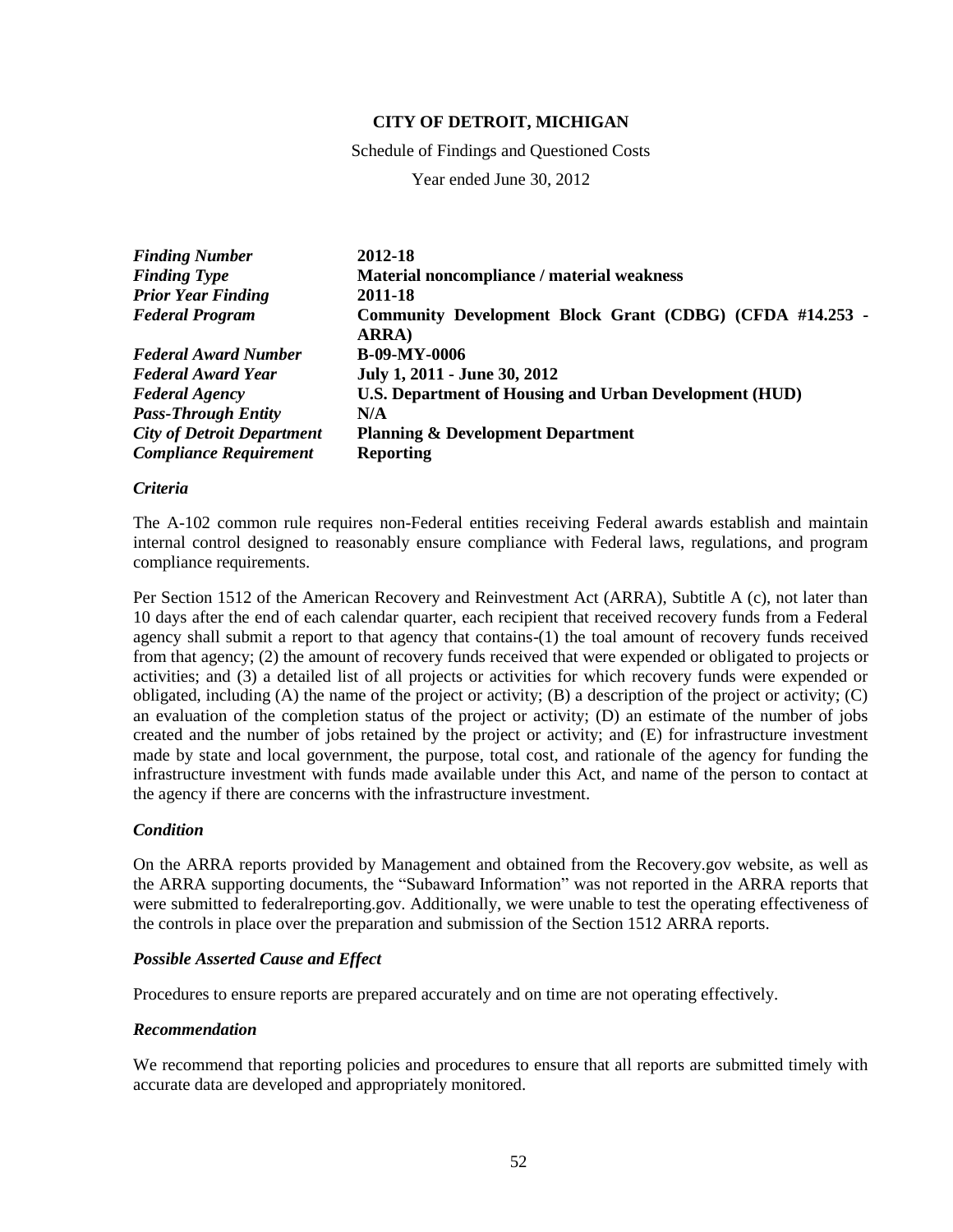**CITY OF DETROIT, MICHIGAN**

Schedule of Findings and Questioned Costs

Year ended June 30, 2012

| | |
|---|---|
| ***Finding Number*** | **2012-18** |
| ***Finding Type*** | **Material noncompliance / material weakness** |
| ***Prior Year Finding*** | **2011-18** |
| ***Federal Program*** | **Community Development Block Grant (CDBG) (CFDA #14.253 - ARRA)** |
| ***Federal Award Number*** | **B-09-MY-0006** |
| ***Federal Award Year*** | **July 1, 2011 - June 30, 2012** |
| ***Federal Agency*** | **U.S. Department of Housing and Urban Development (HUD)** |
| ***Pass-Through Entity*** | **N/A** |
| ***City of Detroit Department*** | **Planning & Development Department** |
| ***Compliance Requirement*** | **Reporting** |

### *Criteria*

The A-102 common rule requires non-Federal entities receiving Federal awards establish and maintain internal control designed to reasonably ensure compliance with Federal laws, regulations, and program compliance requirements.

Per Section 1512 of the American Recovery and Reinvestment Act (ARRA), Subtitle A (c), not later than 10 days after the end of each calendar quarter, each recipient that received recovery funds from a Federal agency shall submit a report to that agency that contains-(1) the toal amount of recovery funds received from that agency; (2) the amount of recovery funds received that were expended or obligated to projects or activities; and (3) a detailed list of all projects or activities for which recovery funds were expended or obligated, including (A) the name of the project or activity; (B) a description of the project or activity; (C) an evaluation of the completion status of the project or activity; (D) an estimate of the number of jobs created and the number of jobs retained by the project or activity; and (E) for infrastructure investment made by state and local government, the purpose, total cost, and rationale of the agency for funding the infrastructure investment with funds made available under this Act, and name of the person to contact at the agency if there are concerns with the infrastructure investment.

### *Condition*

On the ARRA reports provided by Management and obtained from the Recovery.gov website, as well as the ARRA supporting documents, the "Subaward Information" was not reported in the ARRA reports that were submitted to federalreporting.gov. Additionally, we were unable to test the operating effectiveness of the controls in place over the preparation and submission of the Section 1512 ARRA reports.

### *Possible Asserted Cause and Effect*

Procedures to ensure reports are prepared accurately and on time are not operating effectively.

### *Recommendation*

We recommend that reporting policies and procedures to ensure that all reports are submitted timely with accurate data are developed and appropriately monitored.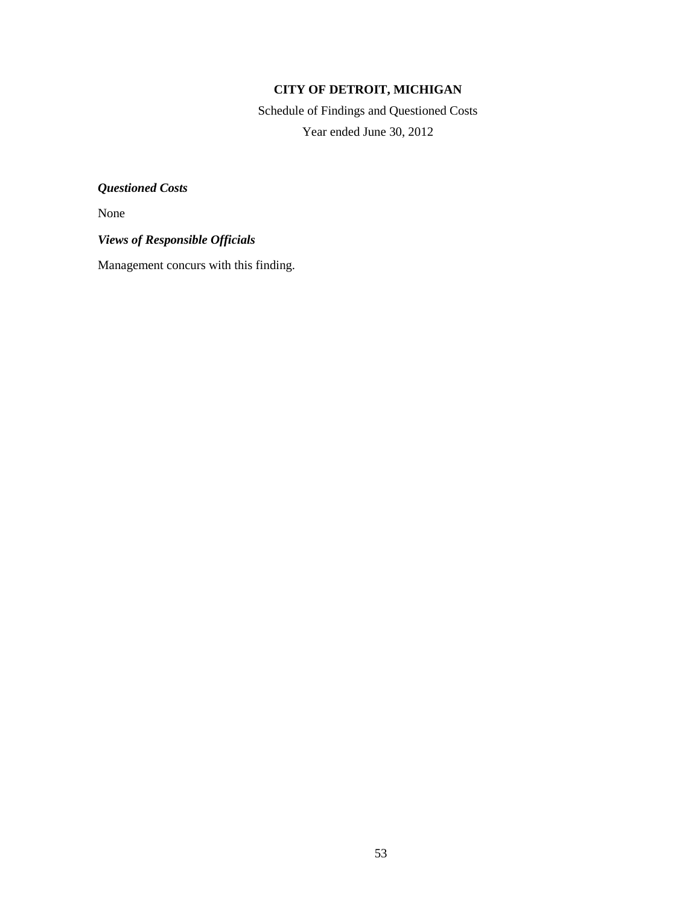# CITY OF DETROIT, MICHIGAN

Schedule of Findings and Questioned Costs

Year ended June 30, 2012

***Questioned Costs***

None

***Views of Responsible Officials***

Management concurs with this finding.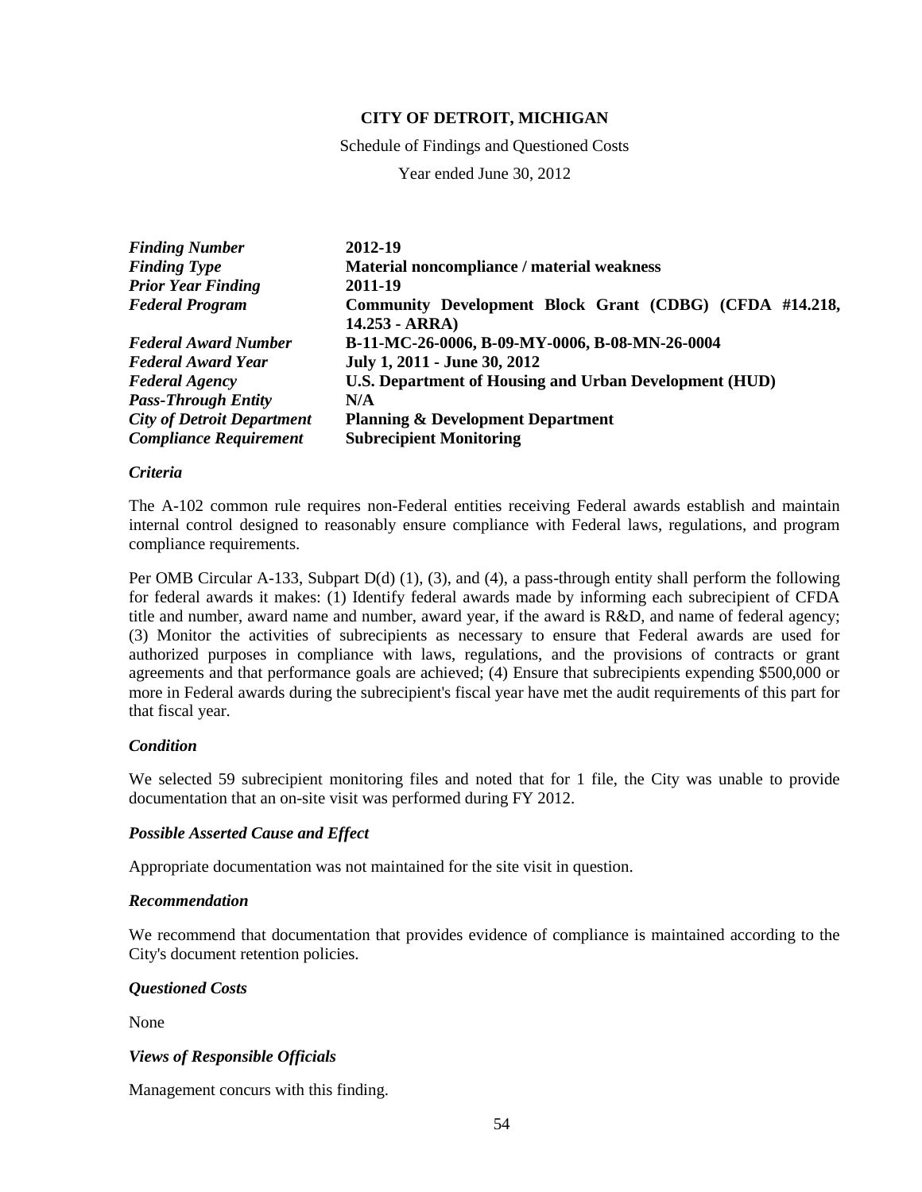**CITY OF DETROIT, MICHIGAN**

Schedule of Findings and Questioned Costs

Year ended June 30, 2012

| | |
|---|---|
| ***Finding Number*** | **2012-19** |
| ***Finding Type*** | **Material noncompliance / material weakness** |
| ***Prior Year Finding*** | **2011-19** |
| ***Federal Program*** | **Community Development Block Grant (CDBG) (CFDA #14.218, 14.253 - ARRA)** |
| ***Federal Award Number*** | **B-11-MC-26-0006, B-09-MY-0006, B-08-MN-26-0004** |
| ***Federal Award Year*** | **July 1, 2011 - June 30, 2012** |
| ***Federal Agency*** | **U.S. Department of Housing and Urban Development (HUD)** |
| ***Pass-Through Entity*** | **N/A** |
| ***City of Detroit Department*** | **Planning & Development Department** |
| ***Compliance Requirement*** | **Subrecipient Monitoring** |

***Criteria***

The A-102 common rule requires non-Federal entities receiving Federal awards establish and maintain internal control designed to reasonably ensure compliance with Federal laws, regulations, and program compliance requirements.

Per OMB Circular A-133, Subpart D(d) (1), (3), and (4), a pass-through entity shall perform the following for federal awards it makes: (1) Identify federal awards made by informing each subrecipient of CFDA title and number, award name and number, award year, if the award is R&D, and name of federal agency; (3) Monitor the activities of subrecipients as necessary to ensure that Federal awards are used for authorized purposes in compliance with laws, regulations, and the provisions of contracts or grant agreements and that performance goals are achieved; (4) Ensure that subrecipients expending $500,000 or more in Federal awards during the subrecipient's fiscal year have met the audit requirements of this part for that fiscal year.

***Condition***

We selected 59 subrecipient monitoring files and noted that for 1 file, the City was unable to provide documentation that an on-site visit was performed during FY 2012.

***Possible Asserted Cause and Effect***

Appropriate documentation was not maintained for the site visit in question.

***Recommendation***

We recommend that documentation that provides evidence of compliance is maintained according to the City's document retention policies.

***Questioned Costs***

None

***Views of Responsible Officials***

Management concurs with this finding.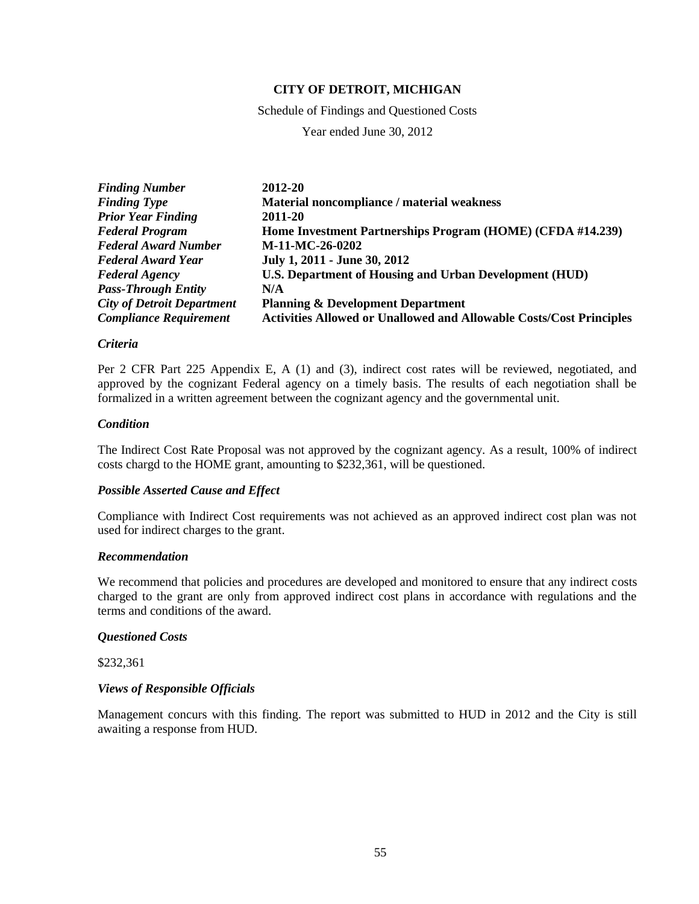**CITY OF DETROIT, MICHIGAN**

Schedule of Findings and Questioned Costs

Year ended June 30, 2012

| | |
|---|---|
| ***Finding Number*** | **2012-20** |
| ***Finding Type*** | **Material noncompliance / material weakness** |
| ***Prior Year Finding*** | **2011-20** |
| ***Federal Program*** | **Home Investment Partnerships Program (HOME) (CFDA #14.239)** |
| ***Federal Award Number*** | **M-11-MC-26-0202** |
| ***Federal Award Year*** | **July 1, 2011 - June 30, 2012** |
| ***Federal Agency*** | **U.S. Department of Housing and Urban Development (HUD)** |
| ***Pass-Through Entity*** | **N/A** |
| ***City of Detroit Department*** | **Planning & Development Department** |
| ***Compliance Requirement*** | **Activities Allowed or Unallowed and Allowable Costs/Cost Principles** |

***Criteria***

Per 2 CFR Part 225 Appendix E, A (1) and (3), indirect cost rates will be reviewed, negotiated, and approved by the cognizant Federal agency on a timely basis. The results of each negotiation shall be formalized in a written agreement between the cognizant agency and the governmental unit.

***Condition***

The Indirect Cost Rate Proposal was not approved by the cognizant agency. As a result, 100% of indirect costs chargd to the HOME grant, amounting to $232,361, will be questioned.

***Possible Asserted Cause and Effect***

Compliance with Indirect Cost requirements was not achieved as an approved indirect cost plan was not used for indirect charges to the grant.

***Recommendation***

We recommend that policies and procedures are developed and monitored to ensure that any indirect costs charged to the grant are only from approved indirect cost plans in accordance with regulations and the terms and conditions of the award.

***Questioned Costs***

$232,361

***Views of Responsible Officials***

Management concurs with this finding. The report was submitted to HUD in 2012 and the City is still awaiting a response from HUD.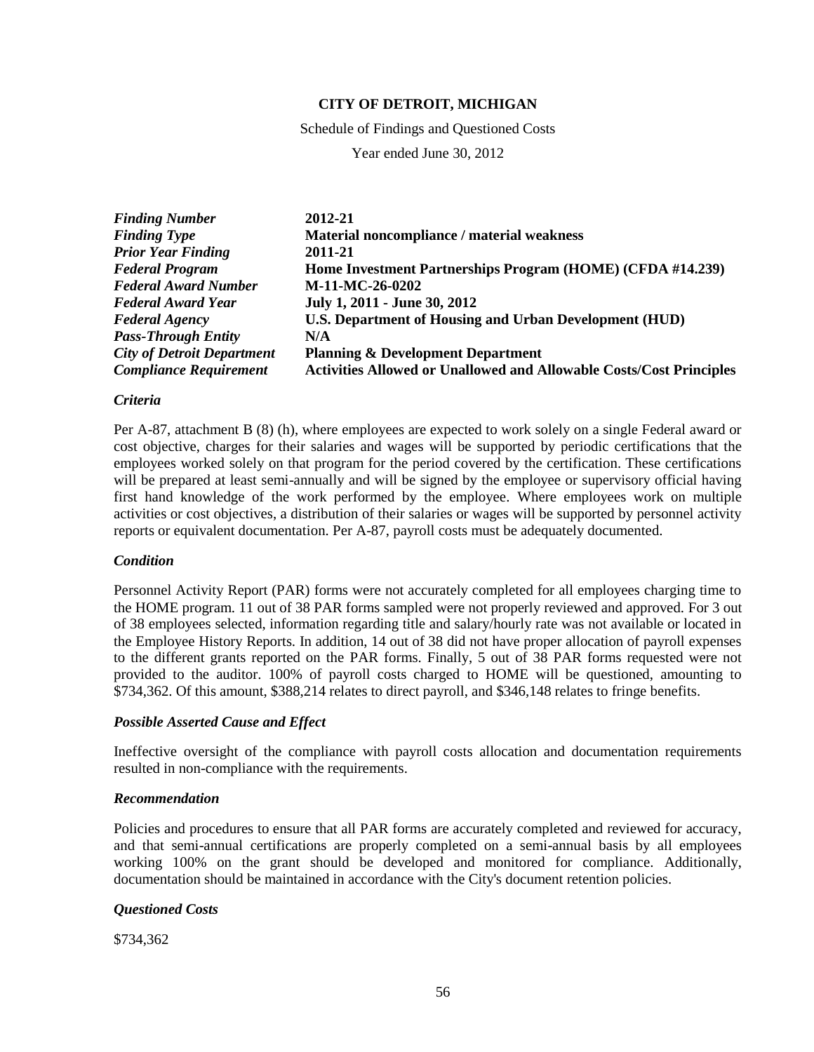**CITY OF DETROIT, MICHIGAN**

Schedule of Findings and Questioned Costs

Year ended June 30, 2012

| | |
|---|---|
| ***Finding Number*** | **2012-21** |
| ***Finding Type*** | **Material noncompliance / material weakness** |
| ***Prior Year Finding*** | **2011-21** |
| ***Federal Program*** | **Home Investment Partnerships Program (HOME) (CFDA #14.239)** |
| ***Federal Award Number*** | **M-11-MC-26-0202** |
| ***Federal Award Year*** | **July 1, 2011 - June 30, 2012** |
| ***Federal Agency*** | **U.S. Department of Housing and Urban Development (HUD)** |
| ***Pass-Through Entity*** | **N/A** |
| ***City of Detroit Department*** | **Planning & Development Department** |
| ***Compliance Requirement*** | **Activities Allowed or Unallowed and Allowable Costs/Cost Principles** |

### *Criteria*

Per A-87, attachment B (8) (h), where employees are expected to work solely on a single Federal award or cost objective, charges for their salaries and wages will be supported by periodic certifications that the employees worked solely on that program for the period covered by the certification. These certifications will be prepared at least semi-annually and will be signed by the employee or supervisory official having first hand knowledge of the work performed by the employee. Where employees work on multiple activities or cost objectives, a distribution of their salaries or wages will be supported by personnel activity reports or equivalent documentation. Per A-87, payroll costs must be adequately documented.

### *Condition*

Personnel Activity Report (PAR) forms were not accurately completed for all employees charging time to the HOME program. 11 out of 38 PAR forms sampled were not properly reviewed and approved. For 3 out of 38 employees selected, information regarding title and salary/hourly rate was not available or located in the Employee History Reports. In addition, 14 out of 38 did not have proper allocation of payroll expenses to the different grants reported on the PAR forms. Finally, 5 out of 38 PAR forms requested were not provided to the auditor. 100% of payroll costs charged to HOME will be questioned, amounting to $734,362. Of this amount, $388,214 relates to direct payroll, and $346,148 relates to fringe benefits.

### *Possible Asserted Cause and Effect*

Ineffective oversight of the compliance with payroll costs allocation and documentation requirements resulted in non-compliance with the requirements.

### *Recommendation*

Policies and procedures to ensure that all PAR forms are accurately completed and reviewed for accuracy, and that semi-annual certifications are properly completed on a semi-annual basis by all employees working 100% on the grant should be developed and monitored for compliance. Additionally, documentation should be maintained in accordance with the City's document retention policies.

### *Questioned Costs*

$734,362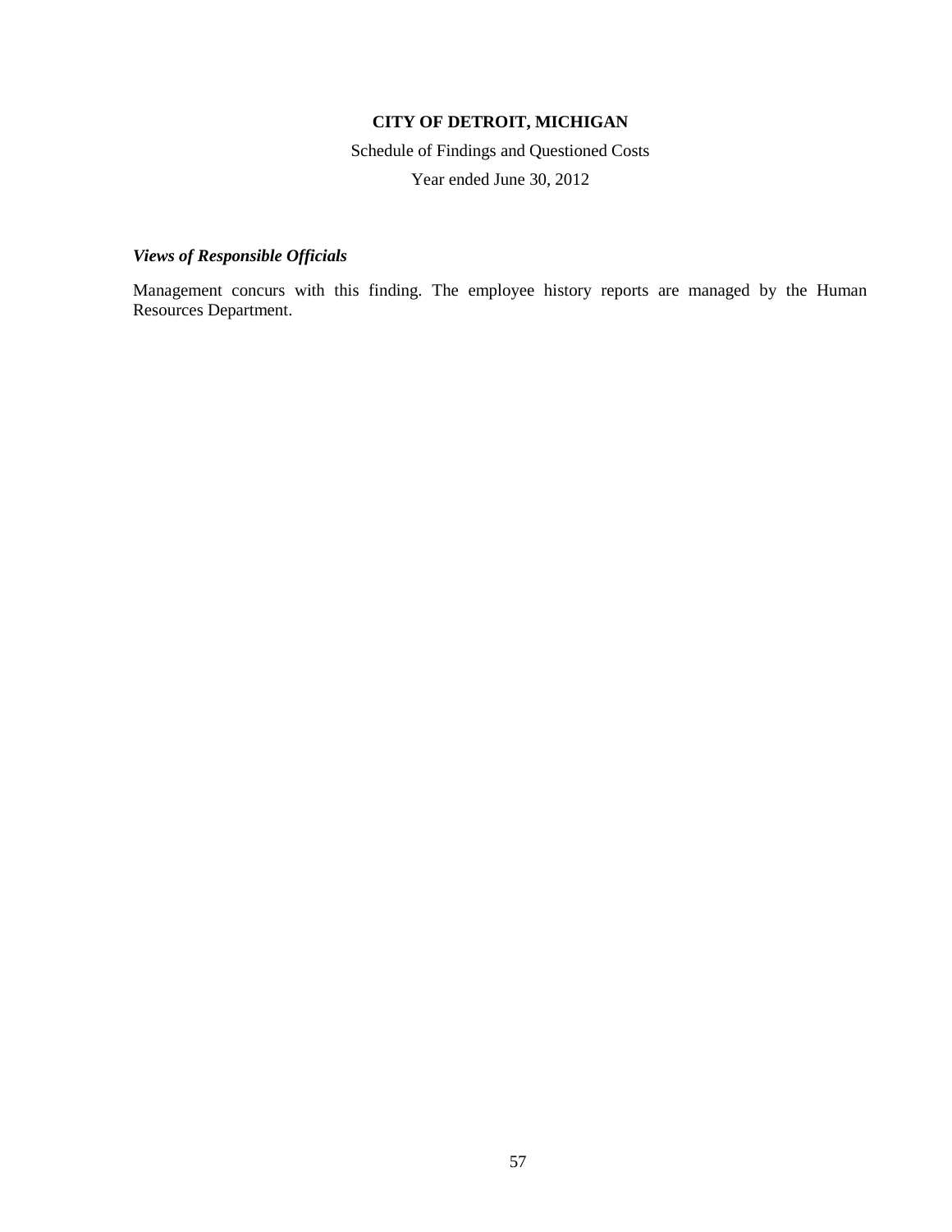**CITY OF DETROIT, MICHIGAN**

Schedule of Findings and Questioned Costs

Year ended June 30, 2012

***Views of Responsible Officials***

Management concurs with this finding. The employee history reports are managed by the Human Resources Department.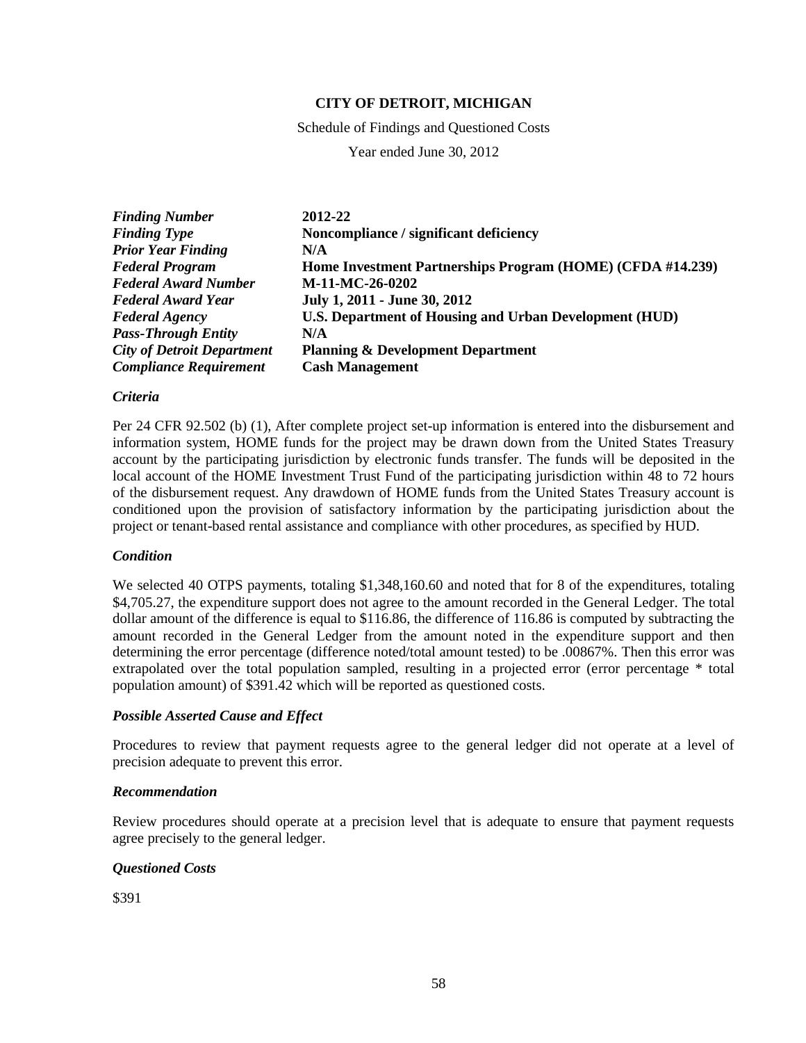**CITY OF DETROIT, MICHIGAN**

Schedule of Findings and Questioned Costs

Year ended June 30, 2012

| | |
|---|---|
| ***Finding Number*** | **2012-22** |
| ***Finding Type*** | **Noncompliance / significant deficiency** |
| ***Prior Year Finding*** | **N/A** |
| ***Federal Program*** | **Home Investment Partnerships Program (HOME) (CFDA #14.239)** |
| ***Federal Award Number*** | **M-11-MC-26-0202** |
| ***Federal Award Year*** | **July 1, 2011 - June 30, 2012** |
| ***Federal Agency*** | **U.S. Department of Housing and Urban Development (HUD)** |
| ***Pass-Through Entity*** | **N/A** |
| ***City of Detroit Department*** | **Planning & Development Department** |
| ***Compliance Requirement*** | **Cash Management** |

***Criteria***

Per 24 CFR 92.502 (b) (1), After complete project set-up information is entered into the disbursement and information system, HOME funds for the project may be drawn down from the United States Treasury account by the participating jurisdiction by electronic funds transfer. The funds will be deposited in the local account of the HOME Investment Trust Fund of the participating jurisdiction within 48 to 72 hours of the disbursement request. Any drawdown of HOME funds from the United States Treasury account is conditioned upon the provision of satisfactory information by the participating jurisdiction about the project or tenant-based rental assistance and compliance with other procedures, as specified by HUD.

***Condition***

We selected 40 OTPS payments, totaling $1,348,160.60 and noted that for 8 of the expenditures, totaling $4,705.27, the expenditure support does not agree to the amount recorded in the General Ledger. The total dollar amount of the difference is equal to $116.86, the difference of 116.86 is computed by subtracting the amount recorded in the General Ledger from the amount noted in the expenditure support and then determining the error percentage (difference noted/total amount tested) to be .00867%. Then this error was extrapolated over the total population sampled, resulting in a projected error (error percentage * total population amount) of $391.42 which will be reported as questioned costs.

***Possible Asserted Cause and Effect***

Procedures to review that payment requests agree to the general ledger did not operate at a level of precision adequate to prevent this error.

***Recommendation***

Review procedures should operate at a precision level that is adequate to ensure that payment requests agree precisely to the general ledger.

***Questioned Costs***

$391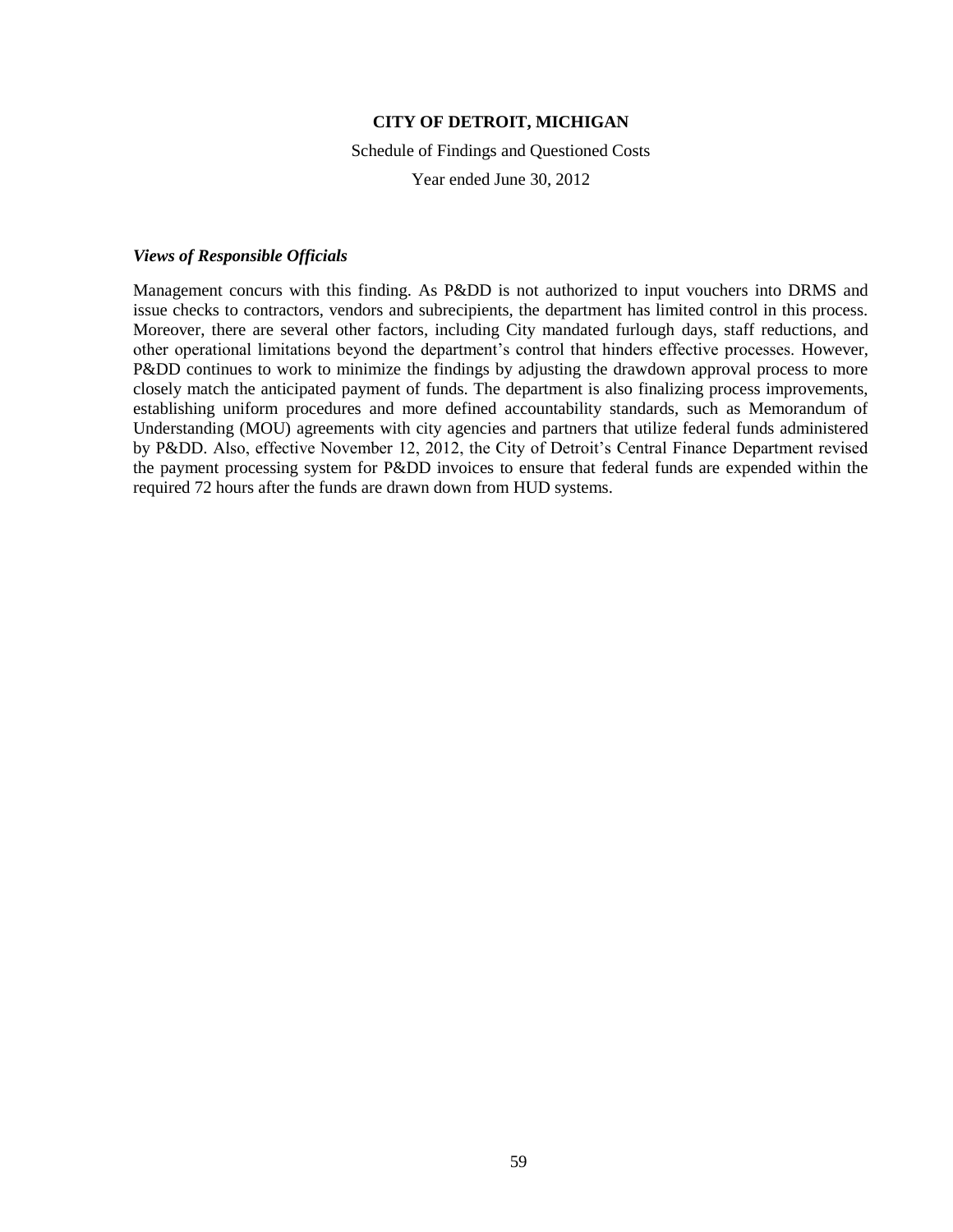**CITY OF DETROIT, MICHIGAN**

Schedule of Findings and Questioned Costs

Year ended June 30, 2012

***Views of Responsible Officials***

Management concurs with this finding. As P&DD is not authorized to input vouchers into DRMS and issue checks to contractors, vendors and subrecipients, the department has limited control in this process. Moreover, there are several other factors, including City mandated furlough days, staff reductions, and other operational limitations beyond the department's control that hinders effective processes. However, P&DD continues to work to minimize the findings by adjusting the drawdown approval process to more closely match the anticipated payment of funds. The department is also finalizing process improvements, establishing uniform procedures and more defined accountability standards, such as Memorandum of Understanding (MOU) agreements with city agencies and partners that utilize federal funds administered by P&DD. Also, effective November 12, 2012, the City of Detroit's Central Finance Department revised the payment processing system for P&DD invoices to ensure that federal funds are expended within the required 72 hours after the funds are drawn down from HUD systems.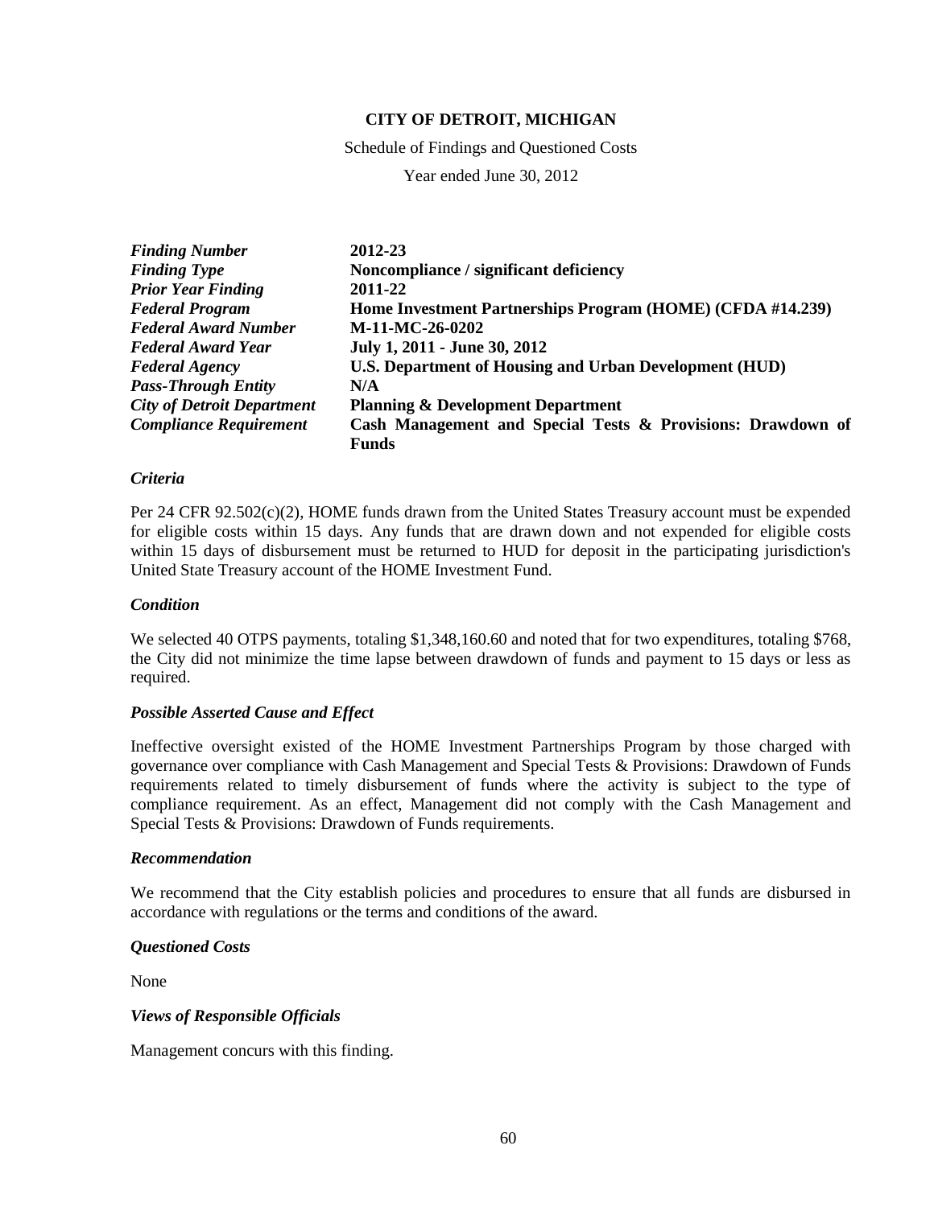**CITY OF DETROIT, MICHIGAN**

Schedule of Findings and Questioned Costs

Year ended June 30, 2012

| | |
|---|---|
| ***Finding Number*** | **2012-23** |
| ***Finding Type*** | **Noncompliance / significant deficiency** |
| ***Prior Year Finding*** | **2011-22** |
| ***Federal Program*** | **Home Investment Partnerships Program (HOME) (CFDA #14.239)** |
| ***Federal Award Number*** | **M-11-MC-26-0202** |
| ***Federal Award Year*** | **July 1, 2011 - June 30, 2012** |
| ***Federal Agency*** | **U.S. Department of Housing and Urban Development (HUD)** |
| ***Pass-Through Entity*** | **N/A** |
| ***City of Detroit Department*** | **Planning & Development Department** |
| ***Compliance Requirement*** | **Cash Management and Special Tests & Provisions: Drawdown of Funds** |

### *Criteria*

Per 24 CFR 92.502(c)(2), HOME funds drawn from the United States Treasury account must be expended for eligible costs within 15 days. Any funds that are drawn down and not expended for eligible costs within 15 days of disbursement must be returned to HUD for deposit in the participating jurisdiction's United State Treasury account of the HOME Investment Fund.

### *Condition*

We selected 40 OTPS payments, totaling $1,348,160.60 and noted that for two expenditures, totaling $768, the City did not minimize the time lapse between drawdown of funds and payment to 15 days or less as required.

### *Possible Asserted Cause and Effect*

Ineffective oversight existed of the HOME Investment Partnerships Program by those charged with governance over compliance with Cash Management and Special Tests & Provisions: Drawdown of Funds requirements related to timely disbursement of funds where the activity is subject to the type of compliance requirement. As an effect, Management did not comply with the Cash Management and Special Tests & Provisions: Drawdown of Funds requirements.

### *Recommendation*

We recommend that the City establish policies and procedures to ensure that all funds are disbursed in accordance with regulations or the terms and conditions of the award.

### *Questioned Costs*

None

### *Views of Responsible Officials*

Management concurs with this finding.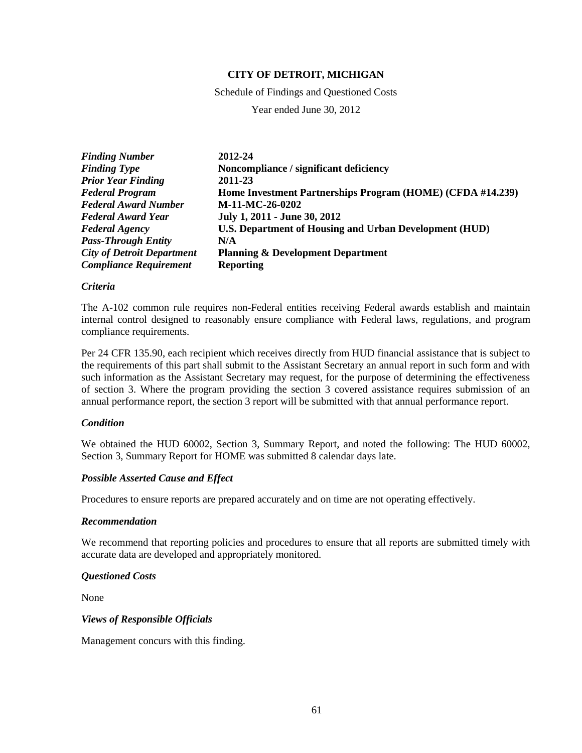**CITY OF DETROIT, MICHIGAN**

Schedule of Findings and Questioned Costs

Year ended June 30, 2012

| | |
|---|---|
| ***Finding Number*** | **2012-24** |
| ***Finding Type*** | **Noncompliance / significant deficiency** |
| ***Prior Year Finding*** | **2011-23** |
| ***Federal Program*** | **Home Investment Partnerships Program (HOME) (CFDA #14.239)** |
| ***Federal Award Number*** | **M-11-MC-26-0202** |
| ***Federal Award Year*** | **July 1, 2011 - June 30, 2012** |
| ***Federal Agency*** | **U.S. Department of Housing and Urban Development (HUD)** |
| ***Pass-Through Entity*** | **N/A** |
| ***City of Detroit Department*** | **Planning & Development Department** |
| ***Compliance Requirement*** | **Reporting** |

***Criteria***

The A-102 common rule requires non-Federal entities receiving Federal awards establish and maintain internal control designed to reasonably ensure compliance with Federal laws, regulations, and program compliance requirements.

Per 24 CFR 135.90, each recipient which receives directly from HUD financial assistance that is subject to the requirements of this part shall submit to the Assistant Secretary an annual report in such form and with such information as the Assistant Secretary may request, for the purpose of determining the effectiveness of section 3. Where the program providing the section 3 covered assistance requires submission of an annual performance report, the section 3 report will be submitted with that annual performance report.

***Condition***

We obtained the HUD 60002, Section 3, Summary Report, and noted the following: The HUD 60002, Section 3, Summary Report for HOME was submitted 8 calendar days late.

***Possible Asserted Cause and Effect***

Procedures to ensure reports are prepared accurately and on time are not operating effectively.

***Recommendation***

We recommend that reporting policies and procedures to ensure that all reports are submitted timely with accurate data are developed and appropriately monitored.

***Questioned Costs***

None

***Views of Responsible Officials***

Management concurs with this finding.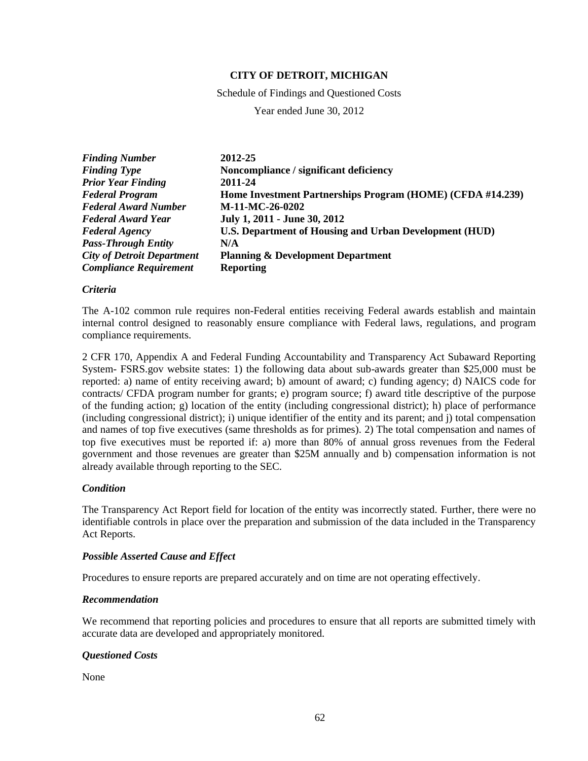**CITY OF DETROIT, MICHIGAN**

Schedule of Findings and Questioned Costs

Year ended June 30, 2012

| | |
|---|---|
| ***Finding Number*** | **2012-25** |
| ***Finding Type*** | **Noncompliance / significant deficiency** |
| ***Prior Year Finding*** | **2011-24** |
| ***Federal Program*** | **Home Investment Partnerships Program (HOME) (CFDA #14.239)** |
| ***Federal Award Number*** | **M-11-MC-26-0202** |
| ***Federal Award Year*** | **July 1, 2011 - June 30, 2012** |
| ***Federal Agency*** | **U.S. Department of Housing and Urban Development (HUD)** |
| ***Pass-Through Entity*** | **N/A** |
| ***City of Detroit Department*** | **Planning & Development Department** |
| ***Compliance Requirement*** | **Reporting** |

***Criteria***

The A-102 common rule requires non-Federal entities receiving Federal awards establish and maintain internal control designed to reasonably ensure compliance with Federal laws, regulations, and program compliance requirements.

2 CFR 170, Appendix A and Federal Funding Accountability and Transparency Act Subaward Reporting System- FSRS.gov website states: 1) the following data about sub-awards greater than $25,000 must be reported: a) name of entity receiving award; b) amount of award; c) funding agency; d) NAICS code for contracts/ CFDA program number for grants; e) program source; f) award title descriptive of the purpose of the funding action; g) location of the entity (including congressional district); h) place of performance (including congressional district); i) unique identifier of the entity and its parent; and j) total compensation and names of top five executives (same thresholds as for primes). 2) The total compensation and names of top five executives must be reported if: a) more than 80% of annual gross revenues from the Federal government and those revenues are greater than $25M annually and b) compensation information is not already available through reporting to the SEC.

***Condition***

The Transparency Act Report field for location of the entity was incorrectly stated. Further, there were no identifiable controls in place over the preparation and submission of the data included in the Transparency Act Reports.

***Possible Asserted Cause and Effect***

Procedures to ensure reports are prepared accurately and on time are not operating effectively.

***Recommendation***

We recommend that reporting policies and procedures to ensure that all reports are submitted timely with accurate data are developed and appropriately monitored.

***Questioned Costs***

None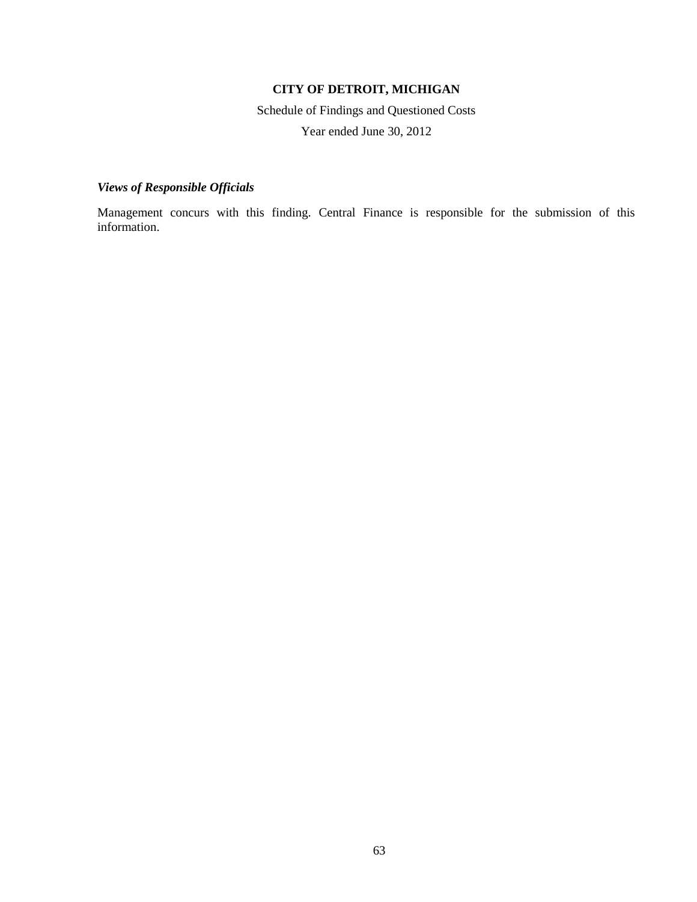**CITY OF DETROIT, MICHIGAN**

Schedule of Findings and Questioned Costs

Year ended June 30, 2012

***Views of Responsible Officials***

Management concurs with this finding. Central Finance is responsible for the submission of this information.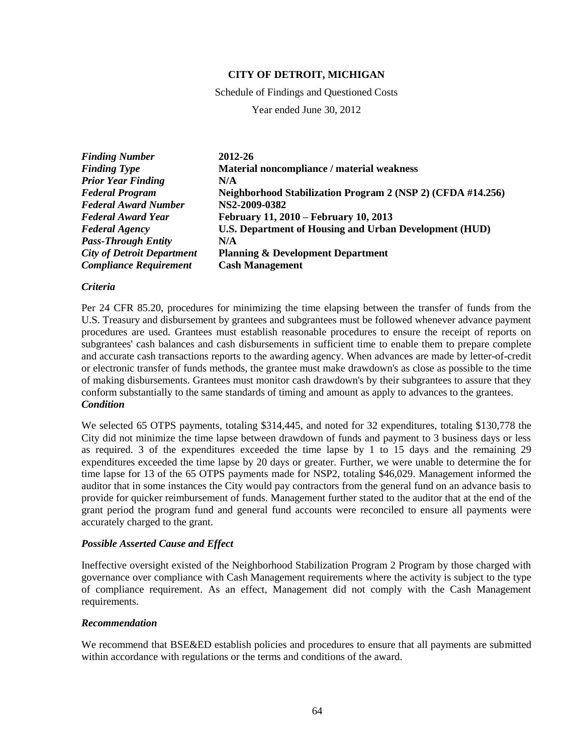# CITY OF DETROIT, MICHIGAN

Schedule of Findings and Questioned Costs

Year ended June 30, 2012

| | |
|---|---|
| ***Finding Number*** | **2012-26** |
| ***Finding Type*** | **Material noncompliance / material weakness** |
| ***Prior Year Finding*** | **N/A** |
| ***Federal Program*** | **Neighborhood Stabilization Program 2 (NSP 2) (CFDA #14.256)** |
| ***Federal Award Number*** | **NS2-2009-0382** |
| ***Federal Award Year*** | **February 11, 2010 – February 10, 2013** |
| ***Federal Agency*** | **U.S. Department of Housing and Urban Development (HUD)** |
| ***Pass-Through Entity*** | **N/A** |
| ***City of Detroit Department*** | **Planning & Development Department** |
| ***Compliance Requirement*** | **Cash Management** |

### *Criteria*

Per 24 CFR 85.20, procedures for minimizing the time elapsing between the transfer of funds from the U.S. Treasury and disbursement by grantees and subgrantees must be followed whenever advance payment procedures are used. Grantees must establish reasonable procedures to ensure the receipt of reports on subgrantees' cash balances and cash disbursements in sufficient time to enable them to prepare complete and accurate cash transactions reports to the awarding agency. When advances are made by letter-of-credit or electronic transfer of funds methods, the grantee must make drawdown's as close as possible to the time of making disbursements. Grantees must monitor cash drawdown's by their subgrantees to assure that they conform substantially to the same standards of timing and amount as apply to advances to the grantees.

### *Condition*

We selected 65 OTPS payments, totaling $314,445, and noted for 32 expenditures, totaling $130,778 the City did not minimize the time lapse between drawdown of funds and payment to 3 business days or less as required. 3 of the expenditures exceeded the time lapse by 1 to 15 days and the remaining 29 expenditures exceeded the time lapse by 20 days or greater. Further, we were unable to determine the for time lapse for 13 of the 65 OTPS payments made for NSP2, totaling $46,029. Management informed the auditor that in some instances the City would pay contractors from the general fund on an advance basis to provide for quicker reimbursement of funds. Management further stated to the auditor that at the end of the grant period the program fund and general fund accounts were reconciled to ensure all payments were accurately charged to the grant.

### *Possible Asserted Cause and Effect*

Ineffective oversight existed of the Neighborhood Stabilization Program 2 Program by those charged with governance over compliance with Cash Management requirements where the activity is subject to the type of compliance requirement. As an effect, Management did not comply with the Cash Management requirements.

### *Recommendation*

We recommend that BSE&ED establish policies and procedures to ensure that all payments are submitted within accordance with regulations or the terms and conditions of the award.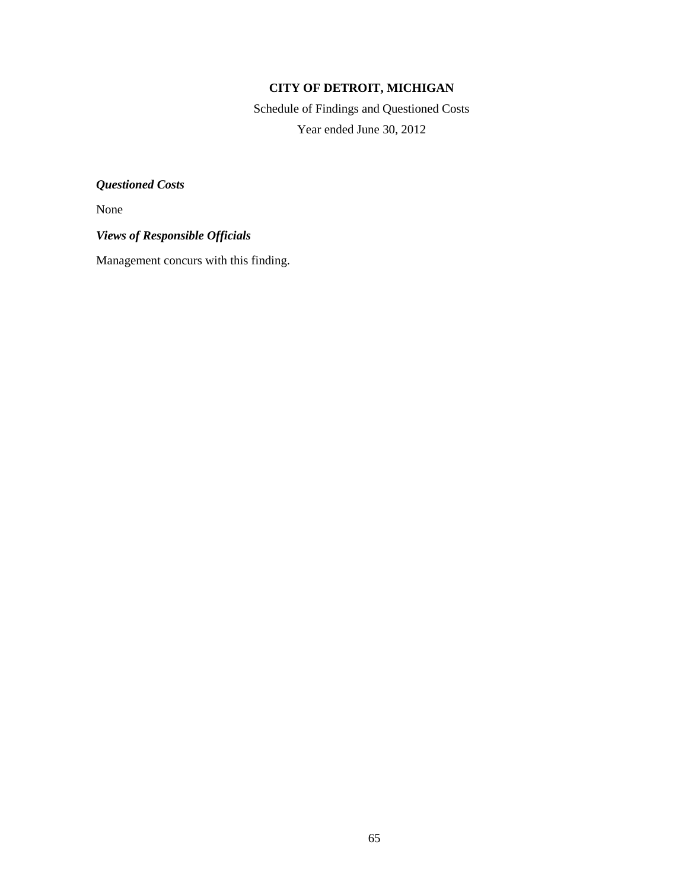**CITY OF DETROIT, MICHIGAN**

Schedule of Findings and Questioned Costs

Year ended June 30, 2012

***Questioned Costs***

None

***Views of Responsible Officials***

Management concurs with this finding.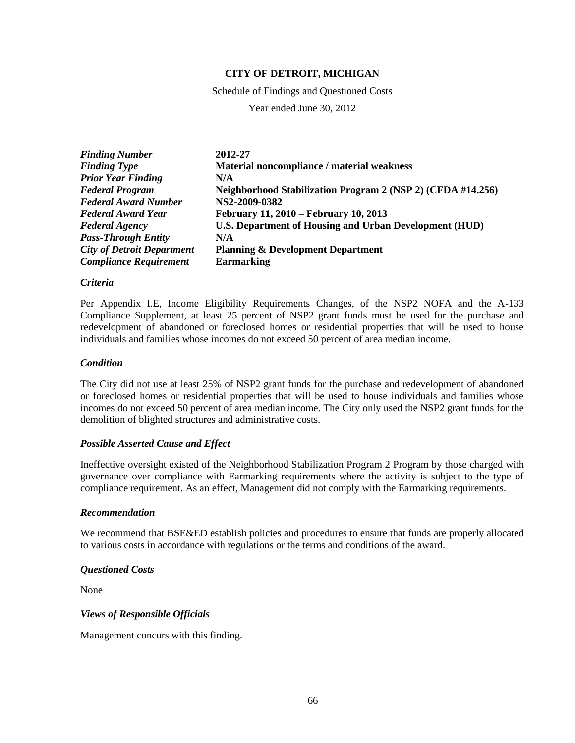**CITY OF DETROIT, MICHIGAN**

Schedule of Findings and Questioned Costs

Year ended June 30, 2012

| | |
|---|---|
| ***Finding Number*** | **2012-27** |
| ***Finding Type*** | **Material noncompliance / material weakness** |
| ***Prior Year Finding*** | **N/A** |
| ***Federal Program*** | **Neighborhood Stabilization Program 2 (NSP 2) (CFDA #14.256)** |
| ***Federal Award Number*** | **NS2-2009-0382** |
| ***Federal Award Year*** | **February 11, 2010 – February 10, 2013** |
| ***Federal Agency*** | **U.S. Department of Housing and Urban Development (HUD)** |
| ***Pass-Through Entity*** | **N/A** |
| ***City of Detroit Department*** | **Planning & Development Department** |
| ***Compliance Requirement*** | **Earmarking** |

***Criteria***

Per Appendix I.E, Income Eligibility Requirements Changes, of the NSP2 NOFA and the A-133 Compliance Supplement, at least 25 percent of NSP2 grant funds must be used for the purchase and redevelopment of abandoned or foreclosed homes or residential properties that will be used to house individuals and families whose incomes do not exceed 50 percent of area median income.

***Condition***

The City did not use at least 25% of NSP2 grant funds for the purchase and redevelopment of abandoned or foreclosed homes or residential properties that will be used to house individuals and families whose incomes do not exceed 50 percent of area median income. The City only used the NSP2 grant funds for the demolition of blighted structures and administrative costs.

***Possible Asserted Cause and Effect***

Ineffective oversight existed of the Neighborhood Stabilization Program 2 Program by those charged with governance over compliance with Earmarking requirements where the activity is subject to the type of compliance requirement. As an effect, Management did not comply with the Earmarking requirements.

***Recommendation***

We recommend that BSE&ED establish policies and procedures to ensure that funds are properly allocated to various costs in accordance with regulations or the terms and conditions of the award.

***Questioned Costs***

None

***Views of Responsible Officials***

Management concurs with this finding.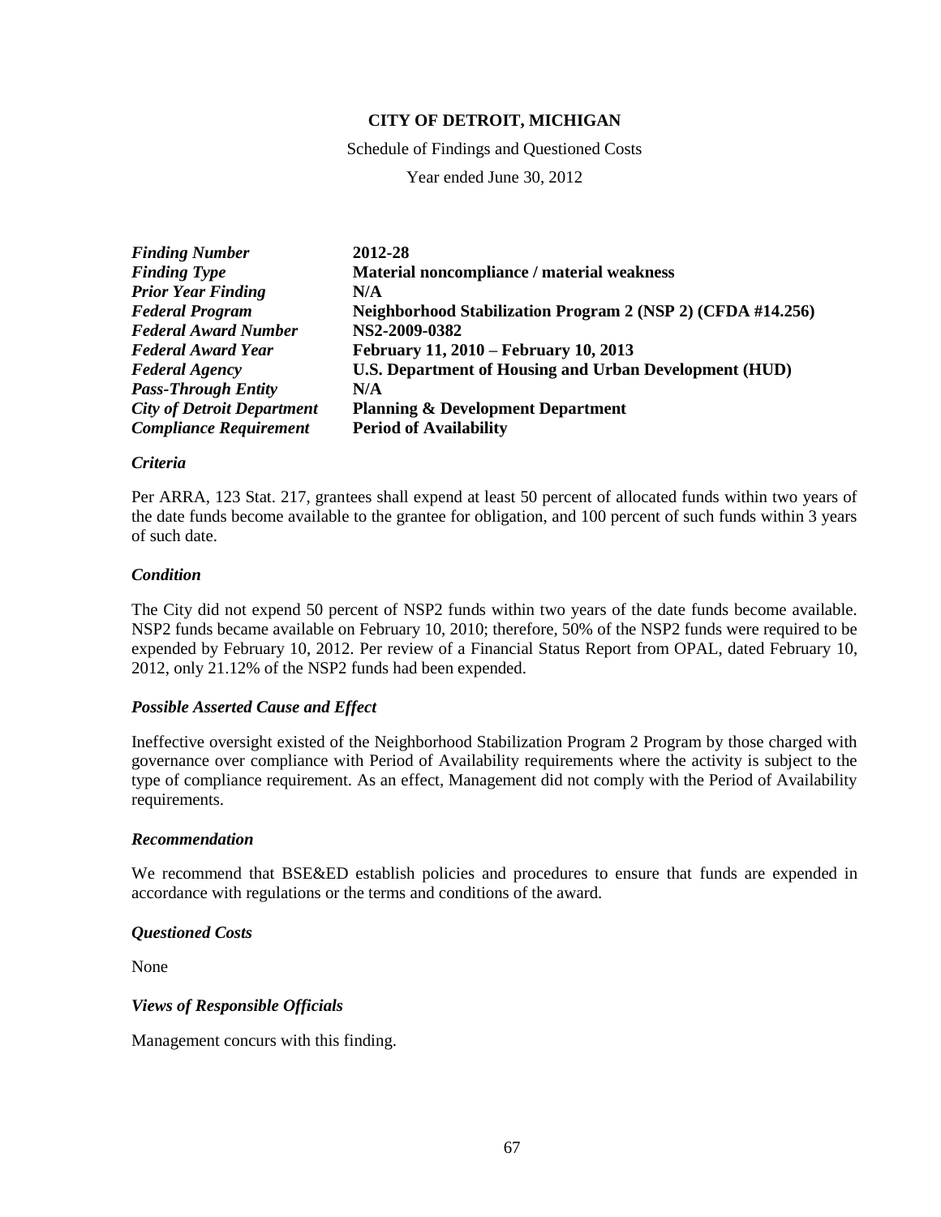**CITY OF DETROIT, MICHIGAN**

Schedule of Findings and Questioned Costs

Year ended June 30, 2012

| | |
|---|---|
| ***Finding Number*** | **2012-28** |
| ***Finding Type*** | **Material noncompliance / material weakness** |
| ***Prior Year Finding*** | **N/A** |
| ***Federal Program*** | **Neighborhood Stabilization Program 2 (NSP 2) (CFDA #14.256)** |
| ***Federal Award Number*** | **NS2-2009-0382** |
| ***Federal Award Year*** | **February 11, 2010 – February 10, 2013** |
| ***Federal Agency*** | **U.S. Department of Housing and Urban Development (HUD)** |
| ***Pass-Through Entity*** | **N/A** |
| ***City of Detroit Department*** | **Planning & Development Department** |
| ***Compliance Requirement*** | **Period of Availability** |

***Criteria***

Per ARRA, 123 Stat. 217, grantees shall expend at least 50 percent of allocated funds within two years of the date funds become available to the grantee for obligation, and 100 percent of such funds within 3 years of such date.

***Condition***

The City did not expend 50 percent of NSP2 funds within two years of the date funds become available. NSP2 funds became available on February 10, 2010; therefore, 50% of the NSP2 funds were required to be expended by February 10, 2012. Per review of a Financial Status Report from OPAL, dated February 10, 2012, only 21.12% of the NSP2 funds had been expended.

***Possible Asserted Cause and Effect***

Ineffective oversight existed of the Neighborhood Stabilization Program 2 Program by those charged with governance over compliance with Period of Availability requirements where the activity is subject to the type of compliance requirement. As an effect, Management did not comply with the Period of Availability requirements.

***Recommendation***

We recommend that BSE&ED establish policies and procedures to ensure that funds are expended in accordance with regulations or the terms and conditions of the award.

***Questioned Costs***

None

***Views of Responsible Officials***

Management concurs with this finding.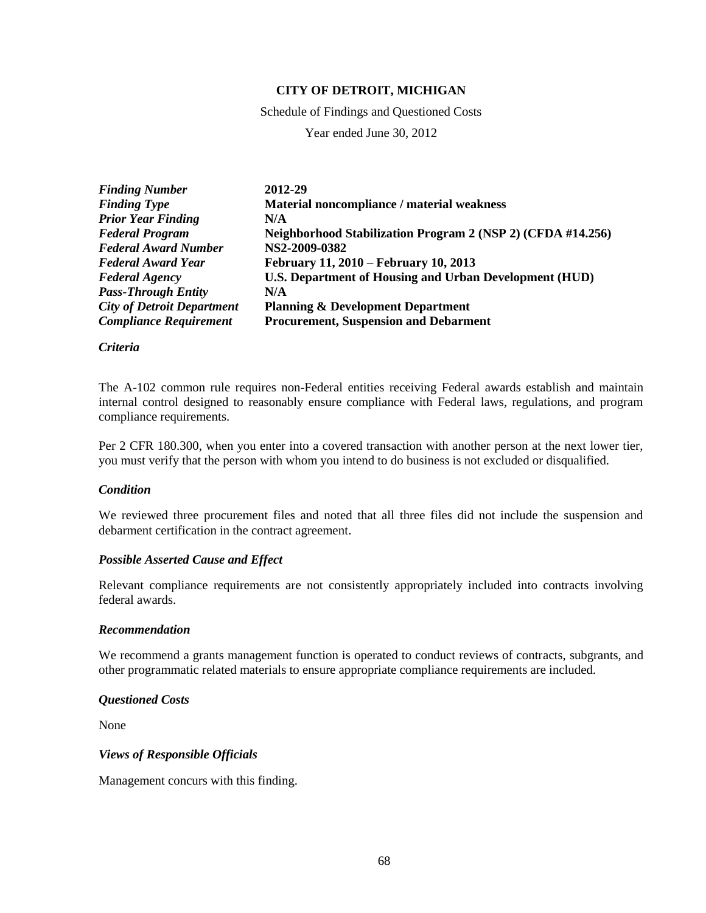**CITY OF DETROIT, MICHIGAN**

Schedule of Findings and Questioned Costs

Year ended June 30, 2012

| | |
|---|---|
| ***Finding Number*** | **2012-29** |
| ***Finding Type*** | **Material noncompliance / material weakness** |
| ***Prior Year Finding*** | **N/A** |
| ***Federal Program*** | **Neighborhood Stabilization Program 2 (NSP 2) (CFDA #14.256)** |
| ***Federal Award Number*** | **NS2-2009-0382** |
| ***Federal Award Year*** | **February 11, 2010 – February 10, 2013** |
| ***Federal Agency*** | **U.S. Department of Housing and Urban Development (HUD)** |
| ***Pass-Through Entity*** | **N/A** |
| ***City of Detroit Department*** | **Planning & Development Department** |
| ***Compliance Requirement*** | **Procurement, Suspension and Debarment** |

***Criteria***

The A-102 common rule requires non-Federal entities receiving Federal awards establish and maintain internal control designed to reasonably ensure compliance with Federal laws, regulations, and program compliance requirements.

Per 2 CFR 180.300, when you enter into a covered transaction with another person at the next lower tier, you must verify that the person with whom you intend to do business is not excluded or disqualified.

***Condition***

We reviewed three procurement files and noted that all three files did not include the suspension and debarment certification in the contract agreement.

***Possible Asserted Cause and Effect***

Relevant compliance requirements are not consistently appropriately included into contracts involving federal awards.

***Recommendation***

We recommend a grants management function is operated to conduct reviews of contracts, subgrants, and other programmatic related materials to ensure appropriate compliance requirements are included.

***Questioned Costs***

None

***Views of Responsible Officials***

Management concurs with this finding.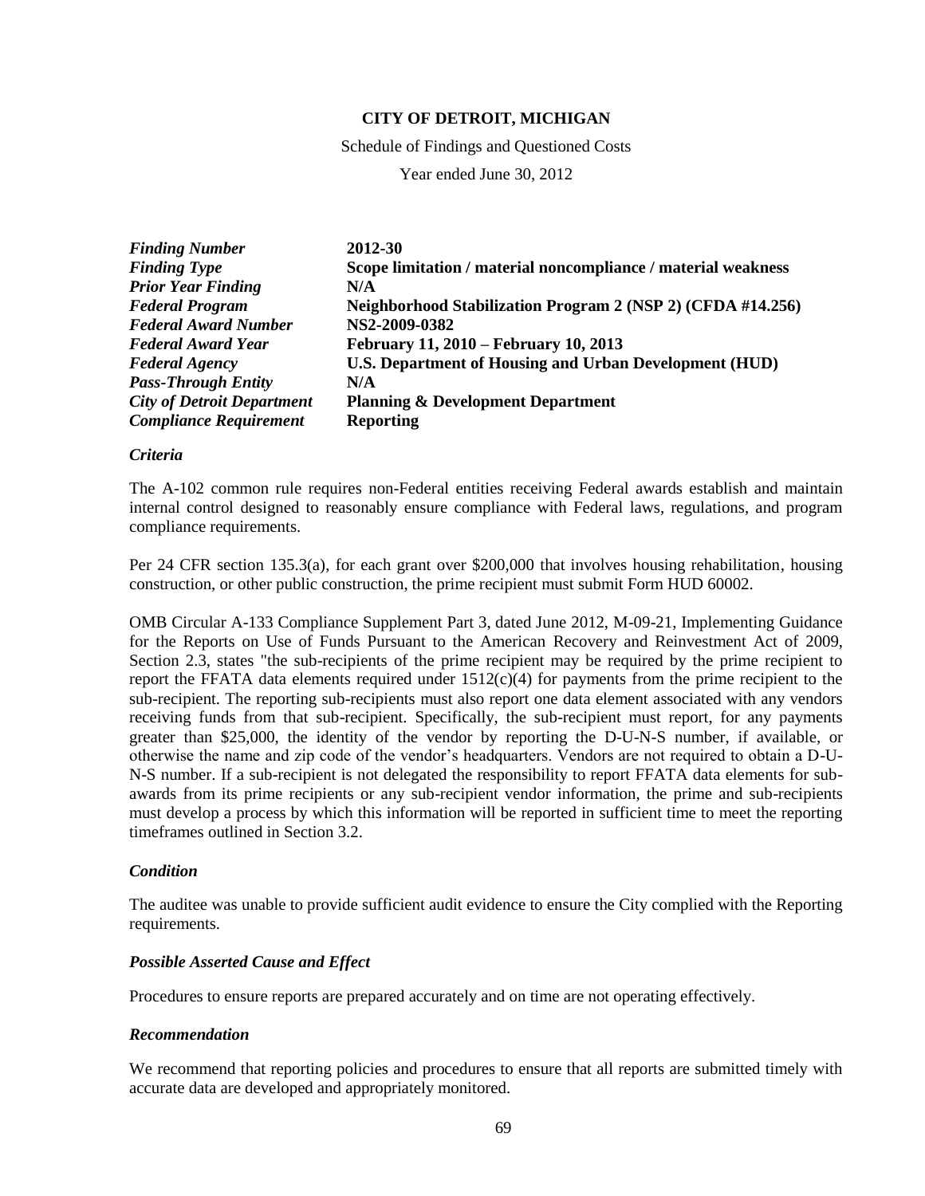**CITY OF DETROIT, MICHIGAN**

Schedule of Findings and Questioned Costs

Year ended June 30, 2012

| | |
|---|---|
| ***Finding Number*** | **2012-30** |
| ***Finding Type*** | **Scope limitation / material noncompliance / material weakness** |
| ***Prior Year Finding*** | **N/A** |
| ***Federal Program*** | **Neighborhood Stabilization Program 2 (NSP 2) (CFDA #14.256)** |
| ***Federal Award Number*** | **NS2-2009-0382** |
| ***Federal Award Year*** | **February 11, 2010 – February 10, 2013** |
| ***Federal Agency*** | **U.S. Department of Housing and Urban Development (HUD)** |
| ***Pass-Through Entity*** | **N/A** |
| ***City of Detroit Department*** | **Planning & Development Department** |
| ***Compliance Requirement*** | **Reporting** |

***Criteria***

The A-102 common rule requires non-Federal entities receiving Federal awards establish and maintain internal control designed to reasonably ensure compliance with Federal laws, regulations, and program compliance requirements.

Per 24 CFR section 135.3(a), for each grant over $200,000 that involves housing rehabilitation, housing construction, or other public construction, the prime recipient must submit Form HUD 60002.

OMB Circular A-133 Compliance Supplement Part 3, dated June 2012, M-09-21, Implementing Guidance for the Reports on Use of Funds Pursuant to the American Recovery and Reinvestment Act of 2009, Section 2.3, states "the sub-recipients of the prime recipient may be required by the prime recipient to report the FFATA data elements required under 1512(c)(4) for payments from the prime recipient to the sub-recipient. The reporting sub-recipients must also report one data element associated with any vendors receiving funds from that sub-recipient. Specifically, the sub-recipient must report, for any payments greater than $25,000, the identity of the vendor by reporting the D-U-N-S number, if available, or otherwise the name and zip code of the vendor's headquarters. Vendors are not required to obtain a D-U-N-S number. If a sub-recipient is not delegated the responsibility to report FFATA data elements for sub-awards from its prime recipients or any sub-recipient vendor information, the prime and sub-recipients must develop a process by which this information will be reported in sufficient time to meet the reporting timeframes outlined in Section 3.2.

***Condition***

The auditee was unable to provide sufficient audit evidence to ensure the City complied with the Reporting requirements.

***Possible Asserted Cause and Effect***

Procedures to ensure reports are prepared accurately and on time are not operating effectively.

***Recommendation***

We recommend that reporting policies and procedures to ensure that all reports are submitted timely with accurate data are developed and appropriately monitored.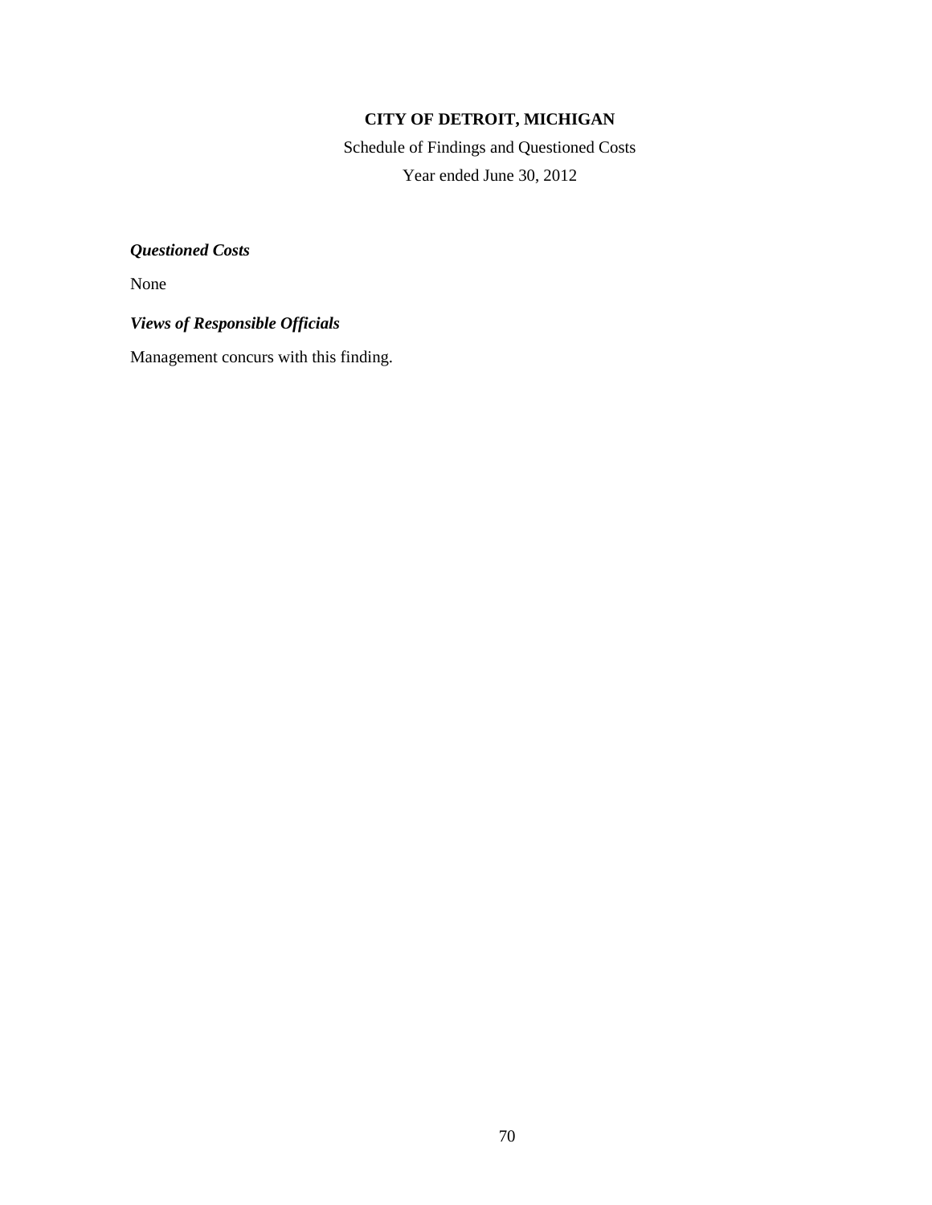# CITY OF DETROIT, MICHIGAN

Schedule of Findings and Questioned Costs

Year ended June 30, 2012

***Questioned Costs***

None

***Views of Responsible Officials***

Management concurs with this finding.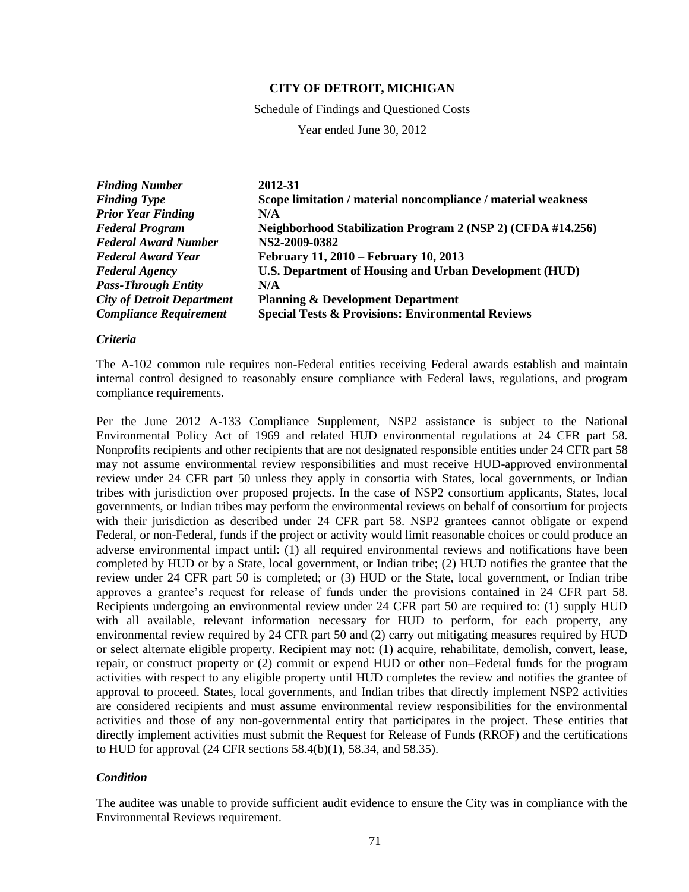**CITY OF DETROIT, MICHIGAN**

Schedule of Findings and Questioned Costs

Year ended June 30, 2012

| | |
|---|---|
| ***Finding Number*** | **2012-31** |
| ***Finding Type*** | **Scope limitation / material noncompliance / material weakness** |
| ***Prior Year Finding*** | **N/A** |
| ***Federal Program*** | **Neighborhood Stabilization Program 2 (NSP 2) (CFDA #14.256)** |
| ***Federal Award Number*** | **NS2-2009-0382** |
| ***Federal Award Year*** | **February 11, 2010 – February 10, 2013** |
| ***Federal Agency*** | **U.S. Department of Housing and Urban Development (HUD)** |
| ***Pass-Through Entity*** | **N/A** |
| ***City of Detroit Department*** | **Planning & Development Department** |
| ***Compliance Requirement*** | **Special Tests & Provisions: Environmental Reviews** |

***Criteria***

The A-102 common rule requires non-Federal entities receiving Federal awards establish and maintain internal control designed to reasonably ensure compliance with Federal laws, regulations, and program compliance requirements.

Per the June 2012 A-133 Compliance Supplement, NSP2 assistance is subject to the National Environmental Policy Act of 1969 and related HUD environmental regulations at 24 CFR part 58. Nonprofits recipients and other recipients that are not designated responsible entities under 24 CFR part 58 may not assume environmental review responsibilities and must receive HUD-approved environmental review under 24 CFR part 50 unless they apply in consortia with States, local governments, or Indian tribes with jurisdiction over proposed projects. In the case of NSP2 consortium applicants, States, local governments, or Indian tribes may perform the environmental reviews on behalf of consortium for projects with their jurisdiction as described under 24 CFR part 58. NSP2 grantees cannot obligate or expend Federal, or non-Federal, funds if the project or activity would limit reasonable choices or could produce an adverse environmental impact until: (1) all required environmental reviews and notifications have been completed by HUD or by a State, local government, or Indian tribe; (2) HUD notifies the grantee that the review under 24 CFR part 50 is completed; or (3) HUD or the State, local government, or Indian tribe approves a grantee's request for release of funds under the provisions contained in 24 CFR part 58. Recipients undergoing an environmental review under 24 CFR part 50 are required to: (1) supply HUD with all available, relevant information necessary for HUD to perform, for each property, any environmental review required by 24 CFR part 50 and (2) carry out mitigating measures required by HUD or select alternate eligible property. Recipient may not: (1) acquire, rehabilitate, demolish, convert, lease, repair, or construct property or (2) commit or expend HUD or other non–Federal funds for the program activities with respect to any eligible property until HUD completes the review and notifies the grantee of approval to proceed. States, local governments, and Indian tribes that directly implement NSP2 activities are considered recipients and must assume environmental review responsibilities for the environmental activities and those of any non-governmental entity that participates in the project. These entities that directly implement activities must submit the Request for Release of Funds (RROF) and the certifications to HUD for approval (24 CFR sections 58.4(b)(1), 58.34, and 58.35).

***Condition***

The auditee was unable to provide sufficient audit evidence to ensure the City was in compliance with the Environmental Reviews requirement.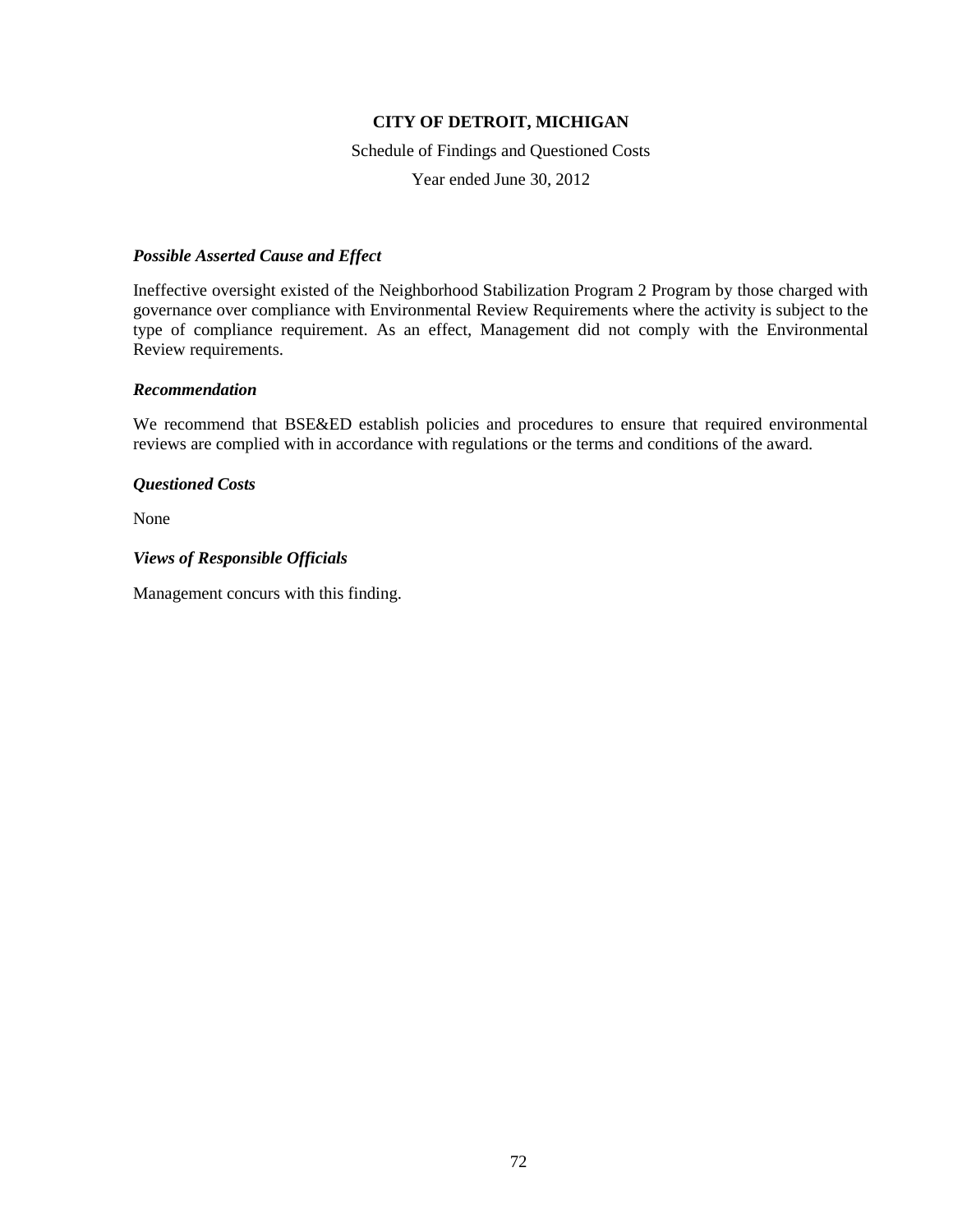**CITY OF DETROIT, MICHIGAN**

Schedule of Findings and Questioned Costs

Year ended June 30, 2012

***Possible Asserted Cause and Effect***

Ineffective oversight existed of the Neighborhood Stabilization Program 2 Program by those charged with governance over compliance with Environmental Review Requirements where the activity is subject to the type of compliance requirement. As an effect, Management did not comply with the Environmental Review requirements.

***Recommendation***

We recommend that BSE&ED establish policies and procedures to ensure that required environmental reviews are complied with in accordance with regulations or the terms and conditions of the award.

***Questioned Costs***

None

***Views of Responsible Officials***

Management concurs with this finding.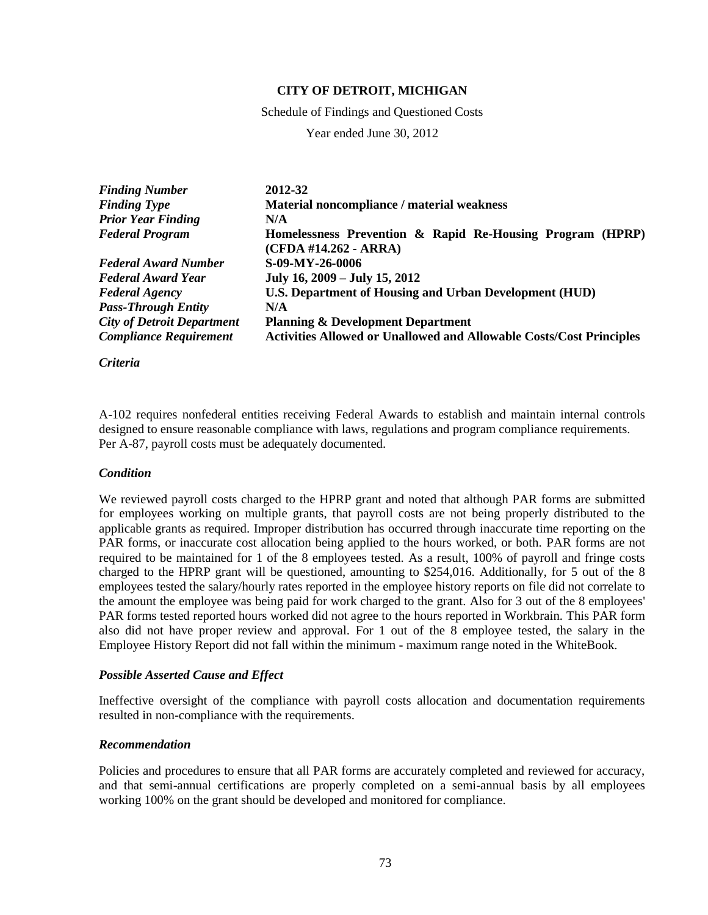**CITY OF DETROIT, MICHIGAN**

Schedule of Findings and Questioned Costs

Year ended June 30, 2012

| | |
|---|---|
| ***Finding Number*** | **2012-32** |
| ***Finding Type*** | **Material noncompliance / material weakness** |
| ***Prior Year Finding*** | **N/A** |
| ***Federal Program*** | **Homelessness Prevention & Rapid Re-Housing Program (HPRP) (CFDA #14.262 - ARRA)** |
| ***Federal Award Number*** | **S-09-MY-26-0006** |
| ***Federal Award Year*** | **July 16, 2009 – July 15, 2012** |
| ***Federal Agency*** | **U.S. Department of Housing and Urban Development (HUD)** |
| ***Pass-Through Entity*** | **N/A** |
| ***City of Detroit Department*** | **Planning & Development Department** |
| ***Compliance Requirement*** | **Activities Allowed or Unallowed and Allowable Costs/Cost Principles** |

***Criteria***

A-102 requires nonfederal entities receiving Federal Awards to establish and maintain internal controls designed to ensure reasonable compliance with laws, regulations and program compliance requirements. Per A-87, payroll costs must be adequately documented.

***Condition***

We reviewed payroll costs charged to the HPRP grant and noted that although PAR forms are submitted for employees working on multiple grants, that payroll costs are not being properly distributed to the applicable grants as required. Improper distribution has occurred through inaccurate time reporting on the PAR forms, or inaccurate cost allocation being applied to the hours worked, or both. PAR forms are not required to be maintained for 1 of the 8 employees tested. As a result, 100% of payroll and fringe costs charged to the HPRP grant will be questioned, amounting to $254,016. Additionally, for 5 out of the 8 employees tested the salary/hourly rates reported in the employee history reports on file did not correlate to the amount the employee was being paid for work charged to the grant. Also for 3 out of the 8 employees' PAR forms tested reported hours worked did not agree to the hours reported in Workbrain. This PAR form also did not have proper review and approval. For 1 out of the 8 employee tested, the salary in the Employee History Report did not fall within the minimum - maximum range noted in the WhiteBook.

***Possible Asserted Cause and Effect***

Ineffective oversight of the compliance with payroll costs allocation and documentation requirements resulted in non-compliance with the requirements.

***Recommendation***

Policies and procedures to ensure that all PAR forms are accurately completed and reviewed for accuracy, and that semi-annual certifications are properly completed on a semi-annual basis by all employees working 100% on the grant should be developed and monitored for compliance.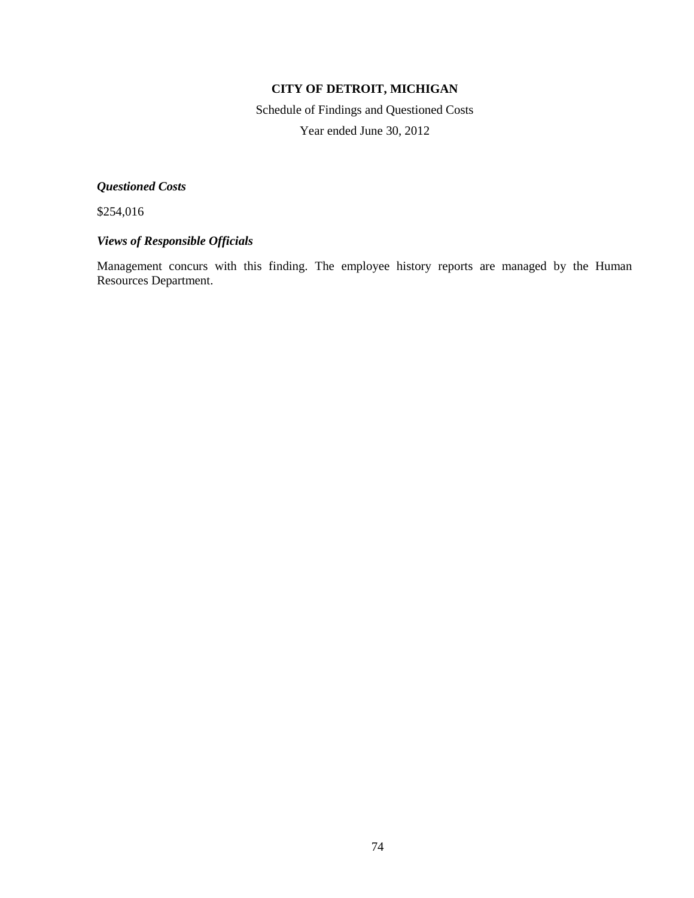**CITY OF DETROIT, MICHIGAN**

Schedule of Findings and Questioned Costs

Year ended June 30, 2012

***Questioned Costs***

$254,016

***Views of Responsible Officials***

Management concurs with this finding. The employee history reports are managed by the Human Resources Department.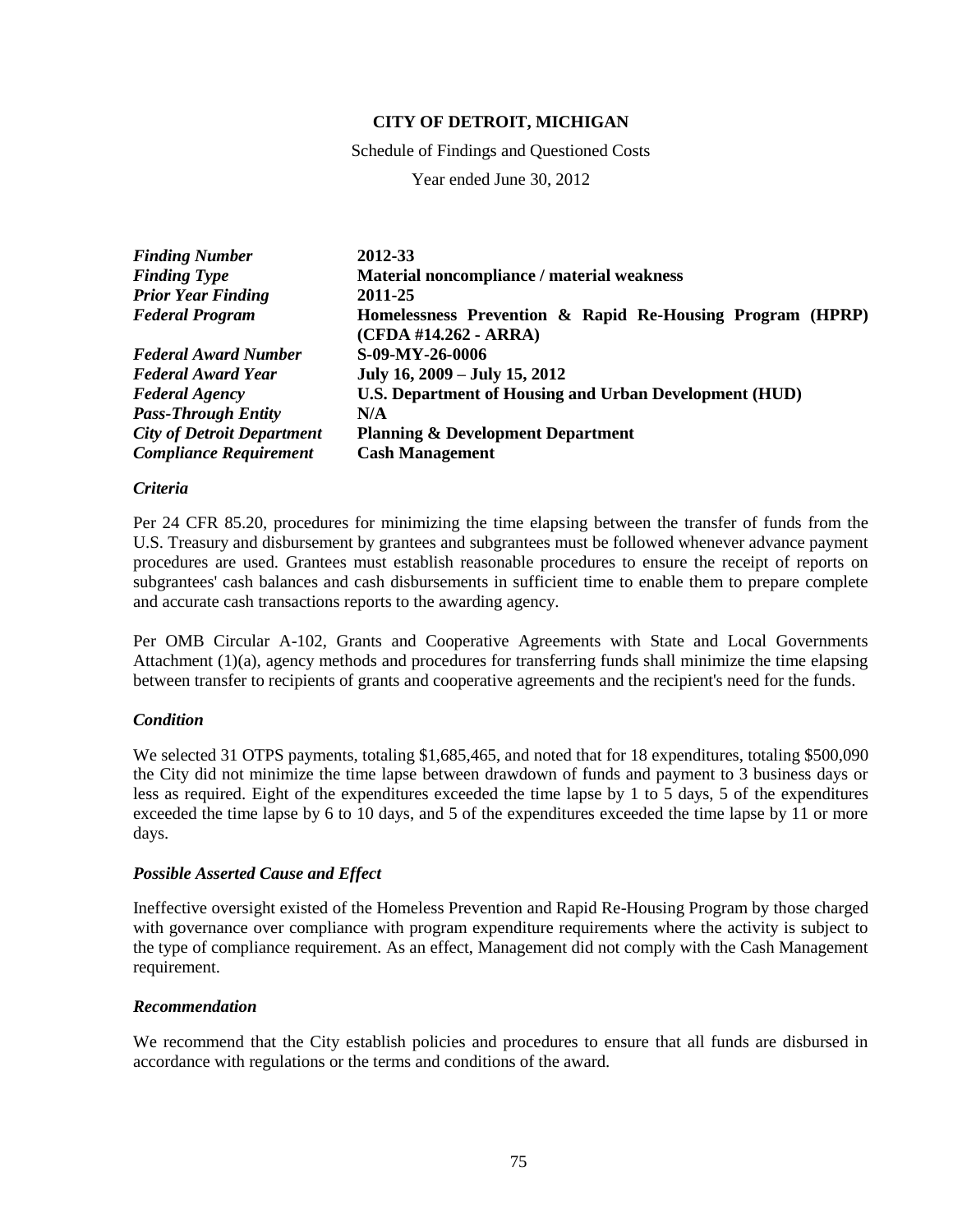**CITY OF DETROIT, MICHIGAN**

Schedule of Findings and Questioned Costs

Year ended June 30, 2012

| | |
|---|---|
| ***Finding Number*** | **2012-33** |
| ***Finding Type*** | **Material noncompliance / material weakness** |
| ***Prior Year Finding*** | **2011-25** |
| ***Federal Program*** | **Homelessness Prevention & Rapid Re-Housing Program (HPRP) (CFDA #14.262 - ARRA)** |
| ***Federal Award Number*** | **S-09-MY-26-0006** |
| ***Federal Award Year*** | **July 16, 2009 – July 15, 2012** |
| ***Federal Agency*** | **U.S. Department of Housing and Urban Development (HUD)** |
| ***Pass-Through Entity*** | **N/A** |
| ***City of Detroit Department*** | **Planning & Development Department** |
| ***Compliance Requirement*** | **Cash Management** |

***Criteria***

Per 24 CFR 85.20, procedures for minimizing the time elapsing between the transfer of funds from the U.S. Treasury and disbursement by grantees and subgrantees must be followed whenever advance payment procedures are used. Grantees must establish reasonable procedures to ensure the receipt of reports on subgrantees' cash balances and cash disbursements in sufficient time to enable them to prepare complete and accurate cash transactions reports to the awarding agency.

Per OMB Circular A-102, Grants and Cooperative Agreements with State and Local Governments Attachment (1)(a), agency methods and procedures for transferring funds shall minimize the time elapsing between transfer to recipients of grants and cooperative agreements and the recipient's need for the funds.

***Condition***

We selected 31 OTPS payments, totaling $1,685,465, and noted that for 18 expenditures, totaling $500,090 the City did not minimize the time lapse between drawdown of funds and payment to 3 business days or less as required. Eight of the expenditures exceeded the time lapse by 1 to 5 days, 5 of the expenditures exceeded the time lapse by 6 to 10 days, and 5 of the expenditures exceeded the time lapse by 11 or more days.

***Possible Asserted Cause and Effect***

Ineffective oversight existed of the Homeless Prevention and Rapid Re-Housing Program by those charged with governance over compliance with program expenditure requirements where the activity is subject to the type of compliance requirement. As an effect, Management did not comply with the Cash Management requirement.

***Recommendation***

We recommend that the City establish policies and procedures to ensure that all funds are disbursed in accordance with regulations or the terms and conditions of the award.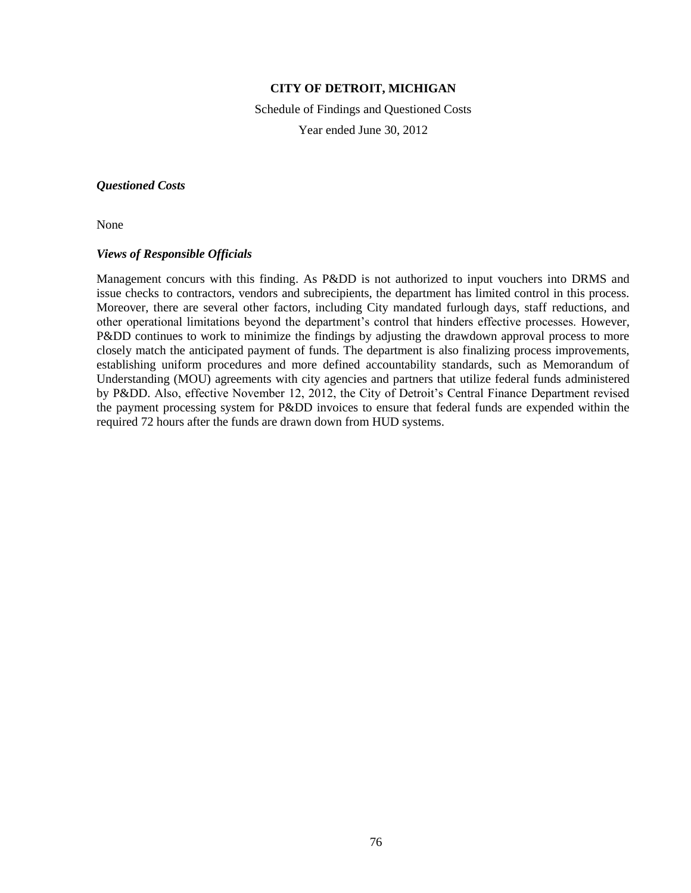**CITY OF DETROIT, MICHIGAN**

Schedule of Findings and Questioned Costs

Year ended June 30, 2012

***Questioned Costs***

None

***Views of Responsible Officials***

Management concurs with this finding. As P&DD is not authorized to input vouchers into DRMS and issue checks to contractors, vendors and subrecipients, the department has limited control in this process. Moreover, there are several other factors, including City mandated furlough days, staff reductions, and other operational limitations beyond the department's control that hinders effective processes. However, P&DD continues to work to minimize the findings by adjusting the drawdown approval process to more closely match the anticipated payment of funds. The department is also finalizing process improvements, establishing uniform procedures and more defined accountability standards, such as Memorandum of Understanding (MOU) agreements with city agencies and partners that utilize federal funds administered by P&DD. Also, effective November 12, 2012, the City of Detroit's Central Finance Department revised the payment processing system for P&DD invoices to ensure that federal funds are expended within the required 72 hours after the funds are drawn down from HUD systems.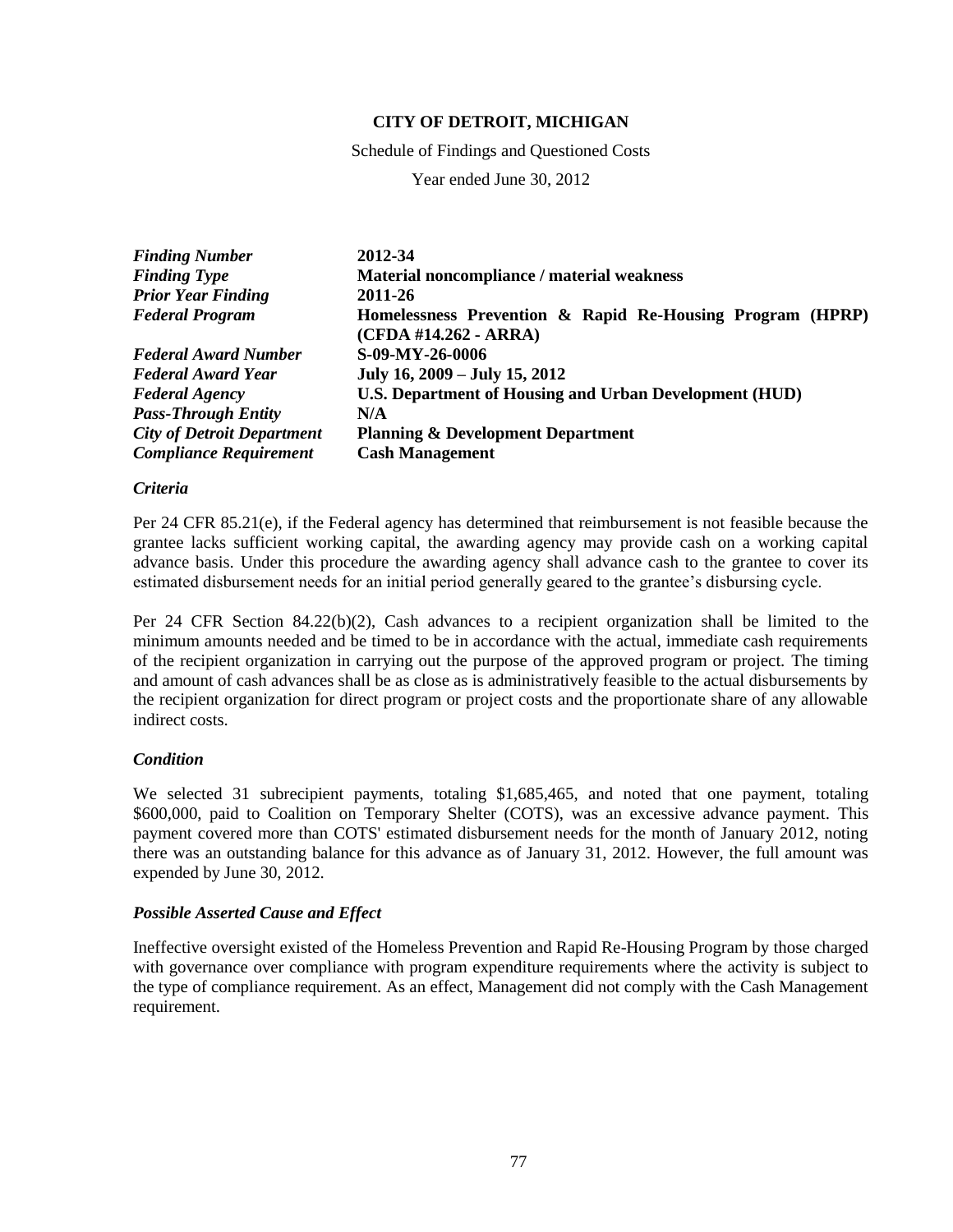**CITY OF DETROIT, MICHIGAN**

Schedule of Findings and Questioned Costs

Year ended June 30, 2012

| | |
|---|---|
| ***Finding Number*** | **2012-34** |
| ***Finding Type*** | **Material noncompliance / material weakness** |
| ***Prior Year Finding*** | **2011-26** |
| ***Federal Program*** | **Homelessness Prevention & Rapid Re-Housing Program (HPRP) (CFDA #14.262 - ARRA)** |
| ***Federal Award Number*** | **S-09-MY-26-0006** |
| ***Federal Award Year*** | **July 16, 2009 – July 15, 2012** |
| ***Federal Agency*** | **U.S. Department of Housing and Urban Development (HUD)** |
| ***Pass-Through Entity*** | **N/A** |
| ***City of Detroit Department*** | **Planning & Development Department** |
| ***Compliance Requirement*** | **Cash Management** |

***Criteria***

Per 24 CFR 85.21(e), if the Federal agency has determined that reimbursement is not feasible because the grantee lacks sufficient working capital, the awarding agency may provide cash on a working capital advance basis. Under this procedure the awarding agency shall advance cash to the grantee to cover its estimated disbursement needs for an initial period generally geared to the grantee's disbursing cycle.

Per 24 CFR Section 84.22(b)(2), Cash advances to a recipient organization shall be limited to the minimum amounts needed and be timed to be in accordance with the actual, immediate cash requirements of the recipient organization in carrying out the purpose of the approved program or project. The timing and amount of cash advances shall be as close as is administratively feasible to the actual disbursements by the recipient organization for direct program or project costs and the proportionate share of any allowable indirect costs.

***Condition***

We selected 31 subrecipient payments, totaling $1,685,465, and noted that one payment, totaling $600,000, paid to Coalition on Temporary Shelter (COTS), was an excessive advance payment. This payment covered more than COTS' estimated disbursement needs for the month of January 2012, noting there was an outstanding balance for this advance as of January 31, 2012. However, the full amount was expended by June 30, 2012.

***Possible Asserted Cause and Effect***

Ineffective oversight existed of the Homeless Prevention and Rapid Re-Housing Program by those charged with governance over compliance with program expenditure requirements where the activity is subject to the type of compliance requirement. As an effect, Management did not comply with the Cash Management requirement.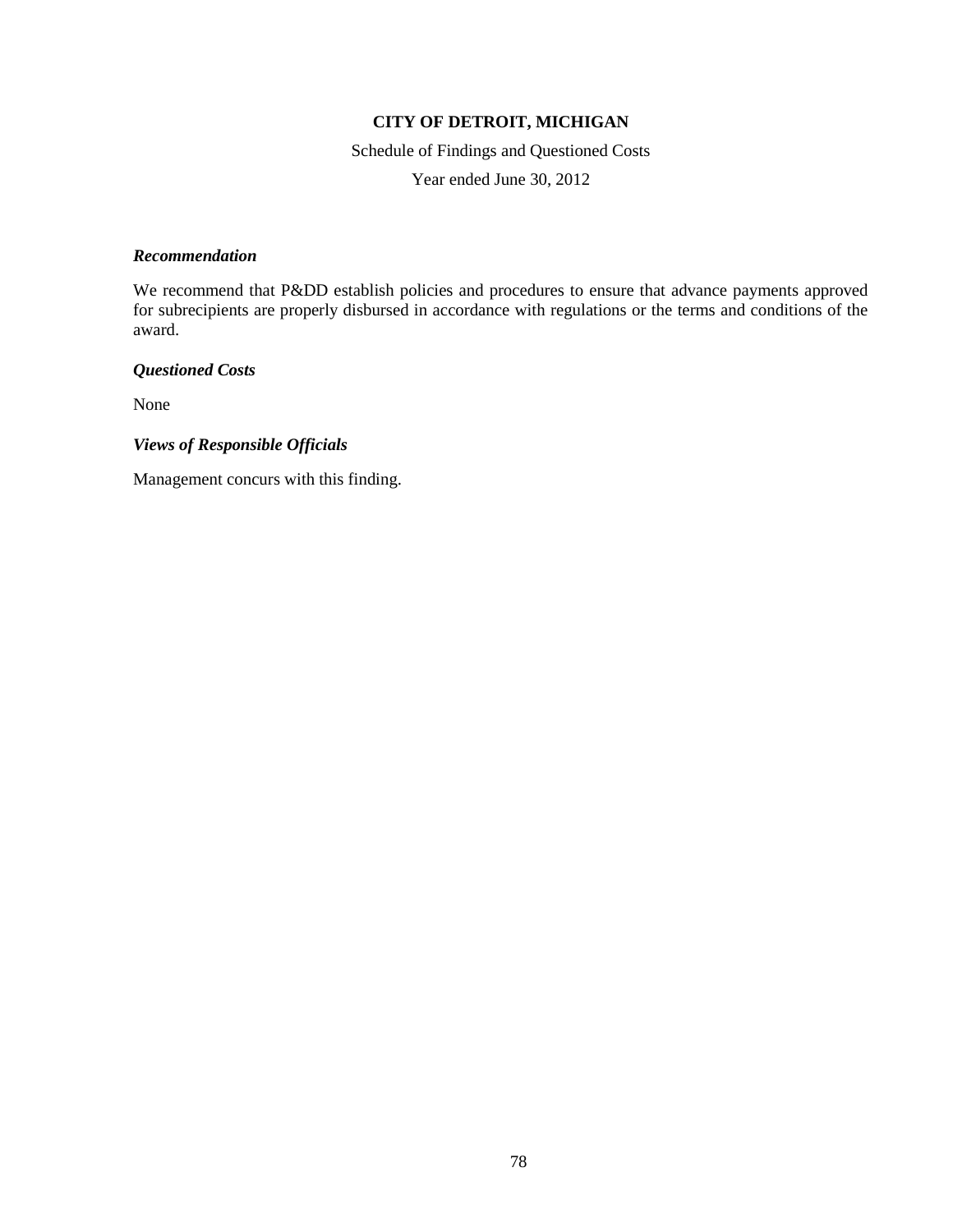### *Recommendation*

We recommend that P&DD establish policies and procedures to ensure that advance payments approved for subrecipients are properly disbursed in accordance with regulations or the terms and conditions of the award.

### *Questioned Costs*

None

### *Views of Responsible Officials*

Management concurs with this finding.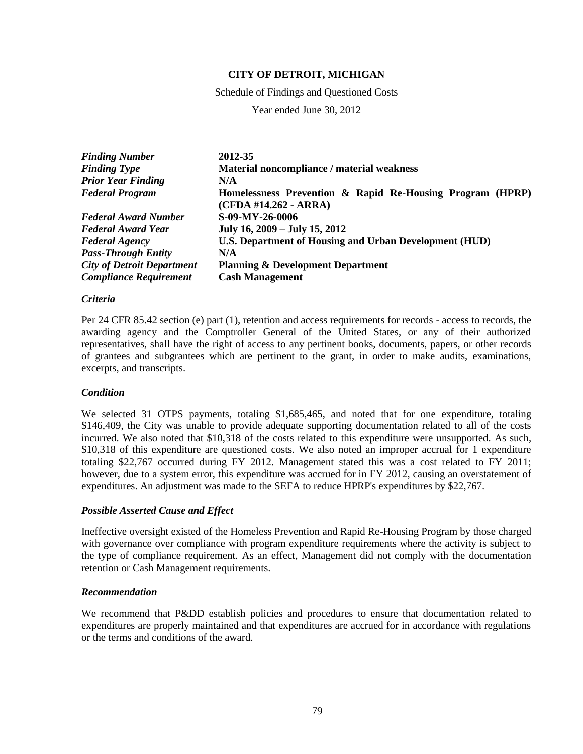**CITY OF DETROIT, MICHIGAN**

Schedule of Findings and Questioned Costs

Year ended June 30, 2012

| | |
|---|---|
| ***Finding Number*** | **2012-35** |
| ***Finding Type*** | **Material noncompliance / material weakness** |
| ***Prior Year Finding*** | **N/A** |
| ***Federal Program*** | **Homelessness Prevention & Rapid Re-Housing Program (HPRP) (CFDA #14.262 - ARRA)** |
| ***Federal Award Number*** | **S-09-MY-26-0006** |
| ***Federal Award Year*** | **July 16, 2009 – July 15, 2012** |
| ***Federal Agency*** | **U.S. Department of Housing and Urban Development (HUD)** |
| ***Pass-Through Entity*** | **N/A** |
| ***City of Detroit Department*** | **Planning & Development Department** |
| ***Compliance Requirement*** | **Cash Management** |

### *Criteria*

Per 24 CFR 85.42 section (e) part (1), retention and access requirements for records - access to records, the awarding agency and the Comptroller General of the United States, or any of their authorized representatives, shall have the right of access to any pertinent books, documents, papers, or other records of grantees and subgrantees which are pertinent to the grant, in order to make audits, examinations, excerpts, and transcripts.

### *Condition*

We selected 31 OTPS payments, totaling $1,685,465, and noted that for one expenditure, totaling $146,409, the City was unable to provide adequate supporting documentation related to all of the costs incurred. We also noted that $10,318 of the costs related to this expenditure were unsupported. As such, $10,318 of this expenditure are questioned costs. We also noted an improper accrual for 1 expenditure totaling $22,767 occurred during FY 2012. Management stated this was a cost related to FY 2011; however, due to a system error, this expenditure was accrued for in FY 2012, causing an overstatement of expenditures. An adjustment was made to the SEFA to reduce HPRP's expenditures by $22,767.

### *Possible Asserted Cause and Effect*

Ineffective oversight existed of the Homeless Prevention and Rapid Re-Housing Program by those charged with governance over compliance with program expenditure requirements where the activity is subject to the type of compliance requirement. As an effect, Management did not comply with the documentation retention or Cash Management requirements.

### *Recommendation*

We recommend that P&DD establish policies and procedures to ensure that documentation related to expenditures are properly maintained and that expenditures are accrued for in accordance with regulations or the terms and conditions of the award.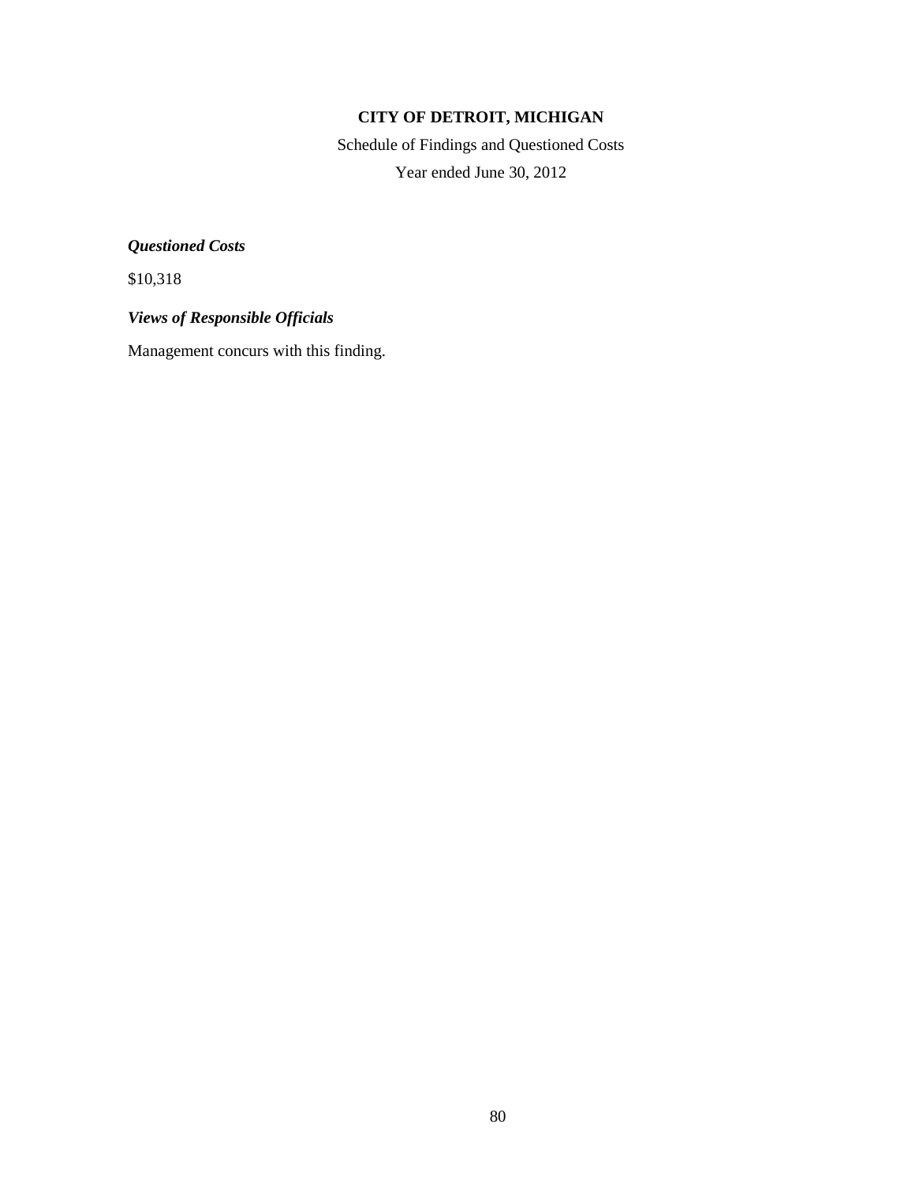**CITY OF DETROIT, MICHIGAN**

Schedule of Findings and Questioned Costs

Year ended June 30, 2012

***Questioned Costs***

\$10,318

***Views of Responsible Officials***

Management concurs with this finding.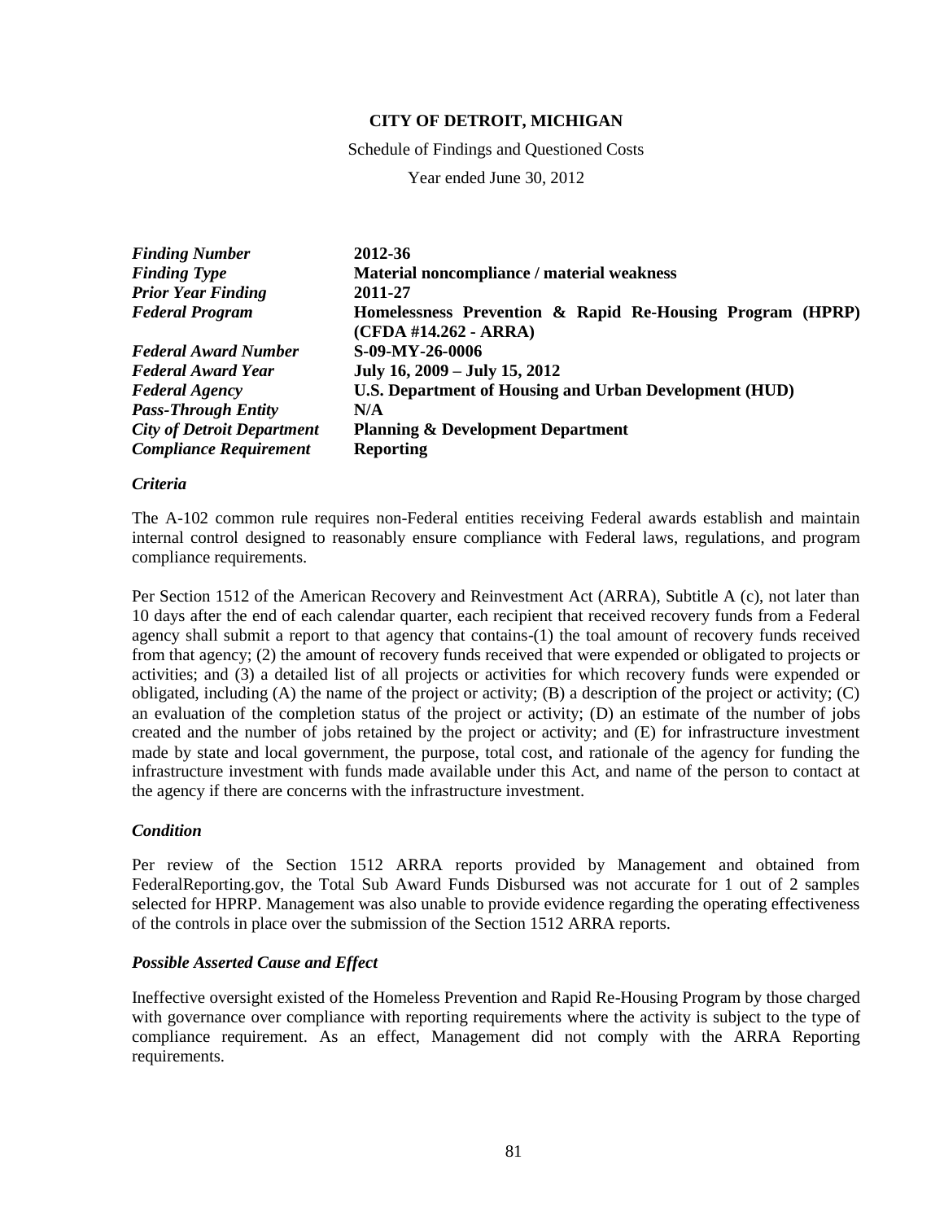**CITY OF DETROIT, MICHIGAN**

Schedule of Findings and Questioned Costs

Year ended June 30, 2012

| | |
|---|---|
| ***Finding Number*** | **2012-36** |
| ***Finding Type*** | **Material noncompliance / material weakness** |
| ***Prior Year Finding*** | **2011-27** |
| ***Federal Program*** | **Homelessness Prevention & Rapid Re-Housing Program (HPRP) (CFDA #14.262 - ARRA)** |
| ***Federal Award Number*** | **S-09-MY-26-0006** |
| ***Federal Award Year*** | **July 16, 2009 – July 15, 2012** |
| ***Federal Agency*** | **U.S. Department of Housing and Urban Development (HUD)** |
| ***Pass-Through Entity*** | **N/A** |
| ***City of Detroit Department*** | **Planning & Development Department** |
| ***Compliance Requirement*** | **Reporting** |

### *Criteria*

The A-102 common rule requires non-Federal entities receiving Federal awards establish and maintain internal control designed to reasonably ensure compliance with Federal laws, regulations, and program compliance requirements.

Per Section 1512 of the American Recovery and Reinvestment Act (ARRA), Subtitle A (c), not later than 10 days after the end of each calendar quarter, each recipient that received recovery funds from a Federal agency shall submit a report to that agency that contains-(1) the toal amount of recovery funds received from that agency; (2) the amount of recovery funds received that were expended or obligated to projects or activities; and (3) a detailed list of all projects or activities for which recovery funds were expended or obligated, including (A) the name of the project or activity; (B) a description of the project or activity; (C) an evaluation of the completion status of the project or activity; (D) an estimate of the number of jobs created and the number of jobs retained by the project or activity; and (E) for infrastructure investment made by state and local government, the purpose, total cost, and rationale of the agency for funding the infrastructure investment with funds made available under this Act, and name of the person to contact at the agency if there are concerns with the infrastructure investment.

### *Condition*

Per review of the Section 1512 ARRA reports provided by Management and obtained from FederalReporting.gov, the Total Sub Award Funds Disbursed was not accurate for 1 out of 2 samples selected for HPRP. Management was also unable to provide evidence regarding the operating effectiveness of the controls in place over the submission of the Section 1512 ARRA reports.

### *Possible Asserted Cause and Effect*

Ineffective oversight existed of the Homeless Prevention and Rapid Re-Housing Program by those charged with governance over compliance with reporting requirements where the activity is subject to the type of compliance requirement. As an effect, Management did not comply with the ARRA Reporting requirements.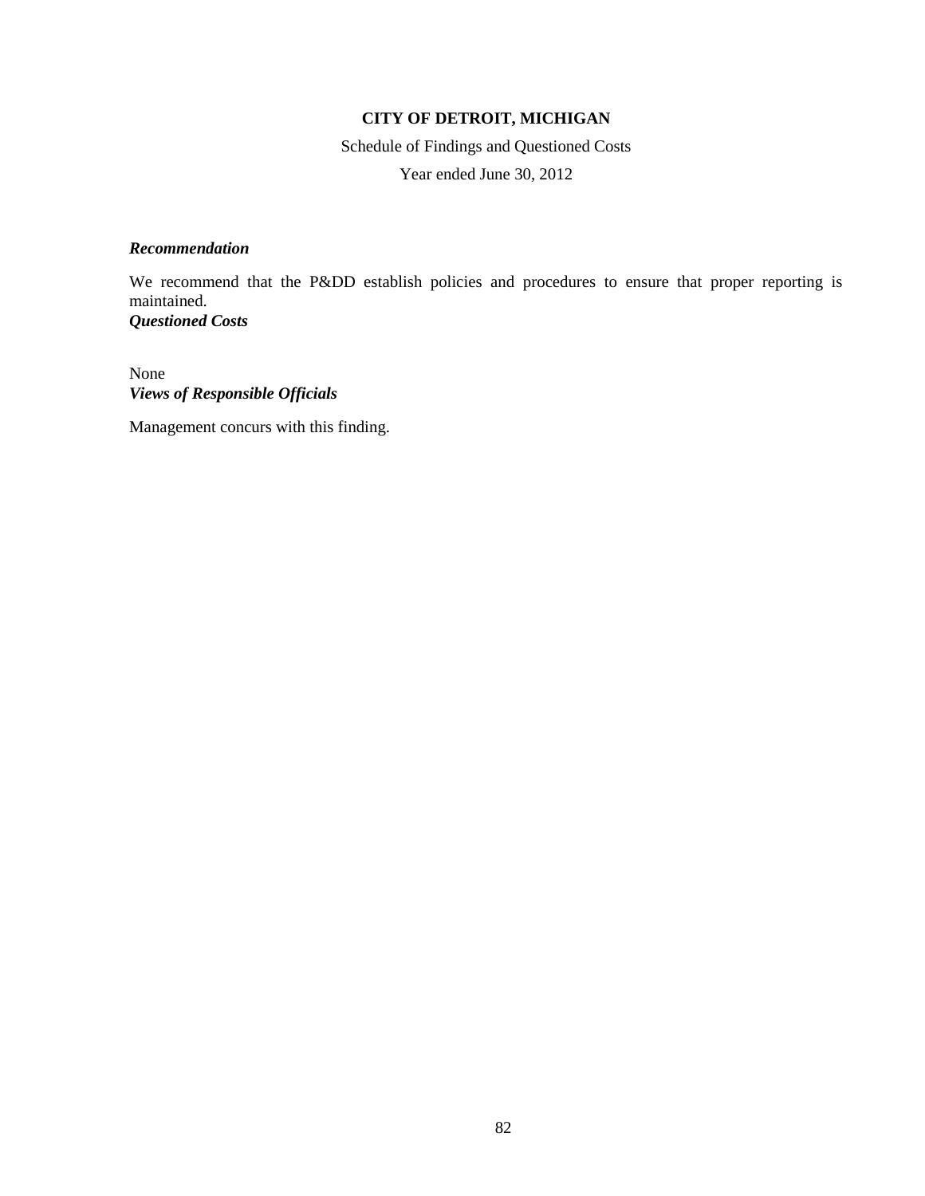**CITY OF DETROIT, MICHIGAN**

Schedule of Findings and Questioned Costs

Year ended June 30, 2012

***Recommendation***

We recommend that the P&DD establish policies and procedures to ensure that proper reporting is maintained.

***Questioned Costs***

None

***Views of Responsible Officials***

Management concurs with this finding.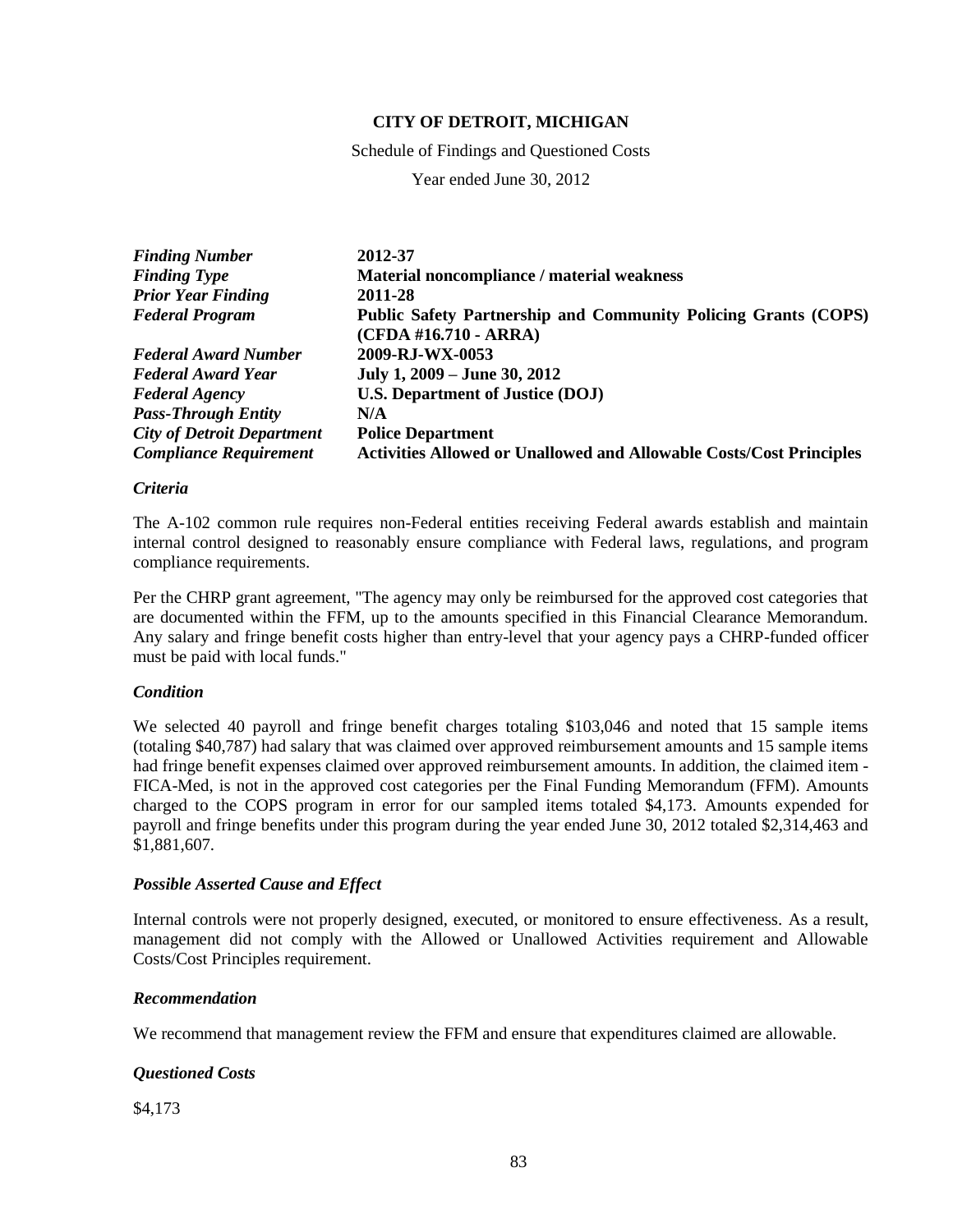**CITY OF DETROIT, MICHIGAN**

Schedule of Findings and Questioned Costs

Year ended June 30, 2012

| | |
|---|---|
| ***Finding Number*** | **2012-37** |
| ***Finding Type*** | **Material noncompliance / material weakness** |
| ***Prior Year Finding*** | **2011-28** |
| ***Federal Program*** | **Public Safety Partnership and Community Policing Grants (COPS) (CFDA #16.710 - ARRA)** |
| ***Federal Award Number*** | **2009-RJ-WX-0053** |
| ***Federal Award Year*** | **July 1, 2009 – June 30, 2012** |
| ***Federal Agency*** | **U.S. Department of Justice (DOJ)** |
| ***Pass-Through Entity*** | **N/A** |
| ***City of Detroit Department*** | **Police Department** |
| ***Compliance Requirement*** | **Activities Allowed or Unallowed and Allowable Costs/Cost Principles** |

### *Criteria*

The A-102 common rule requires non-Federal entities receiving Federal awards establish and maintain internal control designed to reasonably ensure compliance with Federal laws, regulations, and program compliance requirements.

Per the CHRP grant agreement, "The agency may only be reimbursed for the approved cost categories that are documented within the FFM, up to the amounts specified in this Financial Clearance Memorandum. Any salary and fringe benefit costs higher than entry-level that your agency pays a CHRP-funded officer must be paid with local funds."

### *Condition*

We selected 40 payroll and fringe benefit charges totaling $103,046 and noted that 15 sample items (totaling $40,787) had salary that was claimed over approved reimbursement amounts and 15 sample items had fringe benefit expenses claimed over approved reimbursement amounts. In addition, the claimed item - FICA-Med, is not in the approved cost categories per the Final Funding Memorandum (FFM). Amounts charged to the COPS program in error for our sampled items totaled $4,173. Amounts expended for payroll and fringe benefits under this program during the year ended June 30, 2012 totaled $2,314,463 and $1,881,607.

### *Possible Asserted Cause and Effect*

Internal controls were not properly designed, executed, or monitored to ensure effectiveness. As a result, management did not comply with the Allowed or Unallowed Activities requirement and Allowable Costs/Cost Principles requirement.

### *Recommendation*

We recommend that management review the FFM and ensure that expenditures claimed are allowable.

### *Questioned Costs*

$4,173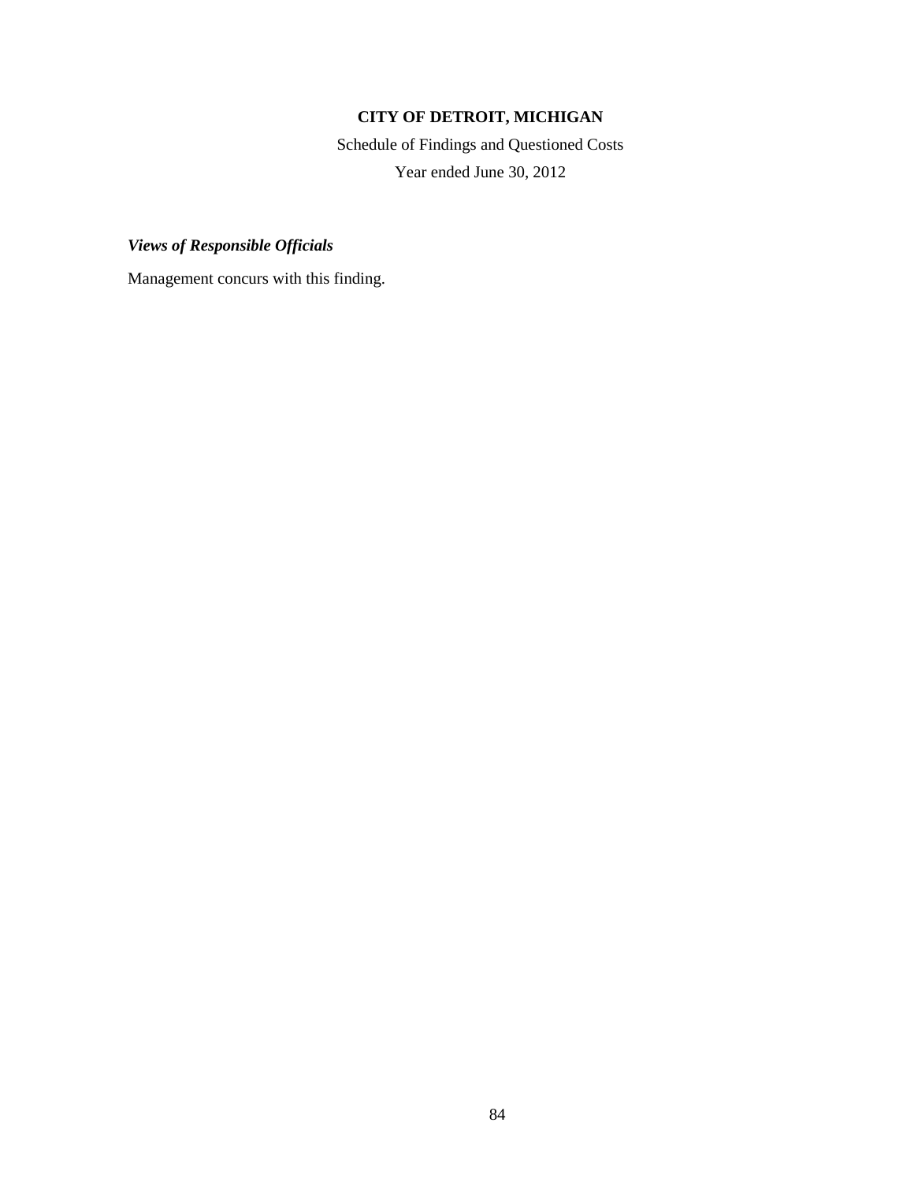# CITY OF DETROIT, MICHIGAN

Schedule of Findings and Questioned Costs

Year ended June 30, 2012

***Views of Responsible Officials***

Management concurs with this finding.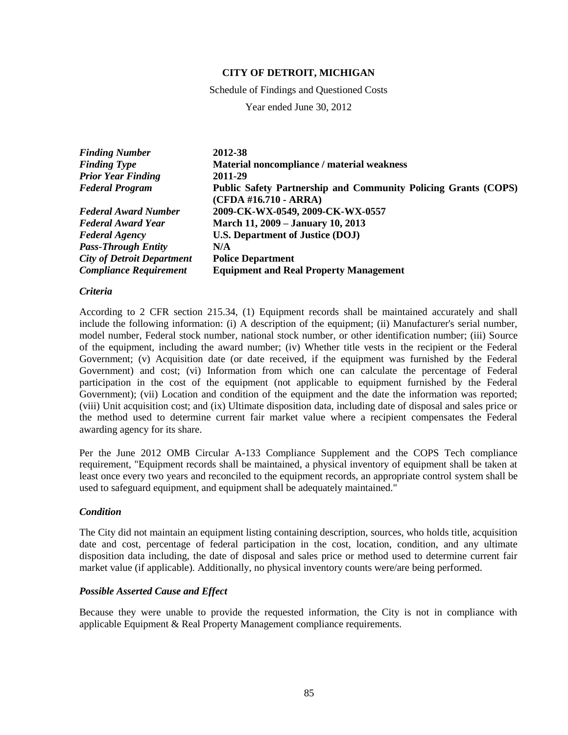**CITY OF DETROIT, MICHIGAN**

Schedule of Findings and Questioned Costs

Year ended June 30, 2012

| | |
|---|---|
| ***Finding Number*** | **2012-38** |
| ***Finding Type*** | **Material noncompliance / material weakness** |
| ***Prior Year Finding*** | **2011-29** |
| ***Federal Program*** | **Public Safety Partnership and Community Policing Grants (COPS) (CFDA #16.710 - ARRA)** |
| ***Federal Award Number*** | **2009-CK-WX-0549, 2009-CK-WX-0557** |
| ***Federal Award Year*** | **March 11, 2009 – January 10, 2013** |
| ***Federal Agency*** | **U.S. Department of Justice (DOJ)** |
| ***Pass-Through Entity*** | **N/A** |
| ***City of Detroit Department*** | **Police Department** |
| ***Compliance Requirement*** | **Equipment and Real Property Management** |

***Criteria***

According to 2 CFR section 215.34, (1) Equipment records shall be maintained accurately and shall include the following information: (i) A description of the equipment; (ii) Manufacturer's serial number, model number, Federal stock number, national stock number, or other identification number; (iii) Source of the equipment, including the award number; (iv) Whether title vests in the recipient or the Federal Government; (v) Acquisition date (or date received, if the equipment was furnished by the Federal Government) and cost; (vi) Information from which one can calculate the percentage of Federal participation in the cost of the equipment (not applicable to equipment furnished by the Federal Government); (vii) Location and condition of the equipment and the date the information was reported; (viii) Unit acquisition cost; and (ix) Ultimate disposition data, including date of disposal and sales price or the method used to determine current fair market value where a recipient compensates the Federal awarding agency for its share.

Per the June 2012 OMB Circular A-133 Compliance Supplement and the COPS Tech compliance requirement, "Equipment records shall be maintained, a physical inventory of equipment shall be taken at least once every two years and reconciled to the equipment records, an appropriate control system shall be used to safeguard equipment, and equipment shall be adequately maintained."

***Condition***

The City did not maintain an equipment listing containing description, sources, who holds title, acquisition date and cost, percentage of federal participation in the cost, location, condition, and any ultimate disposition data including, the date of disposal and sales price or method used to determine current fair market value (if applicable). Additionally, no physical inventory counts were/are being performed.

***Possible Asserted Cause and Effect***

Because they were unable to provide the requested information, the City is not in compliance with applicable Equipment & Real Property Management compliance requirements.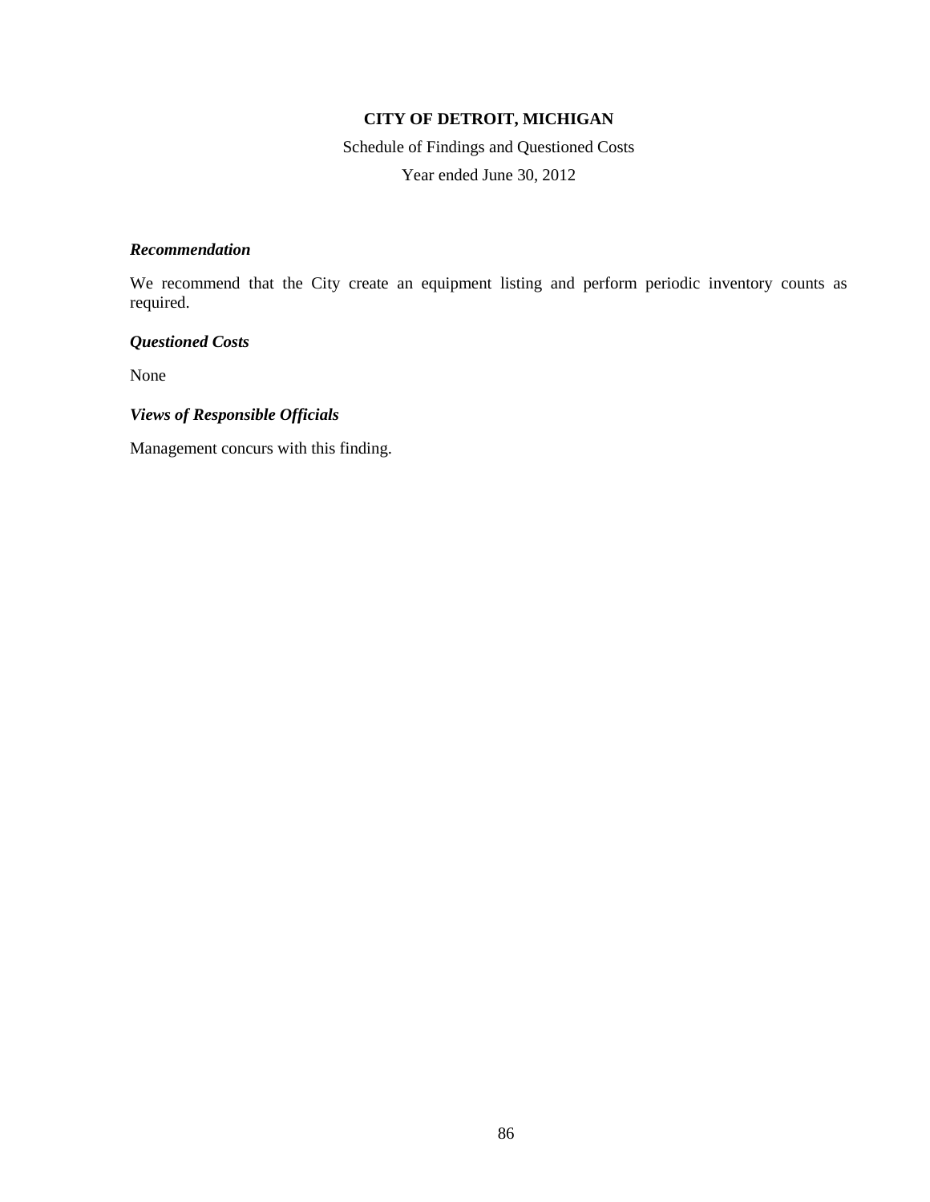**CITY OF DETROIT, MICHIGAN**

Schedule of Findings and Questioned Costs

Year ended June 30, 2012

***Recommendation***

We recommend that the City create an equipment listing and perform periodic inventory counts as required.

***Questioned Costs***

None

***Views of Responsible Officials***

Management concurs with this finding.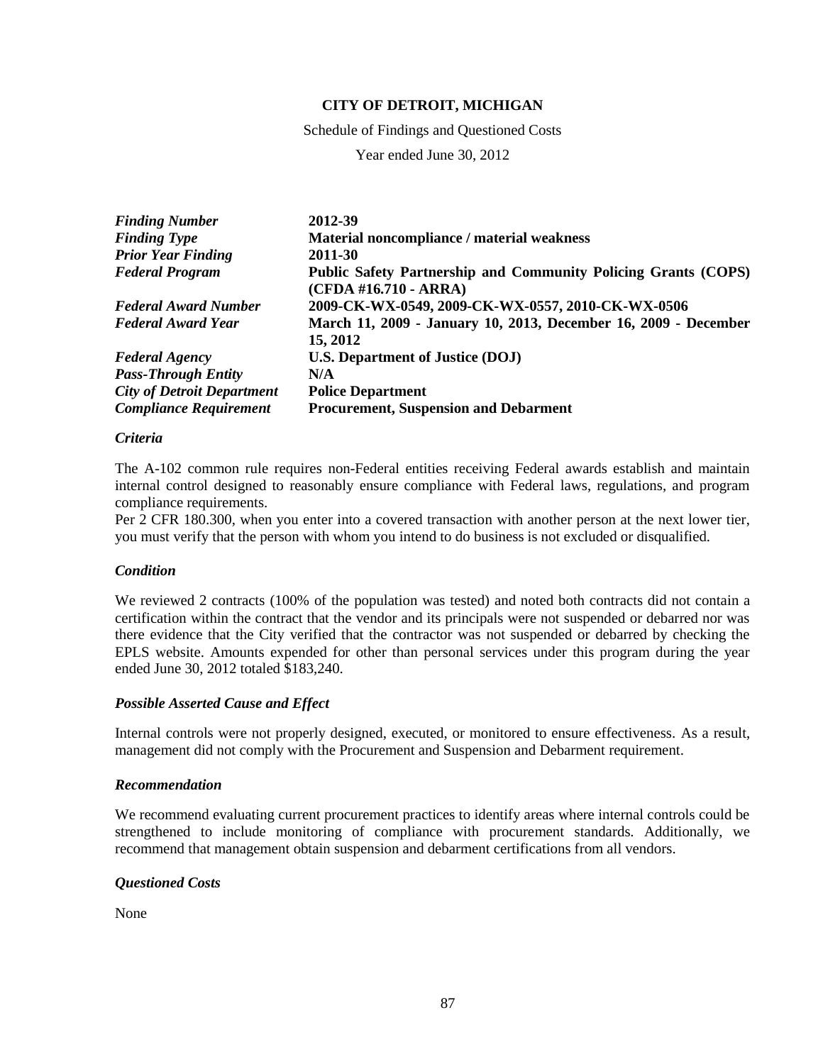**CITY OF DETROIT, MICHIGAN**

Schedule of Findings and Questioned Costs

Year ended June 30, 2012

| | |
|---|---|
| *Finding Number* | **2012-39** |
| *Finding Type* | **Material noncompliance / material weakness** |
| *Prior Year Finding* | **2011-30** |
| *Federal Program* | **Public Safety Partnership and Community Policing Grants (COPS) (CFDA #16.710 - ARRA)** |
| *Federal Award Number* | **2009-CK-WX-0549, 2009-CK-WX-0557, 2010-CK-WX-0506** |
| *Federal Award Year* | **March 11, 2009 - January 10, 2013, December 16, 2009 - December 15, 2012** |
| *Federal Agency* | **U.S. Department of Justice (DOJ)** |
| *Pass-Through Entity* | **N/A** |
| *City of Detroit Department* | **Police Department** |
| *Compliance Requirement* | **Procurement, Suspension and Debarment** |

### *Criteria*

The A-102 common rule requires non-Federal entities receiving Federal awards establish and maintain internal control designed to reasonably ensure compliance with Federal laws, regulations, and program compliance requirements.

Per 2 CFR 180.300, when you enter into a covered transaction with another person at the next lower tier, you must verify that the person with whom you intend to do business is not excluded or disqualified.

### *Condition*

We reviewed 2 contracts (100% of the population was tested) and noted both contracts did not contain a certification within the contract that the vendor and its principals were not suspended or debarred nor was there evidence that the City verified that the contractor was not suspended or debarred by checking the EPLS website. Amounts expended for other than personal services under this program during the year ended June 30, 2012 totaled $183,240.

### *Possible Asserted Cause and Effect*

Internal controls were not properly designed, executed, or monitored to ensure effectiveness. As a result, management did not comply with the Procurement and Suspension and Debarment requirement.

### *Recommendation*

We recommend evaluating current procurement practices to identify areas where internal controls could be strengthened to include monitoring of compliance with procurement standards. Additionally, we recommend that management obtain suspension and debarment certifications from all vendors.

### *Questioned Costs*

None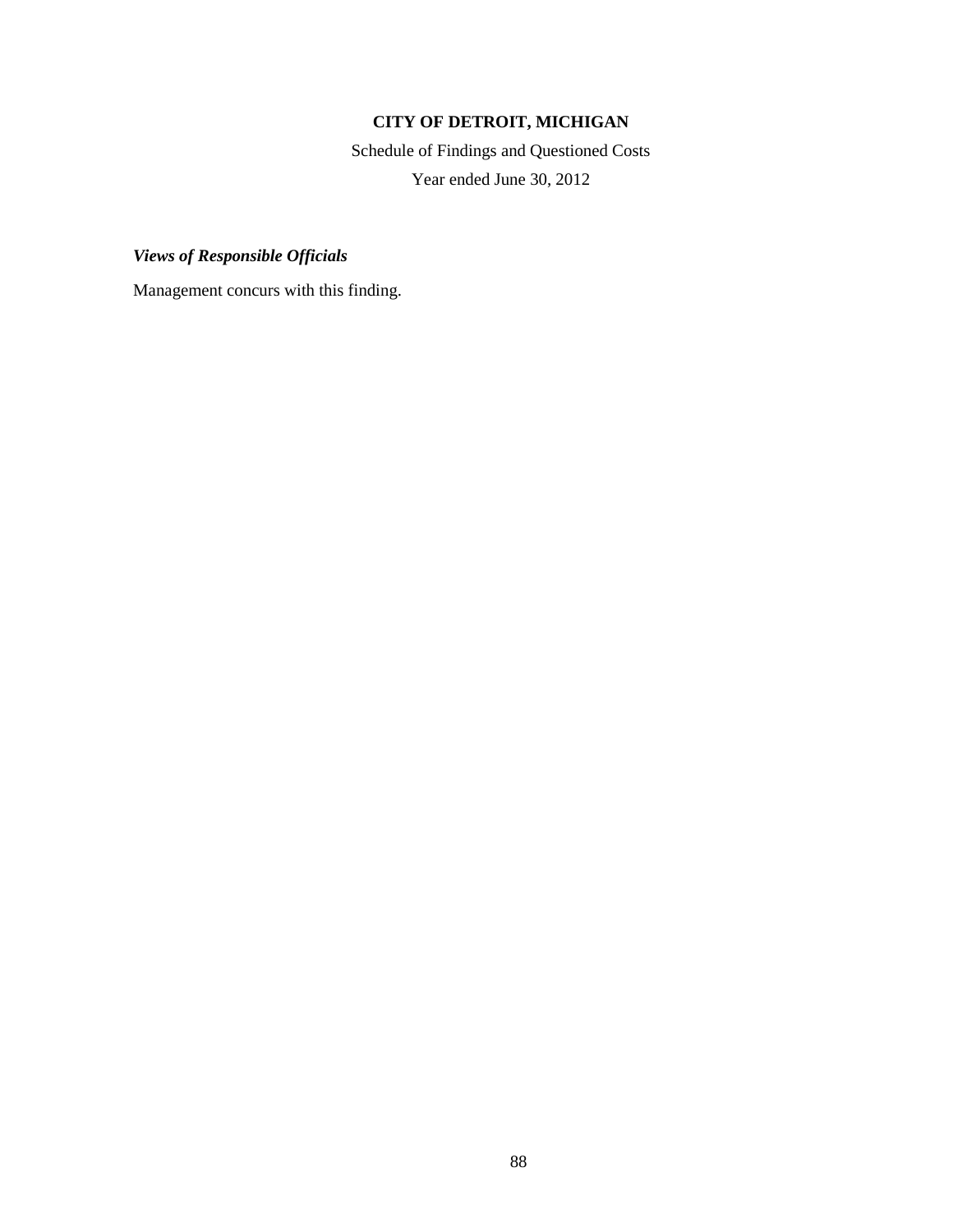**CITY OF DETROIT, MICHIGAN**

Schedule of Findings and Questioned Costs

Year ended June 30, 2012

***Views of Responsible Officials***

Management concurs with this finding.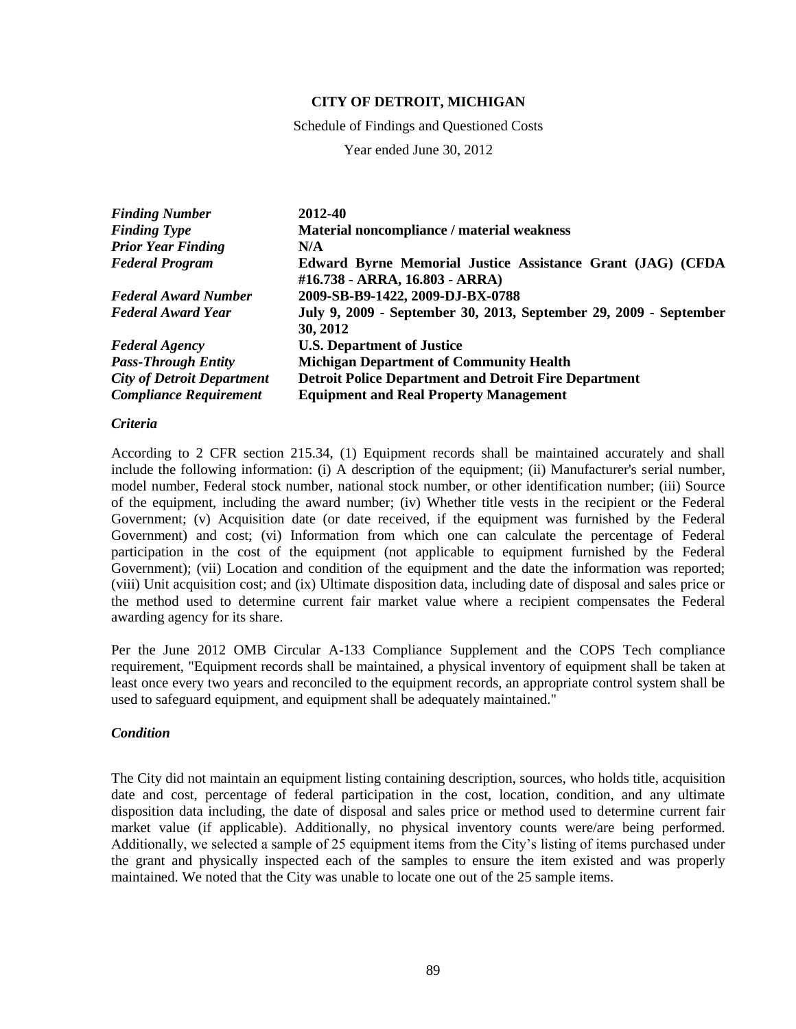**CITY OF DETROIT, MICHIGAN**

Schedule of Findings and Questioned Costs

Year ended June 30, 2012

| | |
|---|---|
| ***Finding Number*** | **2012-40** |
| ***Finding Type*** | **Material noncompliance / material weakness** |
| ***Prior Year Finding*** | **N/A** |
| ***Federal Program*** | **Edward Byrne Memorial Justice Assistance Grant (JAG) (CFDA #16.738 - ARRA, 16.803 - ARRA)** |
| ***Federal Award Number*** | **2009-SB-B9-1422, 2009-DJ-BX-0788** |
| ***Federal Award Year*** | **July 9, 2009 - September 30, 2013, September 29, 2009 - September 30, 2012** |
| ***Federal Agency*** | **U.S. Department of Justice** |
| ***Pass-Through Entity*** | **Michigan Department of Community Health** |
| ***City of Detroit Department*** | **Detroit Police Department and Detroit Fire Department** |
| ***Compliance Requirement*** | **Equipment and Real Property Management** |

***Criteria***

According to 2 CFR section 215.34, (1) Equipment records shall be maintained accurately and shall include the following information: (i) A description of the equipment; (ii) Manufacturer's serial number, model number, Federal stock number, national stock number, or other identification number; (iii) Source of the equipment, including the award number; (iv) Whether title vests in the recipient or the Federal Government; (v) Acquisition date (or date received, if the equipment was furnished by the Federal Government) and cost; (vi) Information from which one can calculate the percentage of Federal participation in the cost of the equipment (not applicable to equipment furnished by the Federal Government); (vii) Location and condition of the equipment and the date the information was reported; (viii) Unit acquisition cost; and (ix) Ultimate disposition data, including date of disposal and sales price or the method used to determine current fair market value where a recipient compensates the Federal awarding agency for its share.

Per the June 2012 OMB Circular A-133 Compliance Supplement and the COPS Tech compliance requirement, "Equipment records shall be maintained, a physical inventory of equipment shall be taken at least once every two years and reconciled to the equipment records, an appropriate control system shall be used to safeguard equipment, and equipment shall be adequately maintained."

***Condition***

The City did not maintain an equipment listing containing description, sources, who holds title, acquisition date and cost, percentage of federal participation in the cost, location, condition, and any ultimate disposition data including, the date of disposal and sales price or method used to determine current fair market value (if applicable). Additionally, no physical inventory counts were/are being performed. Additionally, we selected a sample of 25 equipment items from the City's listing of items purchased under the grant and physically inspected each of the samples to ensure the item existed and was properly maintained. We noted that the City was unable to locate one out of the 25 sample items.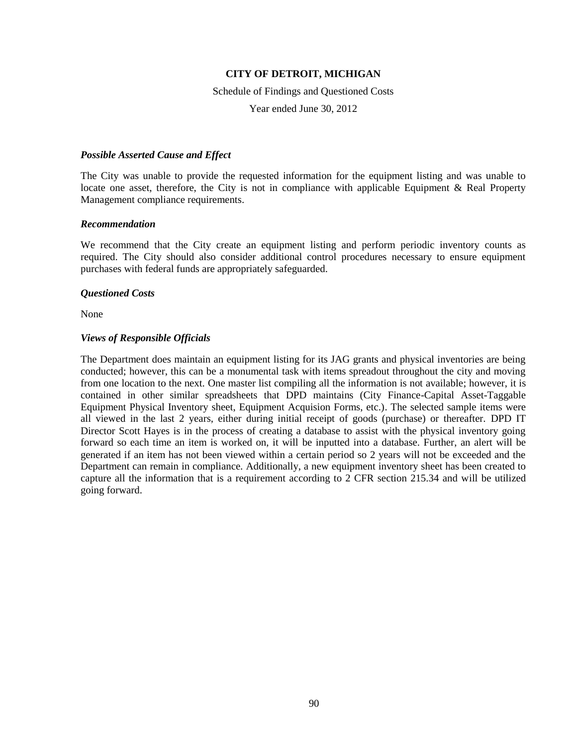**CITY OF DETROIT, MICHIGAN**

Schedule of Findings and Questioned Costs

Year ended June 30, 2012

***Possible Asserted Cause and Effect***

The City was unable to provide the requested information for the equipment listing and was unable to locate one asset, therefore, the City is not in compliance with applicable Equipment & Real Property Management compliance requirements.

***Recommendation***

We recommend that the City create an equipment listing and perform periodic inventory counts as required. The City should also consider additional control procedures necessary to ensure equipment purchases with federal funds are appropriately safeguarded.

***Questioned Costs***

None

***Views of Responsible Officials***

The Department does maintain an equipment listing for its JAG grants and physical inventories are being conducted; however, this can be a monumental task with items spreadout throughout the city and moving from one location to the next. One master list compiling all the information is not available; however, it is contained in other similar spreadsheets that DPD maintains (City Finance-Capital Asset-Taggable Equipment Physical Inventory sheet, Equipment Acquision Forms, etc.). The selected sample items were all viewed in the last 2 years, either during initial receipt of goods (purchase) or thereafter. DPD IT Director Scott Hayes is in the process of creating a database to assist with the physical inventory going forward so each time an item is worked on, it will be inputted into a database. Further, an alert will be generated if an item has not been viewed within a certain period so 2 years will not be exceeded and the Department can remain in compliance. Additionally, a new equipment inventory sheet has been created to capture all the information that is a requirement according to 2 CFR section 215.34 and will be utilized going forward.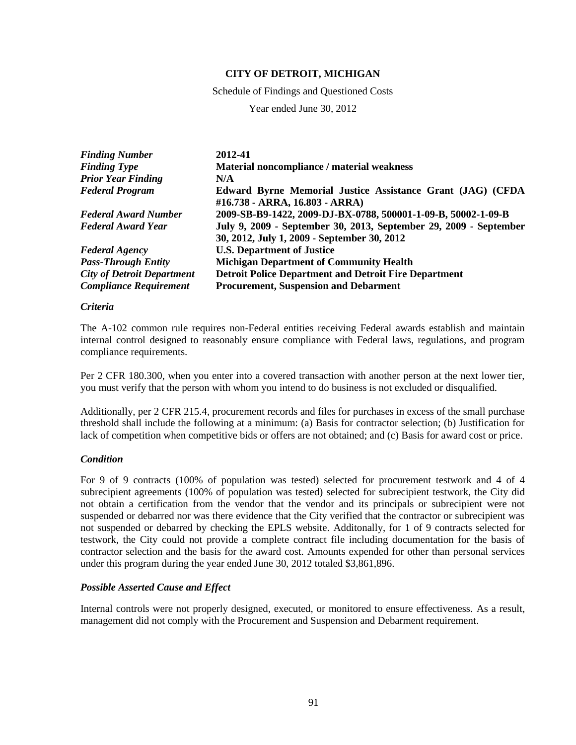**CITY OF DETROIT, MICHIGAN**

Schedule of Findings and Questioned Costs

Year ended June 30, 2012

| | |
|---|---|
| ***Finding Number*** | **2012-41** |
| ***Finding Type*** | **Material noncompliance / material weakness** |
| ***Prior Year Finding*** | **N/A** |
| ***Federal Program*** | **Edward Byrne Memorial Justice Assistance Grant (JAG) (CFDA #16.738 - ARRA, 16.803 - ARRA)** |
| ***Federal Award Number*** | **2009-SB-B9-1422, 2009-DJ-BX-0788, 500001-1-09-B, 50002-1-09-B** |
| ***Federal Award Year*** | **July 9, 2009 - September 30, 2013, September 29, 2009 - September 30, 2012, July 1, 2009 - September 30, 2012** |
| ***Federal Agency*** | **U.S. Department of Justice** |
| ***Pass-Through Entity*** | **Michigan Department of Community Health** |
| ***City of Detroit Department*** | **Detroit Police Department and Detroit Fire Department** |
| ***Compliance Requirement*** | **Procurement, Suspension and Debarment** |

***Criteria***

The A-102 common rule requires non-Federal entities receiving Federal awards establish and maintain internal control designed to reasonably ensure compliance with Federal laws, regulations, and program compliance requirements.

Per 2 CFR 180.300, when you enter into a covered transaction with another person at the next lower tier, you must verify that the person with whom you intend to do business is not excluded or disqualified.

Additionally, per 2 CFR 215.4, procurement records and files for purchases in excess of the small purchase threshold shall include the following at a minimum: (a) Basis for contractor selection; (b) Justification for lack of competition when competitive bids or offers are not obtained; and (c) Basis for award cost or price.

***Condition***

For 9 of 9 contracts (100% of population was tested) selected for procurement testwork and 4 of 4 subrecipient agreements (100% of population was tested) selected for subrecipient testwork, the City did not obtain a certification from the vendor that the vendor and its principals or subrecipient were not suspended or debarred nor was there evidence that the City verified that the contractor or subrecipient was not suspended or debarred by checking the EPLS website. Additonally, for 1 of 9 contracts selected for testwork, the City could not provide a complete contract file including documentation for the basis of contractor selection and the basis for the award cost. Amounts expended for other than personal services under this program during the year ended June 30, 2012 totaled $3,861,896.

***Possible Asserted Cause and Effect***

Internal controls were not properly designed, executed, or monitored to ensure effectiveness. As a result, management did not comply with the Procurement and Suspension and Debarment requirement.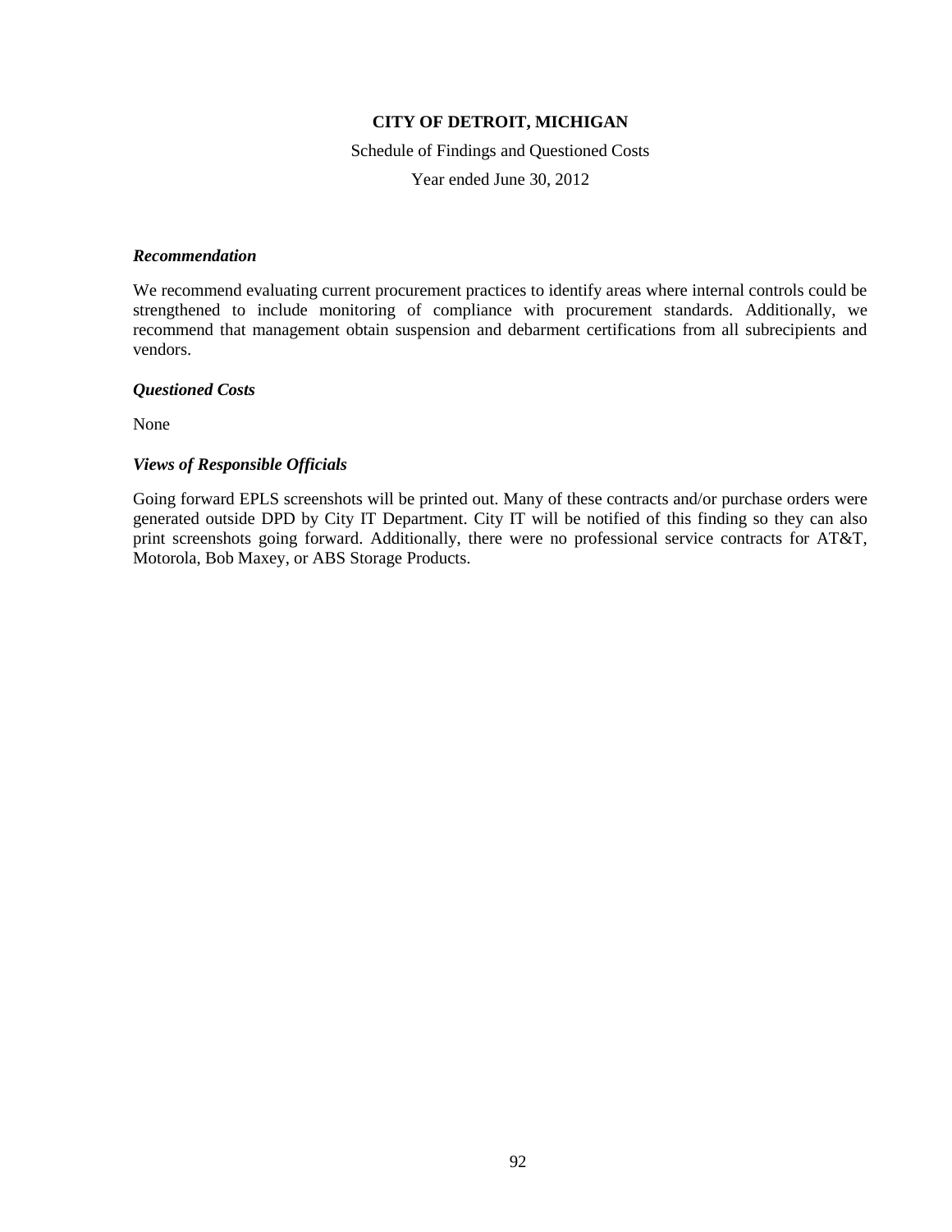# CITY OF DETROIT, MICHIGAN

Schedule of Findings and Questioned Costs

Year ended June 30, 2012

***Recommendation***

We recommend evaluating current procurement practices to identify areas where internal controls could be strengthened to include monitoring of compliance with procurement standards. Additionally, we recommend that management obtain suspension and debarment certifications from all subrecipients and vendors.

***Questioned Costs***

None

***Views of Responsible Officials***

Going forward EPLS screenshots will be printed out. Many of these contracts and/or purchase orders were generated outside DPD by City IT Department. City IT will be notified of this finding so they can also print screenshots going forward. Additionally, there were no professional service contracts for AT&T, Motorola, Bob Maxey, or ABS Storage Products.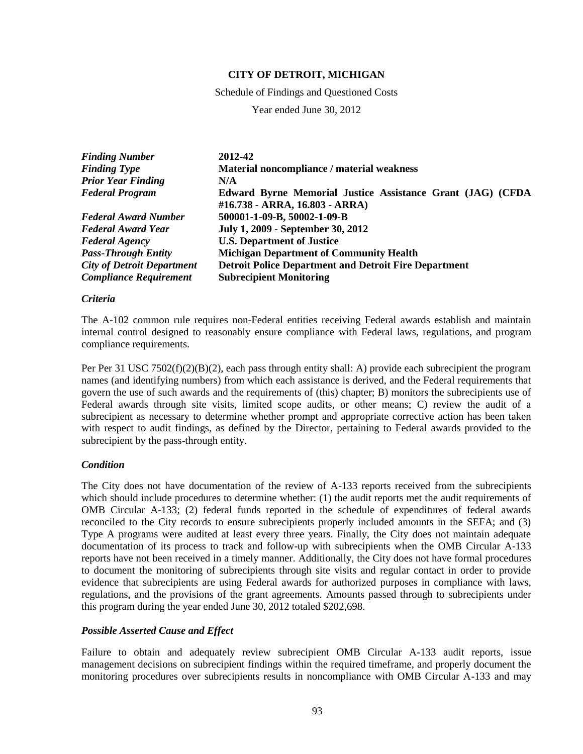**CITY OF DETROIT, MICHIGAN**

Schedule of Findings and Questioned Costs

Year ended June 30, 2012

| | |
|---|---|
| ***Finding Number*** | **2012-42** |
| ***Finding Type*** | **Material noncompliance / material weakness** |
| ***Prior Year Finding*** | **N/A** |
| ***Federal Program*** | **Edward Byrne Memorial Justice Assistance Grant (JAG) (CFDA #16.738 - ARRA, 16.803 - ARRA)** |
| ***Federal Award Number*** | **500001-1-09-B, 50002-1-09-B** |
| ***Federal Award Year*** | **July 1, 2009 - September 30, 2012** |
| ***Federal Agency*** | **U.S. Department of Justice** |
| ***Pass-Through Entity*** | **Michigan Department of Community Health** |
| ***City of Detroit Department*** | **Detroit Police Department and Detroit Fire Department** |
| ***Compliance Requirement*** | **Subrecipient Monitoring** |

***Criteria***

The A-102 common rule requires non-Federal entities receiving Federal awards establish and maintain internal control designed to reasonably ensure compliance with Federal laws, regulations, and program compliance requirements.

Per Per 31 USC 7502(f)(2)(B)(2), each pass through entity shall: A) provide each subrecipient the program names (and identifying numbers) from which each assistance is derived, and the Federal requirements that govern the use of such awards and the requirements of (this) chapter; B) monitors the subrecipients use of Federal awards through site visits, limited scope audits, or other means; C) review the audit of a subrecipient as necessary to determine whether prompt and appropriate corrective action has been taken with respect to audit findings, as defined by the Director, pertaining to Federal awards provided to the subrecipient by the pass-through entity.

***Condition***

The City does not have documentation of the review of A-133 reports received from the subrecipients which should include procedures to determine whether: (1) the audit reports met the audit requirements of OMB Circular A-133; (2) federal funds reported in the schedule of expenditures of federal awards reconciled to the City records to ensure subrecipients properly included amounts in the SEFA; and (3) Type A programs were audited at least every three years. Finally, the City does not maintain adequate documentation of its process to track and follow-up with subrecipients when the OMB Circular A-133 reports have not been received in a timely manner. Additionally, the City does not have formal procedures to document the monitoring of subrecipients through site visits and regular contact in order to provide evidence that subrecipients are using Federal awards for authorized purposes in compliance with laws, regulations, and the provisions of the grant agreements. Amounts passed through to subrecipients under this program during the year ended June 30, 2012 totaled $202,698.

***Possible Asserted Cause and Effect***

Failure to obtain and adequately review subrecipient OMB Circular A-133 audit reports, issue management decisions on subrecipient findings within the required timeframe, and properly document the monitoring procedures over subrecipients results in noncompliance with OMB Circular A-133 and may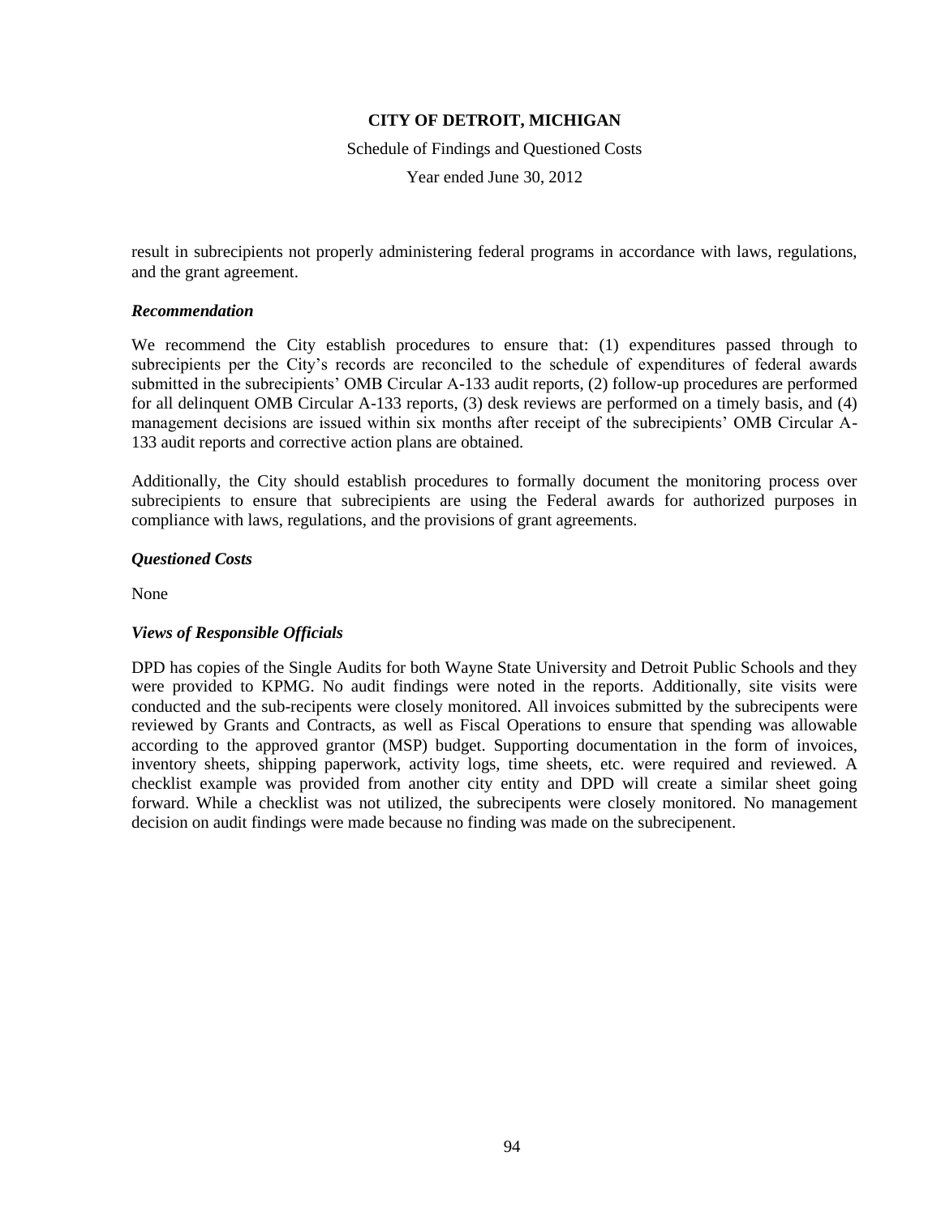result in subrecipients not properly administering federal programs in accordance with laws, regulations, and the grant agreement.

### *Recommendation*

We recommend the City establish procedures to ensure that: (1) expenditures passed through to subrecipients per the City's records are reconciled to the schedule of expenditures of federal awards submitted in the subrecipients' OMB Circular A-133 audit reports, (2) follow-up procedures are performed for all delinquent OMB Circular A-133 reports, (3) desk reviews are performed on a timely basis, and (4) management decisions are issued within six months after receipt of the subrecipients' OMB Circular A-133 audit reports and corrective action plans are obtained.

Additionally, the City should establish procedures to formally document the monitoring process over subrecipients to ensure that subrecipients are using the Federal awards for authorized purposes in compliance with laws, regulations, and the provisions of grant agreements.

### *Questioned Costs*

None

### *Views of Responsible Officials*

DPD has copies of the Single Audits for both Wayne State University and Detroit Public Schools and they were provided to KPMG. No audit findings were noted in the reports. Additionally, site visits were conducted and the sub-recipents were closely monitored. All invoices submitted by the subrecipents were reviewed by Grants and Contracts, as well as Fiscal Operations to ensure that spending was allowable according to the approved grantor (MSP) budget. Supporting documentation in the form of invoices, inventory sheets, shipping paperwork, activity logs, time sheets, etc. were required and reviewed. A checklist example was provided from another city entity and DPD will create a similar sheet going forward. While a checklist was not utilized, the subrecipents were closely monitored. No management decision on audit findings were made because no finding was made on the subrecipenent.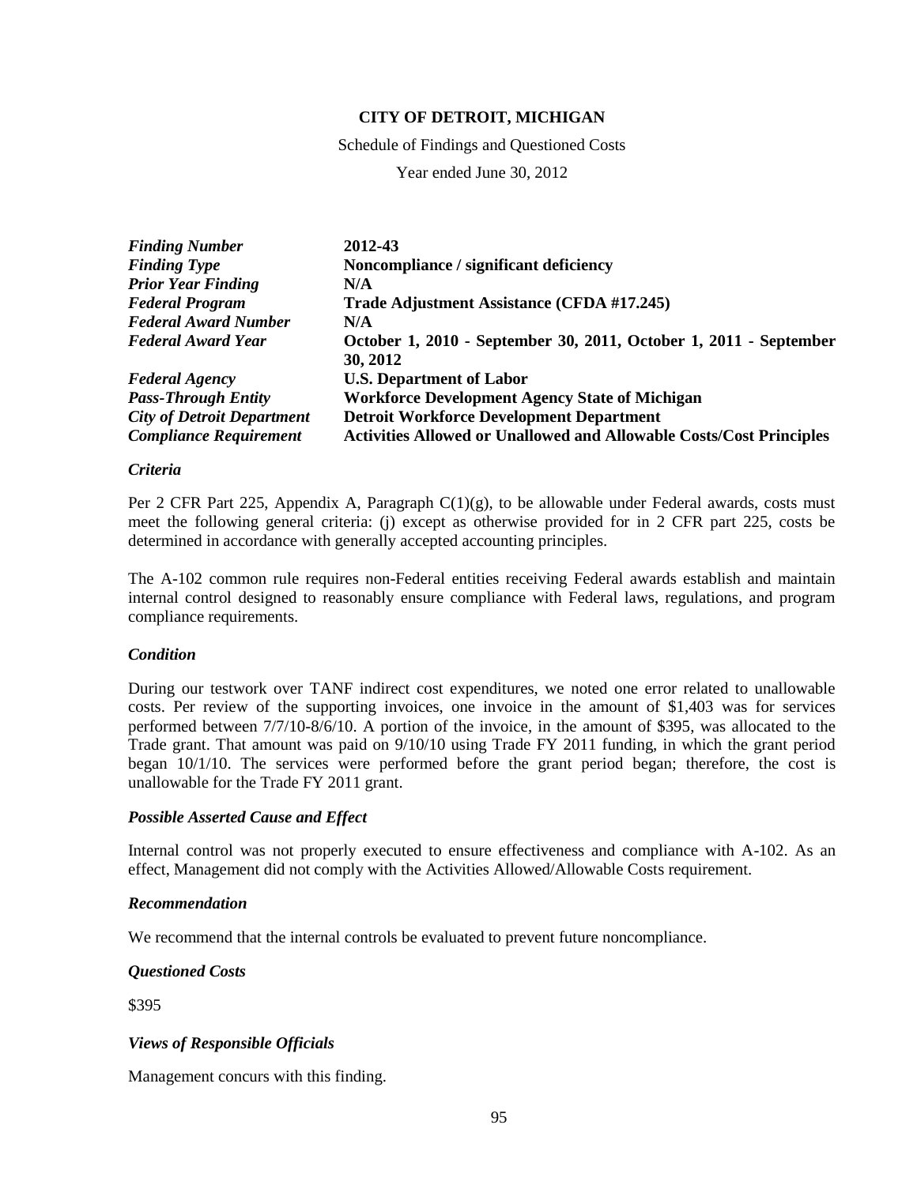**CITY OF DETROIT, MICHIGAN**

Schedule of Findings and Questioned Costs

Year ended June 30, 2012

| | |
|---|---|
| ***Finding Number*** | **2012-43** |
| ***Finding Type*** | **Noncompliance / significant deficiency** |
| ***Prior Year Finding*** | **N/A** |
| ***Federal Program*** | **Trade Adjustment Assistance (CFDA #17.245)** |
| ***Federal Award Number*** | **N/A** |
| ***Federal Award Year*** | **October 1, 2010 - September 30, 2011, October 1, 2011 - September 30, 2012** |
| ***Federal Agency*** | **U.S. Department of Labor** |
| ***Pass-Through Entity*** | **Workforce Development Agency State of Michigan** |
| ***City of Detroit Department*** | **Detroit Workforce Development Department** |
| ***Compliance Requirement*** | **Activities Allowed or Unallowed and Allowable Costs/Cost Principles** |

***Criteria***

Per 2 CFR Part 225, Appendix A, Paragraph C(1)(g), to be allowable under Federal awards, costs must meet the following general criteria: (j) except as otherwise provided for in 2 CFR part 225, costs be determined in accordance with generally accepted accounting principles.

The A-102 common rule requires non-Federal entities receiving Federal awards establish and maintain internal control designed to reasonably ensure compliance with Federal laws, regulations, and program compliance requirements.

***Condition***

During our testwork over TANF indirect cost expenditures, we noted one error related to unallowable costs. Per review of the supporting invoices, one invoice in the amount of $1,403 was for services performed between 7/7/10-8/6/10. A portion of the invoice, in the amount of $395, was allocated to the Trade grant. That amount was paid on 9/10/10 using Trade FY 2011 funding, in which the grant period began 10/1/10. The services were performed before the grant period began; therefore, the cost is unallowable for the Trade FY 2011 grant.

***Possible Asserted Cause and Effect***

Internal control was not properly executed to ensure effectiveness and compliance with A-102. As an effect, Management did not comply with the Activities Allowed/Allowable Costs requirement.

***Recommendation***

We recommend that the internal controls be evaluated to prevent future noncompliance.

***Questioned Costs***

$395

***Views of Responsible Officials***

Management concurs with this finding.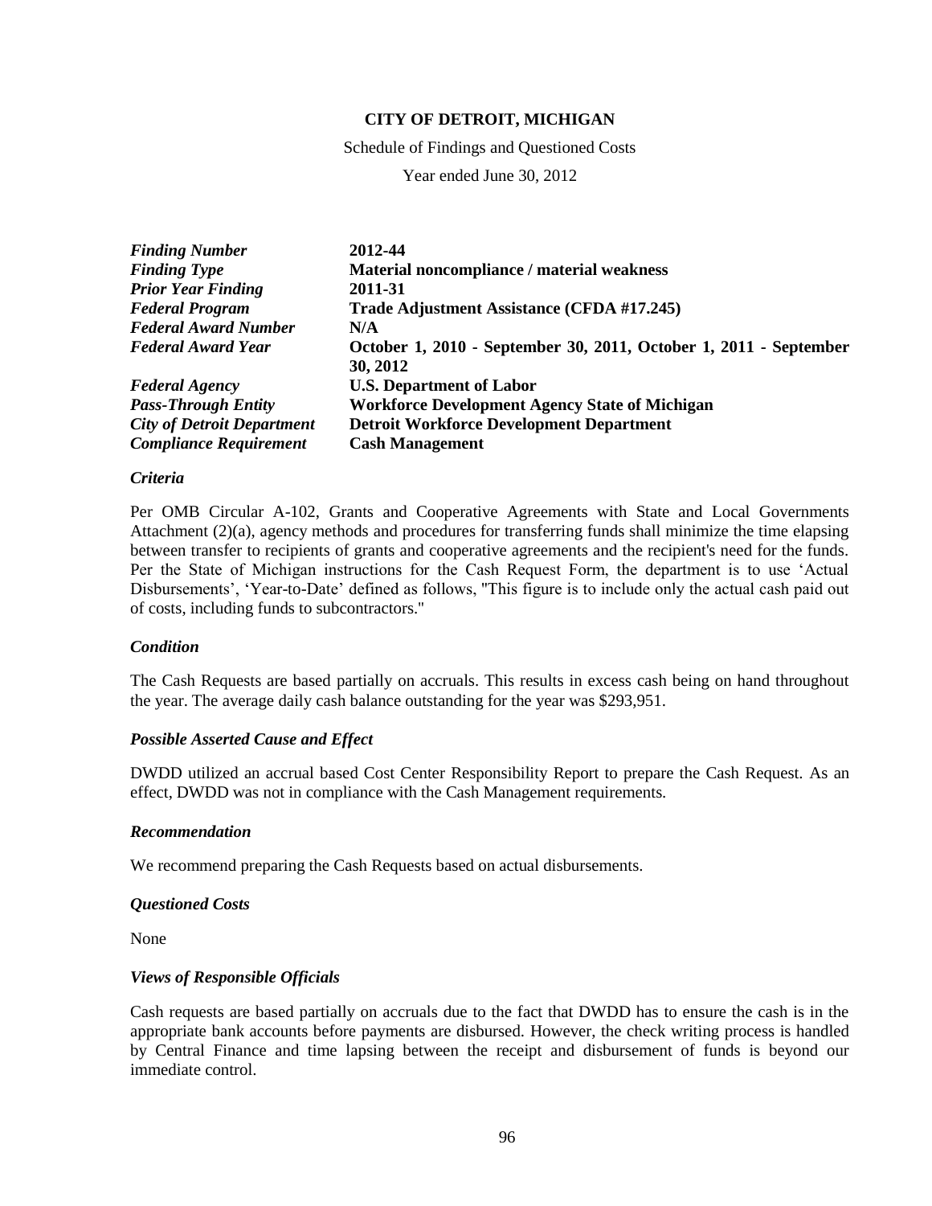**CITY OF DETROIT, MICHIGAN**

Schedule of Findings and Questioned Costs

Year ended June 30, 2012

| | |
|---|---|
| ***Finding Number*** | **2012-44** |
| ***Finding Type*** | **Material noncompliance / material weakness** |
| ***Prior Year Finding*** | **2011-31** |
| ***Federal Program*** | **Trade Adjustment Assistance (CFDA #17.245)** |
| ***Federal Award Number*** | **N/A** |
| ***Federal Award Year*** | **October 1, 2010 - September 30, 2011, October 1, 2011 - September 30, 2012** |
| ***Federal Agency*** | **U.S. Department of Labor** |
| ***Pass-Through Entity*** | **Workforce Development Agency State of Michigan** |
| ***City of Detroit Department*** | **Detroit Workforce Development Department** |
| ***Compliance Requirement*** | **Cash Management** |

***Criteria***

Per OMB Circular A-102, Grants and Cooperative Agreements with State and Local Governments Attachment (2)(a), agency methods and procedures for transferring funds shall minimize the time elapsing between transfer to recipients of grants and cooperative agreements and the recipient's need for the funds. Per the State of Michigan instructions for the Cash Request Form, the department is to use 'Actual Disbursements', 'Year-to-Date' defined as follows, "This figure is to include only the actual cash paid out of costs, including funds to subcontractors."

***Condition***

The Cash Requests are based partially on accruals. This results in excess cash being on hand throughout the year. The average daily cash balance outstanding for the year was $293,951.

***Possible Asserted Cause and Effect***

DWDD utilized an accrual based Cost Center Responsibility Report to prepare the Cash Request. As an effect, DWDD was not in compliance with the Cash Management requirements.

***Recommendation***

We recommend preparing the Cash Requests based on actual disbursements.

***Questioned Costs***

None

***Views of Responsible Officials***

Cash requests are based partially on accruals due to the fact that DWDD has to ensure the cash is in the appropriate bank accounts before payments are disbursed. However, the check writing process is handled by Central Finance and time lapsing between the receipt and disbursement of funds is beyond our immediate control.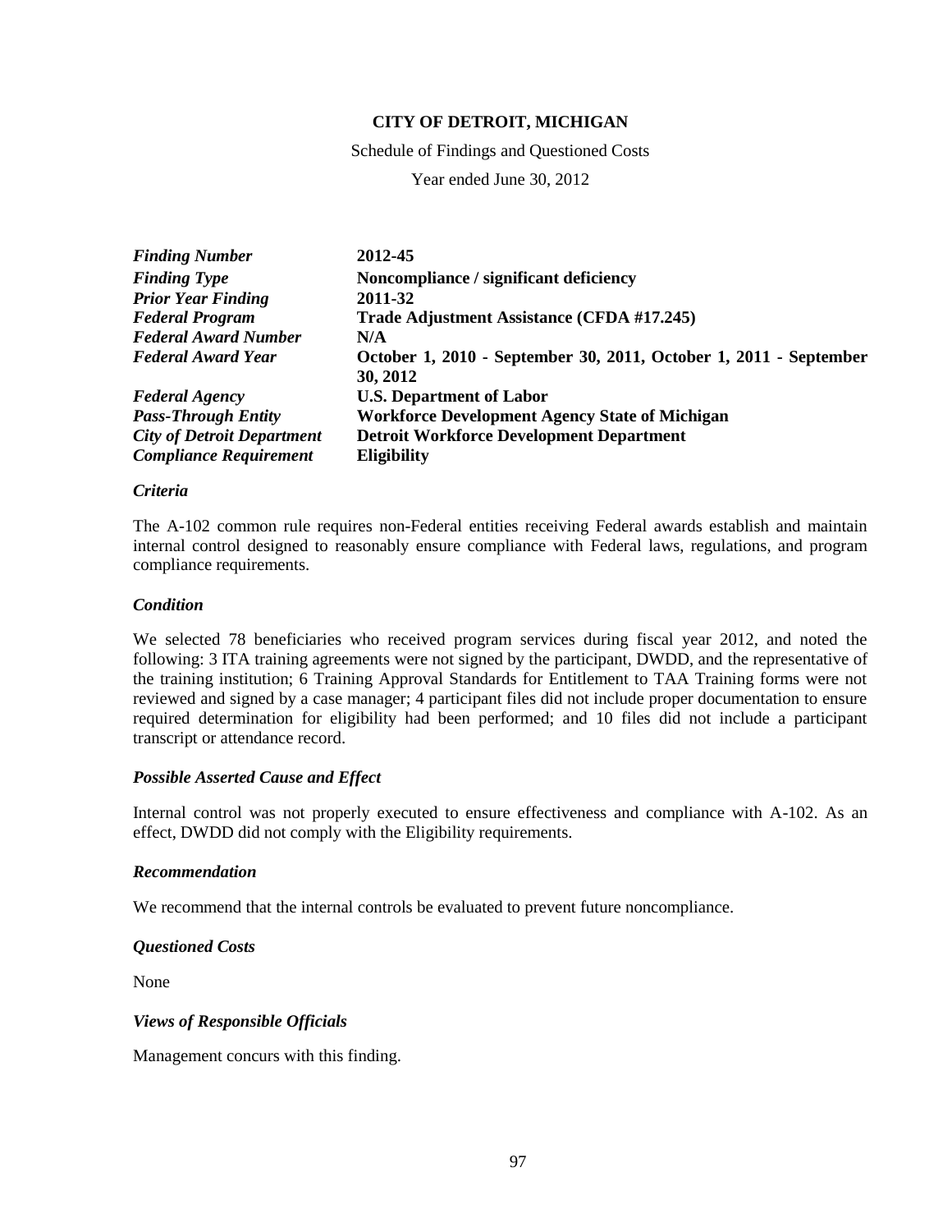**CITY OF DETROIT, MICHIGAN**

Schedule of Findings and Questioned Costs

Year ended June 30, 2012

| | |
|---|---|
| *Finding Number* | **2012-45** |
| *Finding Type* | **Noncompliance / significant deficiency** |
| *Prior Year Finding* | **2011-32** |
| *Federal Program* | **Trade Adjustment Assistance (CFDA #17.245)** |
| *Federal Award Number* | **N/A** |
| *Federal Award Year* | **October 1, 2010 - September 30, 2011, October 1, 2011 - September 30, 2012** |
| *Federal Agency* | **U.S. Department of Labor** |
| *Pass-Through Entity* | **Workforce Development Agency State of Michigan** |
| *City of Detroit Department* | **Detroit Workforce Development Department** |
| *Compliance Requirement* | **Eligibility** |

### *Criteria*

The A-102 common rule requires non-Federal entities receiving Federal awards establish and maintain internal control designed to reasonably ensure compliance with Federal laws, regulations, and program compliance requirements.

### *Condition*

We selected 78 beneficiaries who received program services during fiscal year 2012, and noted the following: 3 ITA training agreements were not signed by the participant, DWDD, and the representative of the training institution; 6 Training Approval Standards for Entitlement to TAA Training forms were not reviewed and signed by a case manager; 4 participant files did not include proper documentation to ensure required determination for eligibility had been performed; and 10 files did not include a participant transcript or attendance record.

### *Possible Asserted Cause and Effect*

Internal control was not properly executed to ensure effectiveness and compliance with A-102. As an effect, DWDD did not comply with the Eligibility requirements.

### *Recommendation*

We recommend that the internal controls be evaluated to prevent future noncompliance.

### *Questioned Costs*

None

### *Views of Responsible Officials*

Management concurs with this finding.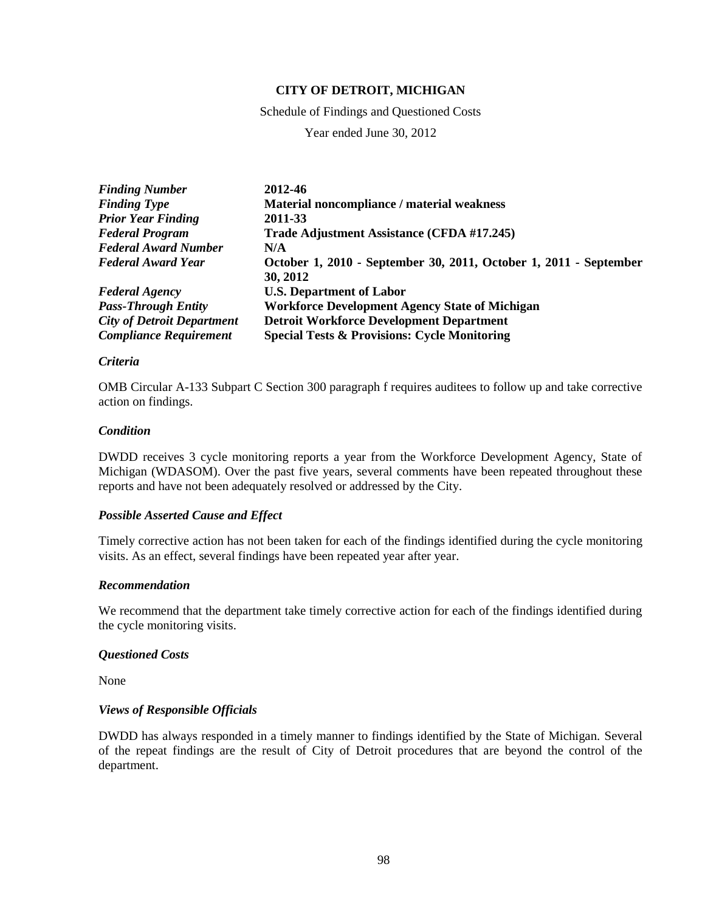**CITY OF DETROIT, MICHIGAN**

Schedule of Findings and Questioned Costs

Year ended June 30, 2012

| | |
|---|---|
| ***Finding Number*** | **2012-46** |
| ***Finding Type*** | **Material noncompliance / material weakness** |
| ***Prior Year Finding*** | **2011-33** |
| ***Federal Program*** | **Trade Adjustment Assistance (CFDA #17.245)** |
| ***Federal Award Number*** | **N/A** |
| ***Federal Award Year*** | **October 1, 2010 - September 30, 2011, October 1, 2011 - September 30, 2012** |
| ***Federal Agency*** | **U.S. Department of Labor** |
| ***Pass-Through Entity*** | **Workforce Development Agency State of Michigan** |
| ***City of Detroit Department*** | **Detroit Workforce Development Department** |
| ***Compliance Requirement*** | **Special Tests & Provisions: Cycle Monitoring** |

***Criteria***

OMB Circular A-133 Subpart C Section 300 paragraph f requires auditees to follow up and take corrective action on findings.

***Condition***

DWDD receives 3 cycle monitoring reports a year from the Workforce Development Agency, State of Michigan (WDASOM). Over the past five years, several comments have been repeated throughout these reports and have not been adequately resolved or addressed by the City.

***Possible Asserted Cause and Effect***

Timely corrective action has not been taken for each of the findings identified during the cycle monitoring visits. As an effect, several findings have been repeated year after year.

***Recommendation***

We recommend that the department take timely corrective action for each of the findings identified during the cycle monitoring visits.

***Questioned Costs***

None

***Views of Responsible Officials***

DWDD has always responded in a timely manner to findings identified by the State of Michigan. Several of the repeat findings are the result of City of Detroit procedures that are beyond the control of the department.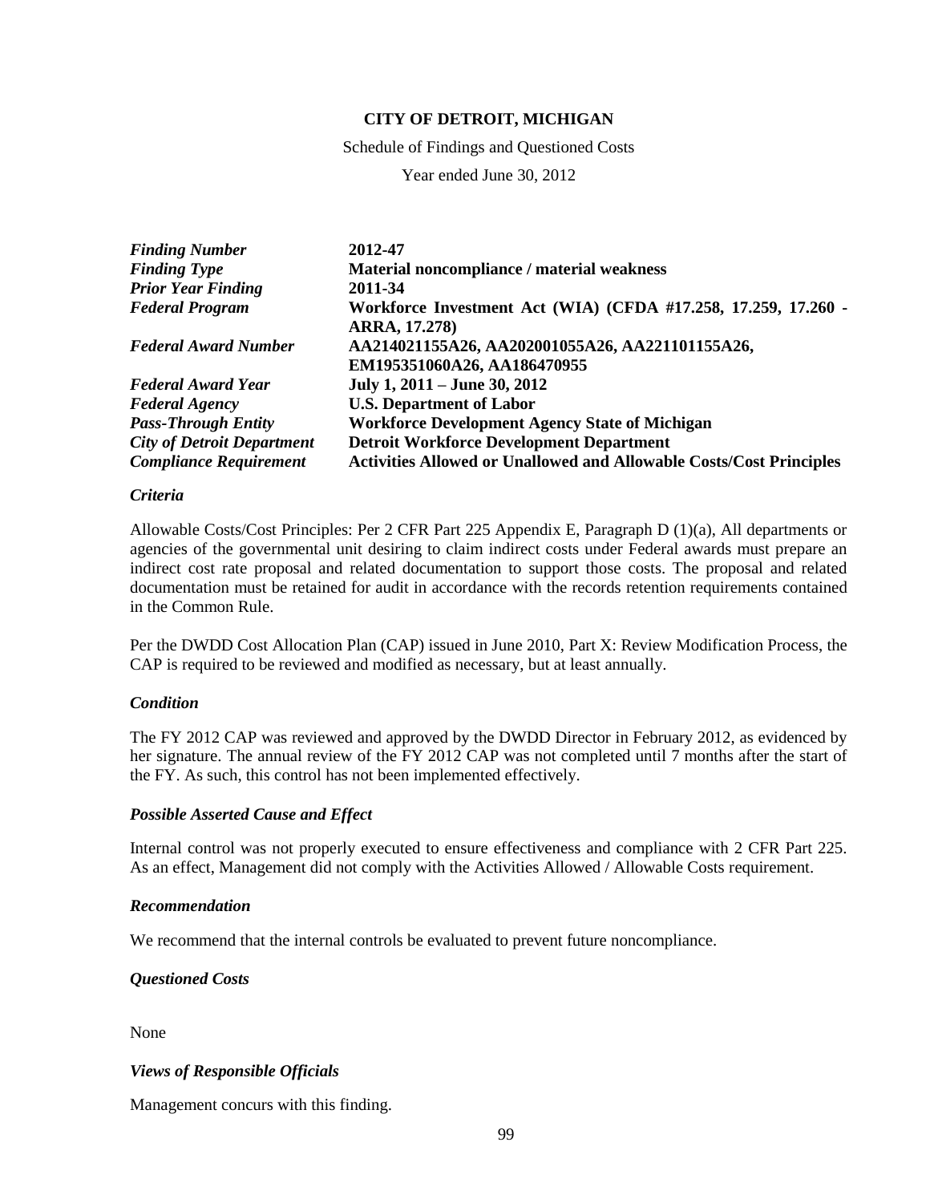**CITY OF DETROIT, MICHIGAN**

Schedule of Findings and Questioned Costs

Year ended June 30, 2012

| | |
|---|---|
| ***Finding Number*** | **2012-47** |
| ***Finding Type*** | **Material noncompliance / material weakness** |
| ***Prior Year Finding*** | **2011-34** |
| ***Federal Program*** | **Workforce Investment Act (WIA) (CFDA #17.258, 17.259, 17.260 - ARRA, 17.278)** |
| ***Federal Award Number*** | **AA214021155A26, AA202001055A26, AA221101155A26, EM195351060A26, AA186470955** |
| ***Federal Award Year*** | **July 1, 2011 – June 30, 2012** |
| ***Federal Agency*** | **U.S. Department of Labor** |
| ***Pass-Through Entity*** | **Workforce Development Agency State of Michigan** |
| ***City of Detroit Department*** | **Detroit Workforce Development Department** |
| ***Compliance Requirement*** | **Activities Allowed or Unallowed and Allowable Costs/Cost Principles** |

### *Criteria*

Allowable Costs/Cost Principles: Per 2 CFR Part 225 Appendix E, Paragraph D (1)(a), All departments or agencies of the governmental unit desiring to claim indirect costs under Federal awards must prepare an indirect cost rate proposal and related documentation to support those costs. The proposal and related documentation must be retained for audit in accordance with the records retention requirements contained in the Common Rule.

Per the DWDD Cost Allocation Plan (CAP) issued in June 2010, Part X: Review Modification Process, the CAP is required to be reviewed and modified as necessary, but at least annually.

### *Condition*

The FY 2012 CAP was reviewed and approved by the DWDD Director in February 2012, as evidenced by her signature. The annual review of the FY 2012 CAP was not completed until 7 months after the start of the FY. As such, this control has not been implemented effectively.

### *Possible Asserted Cause and Effect*

Internal control was not properly executed to ensure effectiveness and compliance with 2 CFR Part 225. As an effect, Management did not comply with the Activities Allowed / Allowable Costs requirement.

### *Recommendation*

We recommend that the internal controls be evaluated to prevent future noncompliance.

### *Questioned Costs*

None

### *Views of Responsible Officials*

Management concurs with this finding.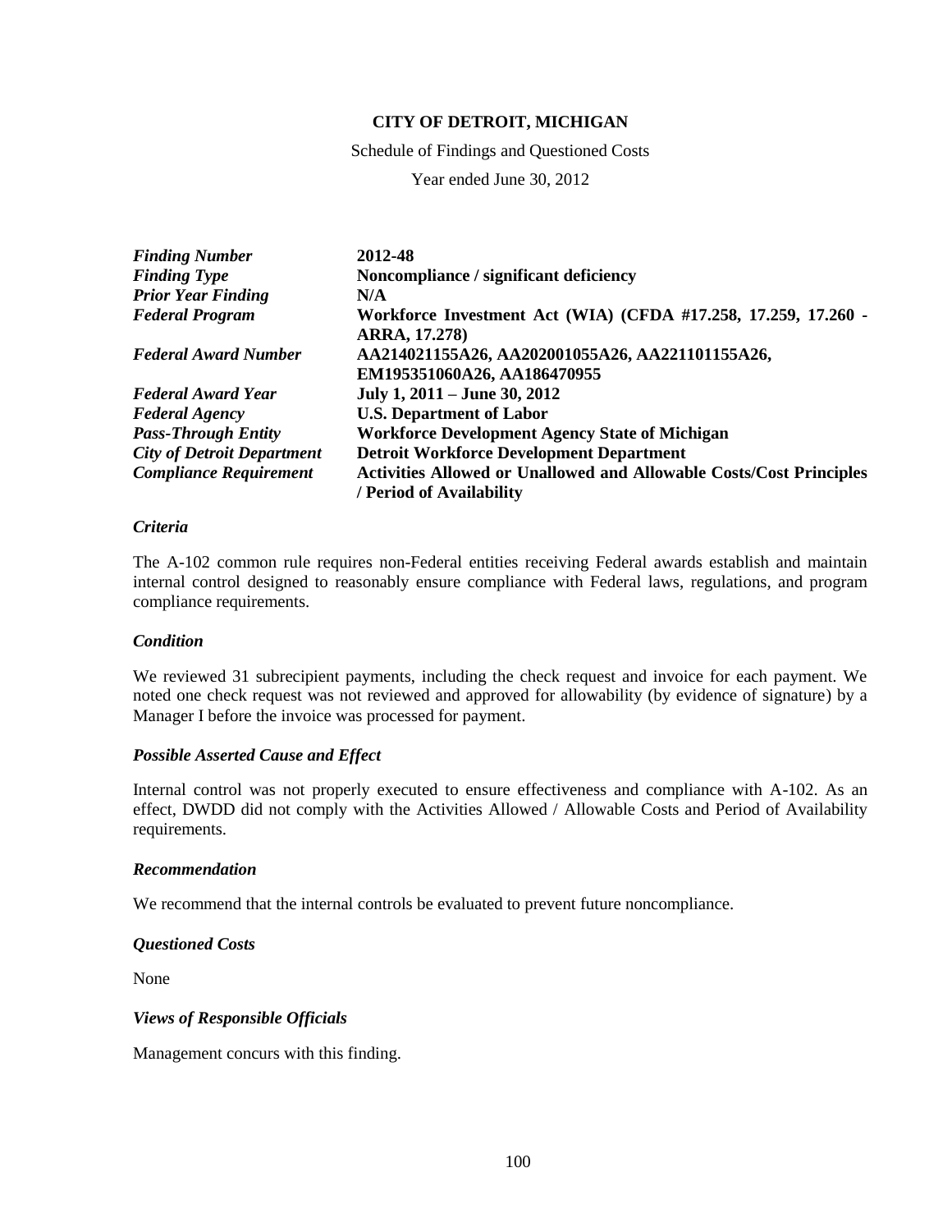**CITY OF DETROIT, MICHIGAN**

Schedule of Findings and Questioned Costs

Year ended June 30, 2012

| | |
|---|---|
| ***Finding Number*** | **2012-48** |
| ***Finding Type*** | **Noncompliance / significant deficiency** |
| ***Prior Year Finding*** | **N/A** |
| ***Federal Program*** | **Workforce Investment Act (WIA) (CFDA #17.258, 17.259, 17.260 - ARRA, 17.278)** |
| ***Federal Award Number*** | **AA214021155A26, AA202001055A26, AA221101155A26, EM195351060A26, AA186470955** |
| ***Federal Award Year*** | **July 1, 2011 – June 30, 2012** |
| ***Federal Agency*** | **U.S. Department of Labor** |
| ***Pass-Through Entity*** | **Workforce Development Agency State of Michigan** |
| ***City of Detroit Department*** | **Detroit Workforce Development Department** |
| ***Compliance Requirement*** | **Activities Allowed or Unallowed and Allowable Costs/Cost Principles / Period of Availability** |

### *Criteria*

The A-102 common rule requires non-Federal entities receiving Federal awards establish and maintain internal control designed to reasonably ensure compliance with Federal laws, regulations, and program compliance requirements.

### *Condition*

We reviewed 31 subrecipient payments, including the check request and invoice for each payment. We noted one check request was not reviewed and approved for allowability (by evidence of signature) by a Manager I before the invoice was processed for payment.

### *Possible Asserted Cause and Effect*

Internal control was not properly executed to ensure effectiveness and compliance with A-102. As an effect, DWDD did not comply with the Activities Allowed / Allowable Costs and Period of Availability requirements.

### *Recommendation*

We recommend that the internal controls be evaluated to prevent future noncompliance.

### *Questioned Costs*

None

### *Views of Responsible Officials*

Management concurs with this finding.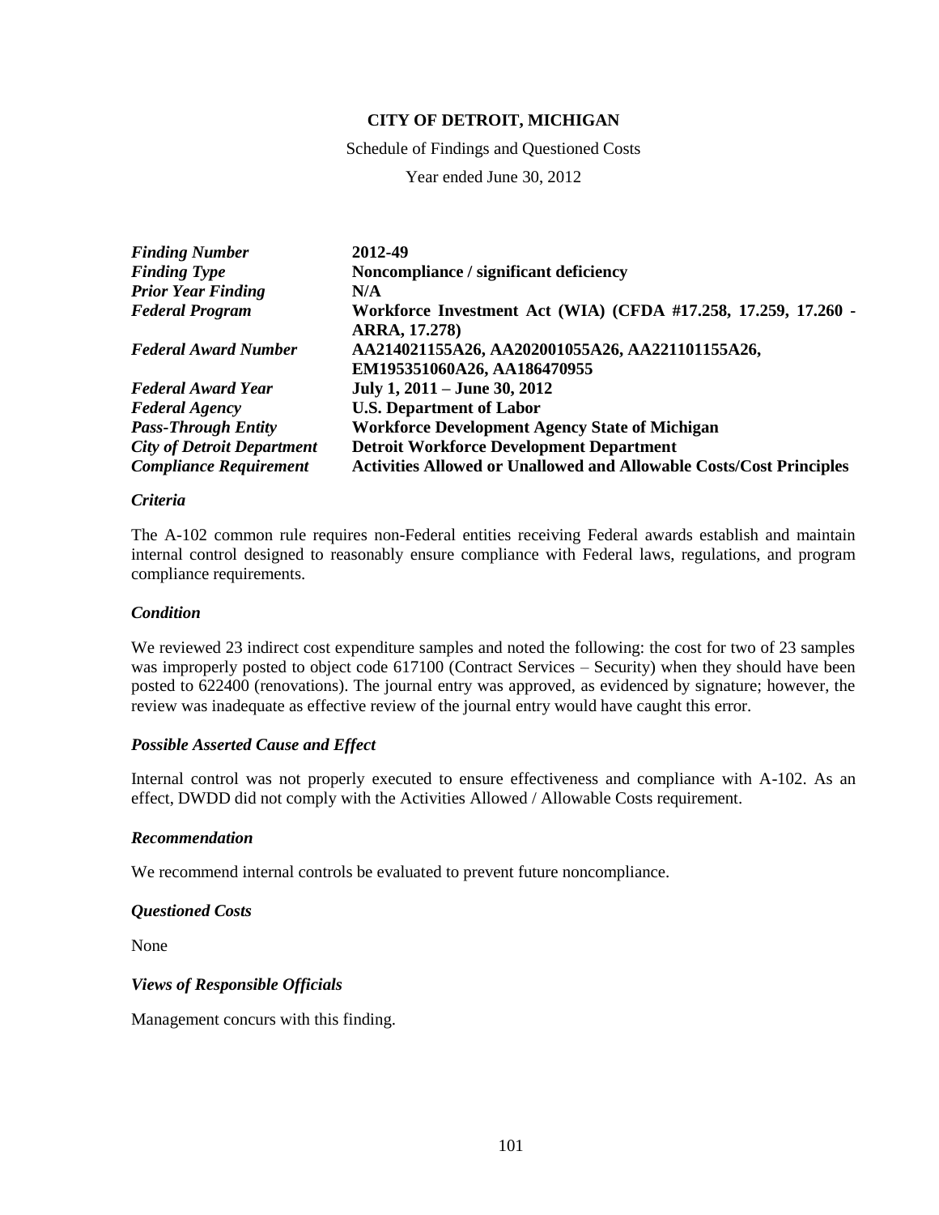**CITY OF DETROIT, MICHIGAN**

Schedule of Findings and Questioned Costs

Year ended June 30, 2012

| | |
|---|---|
| ***Finding Number*** | **2012-49** |
| ***Finding Type*** | **Noncompliance / significant deficiency** |
| ***Prior Year Finding*** | **N/A** |
| ***Federal Program*** | **Workforce Investment Act (WIA) (CFDA #17.258, 17.259, 17.260 - ARRA, 17.278)** |
| ***Federal Award Number*** | **AA214021155A26, AA202001055A26, AA221101155A26, EM195351060A26, AA186470955** |
| ***Federal Award Year*** | **July 1, 2011 – June 30, 2012** |
| ***Federal Agency*** | **U.S. Department of Labor** |
| ***Pass-Through Entity*** | **Workforce Development Agency State of Michigan** |
| ***City of Detroit Department*** | **Detroit Workforce Development Department** |
| ***Compliance Requirement*** | **Activities Allowed or Unallowed and Allowable Costs/Cost Principles** |

***Criteria***

The A-102 common rule requires non-Federal entities receiving Federal awards establish and maintain internal control designed to reasonably ensure compliance with Federal laws, regulations, and program compliance requirements.

***Condition***

We reviewed 23 indirect cost expenditure samples and noted the following: the cost for two of 23 samples was improperly posted to object code 617100 (Contract Services – Security) when they should have been posted to 622400 (renovations). The journal entry was approved, as evidenced by signature; however, the review was inadequate as effective review of the journal entry would have caught this error.

***Possible Asserted Cause and Effect***

Internal control was not properly executed to ensure effectiveness and compliance with A-102. As an effect, DWDD did not comply with the Activities Allowed / Allowable Costs requirement.

***Recommendation***

We recommend internal controls be evaluated to prevent future noncompliance.

***Questioned Costs***

None

***Views of Responsible Officials***

Management concurs with this finding.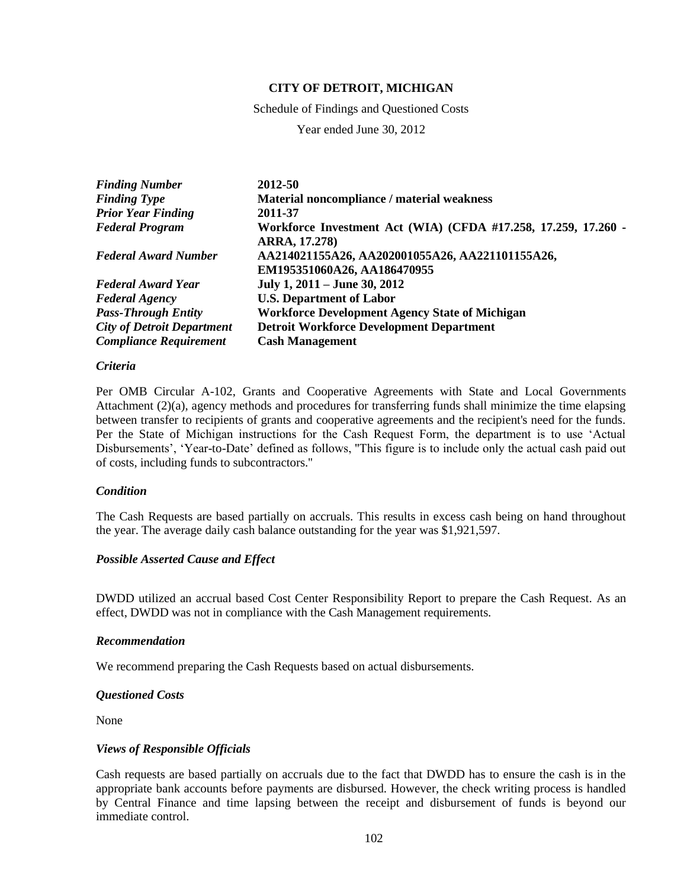**CITY OF DETROIT, MICHIGAN**

Schedule of Findings and Questioned Costs

Year ended June 30, 2012

| | |
|---|---|
| ***Finding Number*** | **2012-50** |
| ***Finding Type*** | **Material noncompliance / material weakness** |
| ***Prior Year Finding*** | **2011-37** |
| ***Federal Program*** | **Workforce Investment Act (WIA) (CFDA #17.258, 17.259, 17.260 - ARRA, 17.278)** |
| ***Federal Award Number*** | **AA214021155A26, AA202001055A26, AA221101155A26, EM195351060A26, AA186470955** |
| ***Federal Award Year*** | **July 1, 2011 – June 30, 2012** |
| ***Federal Agency*** | **U.S. Department of Labor** |
| ***Pass-Through Entity*** | **Workforce Development Agency State of Michigan** |
| ***City of Detroit Department*** | **Detroit Workforce Development Department** |
| ***Compliance Requirement*** | **Cash Management** |

***Criteria***

Per OMB Circular A-102, Grants and Cooperative Agreements with State and Local Governments Attachment (2)(a), agency methods and procedures for transferring funds shall minimize the time elapsing between transfer to recipients of grants and cooperative agreements and the recipient's need for the funds. Per the State of Michigan instructions for the Cash Request Form, the department is to use 'Actual Disbursements', 'Year-to-Date' defined as follows, "This figure is to include only the actual cash paid out of costs, including funds to subcontractors."

***Condition***

The Cash Requests are based partially on accruals. This results in excess cash being on hand throughout the year. The average daily cash balance outstanding for the year was $1,921,597.

***Possible Asserted Cause and Effect***

DWDD utilized an accrual based Cost Center Responsibility Report to prepare the Cash Request. As an effect, DWDD was not in compliance with the Cash Management requirements.

***Recommendation***

We recommend preparing the Cash Requests based on actual disbursements.

***Questioned Costs***

None

***Views of Responsible Officials***

Cash requests are based partially on accruals due to the fact that DWDD has to ensure the cash is in the appropriate bank accounts before payments are disbursed. However, the check writing process is handled by Central Finance and time lapsing between the receipt and disbursement of funds is beyond our immediate control.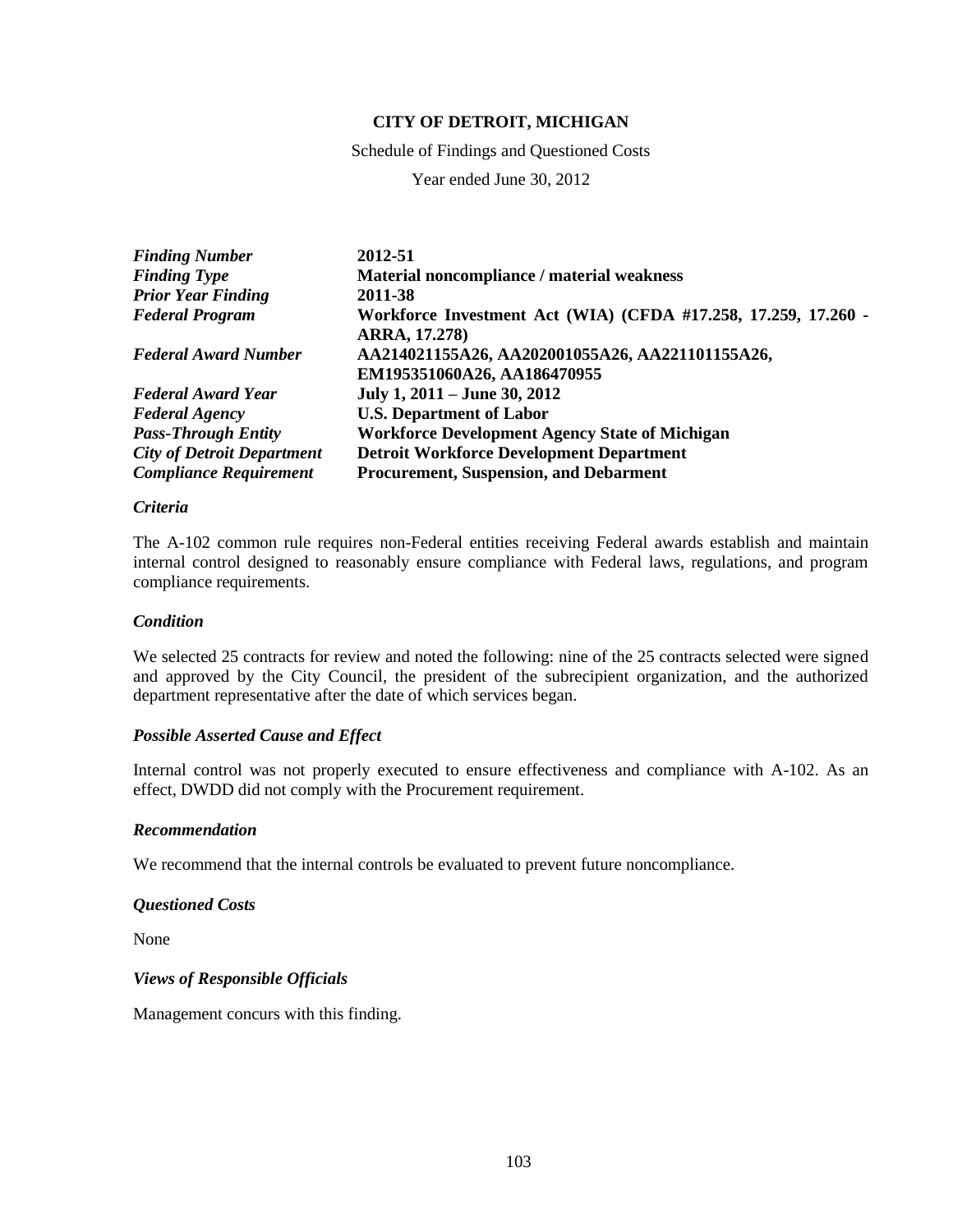**CITY OF DETROIT, MICHIGAN**

Schedule of Findings and Questioned Costs

Year ended June 30, 2012

| | |
|---|---|
| ***Finding Number*** | **2012-51** |
| ***Finding Type*** | **Material noncompliance / material weakness** |
| ***Prior Year Finding*** | **2011-38** |
| ***Federal Program*** | **Workforce Investment Act (WIA) (CFDA #17.258, 17.259, 17.260 - ARRA, 17.278)** |
| ***Federal Award Number*** | **AA214021155A26, AA202001055A26, AA221101155A26, EM195351060A26, AA186470955** |
| ***Federal Award Year*** | **July 1, 2011 – June 30, 2012** |
| ***Federal Agency*** | **U.S. Department of Labor** |
| ***Pass-Through Entity*** | **Workforce Development Agency State of Michigan** |
| ***City of Detroit Department*** | **Detroit Workforce Development Department** |
| ***Compliance Requirement*** | **Procurement, Suspension, and Debarment** |

***Criteria***

The A-102 common rule requires non-Federal entities receiving Federal awards establish and maintain internal control designed to reasonably ensure compliance with Federal laws, regulations, and program compliance requirements.

***Condition***

We selected 25 contracts for review and noted the following: nine of the 25 contracts selected were signed and approved by the City Council, the president of the subrecipient organization, and the authorized department representative after the date of which services began.

***Possible Asserted Cause and Effect***

Internal control was not properly executed to ensure effectiveness and compliance with A-102. As an effect, DWDD did not comply with the Procurement requirement.

***Recommendation***

We recommend that the internal controls be evaluated to prevent future noncompliance.

***Questioned Costs***

None

***Views of Responsible Officials***

Management concurs with this finding.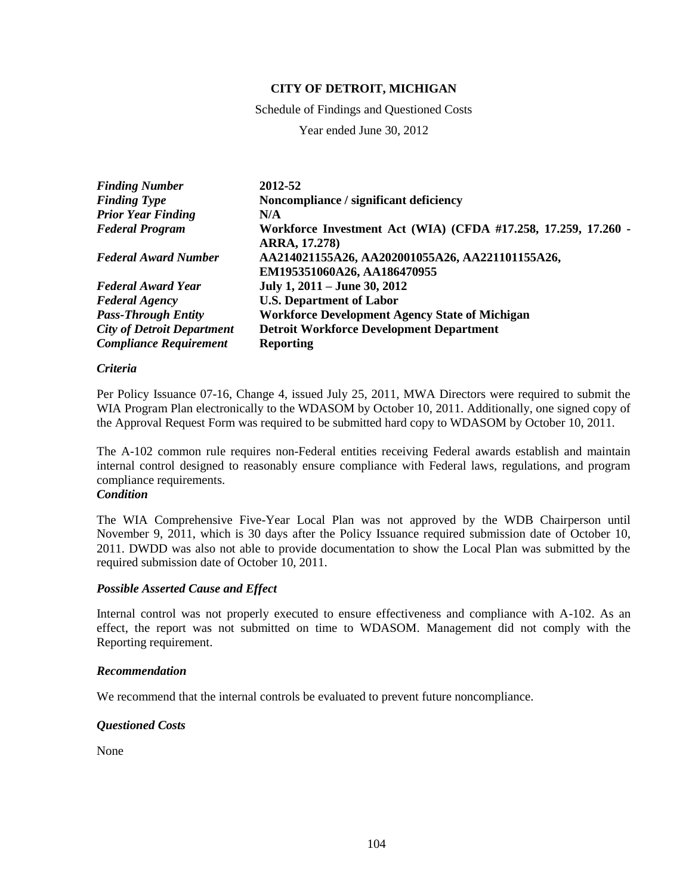**CITY OF DETROIT, MICHIGAN**

Schedule of Findings and Questioned Costs

Year ended June 30, 2012

| | |
|---|---|
| ***Finding Number*** | **2012-52** |
| ***Finding Type*** | **Noncompliance / significant deficiency** |
| ***Prior Year Finding*** | **N/A** |
| ***Federal Program*** | **Workforce Investment Act (WIA) (CFDA #17.258, 17.259, 17.260 - ARRA, 17.278)** |
| ***Federal Award Number*** | **AA214021155A26, AA202001055A26, AA221101155A26, EM195351060A26, AA186470955** |
| ***Federal Award Year*** | **July 1, 2011 – June 30, 2012** |
| ***Federal Agency*** | **U.S. Department of Labor** |
| ***Pass-Through Entity*** | **Workforce Development Agency State of Michigan** |
| ***City of Detroit Department*** | **Detroit Workforce Development Department** |
| ***Compliance Requirement*** | **Reporting** |

***Criteria***

Per Policy Issuance 07-16, Change 4, issued July 25, 2011, MWA Directors were required to submit the WIA Program Plan electronically to the WDASOM by October 10, 2011. Additionally, one signed copy of the Approval Request Form was required to be submitted hard copy to WDASOM by October 10, 2011.

The A-102 common rule requires non-Federal entities receiving Federal awards establish and maintain internal control designed to reasonably ensure compliance with Federal laws, regulations, and program compliance requirements.

***Condition***

The WIA Comprehensive Five-Year Local Plan was not approved by the WDB Chairperson until November 9, 2011, which is 30 days after the Policy Issuance required submission date of October 10, 2011. DWDD was also not able to provide documentation to show the Local Plan was submitted by the required submission date of October 10, 2011.

***Possible Asserted Cause and Effect***

Internal control was not properly executed to ensure effectiveness and compliance with A-102. As an effect, the report was not submitted on time to WDASOM. Management did not comply with the Reporting requirement.

***Recommendation***

We recommend that the internal controls be evaluated to prevent future noncompliance.

***Questioned Costs***

None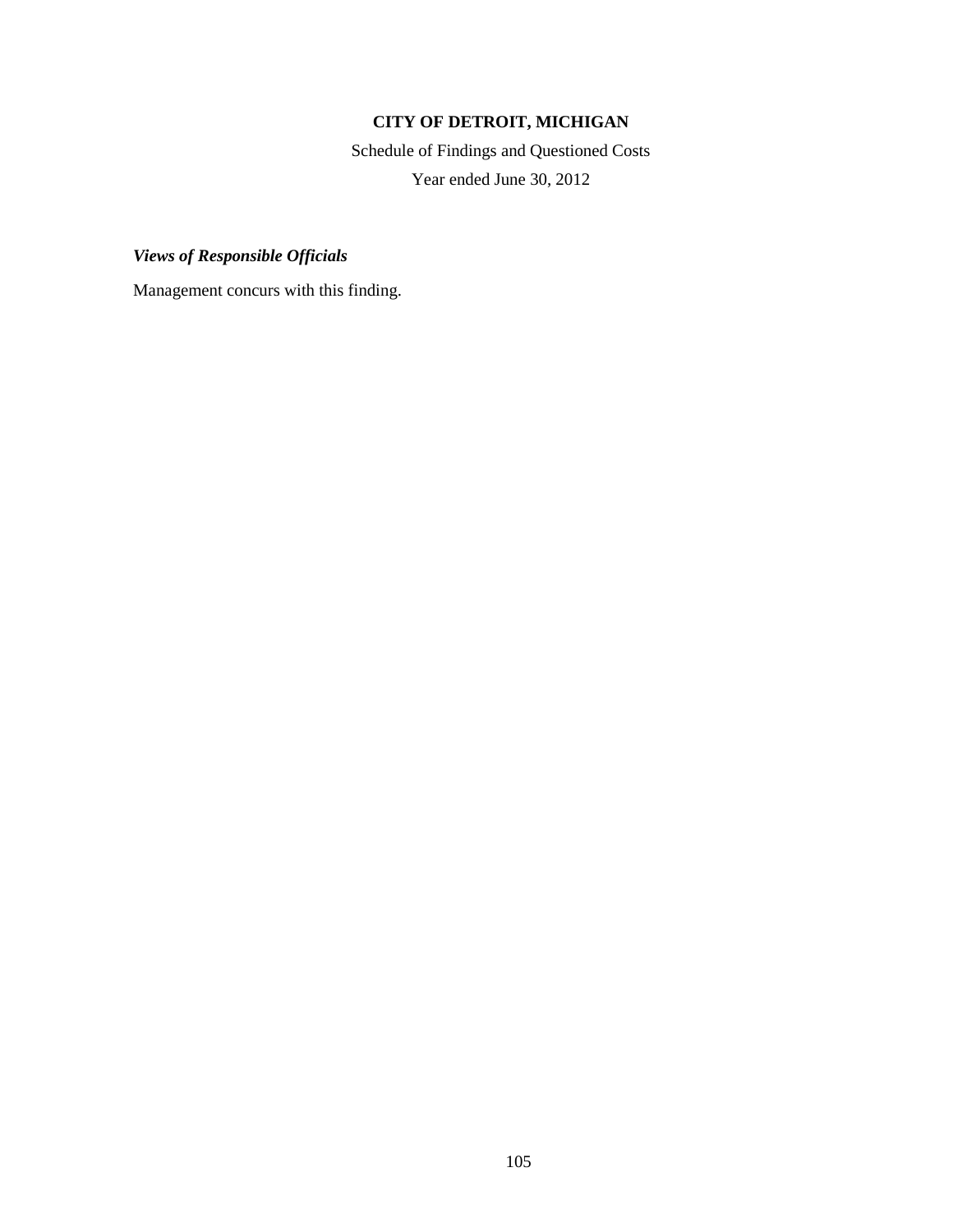**CITY OF DETROIT, MICHIGAN**

Schedule of Findings and Questioned Costs

Year ended June 30, 2012

***Views of Responsible Officials***

Management concurs with this finding.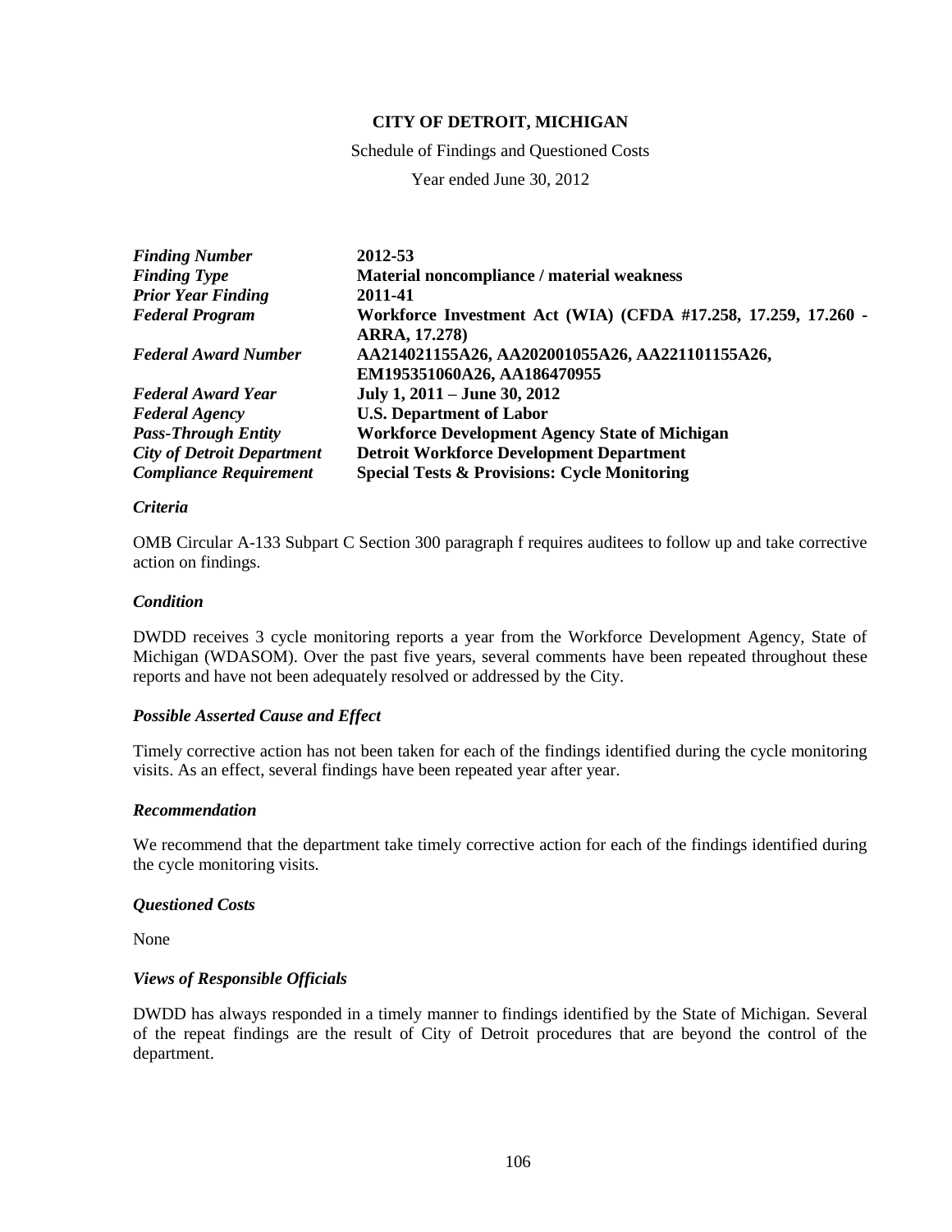**CITY OF DETROIT, MICHIGAN**

Schedule of Findings and Questioned Costs

Year ended June 30, 2012

| | |
|---|---|
| ***Finding Number*** | **2012-53** |
| ***Finding Type*** | **Material noncompliance / material weakness** |
| ***Prior Year Finding*** | **2011-41** |
| ***Federal Program*** | **Workforce Investment Act (WIA) (CFDA #17.258, 17.259, 17.260 - ARRA, 17.278)** |
| ***Federal Award Number*** | **AA214021155A26, AA202001055A26, AA221101155A26, EM195351060A26, AA186470955** |
| ***Federal Award Year*** | **July 1, 2011 – June 30, 2012** |
| ***Federal Agency*** | **U.S. Department of Labor** |
| ***Pass-Through Entity*** | **Workforce Development Agency State of Michigan** |
| ***City of Detroit Department*** | **Detroit Workforce Development Department** |
| ***Compliance Requirement*** | **Special Tests & Provisions: Cycle Monitoring** |

***Criteria***

OMB Circular A-133 Subpart C Section 300 paragraph f requires auditees to follow up and take corrective action on findings.

***Condition***

DWDD receives 3 cycle monitoring reports a year from the Workforce Development Agency, State of Michigan (WDASOM). Over the past five years, several comments have been repeated throughout these reports and have not been adequately resolved or addressed by the City.

***Possible Asserted Cause and Effect***

Timely corrective action has not been taken for each of the findings identified during the cycle monitoring visits. As an effect, several findings have been repeated year after year.

***Recommendation***

We recommend that the department take timely corrective action for each of the findings identified during the cycle monitoring visits.

***Questioned Costs***

None

***Views of Responsible Officials***

DWDD has always responded in a timely manner to findings identified by the State of Michigan. Several of the repeat findings are the result of City of Detroit procedures that are beyond the control of the department.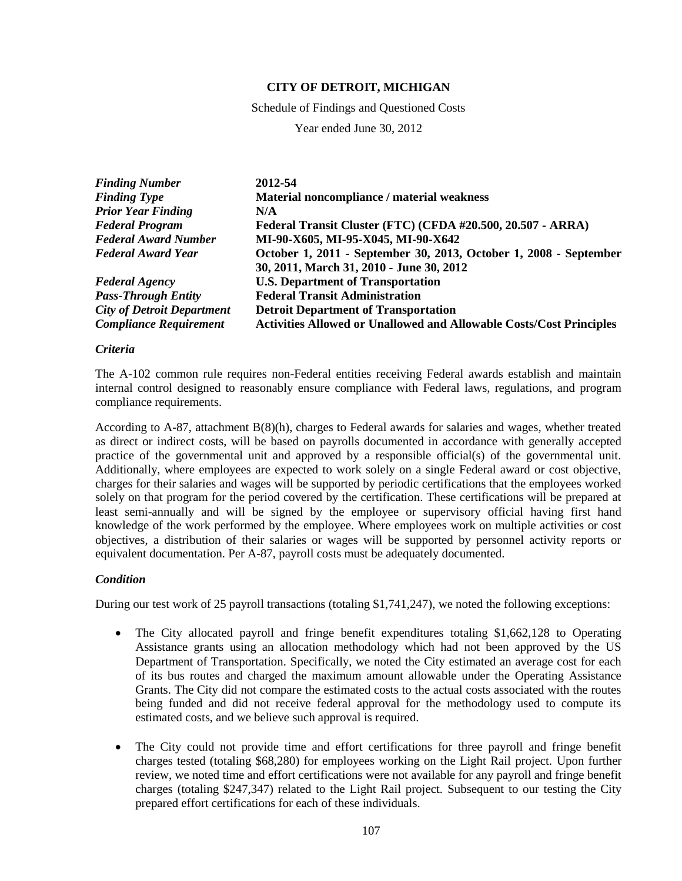**CITY OF DETROIT, MICHIGAN**

Schedule of Findings and Questioned Costs

Year ended June 30, 2012

| | |
|---|---|
| *Finding Number* | **2012-54** |
| *Finding Type* | **Material noncompliance / material weakness** |
| *Prior Year Finding* | **N/A** |
| *Federal Program* | **Federal Transit Cluster (FTC) (CFDA #20.500, 20.507 - ARRA)** |
| *Federal Award Number* | **MI-90-X605, MI-95-X045, MI-90-X642** |
| *Federal Award Year* | **October 1, 2011 - September 30, 2013, October 1, 2008 - September 30, 2011, March 31, 2010 - June 30, 2012** |
| *Federal Agency* | **U.S. Department of Transportation** |
| *Pass-Through Entity* | **Federal Transit Administration** |
| *City of Detroit Department* | **Detroit Department of Transportation** |
| *Compliance Requirement* | **Activities Allowed or Unallowed and Allowable Costs/Cost Principles** |

### *Criteria*

The A-102 common rule requires non-Federal entities receiving Federal awards establish and maintain internal control designed to reasonably ensure compliance with Federal laws, regulations, and program compliance requirements.

According to A-87, attachment B(8)(h), charges to Federal awards for salaries and wages, whether treated as direct or indirect costs, will be based on payrolls documented in accordance with generally accepted practice of the governmental unit and approved by a responsible official(s) of the governmental unit. Additionally, where employees are expected to work solely on a single Federal award or cost objective, charges for their salaries and wages will be supported by periodic certifications that the employees worked solely on that program for the period covered by the certification. These certifications will be prepared at least semi-annually and will be signed by the employee or supervisory official having first hand knowledge of the work performed by the employee. Where employees work on multiple activities or cost objectives, a distribution of their salaries or wages will be supported by personnel activity reports or equivalent documentation. Per A-87, payroll costs must be adequately documented.

### *Condition*

During our test work of 25 payroll transactions (totaling $1,741,247), we noted the following exceptions:

- The City allocated payroll and fringe benefit expenditures totaling $1,662,128 to Operating Assistance grants using an allocation methodology which had not been approved by the US Department of Transportation. Specifically, we noted the City estimated an average cost for each of its bus routes and charged the maximum amount allowable under the Operating Assistance Grants. The City did not compare the estimated costs to the actual costs associated with the routes being funded and did not receive federal approval for the methodology used to compute its estimated costs, and we believe such approval is required.

- The City could not provide time and effort certifications for three payroll and fringe benefit charges tested (totaling $68,280) for employees working on the Light Rail project. Upon further review, we noted time and effort certifications were not available for any payroll and fringe benefit charges (totaling $247,347) related to the Light Rail project. Subsequent to our testing the City prepared effort certifications for each of these individuals.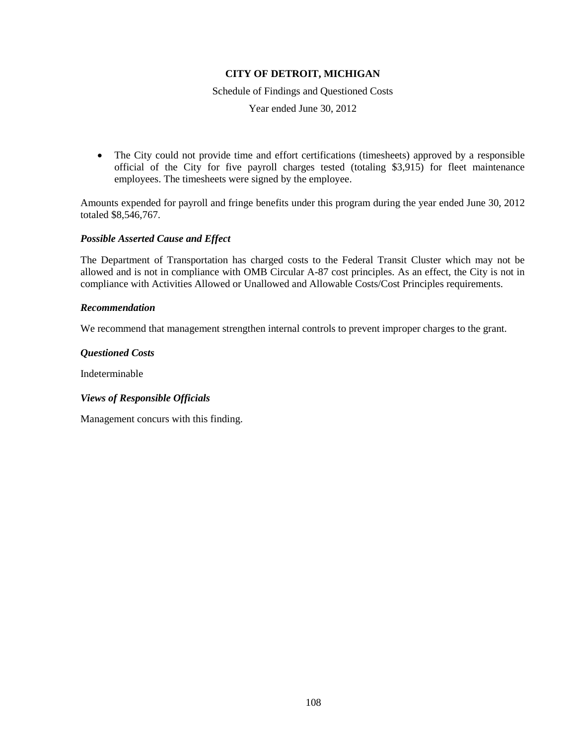- The City could not provide time and effort certifications (timesheets) approved by a responsible official of the City for five payroll charges tested (totaling $3,915) for fleet maintenance employees. The timesheets were signed by the employee.

Amounts expended for payroll and fringe benefits under this program during the year ended June 30, 2012 totaled $8,546,767.

***Possible Asserted Cause and Effect***

The Department of Transportation has charged costs to the Federal Transit Cluster which may not be allowed and is not in compliance with OMB Circular A-87 cost principles. As an effect, the City is not in compliance with Activities Allowed or Unallowed and Allowable Costs/Cost Principles requirements.

***Recommendation***

We recommend that management strengthen internal controls to prevent improper charges to the grant.

***Questioned Costs***

Indeterminable

***Views of Responsible Officials***

Management concurs with this finding.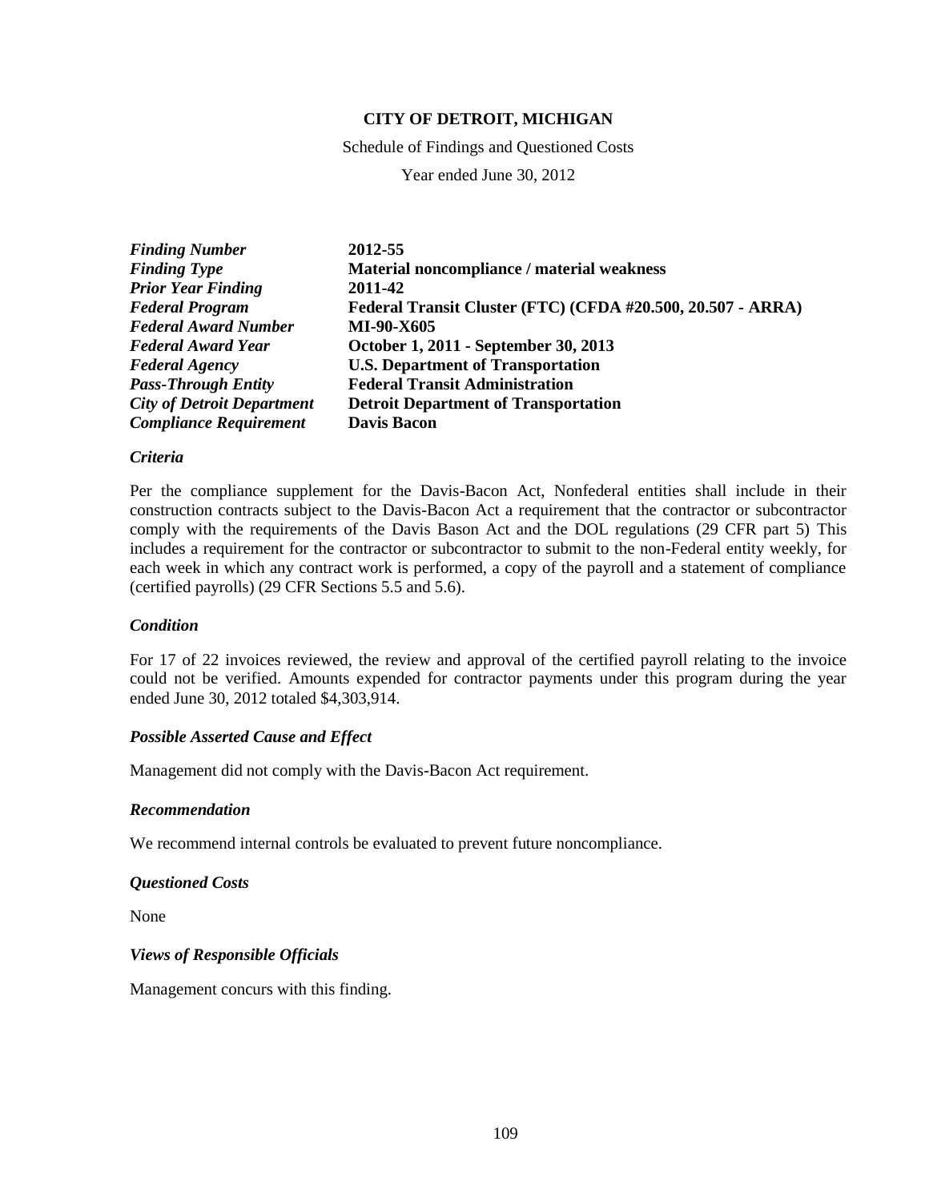**CITY OF DETROIT, MICHIGAN**

Schedule of Findings and Questioned Costs

Year ended June 30, 2012

| | |
|---|---|
| ***Finding Number*** | **2012-55** |
| ***Finding Type*** | **Material noncompliance / material weakness** |
| ***Prior Year Finding*** | **2011-42** |
| ***Federal Program*** | **Federal Transit Cluster (FTC) (CFDA #20.500, 20.507 - ARRA)** |
| ***Federal Award Number*** | **MI-90-X605** |
| ***Federal Award Year*** | **October 1, 2011 - September 30, 2013** |
| ***Federal Agency*** | **U.S. Department of Transportation** |
| ***Pass-Through Entity*** | **Federal Transit Administration** |
| ***City of Detroit Department*** | **Detroit Department of Transportation** |
| ***Compliance Requirement*** | **Davis Bacon** |

### *Criteria*

Per the compliance supplement for the Davis-Bacon Act, Nonfederal entities shall include in their construction contracts subject to the Davis-Bacon Act a requirement that the contractor or subcontractor comply with the requirements of the Davis Bason Act and the DOL regulations (29 CFR part 5) This includes a requirement for the contractor or subcontractor to submit to the non-Federal entity weekly, for each week in which any contract work is performed, a copy of the payroll and a statement of compliance (certified payrolls) (29 CFR Sections 5.5 and 5.6).

### *Condition*

For 17 of 22 invoices reviewed, the review and approval of the certified payroll relating to the invoice could not be verified. Amounts expended for contractor payments under this program during the year ended June 30, 2012 totaled $4,303,914.

### *Possible Asserted Cause and Effect*

Management did not comply with the Davis-Bacon Act requirement.

### *Recommendation*

We recommend internal controls be evaluated to prevent future noncompliance.

### *Questioned Costs*

None

### *Views of Responsible Officials*

Management concurs with this finding.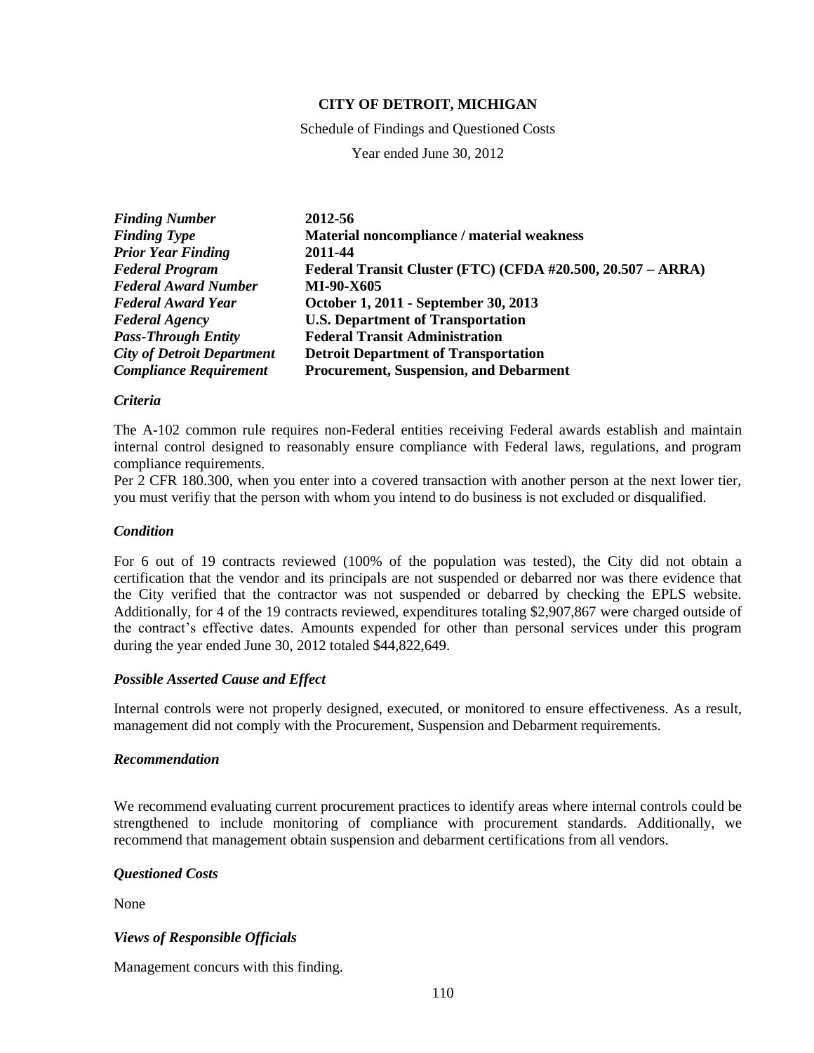**CITY OF DETROIT, MICHIGAN**

Schedule of Findings and Questioned Costs

Year ended June 30, 2012

| | |
|---|---|
| ***Finding Number*** | **2012-56** |
| ***Finding Type*** | **Material noncompliance / material weakness** |
| ***Prior Year Finding*** | **2011-44** |
| ***Federal Program*** | **Federal Transit Cluster (FTC) (CFDA #20.500, 20.507 – ARRA)** |
| ***Federal Award Number*** | **MI-90-X605** |
| ***Federal Award Year*** | **October 1, 2011 - September 30, 2013** |
| ***Federal Agency*** | **U.S. Department of Transportation** |
| ***Pass-Through Entity*** | **Federal Transit Administration** |
| ***City of Detroit Department*** | **Detroit Department of Transportation** |
| ***Compliance Requirement*** | **Procurement, Suspension, and Debarment** |

***Criteria***

The A-102 common rule requires non-Federal entities receiving Federal awards establish and maintain internal control designed to reasonably ensure compliance with Federal laws, regulations, and program compliance requirements.
Per 2 CFR 180.300, when you enter into a covered transaction with another person at the next lower tier, you must verifiy that the person with whom you intend to do business is not excluded or disqualified.

***Condition***

For 6 out of 19 contracts reviewed (100% of the population was tested), the City did not obtain a certification that the vendor and its principals are not suspended or debarred nor was there evidence that the City verified that the contractor was not suspended or debarred by checking the EPLS website. Additionally, for 4 of the 19 contracts reviewed, expenditures totaling $2,907,867 were charged outside of the contract's effective dates. Amounts expended for other than personal services under this program during the year ended June 30, 2012 totaled $44,822,649.

***Possible Asserted Cause and Effect***

Internal controls were not properly designed, executed, or monitored to ensure effectiveness. As a result, management did not comply with the Procurement, Suspension and Debarment requirements.

***Recommendation***

We recommend evaluating current procurement practices to identify areas where internal controls could be strengthened to include monitoring of compliance with procurement standards. Additionally, we recommend that management obtain suspension and debarment certifications from all vendors.

***Questioned Costs***

None

***Views of Responsible Officials***

Management concurs with this finding.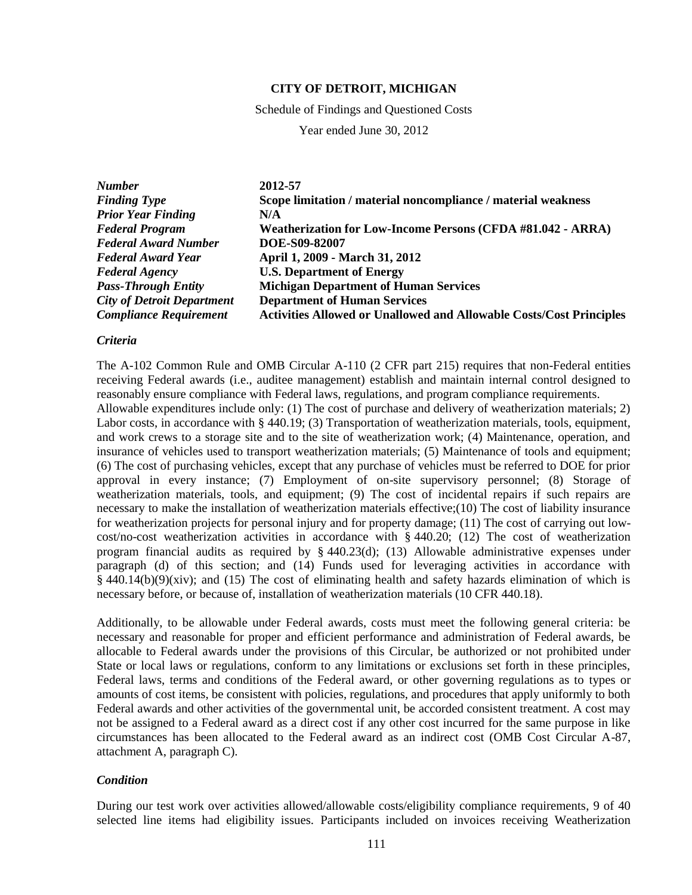**CITY OF DETROIT, MICHIGAN**

Schedule of Findings and Questioned Costs

Year ended June 30, 2012

| | |
|---|---|
| ***Number*** | **2012-57** |
| ***Finding Type*** | **Scope limitation / material noncompliance / material weakness** |
| ***Prior Year Finding*** | **N/A** |
| ***Federal Program*** | **Weatherization for Low-Income Persons (CFDA #81.042 - ARRA)** |
| ***Federal Award Number*** | **DOE-S09-82007** |
| ***Federal Award Year*** | **April 1, 2009 - March 31, 2012** |
| ***Federal Agency*** | **U.S. Department of Energy** |
| ***Pass-Through Entity*** | **Michigan Department of Human Services** |
| ***City of Detroit Department*** | **Department of Human Services** |
| ***Compliance Requirement*** | **Activities Allowed or Unallowed and Allowable Costs/Cost Principles** |

***Criteria***

The A-102 Common Rule and OMB Circular A-110 (2 CFR part 215) requires that non-Federal entities receiving Federal awards (i.e., auditee management) establish and maintain internal control designed to reasonably ensure compliance with Federal laws, regulations, and program compliance requirements.
Allowable expenditures include only: (1) The cost of purchase and delivery of weatherization materials; 2) Labor costs, in accordance with § 440.19; (3) Transportation of weatherization materials, tools, equipment, and work crews to a storage site and to the site of weatherization work; (4) Maintenance, operation, and insurance of vehicles used to transport weatherization materials; (5) Maintenance of tools and equipment; (6) The cost of purchasing vehicles, except that any purchase of vehicles must be referred to DOE for prior approval in every instance; (7) Employment of on-site supervisory personnel; (8) Storage of weatherization materials, tools, and equipment; (9) The cost of incidental repairs if such repairs are necessary to make the installation of weatherization materials effective;(10) The cost of liability insurance for weatherization projects for personal injury and for property damage; (11) The cost of carrying out low-cost/no-cost weatherization activities in accordance with § 440.20; (12) The cost of weatherization program financial audits as required by § 440.23(d); (13) Allowable administrative expenses under paragraph (d) of this section; and (14) Funds used for leveraging activities in accordance with § 440.14(b)(9)(xiv); and (15) The cost of eliminating health and safety hazards elimination of which is necessary before, or because of, installation of weatherization materials (10 CFR 440.18).

Additionally, to be allowable under Federal awards, costs must meet the following general criteria: be necessary and reasonable for proper and efficient performance and administration of Federal awards, be allocable to Federal awards under the provisions of this Circular, be authorized or not prohibited under State or local laws or regulations, conform to any limitations or exclusions set forth in these principles, Federal laws, terms and conditions of the Federal award, or other governing regulations as to types or amounts of cost items, be consistent with policies, regulations, and procedures that apply uniformly to both Federal awards and other activities of the governmental unit, be accorded consistent treatment. A cost may not be assigned to a Federal award as a direct cost if any other cost incurred for the same purpose in like circumstances has been allocated to the Federal award as an indirect cost (OMB Cost Circular A-87, attachment A, paragraph C).

***Condition***

During our test work over activities allowed/allowable costs/eligibility compliance requirements, 9 of 40 selected line items had eligibility issues. Participants included on invoices receiving Weatherization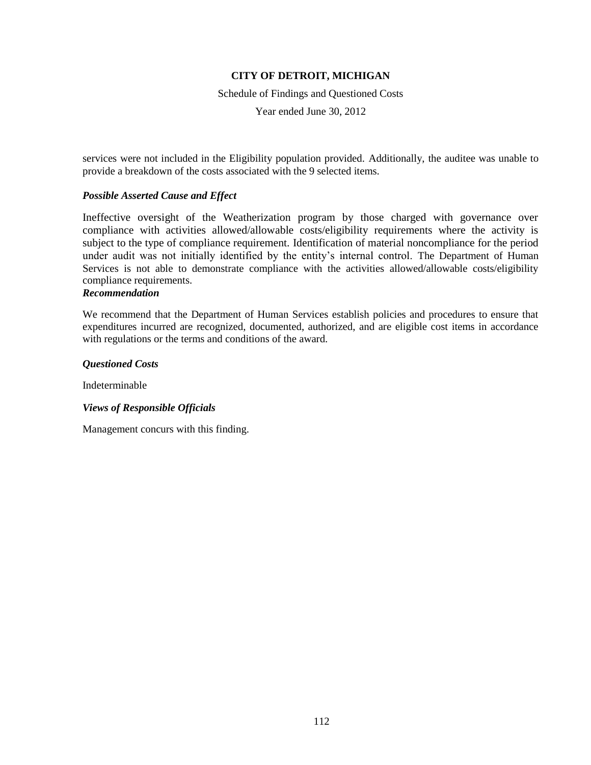services were not included in the Eligibility population provided. Additionally, the auditee was unable to provide a breakdown of the costs associated with the 9 selected items.

***Possible Asserted Cause and Effect***

Ineffective oversight of the Weatherization program by those charged with governance over compliance with activities allowed/allowable costs/eligibility requirements where the activity is subject to the type of compliance requirement. Identification of material noncompliance for the period under audit was not initially identified by the entity's internal control. The Department of Human Services is not able to demonstrate compliance with the activities allowed/allowable costs/eligibility compliance requirements.

***Recommendation***

We recommend that the Department of Human Services establish policies and procedures to ensure that expenditures incurred are recognized, documented, authorized, and are eligible cost items in accordance with regulations or the terms and conditions of the award.

***Questioned Costs***

Indeterminable

***Views of Responsible Officials***

Management concurs with this finding.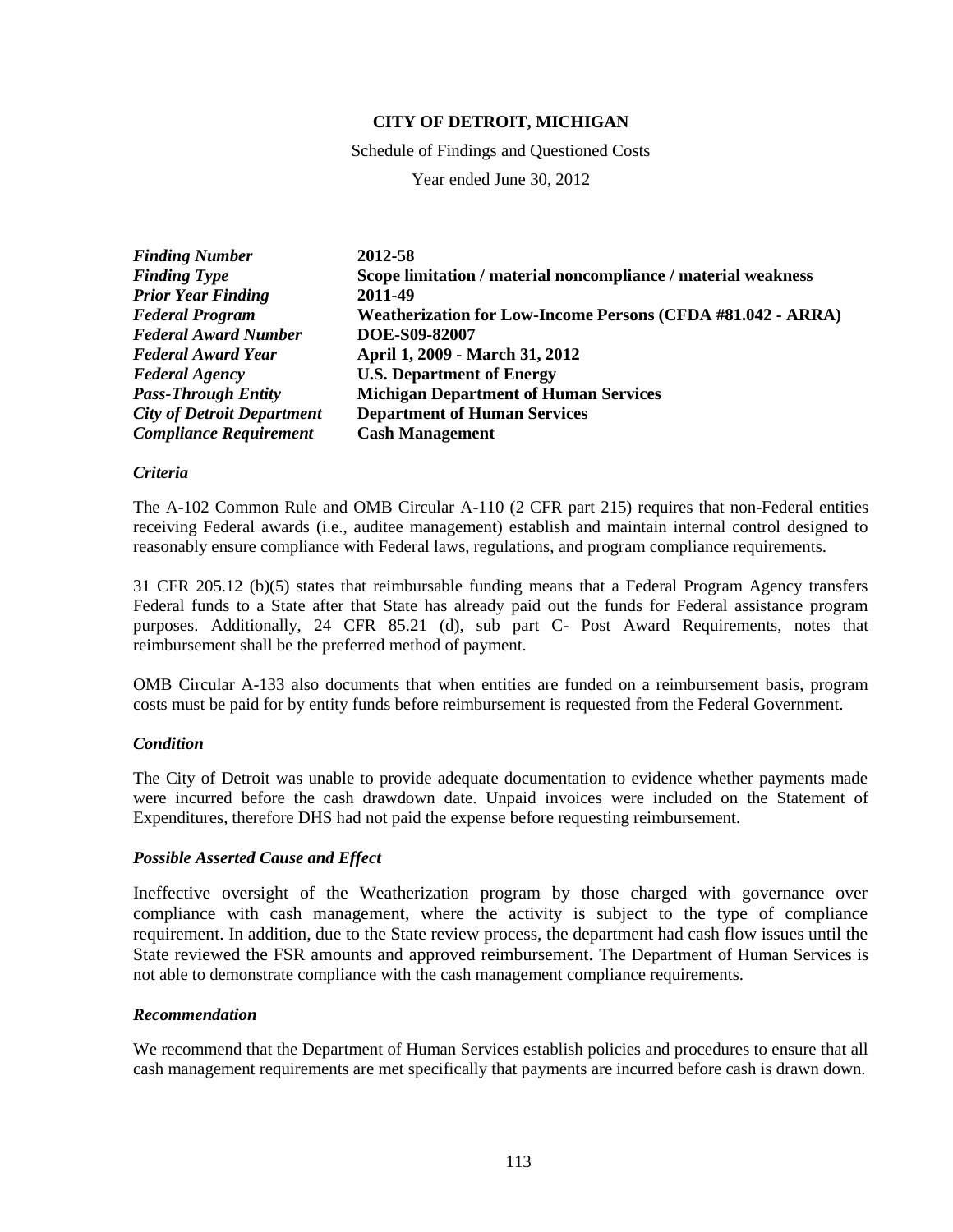**CITY OF DETROIT, MICHIGAN**

Schedule of Findings and Questioned Costs

Year ended June 30, 2012

| | |
|---|---|
| ***Finding Number*** | **2012-58** |
| ***Finding Type*** | **Scope limitation / material noncompliance / material weakness** |
| ***Prior Year Finding*** | **2011-49** |
| ***Federal Program*** | **Weatherization for Low-Income Persons (CFDA #81.042 - ARRA)** |
| ***Federal Award Number*** | **DOE-S09-82007** |
| ***Federal Award Year*** | **April 1, 2009 - March 31, 2012** |
| ***Federal Agency*** | **U.S. Department of Energy** |
| ***Pass-Through Entity*** | **Michigan Department of Human Services** |
| ***City of Detroit Department*** | **Department of Human Services** |
| ***Compliance Requirement*** | **Cash Management** |

***Criteria***

The A-102 Common Rule and OMB Circular A-110 (2 CFR part 215) requires that non-Federal entities receiving Federal awards (i.e., auditee management) establish and maintain internal control designed to reasonably ensure compliance with Federal laws, regulations, and program compliance requirements.

31 CFR 205.12 (b)(5) states that reimbursable funding means that a Federal Program Agency transfers Federal funds to a State after that State has already paid out the funds for Federal assistance program purposes. Additionally, 24 CFR 85.21 (d), sub part C- Post Award Requirements, notes that reimbursement shall be the preferred method of payment.

OMB Circular A-133 also documents that when entities are funded on a reimbursement basis, program costs must be paid for by entity funds before reimbursement is requested from the Federal Government.

***Condition***

The City of Detroit was unable to provide adequate documentation to evidence whether payments made were incurred before the cash drawdown date. Unpaid invoices were included on the Statement of Expenditures, therefore DHS had not paid the expense before requesting reimbursement.

***Possible Asserted Cause and Effect***

Ineffective oversight of the Weatherization program by those charged with governance over compliance with cash management, where the activity is subject to the type of compliance requirement. In addition, due to the State review process, the department had cash flow issues until the State reviewed the FSR amounts and approved reimbursement. The Department of Human Services is not able to demonstrate compliance with the cash management compliance requirements.

***Recommendation***

We recommend that the Department of Human Services establish policies and procedures to ensure that all cash management requirements are met specifically that payments are incurred before cash is drawn down.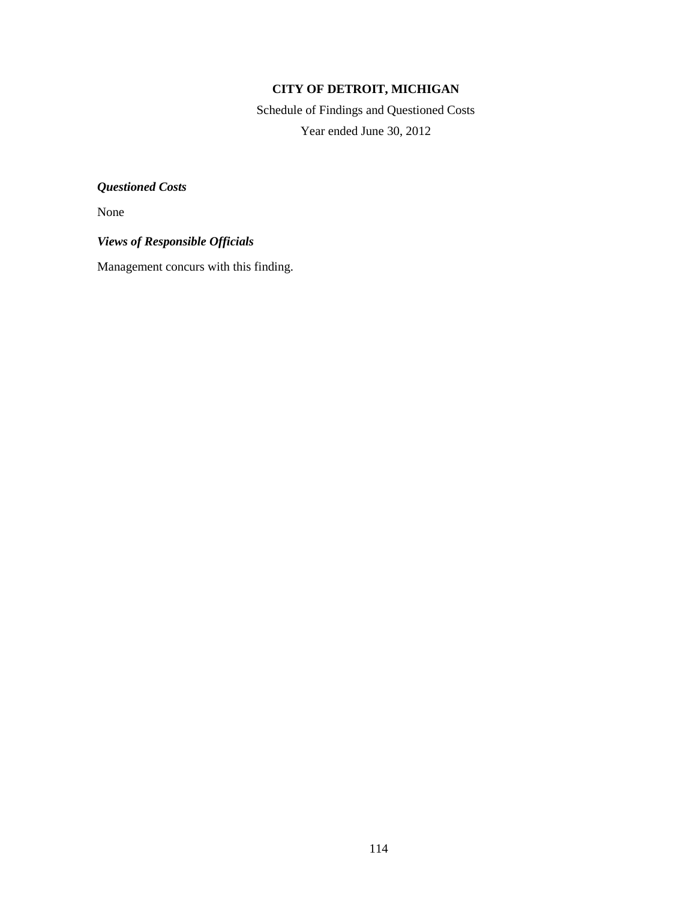**CITY OF DETROIT, MICHIGAN**

Schedule of Findings and Questioned Costs

Year ended June 30, 2012

***Questioned Costs***

None

***Views of Responsible Officials***

Management concurs with this finding.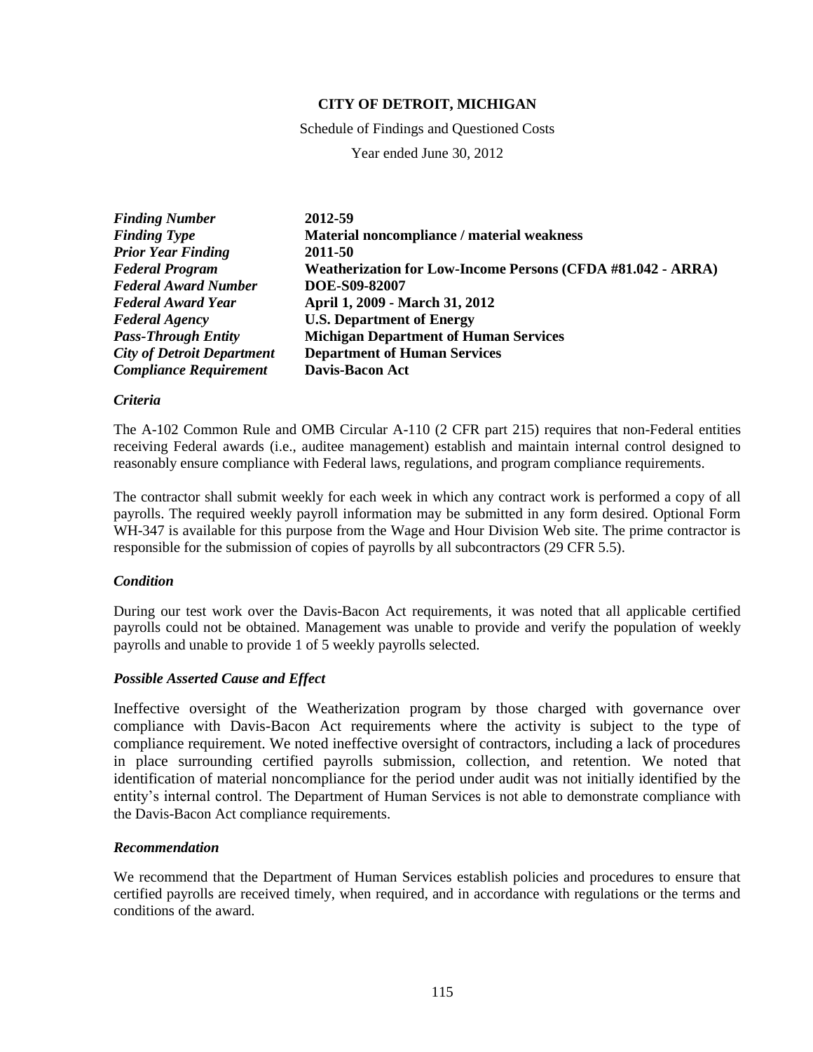**CITY OF DETROIT, MICHIGAN**

Schedule of Findings and Questioned Costs

Year ended June 30, 2012

| | |
|---|---|
| ***Finding Number*** | **2012-59** |
| ***Finding Type*** | **Material noncompliance / material weakness** |
| ***Prior Year Finding*** | **2011-50** |
| ***Federal Program*** | **Weatherization for Low-Income Persons (CFDA #81.042 - ARRA)** |
| ***Federal Award Number*** | **DOE-S09-82007** |
| ***Federal Award Year*** | **April 1, 2009 - March 31, 2012** |
| ***Federal Agency*** | **U.S. Department of Energy** |
| ***Pass-Through Entity*** | **Michigan Department of Human Services** |
| ***City of Detroit Department*** | **Department of Human Services** |
| ***Compliance Requirement*** | **Davis-Bacon Act** |

### *Criteria*

The A-102 Common Rule and OMB Circular A-110 (2 CFR part 215) requires that non-Federal entities receiving Federal awards (i.e., auditee management) establish and maintain internal control designed to reasonably ensure compliance with Federal laws, regulations, and program compliance requirements.

The contractor shall submit weekly for each week in which any contract work is performed a copy of all payrolls. The required weekly payroll information may be submitted in any form desired. Optional Form WH-347 is available for this purpose from the Wage and Hour Division Web site. The prime contractor is responsible for the submission of copies of payrolls by all subcontractors (29 CFR 5.5).

### *Condition*

During our test work over the Davis-Bacon Act requirements, it was noted that all applicable certified payrolls could not be obtained. Management was unable to provide and verify the population of weekly payrolls and unable to provide 1 of 5 weekly payrolls selected.

### *Possible Asserted Cause and Effect*

Ineffective oversight of the Weatherization program by those charged with governance over compliance with Davis-Bacon Act requirements where the activity is subject to the type of compliance requirement. We noted ineffective oversight of contractors, including a lack of procedures in place surrounding certified payrolls submission, collection, and retention. We noted that identification of material noncompliance for the period under audit was not initially identified by the entity's internal control. The Department of Human Services is not able to demonstrate compliance with the Davis-Bacon Act compliance requirements.

### *Recommendation*

We recommend that the Department of Human Services establish policies and procedures to ensure that certified payrolls are received timely, when required, and in accordance with regulations or the terms and conditions of the award.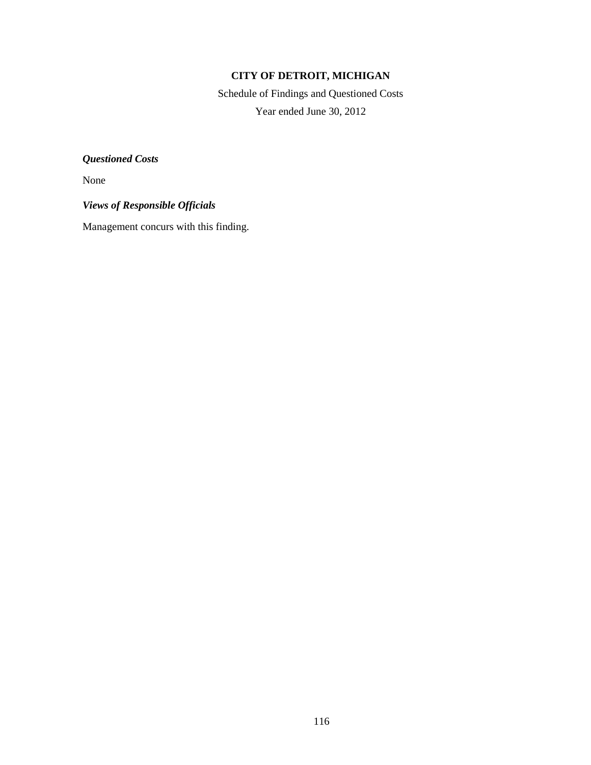**CITY OF DETROIT, MICHIGAN**

Schedule of Findings and Questioned Costs

Year ended June 30, 2012

***Questioned Costs***

None

***Views of Responsible Officials***

Management concurs with this finding.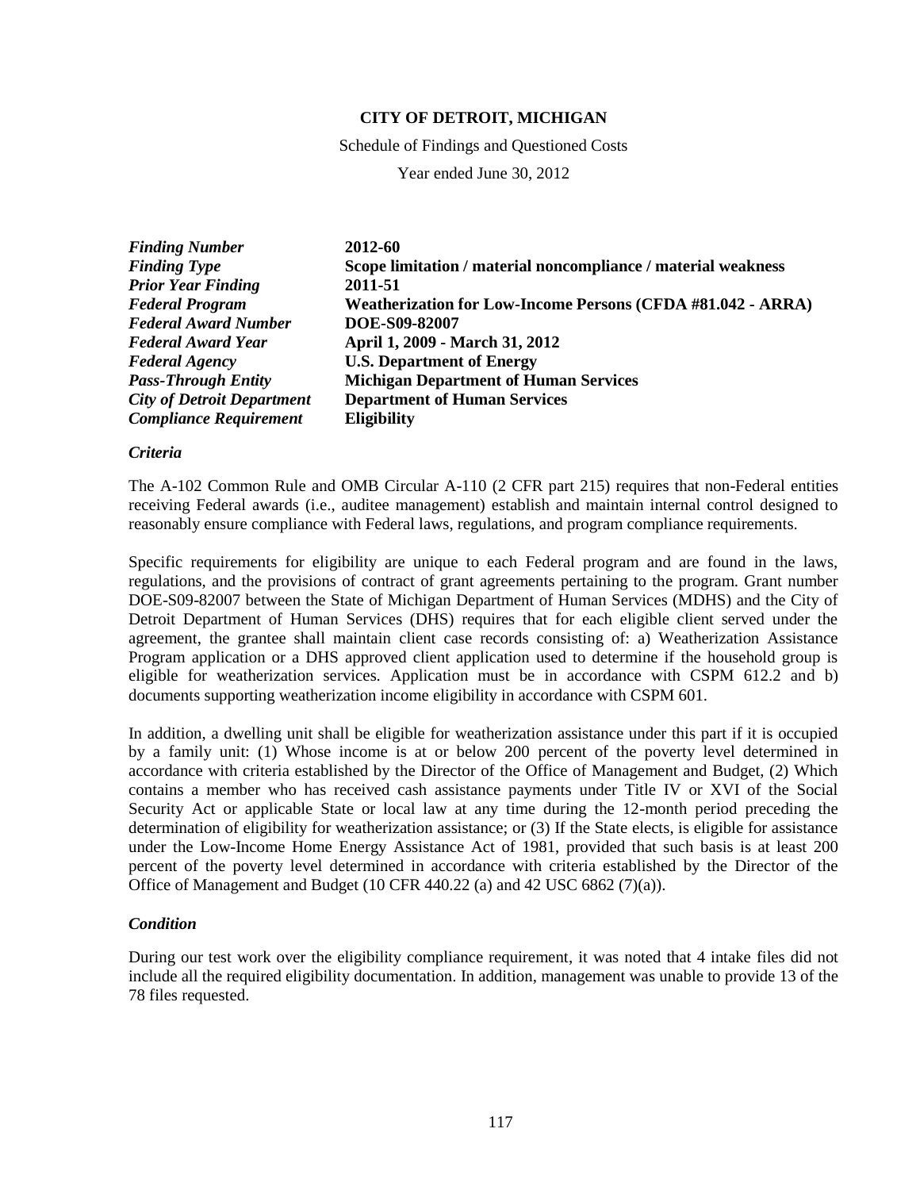**CITY OF DETROIT, MICHIGAN**

Schedule of Findings and Questioned Costs

Year ended June 30, 2012

| | |
|---|---|
| ***Finding Number*** | **2012-60** |
| ***Finding Type*** | **Scope limitation / material noncompliance / material weakness** |
| ***Prior Year Finding*** | **2011-51** |
| ***Federal Program*** | **Weatherization for Low-Income Persons (CFDA #81.042 - ARRA)** |
| ***Federal Award Number*** | **DOE-S09-82007** |
| ***Federal Award Year*** | **April 1, 2009 - March 31, 2012** |
| ***Federal Agency*** | **U.S. Department of Energy** |
| ***Pass-Through Entity*** | **Michigan Department of Human Services** |
| ***City of Detroit Department*** | **Department of Human Services** |
| ***Compliance Requirement*** | **Eligibility** |

***Criteria***

The A-102 Common Rule and OMB Circular A-110 (2 CFR part 215) requires that non-Federal entities receiving Federal awards (i.e., auditee management) establish and maintain internal control designed to reasonably ensure compliance with Federal laws, regulations, and program compliance requirements.

Specific requirements for eligibility are unique to each Federal program and are found in the laws, regulations, and the provisions of contract of grant agreements pertaining to the program. Grant number DOE-S09-82007 between the State of Michigan Department of Human Services (MDHS) and the City of Detroit Department of Human Services (DHS) requires that for each eligible client served under the agreement, the grantee shall maintain client case records consisting of: a) Weatherization Assistance Program application or a DHS approved client application used to determine if the household group is eligible for weatherization services. Application must be in accordance with CSPM 612.2 and b) documents supporting weatherization income eligibility in accordance with CSPM 601.

In addition, a dwelling unit shall be eligible for weatherization assistance under this part if it is occupied by a family unit: (1) Whose income is at or below 200 percent of the poverty level determined in accordance with criteria established by the Director of the Office of Management and Budget, (2) Which contains a member who has received cash assistance payments under Title IV or XVI of the Social Security Act or applicable State or local law at any time during the 12-month period preceding the determination of eligibility for weatherization assistance; or (3) If the State elects, is eligible for assistance under the Low-Income Home Energy Assistance Act of 1981, provided that such basis is at least 200 percent of the poverty level determined in accordance with criteria established by the Director of the Office of Management and Budget (10 CFR 440.22 (a) and 42 USC 6862 (7)(a)).

***Condition***

During our test work over the eligibility compliance requirement, it was noted that 4 intake files did not include all the required eligibility documentation. In addition, management was unable to provide 13 of the 78 files requested.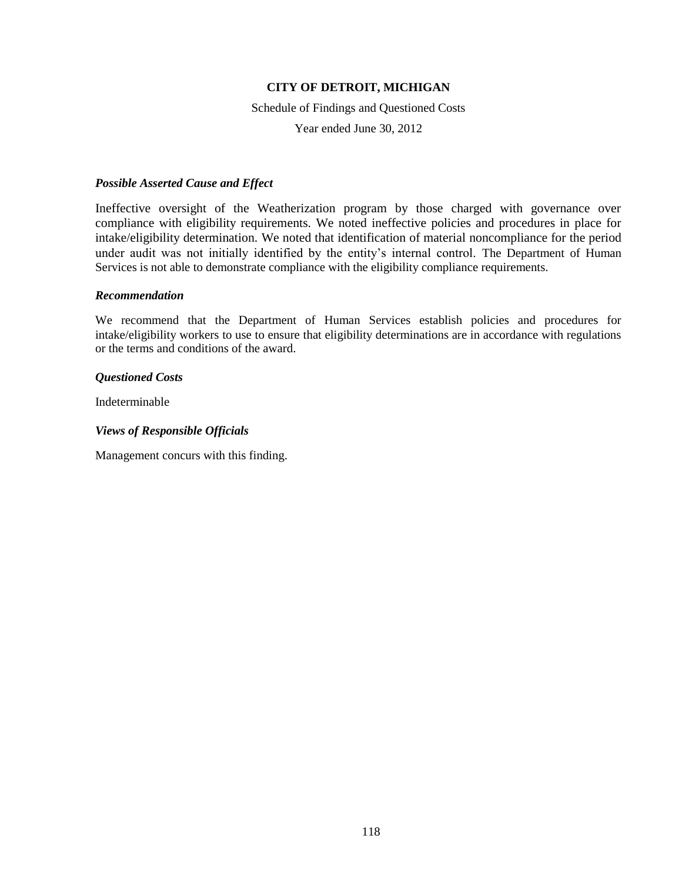**CITY OF DETROIT, MICHIGAN**

Schedule of Findings and Questioned Costs

Year ended June 30, 2012

***Possible Asserted Cause and Effect***

Ineffective oversight of the Weatherization program by those charged with governance over compliance with eligibility requirements. We noted ineffective policies and procedures in place for intake/eligibility determination. We noted that identification of material noncompliance for the period under audit was not initially identified by the entity's internal control. The Department of Human Services is not able to demonstrate compliance with the eligibility compliance requirements.

***Recommendation***

We recommend that the Department of Human Services establish policies and procedures for intake/eligibility workers to use to ensure that eligibility determinations are in accordance with regulations or the terms and conditions of the award.

***Questioned Costs***

Indeterminable

***Views of Responsible Officials***

Management concurs with this finding.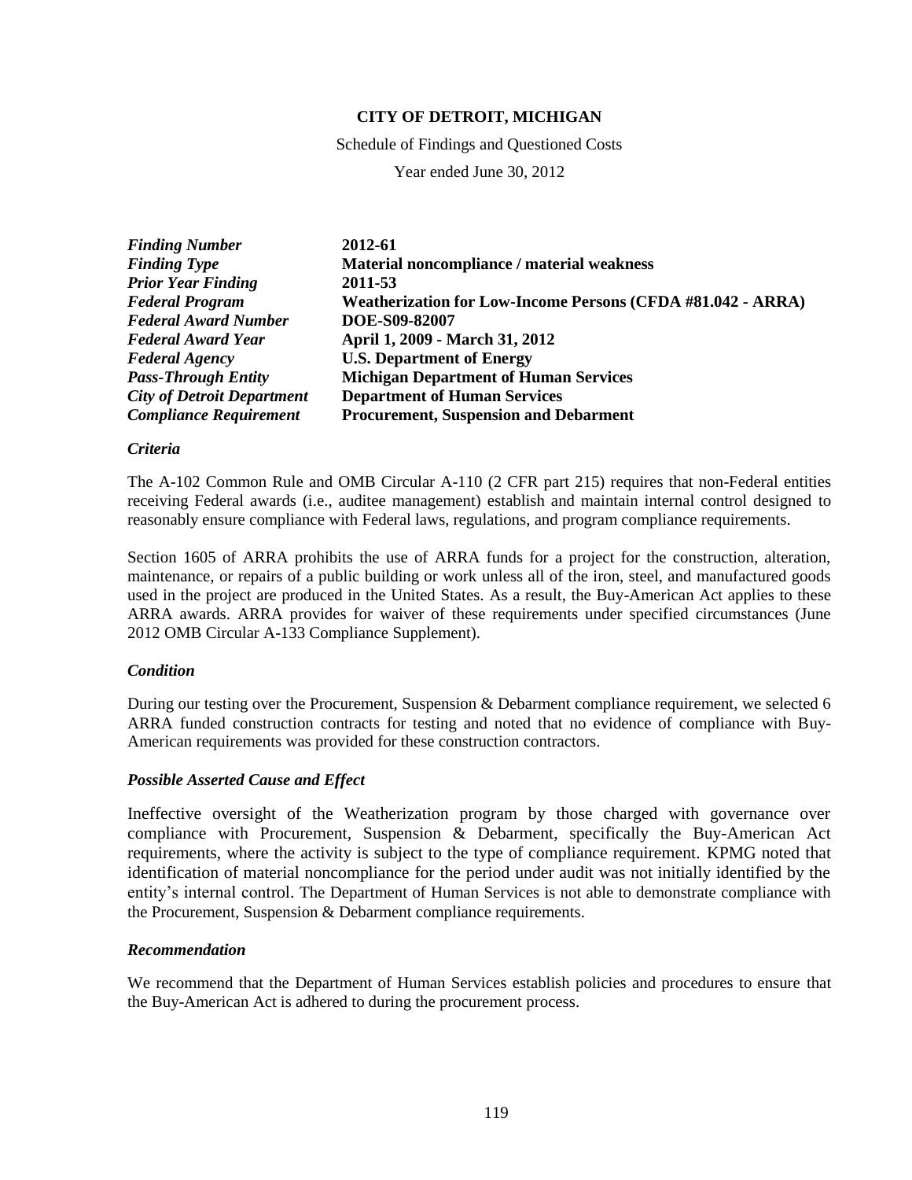**CITY OF DETROIT, MICHIGAN**

Schedule of Findings and Questioned Costs

Year ended June 30, 2012

| | |
|---|---|
| ***Finding Number*** | **2012-61** |
| ***Finding Type*** | **Material noncompliance / material weakness** |
| ***Prior Year Finding*** | **2011-53** |
| ***Federal Program*** | **Weatherization for Low-Income Persons (CFDA #81.042 - ARRA)** |
| ***Federal Award Number*** | **DOE-S09-82007** |
| ***Federal Award Year*** | **April 1, 2009 - March 31, 2012** |
| ***Federal Agency*** | **U.S. Department of Energy** |
| ***Pass-Through Entity*** | **Michigan Department of Human Services** |
| ***City of Detroit Department*** | **Department of Human Services** |
| ***Compliance Requirement*** | **Procurement, Suspension and Debarment** |

***Criteria***

The A-102 Common Rule and OMB Circular A-110 (2 CFR part 215) requires that non-Federal entities receiving Federal awards (i.e., auditee management) establish and maintain internal control designed to reasonably ensure compliance with Federal laws, regulations, and program compliance requirements.

Section 1605 of ARRA prohibits the use of ARRA funds for a project for the construction, alteration, maintenance, or repairs of a public building or work unless all of the iron, steel, and manufactured goods used in the project are produced in the United States. As a result, the Buy-American Act applies to these ARRA awards. ARRA provides for waiver of these requirements under specified circumstances (June 2012 OMB Circular A-133 Compliance Supplement).

***Condition***

During our testing over the Procurement, Suspension & Debarment compliance requirement, we selected 6 ARRA funded construction contracts for testing and noted that no evidence of compliance with Buy-American requirements was provided for these construction contractors.

***Possible Asserted Cause and Effect***

Ineffective oversight of the Weatherization program by those charged with governance over compliance with Procurement, Suspension & Debarment, specifically the Buy-American Act requirements, where the activity is subject to the type of compliance requirement. KPMG noted that identification of material noncompliance for the period under audit was not initially identified by the entity's internal control. The Department of Human Services is not able to demonstrate compliance with the Procurement, Suspension & Debarment compliance requirements.

***Recommendation***

We recommend that the Department of Human Services establish policies and procedures to ensure that the Buy-American Act is adhered to during the procurement process.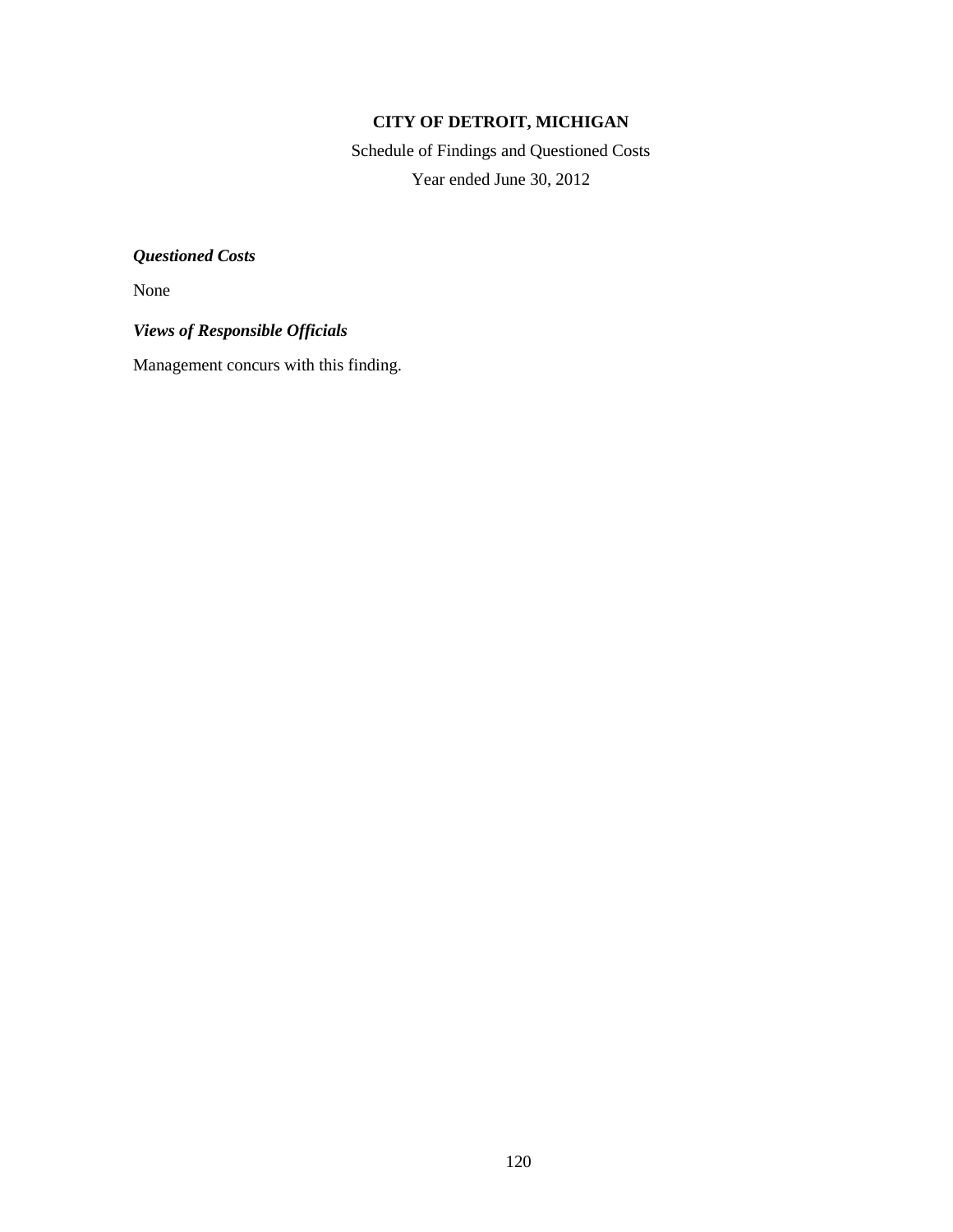**CITY OF DETROIT, MICHIGAN**

Schedule of Findings and Questioned Costs

Year ended June 30, 2012

***Questioned Costs***

None

***Views of Responsible Officials***

Management concurs with this finding.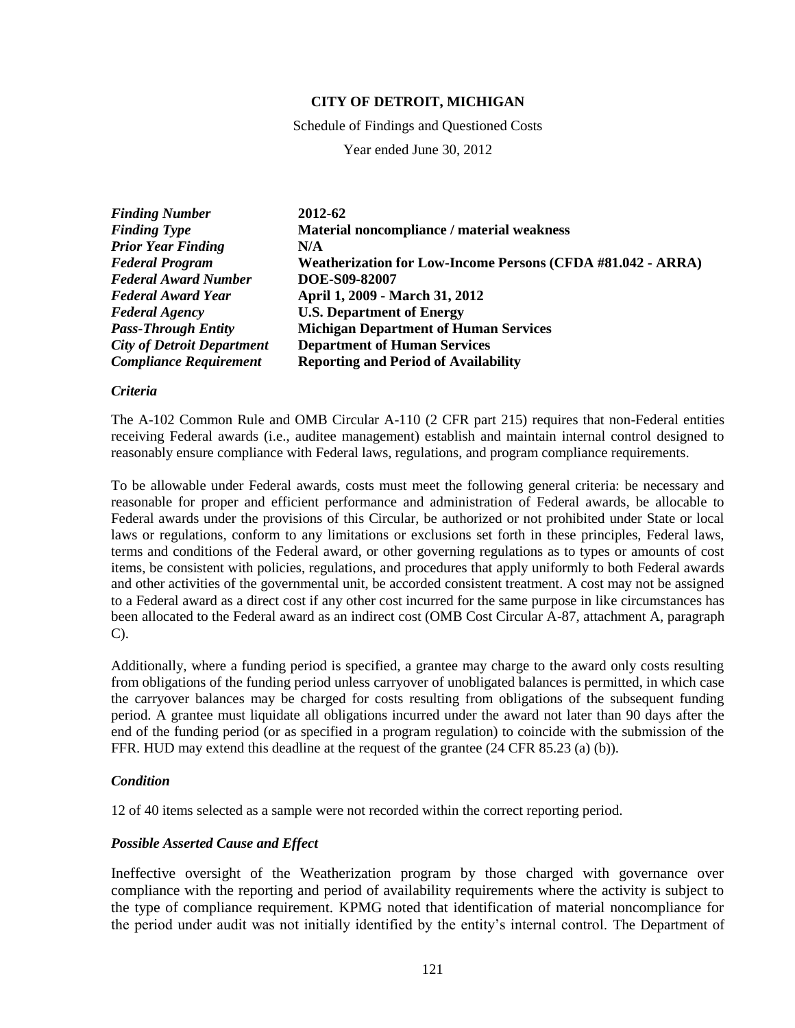**CITY OF DETROIT, MICHIGAN**

Schedule of Findings and Questioned Costs

Year ended June 30, 2012

| | |
|---|---|
| ***Finding Number*** | **2012-62** |
| ***Finding Type*** | **Material noncompliance / material weakness** |
| ***Prior Year Finding*** | **N/A** |
| ***Federal Program*** | **Weatherization for Low-Income Persons (CFDA #81.042 - ARRA)** |
| ***Federal Award Number*** | **DOE-S09-82007** |
| ***Federal Award Year*** | **April 1, 2009 - March 31, 2012** |
| ***Federal Agency*** | **U.S. Department of Energy** |
| ***Pass-Through Entity*** | **Michigan Department of Human Services** |
| ***City of Detroit Department*** | **Department of Human Services** |
| ***Compliance Requirement*** | **Reporting and Period of Availability** |

***Criteria***

The A-102 Common Rule and OMB Circular A-110 (2 CFR part 215) requires that non-Federal entities receiving Federal awards (i.e., auditee management) establish and maintain internal control designed to reasonably ensure compliance with Federal laws, regulations, and program compliance requirements.

To be allowable under Federal awards, costs must meet the following general criteria: be necessary and reasonable for proper and efficient performance and administration of Federal awards, be allocable to Federal awards under the provisions of this Circular, be authorized or not prohibited under State or local laws or regulations, conform to any limitations or exclusions set forth in these principles, Federal laws, terms and conditions of the Federal award, or other governing regulations as to types or amounts of cost items, be consistent with policies, regulations, and procedures that apply uniformly to both Federal awards and other activities of the governmental unit, be accorded consistent treatment. A cost may not be assigned to a Federal award as a direct cost if any other cost incurred for the same purpose in like circumstances has been allocated to the Federal award as an indirect cost (OMB Cost Circular A-87, attachment A, paragraph C).

Additionally, where a funding period is specified, a grantee may charge to the award only costs resulting from obligations of the funding period unless carryover of unobligated balances is permitted, in which case the carryover balances may be charged for costs resulting from obligations of the subsequent funding period. A grantee must liquidate all obligations incurred under the award not later than 90 days after the end of the funding period (or as specified in a program regulation) to coincide with the submission of the FFR. HUD may extend this deadline at the request of the grantee (24 CFR 85.23 (a) (b)).

***Condition***

12 of 40 items selected as a sample were not recorded within the correct reporting period.

***Possible Asserted Cause and Effect***

Ineffective oversight of the Weatherization program by those charged with governance over compliance with the reporting and period of availability requirements where the activity is subject to the type of compliance requirement. KPMG noted that identification of material noncompliance for the period under audit was not initially identified by the entity's internal control. The Department of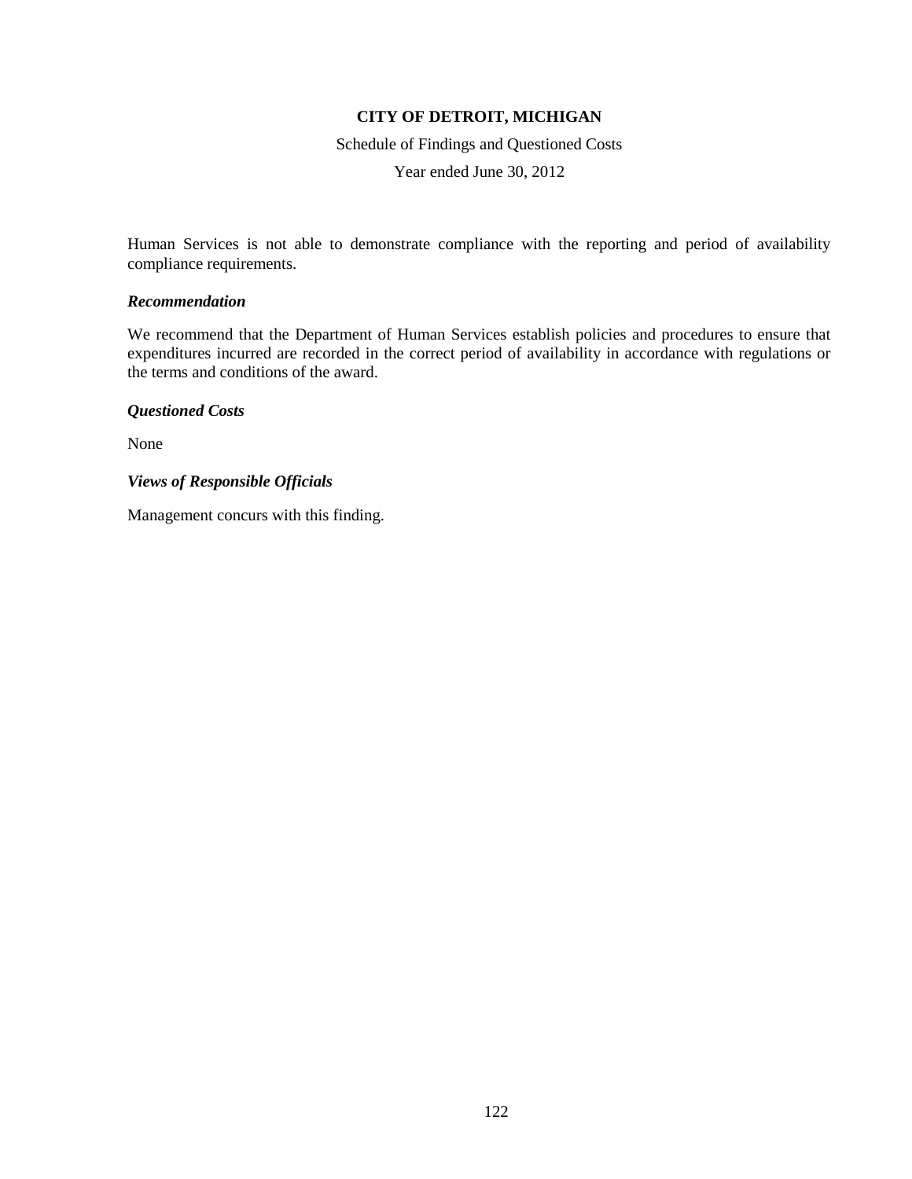Human Services is not able to demonstrate compliance with the reporting and period of availability compliance requirements.

### *Recommendation*

We recommend that the Department of Human Services establish policies and procedures to ensure that expenditures incurred are recorded in the correct period of availability in accordance with regulations or the terms and conditions of the award.

### *Questioned Costs*

None

### *Views of Responsible Officials*

Management concurs with this finding.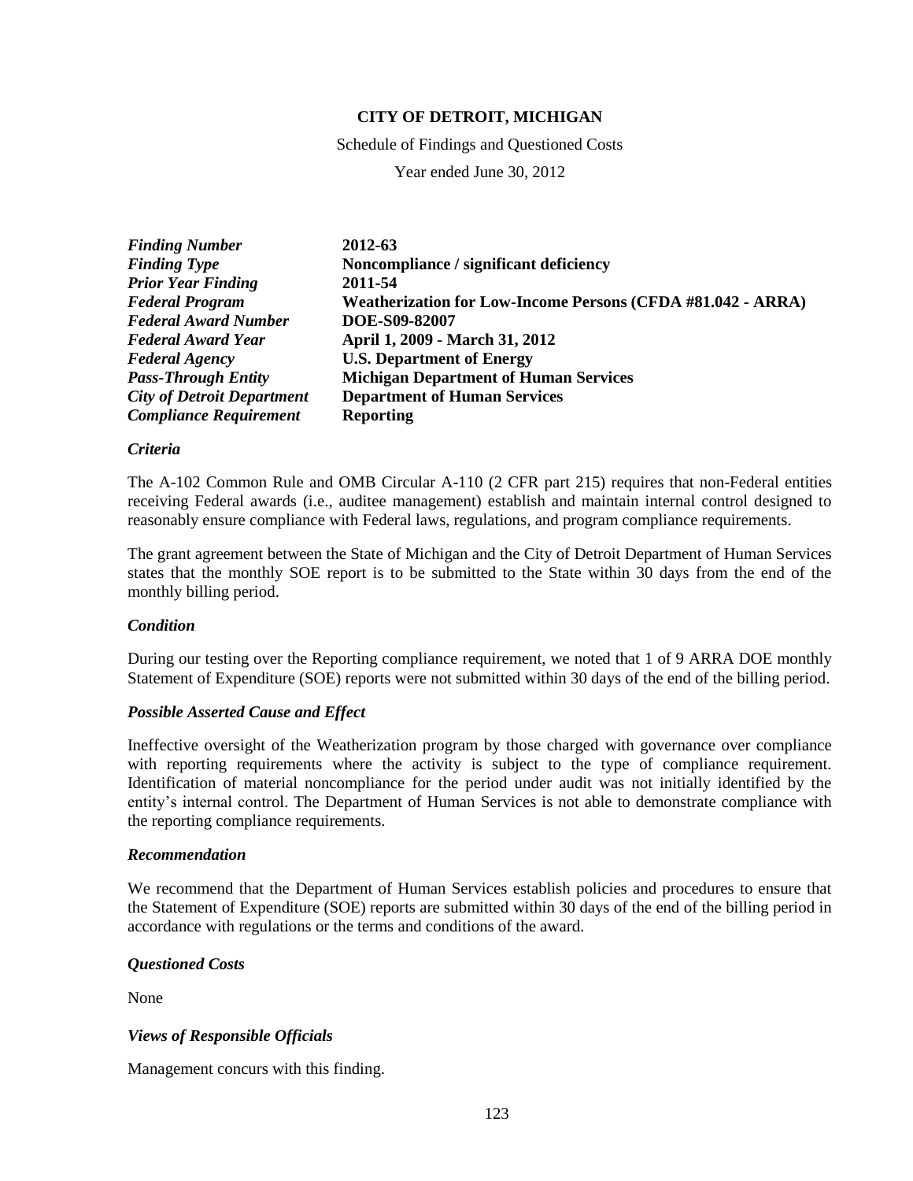**CITY OF DETROIT, MICHIGAN**

Schedule of Findings and Questioned Costs

Year ended June 30, 2012

| | |
|---|---|
| ***Finding Number*** | **2012-63** |
| ***Finding Type*** | **Noncompliance / significant deficiency** |
| ***Prior Year Finding*** | **2011-54** |
| ***Federal Program*** | **Weatherization for Low-Income Persons (CFDA #81.042 - ARRA)** |
| ***Federal Award Number*** | **DOE-S09-82007** |
| ***Federal Award Year*** | **April 1, 2009 - March 31, 2012** |
| ***Federal Agency*** | **U.S. Department of Energy** |
| ***Pass-Through Entity*** | **Michigan Department of Human Services** |
| ***City of Detroit Department*** | **Department of Human Services** |
| ***Compliance Requirement*** | **Reporting** |

***Criteria***

The A-102 Common Rule and OMB Circular A-110 (2 CFR part 215) requires that non-Federal entities receiving Federal awards (i.e., auditee management) establish and maintain internal control designed to reasonably ensure compliance with Federal laws, regulations, and program compliance requirements.

The grant agreement between the State of Michigan and the City of Detroit Department of Human Services states that the monthly SOE report is to be submitted to the State within 30 days from the end of the monthly billing period.

***Condition***

During our testing over the Reporting compliance requirement, we noted that 1 of 9 ARRA DOE monthly Statement of Expenditure (SOE) reports were not submitted within 30 days of the end of the billing period.

***Possible Asserted Cause and Effect***

Ineffective oversight of the Weatherization program by those charged with governance over compliance with reporting requirements where the activity is subject to the type of compliance requirement. Identification of material noncompliance for the period under audit was not initially identified by the entity's internal control. The Department of Human Services is not able to demonstrate compliance with the reporting compliance requirements.

***Recommendation***

We recommend that the Department of Human Services establish policies and procedures to ensure that the Statement of Expenditure (SOE) reports are submitted within 30 days of the end of the billing period in accordance with regulations or the terms and conditions of the award.

***Questioned Costs***

None

***Views of Responsible Officials***

Management concurs with this finding.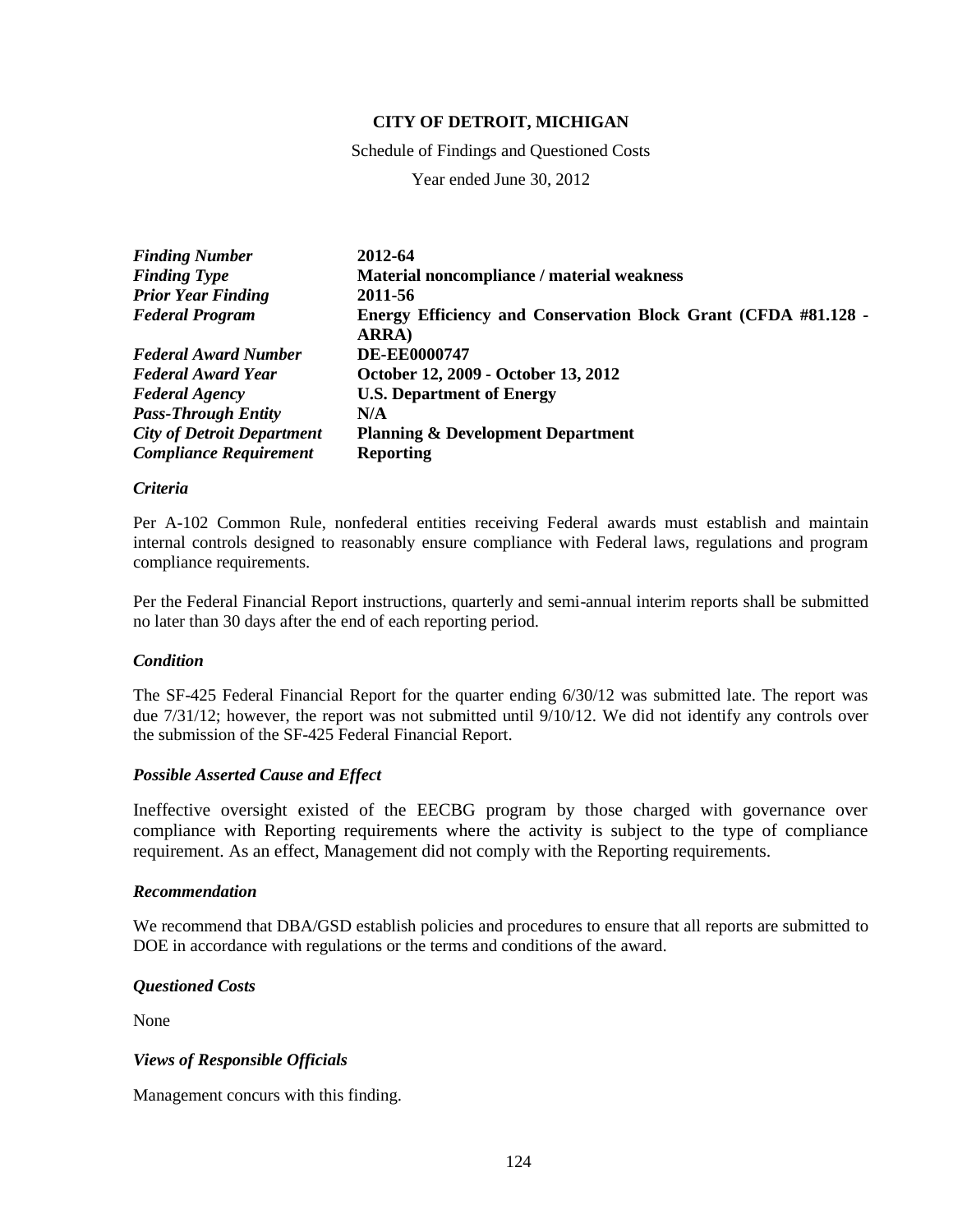**CITY OF DETROIT, MICHIGAN**

Schedule of Findings and Questioned Costs

Year ended June 30, 2012

| | |
|---|---|
| ***Finding Number*** | **2012-64** |
| ***Finding Type*** | **Material noncompliance / material weakness** |
| ***Prior Year Finding*** | **2011-56** |
| ***Federal Program*** | **Energy Efficiency and Conservation Block Grant (CFDA #81.128 - ARRA)** |
| ***Federal Award Number*** | **DE-EE0000747** |
| ***Federal Award Year*** | **October 12, 2009 - October 13, 2012** |
| ***Federal Agency*** | **U.S. Department of Energy** |
| ***Pass-Through Entity*** | **N/A** |
| ***City of Detroit Department*** | **Planning & Development Department** |
| ***Compliance Requirement*** | **Reporting** |

### *Criteria*

Per A-102 Common Rule, nonfederal entities receiving Federal awards must establish and maintain internal controls designed to reasonably ensure compliance with Federal laws, regulations and program compliance requirements.

Per the Federal Financial Report instructions, quarterly and semi-annual interim reports shall be submitted no later than 30 days after the end of each reporting period.

### *Condition*

The SF-425 Federal Financial Report for the quarter ending 6/30/12 was submitted late. The report was due 7/31/12; however, the report was not submitted until 9/10/12. We did not identify any controls over the submission of the SF-425 Federal Financial Report.

### *Possible Asserted Cause and Effect*

Ineffective oversight existed of the EECBG program by those charged with governance over compliance with Reporting requirements where the activity is subject to the type of compliance requirement. As an effect, Management did not comply with the Reporting requirements.

### *Recommendation*

We recommend that DBA/GSD establish policies and procedures to ensure that all reports are submitted to DOE in accordance with regulations or the terms and conditions of the award.

### *Questioned Costs*

None

### *Views of Responsible Officials*

Management concurs with this finding.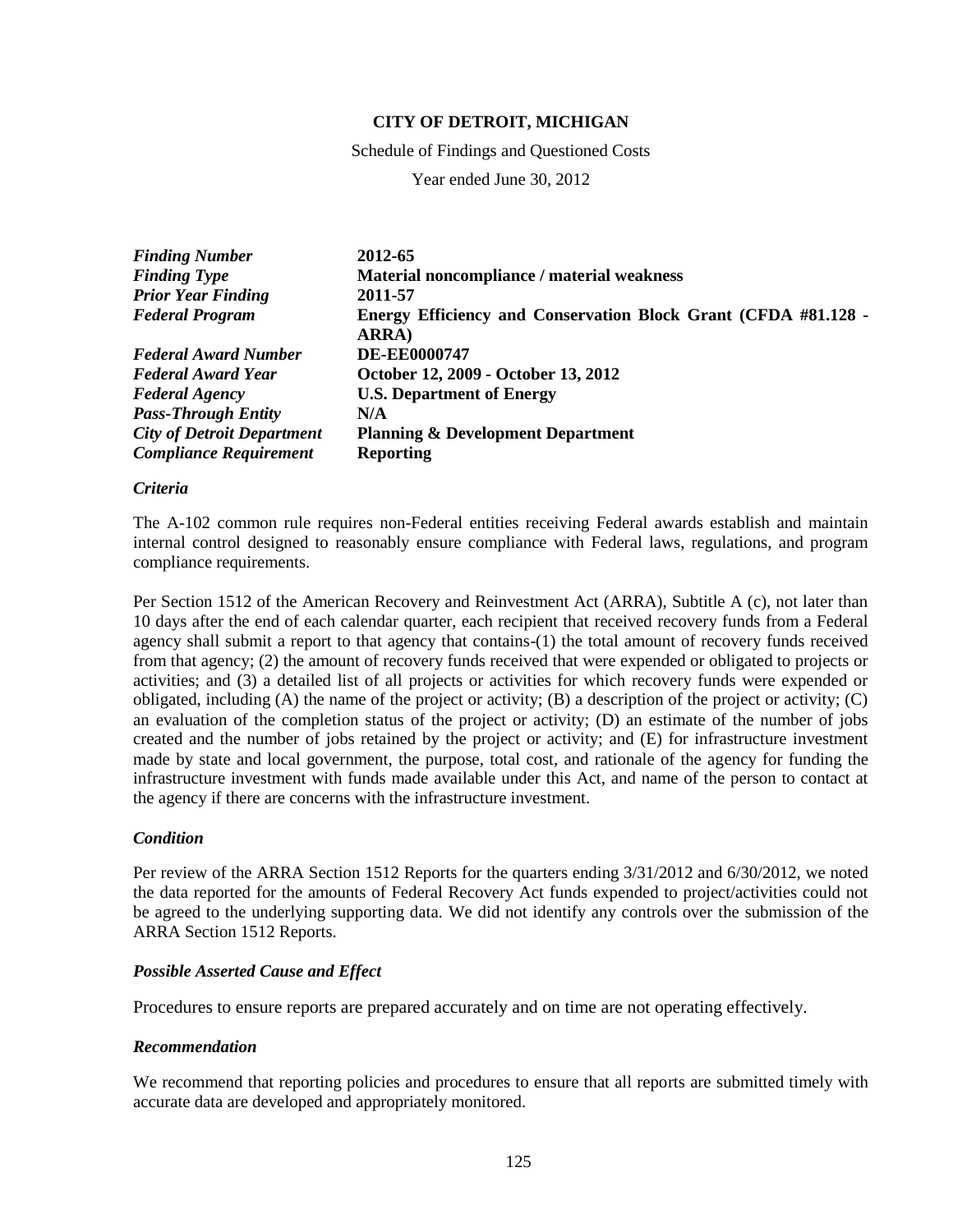**CITY OF DETROIT, MICHIGAN**

Schedule of Findings and Questioned Costs

Year ended June 30, 2012

| | |
|---|---|
| ***Finding Number*** | **2012-65** |
| ***Finding Type*** | **Material noncompliance / material weakness** |
| ***Prior Year Finding*** | **2011-57** |
| ***Federal Program*** | **Energy Efficiency and Conservation Block Grant (CFDA #81.128 - ARRA)** |
| ***Federal Award Number*** | **DE-EE0000747** |
| ***Federal Award Year*** | **October 12, 2009 - October 13, 2012** |
| ***Federal Agency*** | **U.S. Department of Energy** |
| ***Pass-Through Entity*** | **N/A** |
| ***City of Detroit Department*** | **Planning & Development Department** |
| ***Compliance Requirement*** | **Reporting** |

### *Criteria*

The A-102 common rule requires non-Federal entities receiving Federal awards establish and maintain internal control designed to reasonably ensure compliance with Federal laws, regulations, and program compliance requirements.

Per Section 1512 of the American Recovery and Reinvestment Act (ARRA), Subtitle A (c), not later than 10 days after the end of each calendar quarter, each recipient that received recovery funds from a Federal agency shall submit a report to that agency that contains-(1) the total amount of recovery funds received from that agency; (2) the amount of recovery funds received that were expended or obligated to projects or activities; and (3) a detailed list of all projects or activities for which recovery funds were expended or obligated, including (A) the name of the project or activity; (B) a description of the project or activity; (C) an evaluation of the completion status of the project or activity; (D) an estimate of the number of jobs created and the number of jobs retained by the project or activity; and (E) for infrastructure investment made by state and local government, the purpose, total cost, and rationale of the agency for funding the infrastructure investment with funds made available under this Act, and name of the person to contact at the agency if there are concerns with the infrastructure investment.

### *Condition*

Per review of the ARRA Section 1512 Reports for the quarters ending 3/31/2012 and 6/30/2012, we noted the data reported for the amounts of Federal Recovery Act funds expended to project/activities could not be agreed to the underlying supporting data. We did not identify any controls over the submission of the ARRA Section 1512 Reports.

### *Possible Asserted Cause and Effect*

Procedures to ensure reports are prepared accurately and on time are not operating effectively.

### *Recommendation*

We recommend that reporting policies and procedures to ensure that all reports are submitted timely with accurate data are developed and appropriately monitored.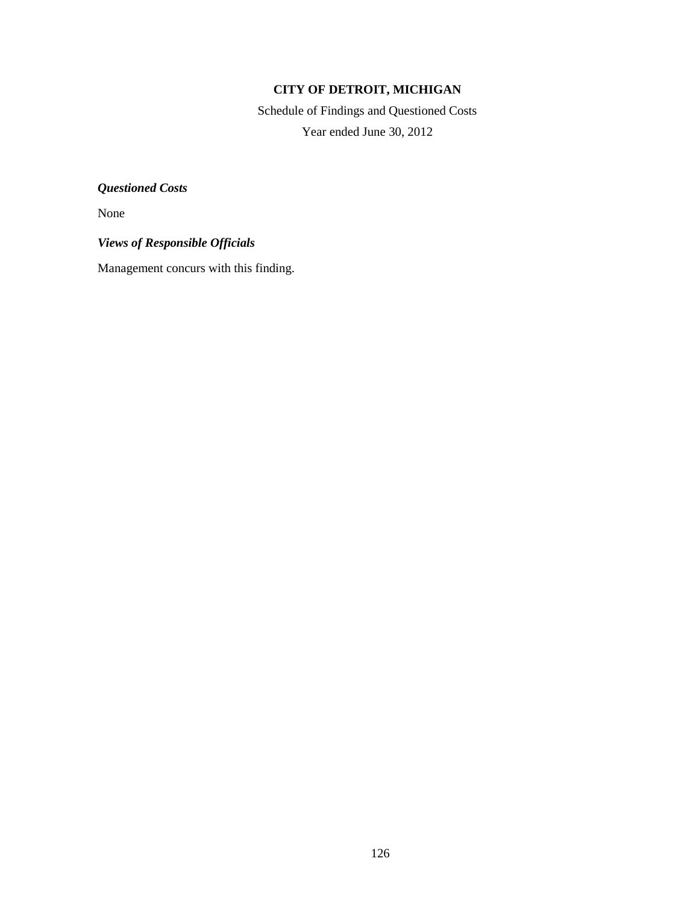**CITY OF DETROIT, MICHIGAN**

Schedule of Findings and Questioned Costs

Year ended June 30, 2012

***Questioned Costs***

None

***Views of Responsible Officials***

Management concurs with this finding.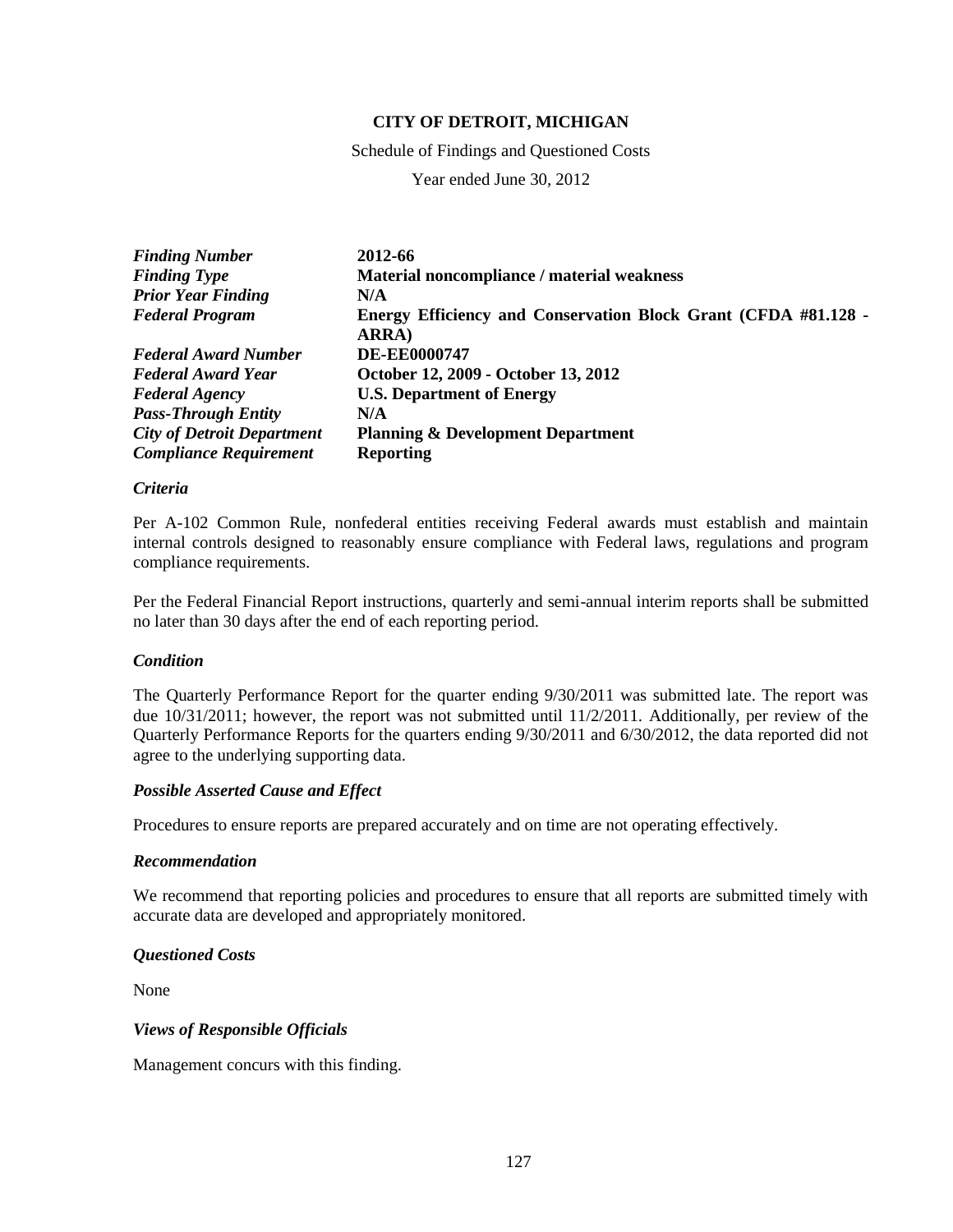**CITY OF DETROIT, MICHIGAN**

Schedule of Findings and Questioned Costs

Year ended June 30, 2012

| | |
|---|---|
| ***Finding Number*** | **2012-66** |
| ***Finding Type*** | **Material noncompliance / material weakness** |
| ***Prior Year Finding*** | **N/A** |
| ***Federal Program*** | **Energy Efficiency and Conservation Block Grant (CFDA #81.128 - ARRA)** |
| ***Federal Award Number*** | **DE-EE0000747** |
| ***Federal Award Year*** | **October 12, 2009 - October 13, 2012** |
| ***Federal Agency*** | **U.S. Department of Energy** |
| ***Pass-Through Entity*** | **N/A** |
| ***City of Detroit Department*** | **Planning & Development Department** |
| ***Compliance Requirement*** | **Reporting** |

### *Criteria*

Per A-102 Common Rule, nonfederal entities receiving Federal awards must establish and maintain internal controls designed to reasonably ensure compliance with Federal laws, regulations and program compliance requirements.

Per the Federal Financial Report instructions, quarterly and semi-annual interim reports shall be submitted no later than 30 days after the end of each reporting period.

### *Condition*

The Quarterly Performance Report for the quarter ending 9/30/2011 was submitted late. The report was due 10/31/2011; however, the report was not submitted until 11/2/2011. Additionally, per review of the Quarterly Performance Reports for the quarters ending 9/30/2011 and 6/30/2012, the data reported did not agree to the underlying supporting data.

### *Possible Asserted Cause and Effect*

Procedures to ensure reports are prepared accurately and on time are not operating effectively.

### *Recommendation*

We recommend that reporting policies and procedures to ensure that all reports are submitted timely with accurate data are developed and appropriately monitored.

### *Questioned Costs*

None

### *Views of Responsible Officials*

Management concurs with this finding.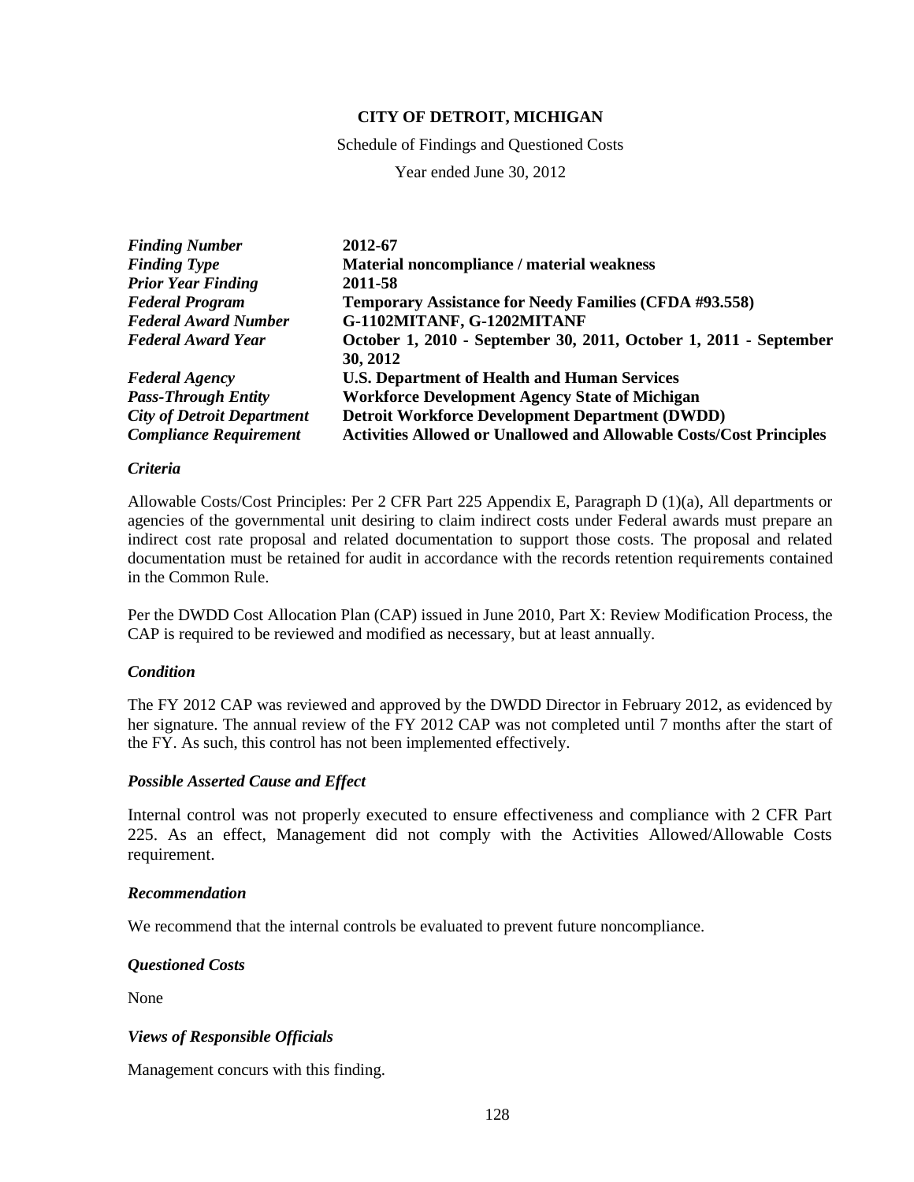**CITY OF DETROIT, MICHIGAN**

Schedule of Findings and Questioned Costs

Year ended June 30, 2012

| | |
|---|---|
| ***Finding Number*** | **2012-67** |
| ***Finding Type*** | **Material noncompliance / material weakness** |
| ***Prior Year Finding*** | **2011-58** |
| ***Federal Program*** | **Temporary Assistance for Needy Families (CFDA #93.558)** |
| ***Federal Award Number*** | **G-1102MITANF, G-1202MITANF** |
| ***Federal Award Year*** | **October 1, 2010 - September 30, 2011, October 1, 2011 - September 30, 2012** |
| ***Federal Agency*** | **U.S. Department of Health and Human Services** |
| ***Pass-Through Entity*** | **Workforce Development Agency State of Michigan** |
| ***City of Detroit Department*** | **Detroit Workforce Development Department (DWDD)** |
| ***Compliance Requirement*** | **Activities Allowed or Unallowed and Allowable Costs/Cost Principles** |

***Criteria***

Allowable Costs/Cost Principles: Per 2 CFR Part 225 Appendix E, Paragraph D (1)(a), All departments or agencies of the governmental unit desiring to claim indirect costs under Federal awards must prepare an indirect cost rate proposal and related documentation to support those costs. The proposal and related documentation must be retained for audit in accordance with the records retention requirements contained in the Common Rule.

Per the DWDD Cost Allocation Plan (CAP) issued in June 2010, Part X: Review Modification Process, the CAP is required to be reviewed and modified as necessary, but at least annually.

***Condition***

The FY 2012 CAP was reviewed and approved by the DWDD Director in February 2012, as evidenced by her signature. The annual review of the FY 2012 CAP was not completed until 7 months after the start of the FY. As such, this control has not been implemented effectively.

***Possible Asserted Cause and Effect***

Internal control was not properly executed to ensure effectiveness and compliance with 2 CFR Part 225. As an effect, Management did not comply with the Activities Allowed/Allowable Costs requirement.

***Recommendation***

We recommend that the internal controls be evaluated to prevent future noncompliance.

***Questioned Costs***

None

***Views of Responsible Officials***

Management concurs with this finding.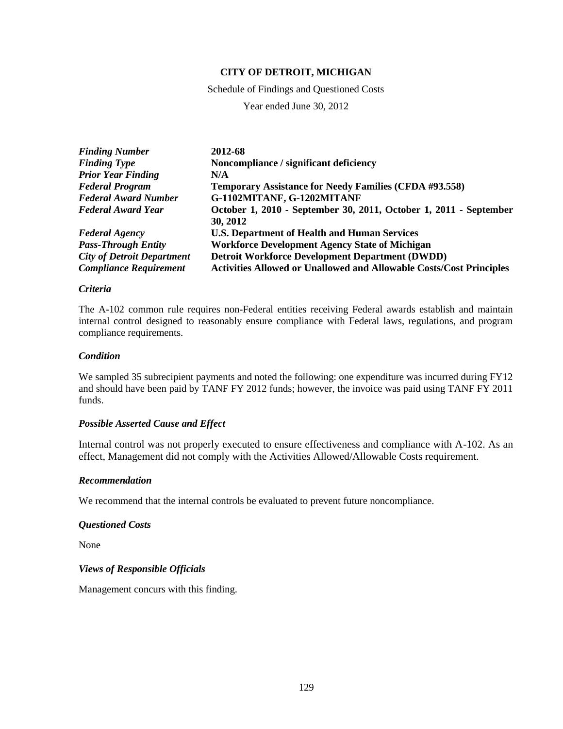**CITY OF DETROIT, MICHIGAN**

Schedule of Findings and Questioned Costs

Year ended June 30, 2012

| | |
|---|---|
| ***Finding Number*** | **2012-68** |
| ***Finding Type*** | **Noncompliance / significant deficiency** |
| ***Prior Year Finding*** | **N/A** |
| ***Federal Program*** | **Temporary Assistance for Needy Families (CFDA #93.558)** |
| ***Federal Award Number*** | **G-1102MITANF, G-1202MITANF** |
| ***Federal Award Year*** | **October 1, 2010 - September 30, 2011, October 1, 2011 - September 30, 2012** |
| ***Federal Agency*** | **U.S. Department of Health and Human Services** |
| ***Pass-Through Entity*** | **Workforce Development Agency State of Michigan** |
| ***City of Detroit Department*** | **Detroit Workforce Development Department (DWDD)** |
| ***Compliance Requirement*** | **Activities Allowed or Unallowed and Allowable Costs/Cost Principles** |

***Criteria***

The A-102 common rule requires non-Federal entities receiving Federal awards establish and maintain internal control designed to reasonably ensure compliance with Federal laws, regulations, and program compliance requirements.

***Condition***

We sampled 35 subrecipient payments and noted the following: one expenditure was incurred during FY12 and should have been paid by TANF FY 2012 funds; however, the invoice was paid using TANF FY 2011 funds.

***Possible Asserted Cause and Effect***

Internal control was not properly executed to ensure effectiveness and compliance with A-102. As an effect, Management did not comply with the Activities Allowed/Allowable Costs requirement.

***Recommendation***

We recommend that the internal controls be evaluated to prevent future noncompliance.

***Questioned Costs***

None

***Views of Responsible Officials***

Management concurs with this finding.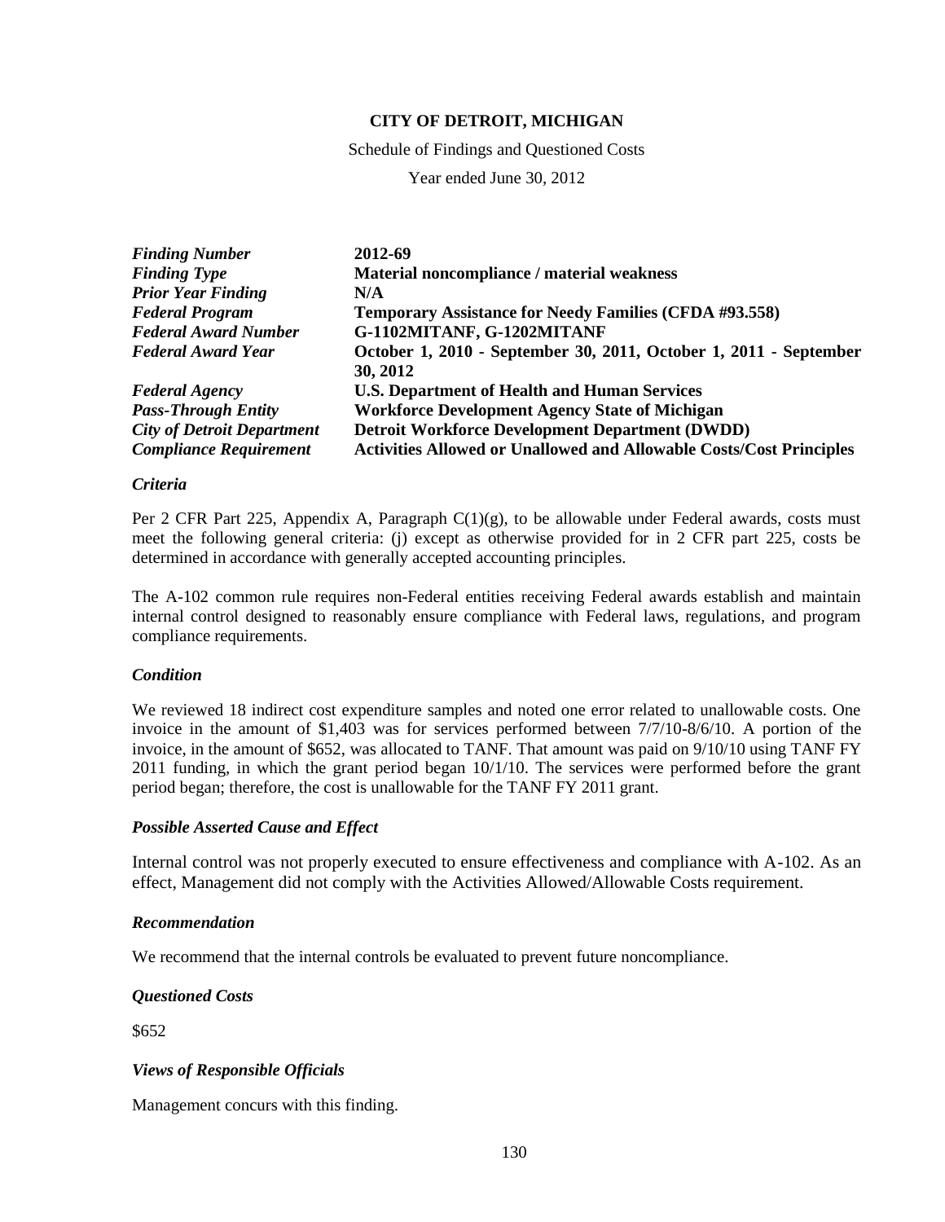**CITY OF DETROIT, MICHIGAN**

Schedule of Findings and Questioned Costs

Year ended June 30, 2012

| | |
|---|---|
| ***Finding Number*** | **2012-69** |
| ***Finding Type*** | **Material noncompliance / material weakness** |
| ***Prior Year Finding*** | **N/A** |
| ***Federal Program*** | **Temporary Assistance for Needy Families (CFDA #93.558)** |
| ***Federal Award Number*** | **G-1102MITANF, G-1202MITANF** |
| ***Federal Award Year*** | **October 1, 2010 - September 30, 2011, October 1, 2011 - September 30, 2012** |
| ***Federal Agency*** | **U.S. Department of Health and Human Services** |
| ***Pass-Through Entity*** | **Workforce Development Agency State of Michigan** |
| ***City of Detroit Department*** | **Detroit Workforce Development Department (DWDD)** |
| ***Compliance Requirement*** | **Activities Allowed or Unallowed and Allowable Costs/Cost Principles** |

### *Criteria*

Per 2 CFR Part 225, Appendix A, Paragraph C(1)(g), to be allowable under Federal awards, costs must meet the following general criteria: (j) except as otherwise provided for in 2 CFR part 225, costs be determined in accordance with generally accepted accounting principles.

The A-102 common rule requires non-Federal entities receiving Federal awards establish and maintain internal control designed to reasonably ensure compliance with Federal laws, regulations, and program compliance requirements.

### *Condition*

We reviewed 18 indirect cost expenditure samples and noted one error related to unallowable costs. One invoice in the amount of $1,403 was for services performed between 7/7/10-8/6/10. A portion of the invoice, in the amount of $652, was allocated to TANF. That amount was paid on 9/10/10 using TANF FY 2011 funding, in which the grant period began 10/1/10. The services were performed before the grant period began; therefore, the cost is unallowable for the TANF FY 2011 grant.

### *Possible Asserted Cause and Effect*

Internal control was not properly executed to ensure effectiveness and compliance with A-102. As an effect, Management did not comply with the Activities Allowed/Allowable Costs requirement.

### *Recommendation*

We recommend that the internal controls be evaluated to prevent future noncompliance.

### *Questioned Costs*

$652

### *Views of Responsible Officials*

Management concurs with this finding.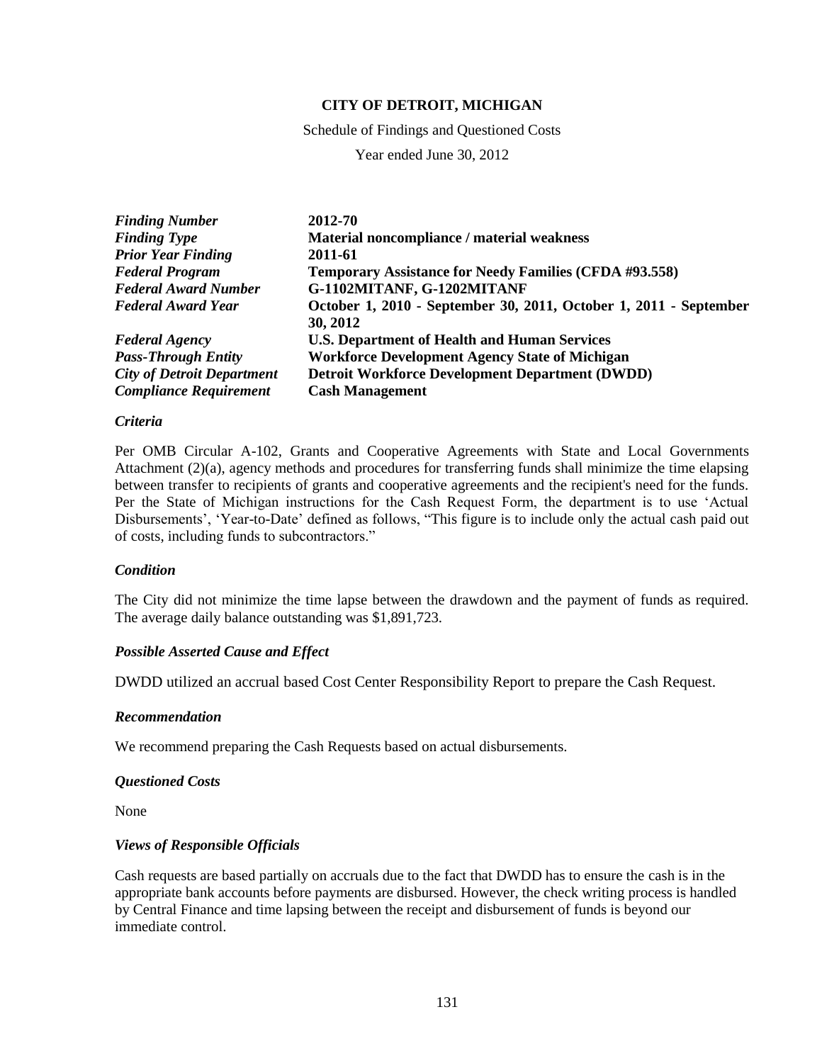**CITY OF DETROIT, MICHIGAN**

Schedule of Findings and Questioned Costs

Year ended June 30, 2012

| | |
|---|---|
| ***Finding Number*** | **2012-70** |
| ***Finding Type*** | **Material noncompliance / material weakness** |
| ***Prior Year Finding*** | **2011-61** |
| ***Federal Program*** | **Temporary Assistance for Needy Families (CFDA #93.558)** |
| ***Federal Award Number*** | **G-1102MITANF, G-1202MITANF** |
| ***Federal Award Year*** | **October 1, 2010 - September 30, 2011, October 1, 2011 - September 30, 2012** |
| ***Federal Agency*** | **U.S. Department of Health and Human Services** |
| ***Pass-Through Entity*** | **Workforce Development Agency State of Michigan** |
| ***City of Detroit Department*** | **Detroit Workforce Development Department (DWDD)** |
| ***Compliance Requirement*** | **Cash Management** |

### *Criteria*

Per OMB Circular A-102, Grants and Cooperative Agreements with State and Local Governments Attachment (2)(a), agency methods and procedures for transferring funds shall minimize the time elapsing between transfer to recipients of grants and cooperative agreements and the recipient's need for the funds. Per the State of Michigan instructions for the Cash Request Form, the department is to use 'Actual Disbursements', 'Year-to-Date' defined as follows, "This figure is to include only the actual cash paid out of costs, including funds to subcontractors."

### *Condition*

The City did not minimize the time lapse between the drawdown and the payment of funds as required. The average daily balance outstanding was $1,891,723.

### *Possible Asserted Cause and Effect*

DWDD utilized an accrual based Cost Center Responsibility Report to prepare the Cash Request.

### *Recommendation*

We recommend preparing the Cash Requests based on actual disbursements.

### *Questioned Costs*

None

### *Views of Responsible Officials*

Cash requests are based partially on accruals due to the fact that DWDD has to ensure the cash is in the appropriate bank accounts before payments are disbursed. However, the check writing process is handled by Central Finance and time lapsing between the receipt and disbursement of funds is beyond our immediate control.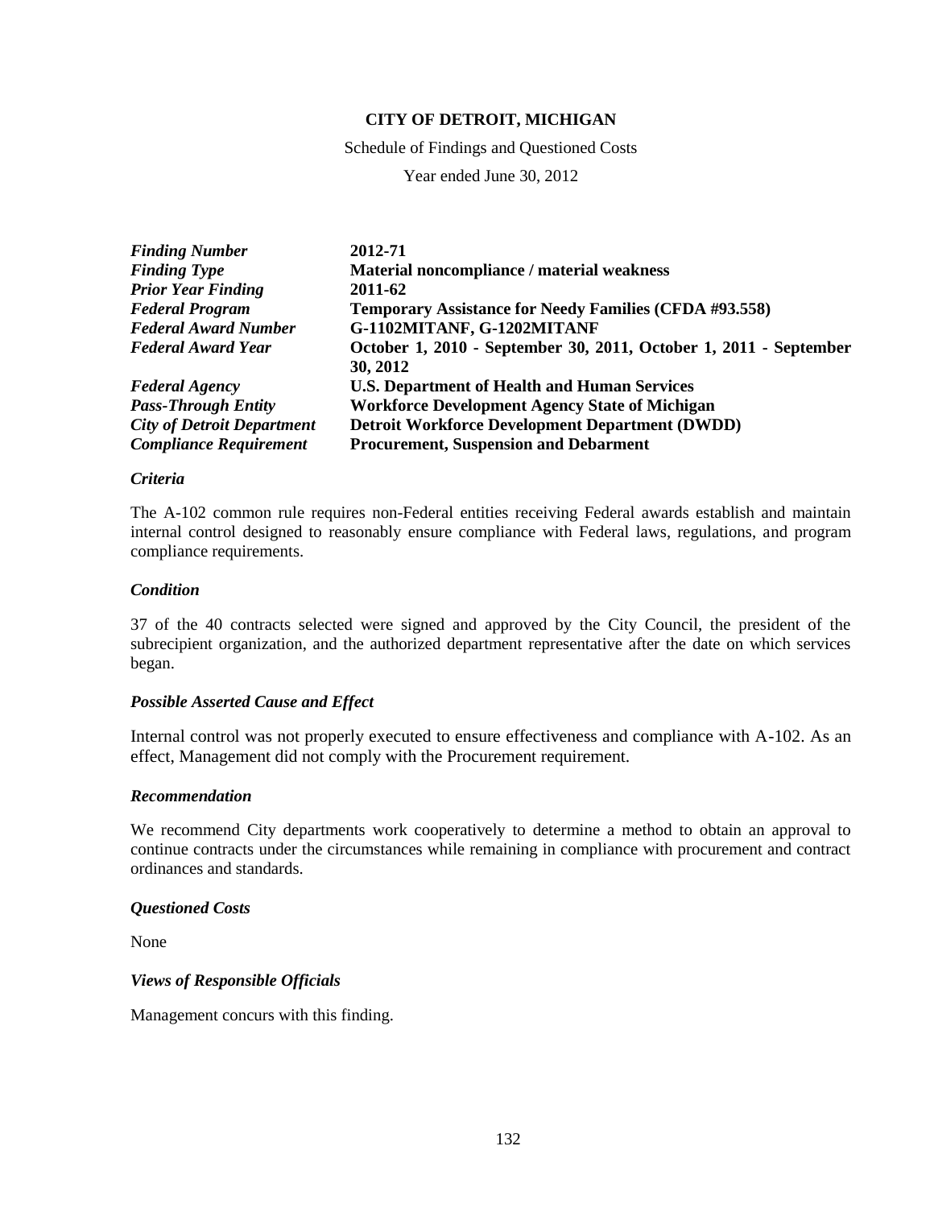**CITY OF DETROIT, MICHIGAN**

Schedule of Findings and Questioned Costs

Year ended June 30, 2012

| | |
|---|---|
| ***Finding Number*** | **2012-71** |
| ***Finding Type*** | **Material noncompliance / material weakness** |
| ***Prior Year Finding*** | **2011-62** |
| ***Federal Program*** | **Temporary Assistance for Needy Families (CFDA #93.558)** |
| ***Federal Award Number*** | **G-1102MITANF, G-1202MITANF** |
| ***Federal Award Year*** | **October 1, 2010 - September 30, 2011, October 1, 2011 - September 30, 2012** |
| ***Federal Agency*** | **U.S. Department of Health and Human Services** |
| ***Pass-Through Entity*** | **Workforce Development Agency State of Michigan** |
| ***City of Detroit Department*** | **Detroit Workforce Development Department (DWDD)** |
| ***Compliance Requirement*** | **Procurement, Suspension and Debarment** |

***Criteria***

The A-102 common rule requires non-Federal entities receiving Federal awards establish and maintain internal control designed to reasonably ensure compliance with Federal laws, regulations, and program compliance requirements.

***Condition***

37 of the 40 contracts selected were signed and approved by the City Council, the president of the subrecipient organization, and the authorized department representative after the date on which services began.

***Possible Asserted Cause and Effect***

Internal control was not properly executed to ensure effectiveness and compliance with A-102. As an effect, Management did not comply with the Procurement requirement.

***Recommendation***

We recommend City departments work cooperatively to determine a method to obtain an approval to continue contracts under the circumstances while remaining in compliance with procurement and contract ordinances and standards.

***Questioned Costs***

None

***Views of Responsible Officials***

Management concurs with this finding.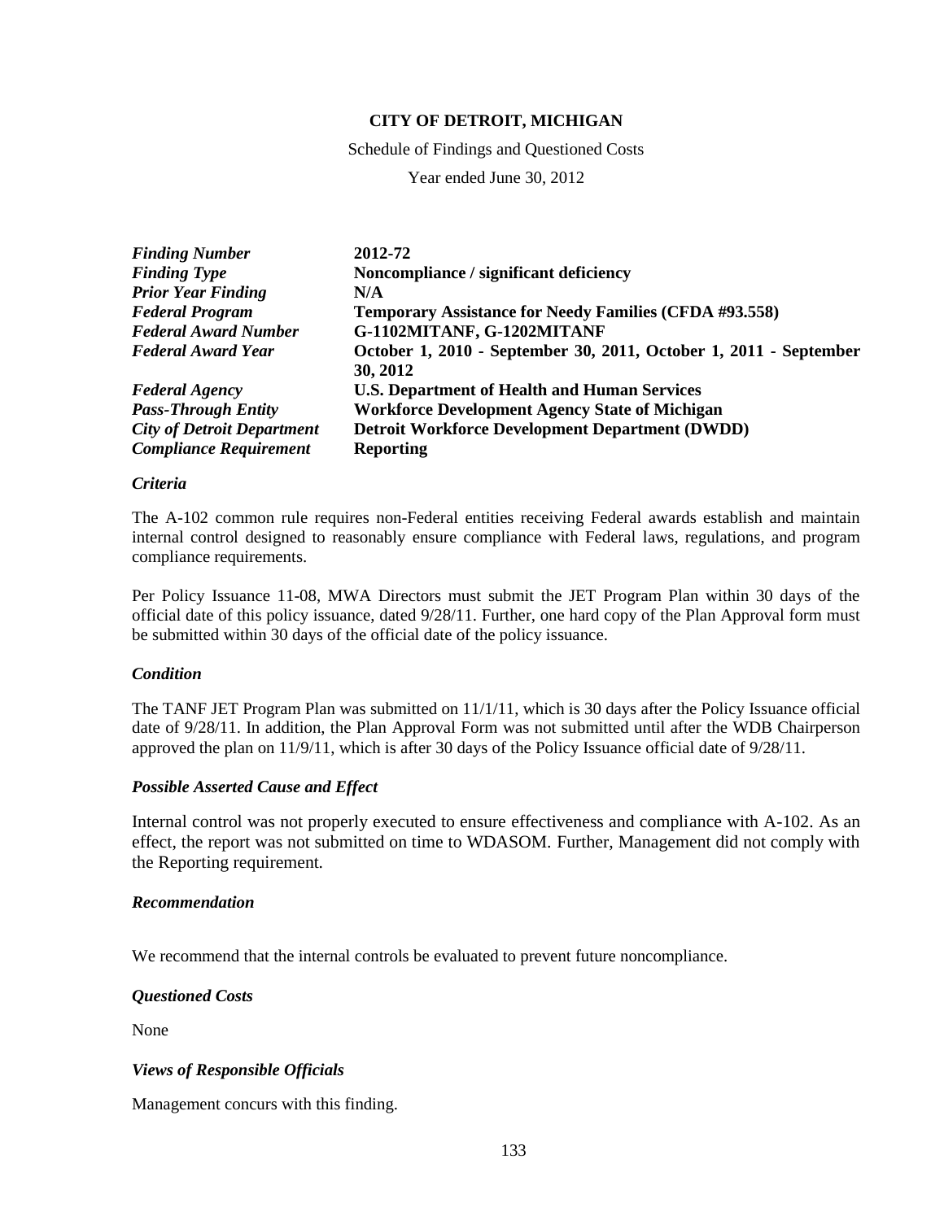**CITY OF DETROIT, MICHIGAN**

Schedule of Findings and Questioned Costs

Year ended June 30, 2012

| | |
|---|---|
| ***Finding Number*** | **2012-72** |
| ***Finding Type*** | **Noncompliance / significant deficiency** |
| ***Prior Year Finding*** | **N/A** |
| ***Federal Program*** | **Temporary Assistance for Needy Families (CFDA #93.558)** |
| ***Federal Award Number*** | **G-1102MITANF, G-1202MITANF** |
| ***Federal Award Year*** | **October 1, 2010 - September 30, 2011, October 1, 2011 - September 30, 2012** |
| ***Federal Agency*** | **U.S. Department of Health and Human Services** |
| ***Pass-Through Entity*** | **Workforce Development Agency State of Michigan** |
| ***City of Detroit Department*** | **Detroit Workforce Development Department (DWDD)** |
| ***Compliance Requirement*** | **Reporting** |

***Criteria***

The A-102 common rule requires non-Federal entities receiving Federal awards establish and maintain internal control designed to reasonably ensure compliance with Federal laws, regulations, and program compliance requirements.

Per Policy Issuance 11-08, MWA Directors must submit the JET Program Plan within 30 days of the official date of this policy issuance, dated 9/28/11. Further, one hard copy of the Plan Approval form must be submitted within 30 days of the official date of the policy issuance.

***Condition***

The TANF JET Program Plan was submitted on 11/1/11, which is 30 days after the Policy Issuance official date of 9/28/11. In addition, the Plan Approval Form was not submitted until after the WDB Chairperson approved the plan on 11/9/11, which is after 30 days of the Policy Issuance official date of 9/28/11.

***Possible Asserted Cause and Effect***

Internal control was not properly executed to ensure effectiveness and compliance with A-102. As an effect, the report was not submitted on time to WDASOM. Further, Management did not comply with the Reporting requirement.

***Recommendation***

We recommend that the internal controls be evaluated to prevent future noncompliance.

***Questioned Costs***

None

***Views of Responsible Officials***

Management concurs with this finding.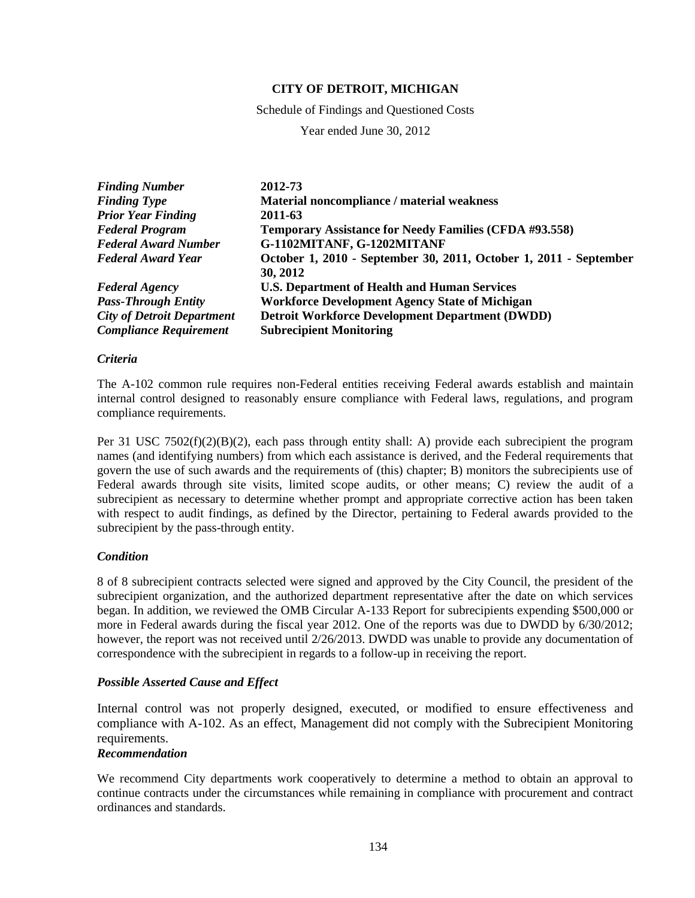**CITY OF DETROIT, MICHIGAN**

Schedule of Findings and Questioned Costs

Year ended June 30, 2012

| | |
|---|---|
| ***Finding Number*** | **2012-73** |
| ***Finding Type*** | **Material noncompliance / material weakness** |
| ***Prior Year Finding*** | **2011-63** |
| ***Federal Program*** | **Temporary Assistance for Needy Families (CFDA #93.558)** |
| ***Federal Award Number*** | **G-1102MITANF, G-1202MITANF** |
| ***Federal Award Year*** | **October 1, 2010 - September 30, 2011, October 1, 2011 - September 30, 2012** |
| ***Federal Agency*** | **U.S. Department of Health and Human Services** |
| ***Pass-Through Entity*** | **Workforce Development Agency State of Michigan** |
| ***City of Detroit Department*** | **Detroit Workforce Development Department (DWDD)** |
| ***Compliance Requirement*** | **Subrecipient Monitoring** |

### *Criteria*

The A-102 common rule requires non-Federal entities receiving Federal awards establish and maintain internal control designed to reasonably ensure compliance with Federal laws, regulations, and program compliance requirements.

Per 31 USC 7502(f)(2)(B)(2), each pass through entity shall: A) provide each subrecipient the program names (and identifying numbers) from which each assistance is derived, and the Federal requirements that govern the use of such awards and the requirements of (this) chapter; B) monitors the subrecipients use of Federal awards through site visits, limited scope audits, or other means; C) review the audit of a subrecipient as necessary to determine whether prompt and appropriate corrective action has been taken with respect to audit findings, as defined by the Director, pertaining to Federal awards provided to the subrecipient by the pass-through entity.

### *Condition*

8 of 8 subrecipient contracts selected were signed and approved by the City Council, the president of the subrecipient organization, and the authorized department representative after the date on which services began. In addition, we reviewed the OMB Circular A-133 Report for subrecipients expending $500,000 or more in Federal awards during the fiscal year 2012. One of the reports was due to DWDD by 6/30/2012; however, the report was not received until 2/26/2013. DWDD was unable to provide any documentation of correspondence with the subrecipient in regards to a follow-up in receiving the report.

### *Possible Asserted Cause and Effect*

Internal control was not properly designed, executed, or modified to ensure effectiveness and compliance with A-102. As an effect, Management did not comply with the Subrecipient Monitoring requirements.

### *Recommendation*

We recommend City departments work cooperatively to determine a method to obtain an approval to continue contracts under the circumstances while remaining in compliance with procurement and contract ordinances and standards.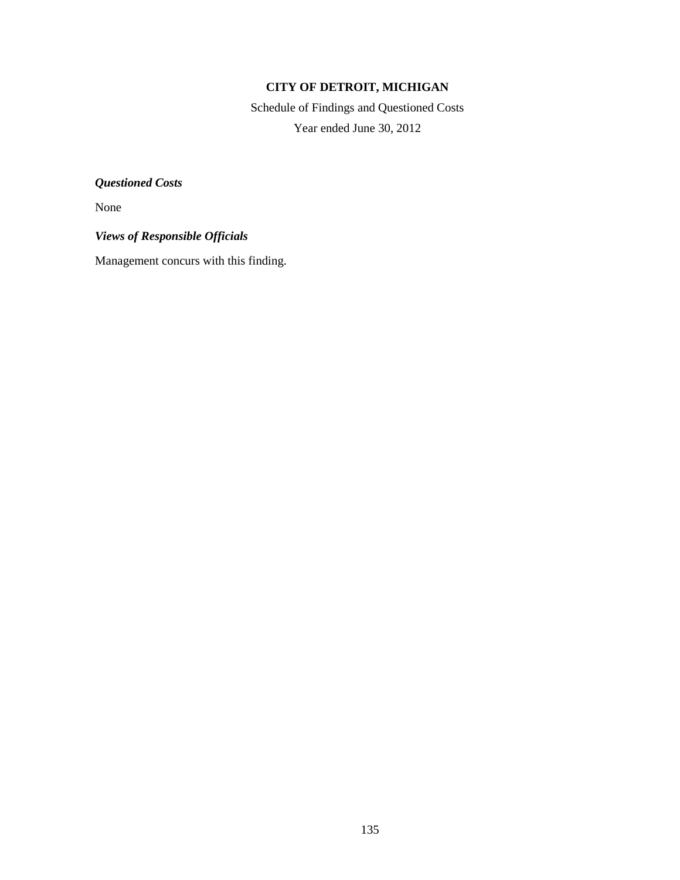**CITY OF DETROIT, MICHIGAN**

Schedule of Findings and Questioned Costs

Year ended June 30, 2012

***Questioned Costs***

None

***Views of Responsible Officials***

Management concurs with this finding.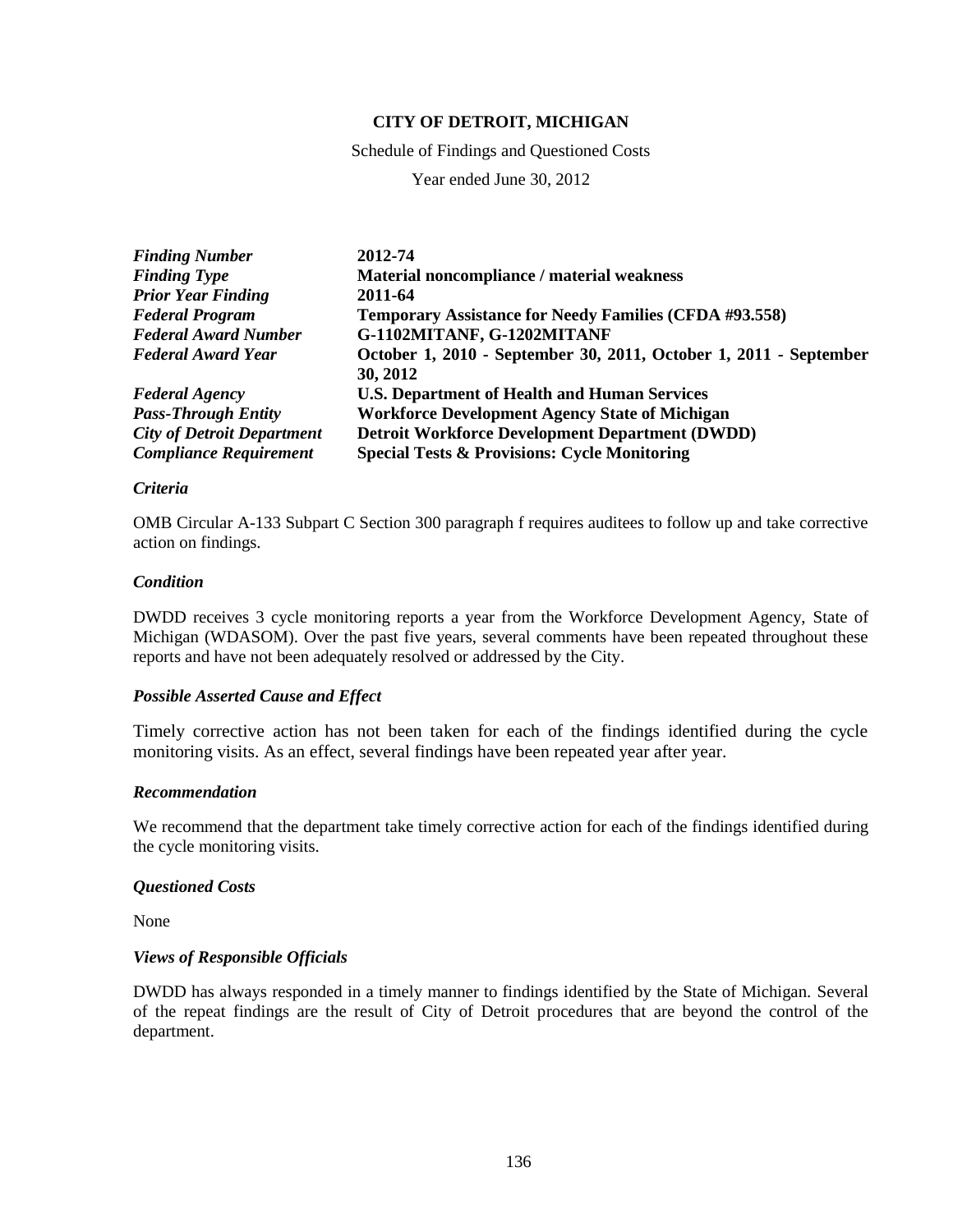**CITY OF DETROIT, MICHIGAN**

Schedule of Findings and Questioned Costs

Year ended June 30, 2012

| | |
|---|---|
| ***Finding Number*** | **2012-74** |
| ***Finding Type*** | **Material noncompliance / material weakness** |
| ***Prior Year Finding*** | **2011-64** |
| ***Federal Program*** | **Temporary Assistance for Needy Families (CFDA #93.558)** |
| ***Federal Award Number*** | **G-1102MITANF, G-1202MITANF** |
| ***Federal Award Year*** | **October 1, 2010 - September 30, 2011, October 1, 2011 - September 30, 2012** |
| ***Federal Agency*** | **U.S. Department of Health and Human Services** |
| ***Pass-Through Entity*** | **Workforce Development Agency State of Michigan** |
| ***City of Detroit Department*** | **Detroit Workforce Development Department (DWDD)** |
| ***Compliance Requirement*** | **Special Tests & Provisions: Cycle Monitoring** |

***Criteria***

OMB Circular A-133 Subpart C Section 300 paragraph f requires auditees to follow up and take corrective action on findings.

***Condition***

DWDD receives 3 cycle monitoring reports a year from the Workforce Development Agency, State of Michigan (WDASOM). Over the past five years, several comments have been repeated throughout these reports and have not been adequately resolved or addressed by the City.

***Possible Asserted Cause and Effect***

Timely corrective action has not been taken for each of the findings identified during the cycle monitoring visits. As an effect, several findings have been repeated year after year.

***Recommendation***

We recommend that the department take timely corrective action for each of the findings identified during the cycle monitoring visits.

***Questioned Costs***

None

***Views of Responsible Officials***

DWDD has always responded in a timely manner to findings identified by the State of Michigan. Several of the repeat findings are the result of City of Detroit procedures that are beyond the control of the department.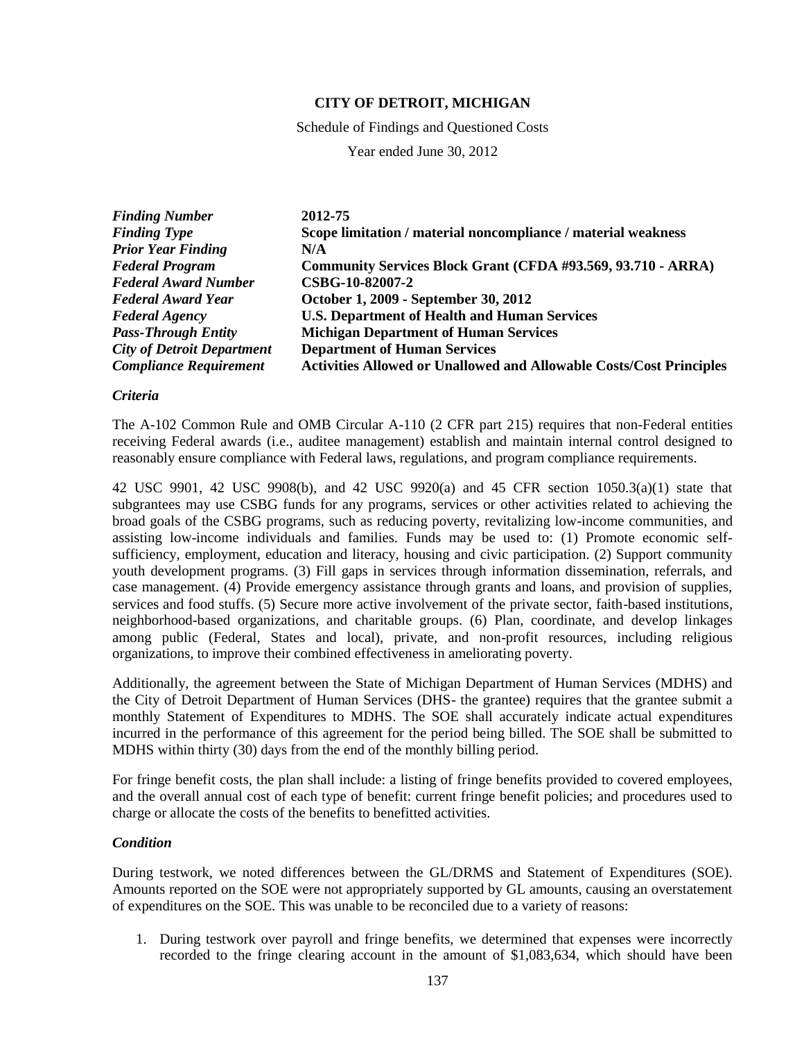**CITY OF DETROIT, MICHIGAN**

Schedule of Findings and Questioned Costs

Year ended June 30, 2012

| | |
|---|---|
| ***Finding Number*** | **2012-75** |
| ***Finding Type*** | **Scope limitation / material noncompliance / material weakness** |
| ***Prior Year Finding*** | **N/A** |
| ***Federal Program*** | **Community Services Block Grant (CFDA #93.569, 93.710 - ARRA)** |
| ***Federal Award Number*** | **CSBG-10-82007-2** |
| ***Federal Award Year*** | **October 1, 2009 - September 30, 2012** |
| ***Federal Agency*** | **U.S. Department of Health and Human Services** |
| ***Pass-Through Entity*** | **Michigan Department of Human Services** |
| ***City of Detroit Department*** | **Department of Human Services** |
| ***Compliance Requirement*** | **Activities Allowed or Unallowed and Allowable Costs/Cost Principles** |

### *Criteria*

The A-102 Common Rule and OMB Circular A-110 (2 CFR part 215) requires that non-Federal entities receiving Federal awards (i.e., auditee management) establish and maintain internal control designed to reasonably ensure compliance with Federal laws, regulations, and program compliance requirements.

42 USC 9901, 42 USC 9908(b), and 42 USC 9920(a) and 45 CFR section 1050.3(a)(1) state that subgrantees may use CSBG funds for any programs, services or other activities related to achieving the broad goals of the CSBG programs, such as reducing poverty, revitalizing low-income communities, and assisting low-income individuals and families. Funds may be used to: (1) Promote economic self-sufficiency, employment, education and literacy, housing and civic participation. (2) Support community youth development programs. (3) Fill gaps in services through information dissemination, referrals, and case management. (4) Provide emergency assistance through grants and loans, and provision of supplies, services and food stuffs. (5) Secure more active involvement of the private sector, faith-based institutions, neighborhood-based organizations, and charitable groups. (6) Plan, coordinate, and develop linkages among public (Federal, States and local), private, and non-profit resources, including religious organizations, to improve their combined effectiveness in ameliorating poverty.

Additionally, the agreement between the State of Michigan Department of Human Services (MDHS) and the City of Detroit Department of Human Services (DHS- the grantee) requires that the grantee submit a monthly Statement of Expenditures to MDHS. The SOE shall accurately indicate actual expenditures incurred in the performance of this agreement for the period being billed. The SOE shall be submitted to MDHS within thirty (30) days from the end of the monthly billing period.

For fringe benefit costs, the plan shall include: a listing of fringe benefits provided to covered employees, and the overall annual cost of each type of benefit: current fringe benefit policies; and procedures used to charge or allocate the costs of the benefits to benefitted activities.

### *Condition*

During testwork, we noted differences between the GL/DRMS and Statement of Expenditures (SOE). Amounts reported on the SOE were not appropriately supported by GL amounts, causing an overstatement of expenditures on the SOE. This was unable to be reconciled due to a variety of reasons:

1. During testwork over payroll and fringe benefits, we determined that expenses were incorrectly recorded to the fringe clearing account in the amount of $1,083,634, which should have been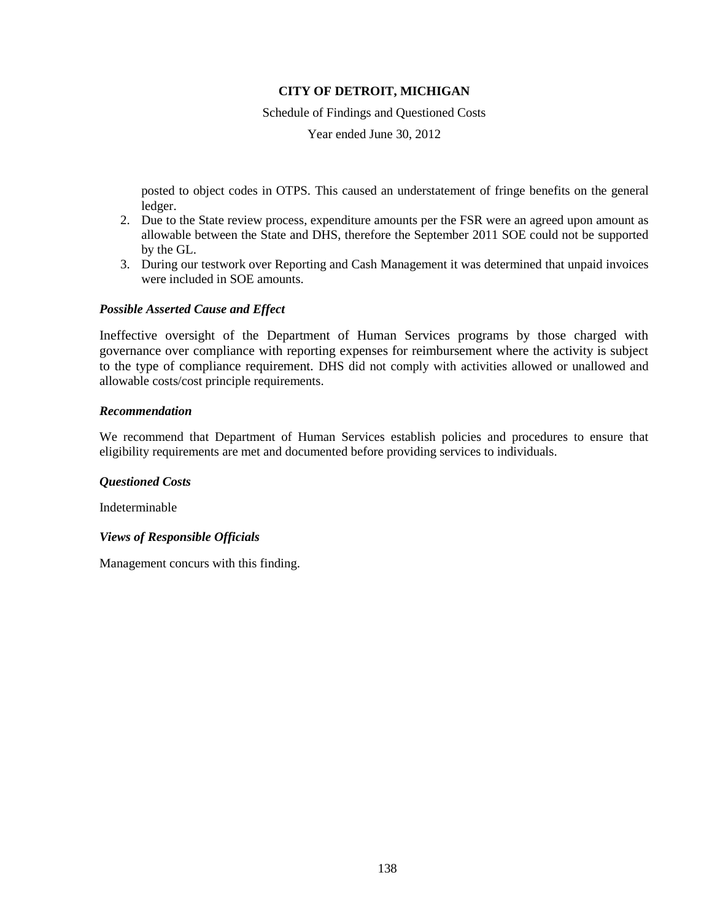posted to object codes in OTPS. This caused an understatement of fringe benefits on the general ledger.

2. Due to the State review process, expenditure amounts per the FSR were an agreed upon amount as allowable between the State and DHS, therefore the September 2011 SOE could not be supported by the GL.
3. During our testwork over Reporting and Cash Management it was determined that unpaid invoices were included in SOE amounts.

### *Possible Asserted Cause and Effect*

Ineffective oversight of the Department of Human Services programs by those charged with governance over compliance with reporting expenses for reimbursement where the activity is subject to the type of compliance requirement. DHS did not comply with activities allowed or unallowed and allowable costs/cost principle requirements.

### *Recommendation*

We recommend that Department of Human Services establish policies and procedures to ensure that eligibility requirements are met and documented before providing services to individuals.

### *Questioned Costs*

Indeterminable

### *Views of Responsible Officials*

Management concurs with this finding.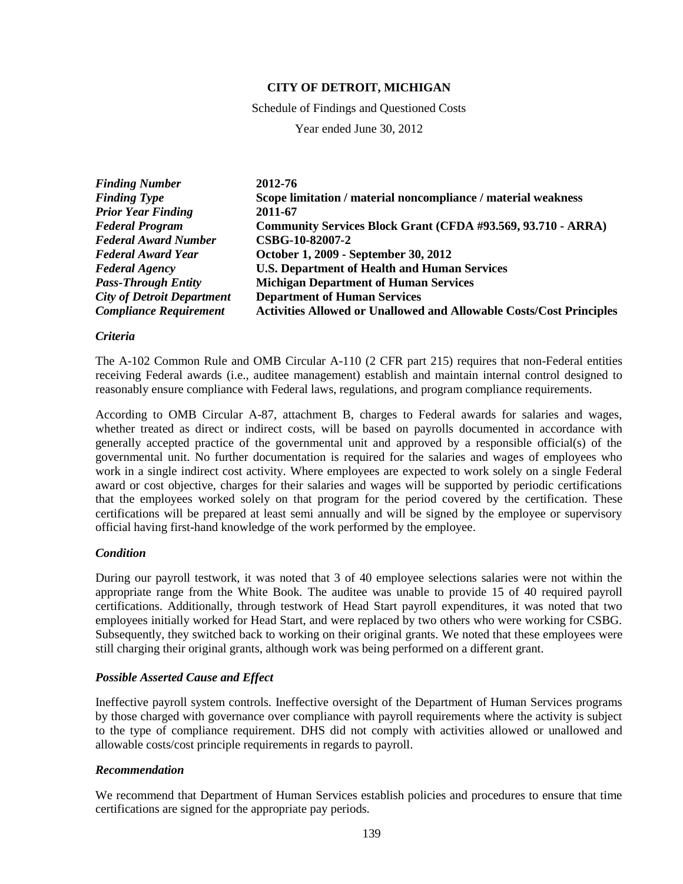**CITY OF DETROIT, MICHIGAN**

Schedule of Findings and Questioned Costs

Year ended June 30, 2012

| | |
|---|---|
| ***Finding Number*** | **2012-76** |
| ***Finding Type*** | **Scope limitation / material noncompliance / material weakness** |
| ***Prior Year Finding*** | **2011-67** |
| ***Federal Program*** | **Community Services Block Grant (CFDA #93.569, 93.710 - ARRA)** |
| ***Federal Award Number*** | **CSBG-10-82007-2** |
| ***Federal Award Year*** | **October 1, 2009 - September 30, 2012** |
| ***Federal Agency*** | **U.S. Department of Health and Human Services** |
| ***Pass-Through Entity*** | **Michigan Department of Human Services** |
| ***City of Detroit Department*** | **Department of Human Services** |
| ***Compliance Requirement*** | **Activities Allowed or Unallowed and Allowable Costs/Cost Principles** |

### *Criteria*

The A-102 Common Rule and OMB Circular A-110 (2 CFR part 215) requires that non-Federal entities receiving Federal awards (i.e., auditee management) establish and maintain internal control designed to reasonably ensure compliance with Federal laws, regulations, and program compliance requirements.

According to OMB Circular A-87, attachment B, charges to Federal awards for salaries and wages, whether treated as direct or indirect costs, will be based on payrolls documented in accordance with generally accepted practice of the governmental unit and approved by a responsible official(s) of the governmental unit. No further documentation is required for the salaries and wages of employees who work in a single indirect cost activity. Where employees are expected to work solely on a single Federal award or cost objective, charges for their salaries and wages will be supported by periodic certifications that the employees worked solely on that program for the period covered by the certification. These certifications will be prepared at least semi annually and will be signed by the employee or supervisory official having first-hand knowledge of the work performed by the employee.

### *Condition*

During our payroll testwork, it was noted that 3 of 40 employee selections salaries were not within the appropriate range from the White Book. The auditee was unable to provide 15 of 40 required payroll certifications. Additionally, through testwork of Head Start payroll expenditures, it was noted that two employees initially worked for Head Start, and were replaced by two others who were working for CSBG. Subsequently, they switched back to working on their original grants. We noted that these employees were still charging their original grants, although work was being performed on a different grant.

### *Possible Asserted Cause and Effect*

Ineffective payroll system controls. Ineffective oversight of the Department of Human Services programs by those charged with governance over compliance with payroll requirements where the activity is subject to the type of compliance requirement. DHS did not comply with activities allowed or unallowed and allowable costs/cost principle requirements in regards to payroll.

### *Recommendation*

We recommend that Department of Human Services establish policies and procedures to ensure that time certifications are signed for the appropriate pay periods.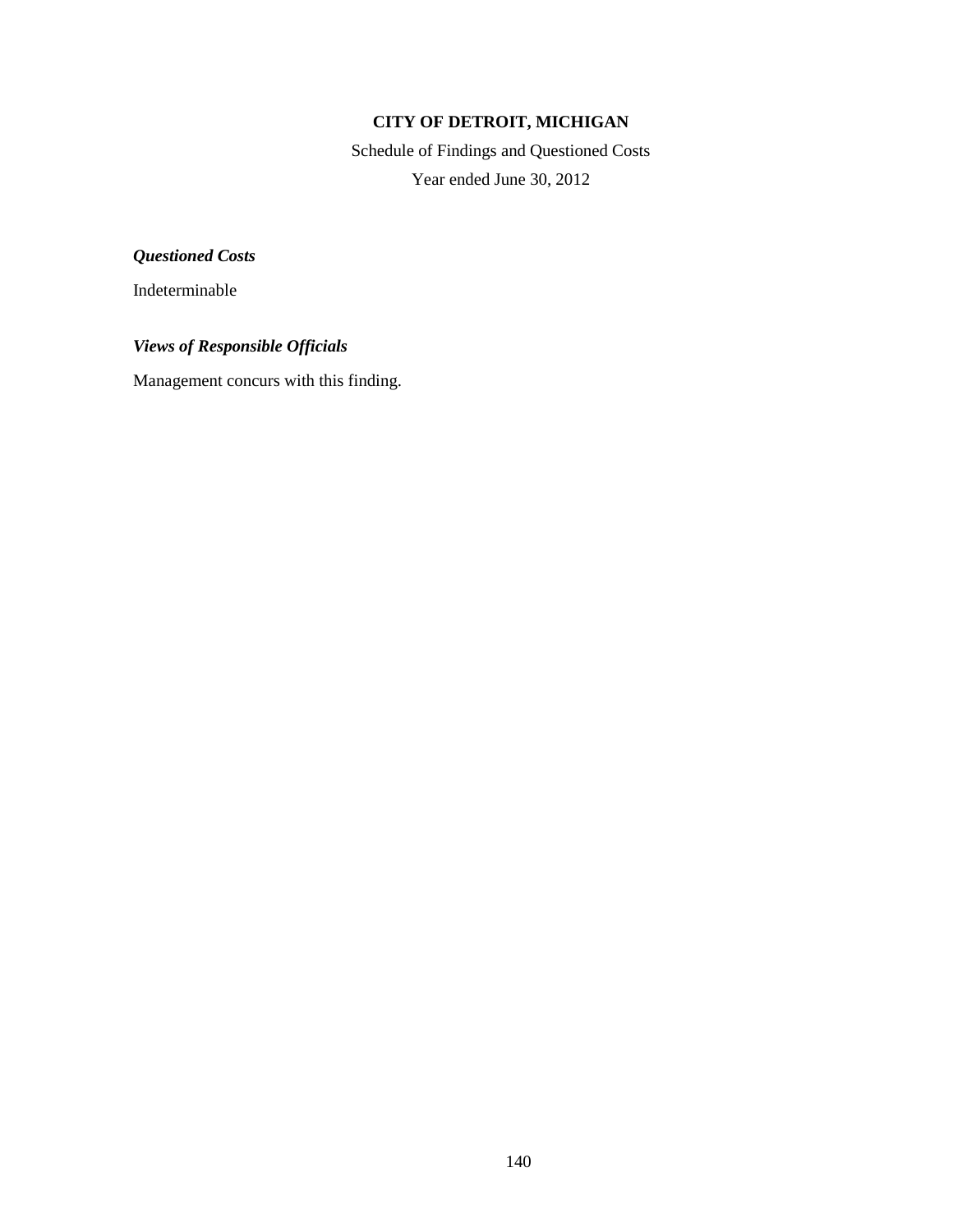**CITY OF DETROIT, MICHIGAN**

Schedule of Findings and Questioned Costs

Year ended June 30, 2012

***Questioned Costs***

Indeterminable

***Views of Responsible Officials***

Management concurs with this finding.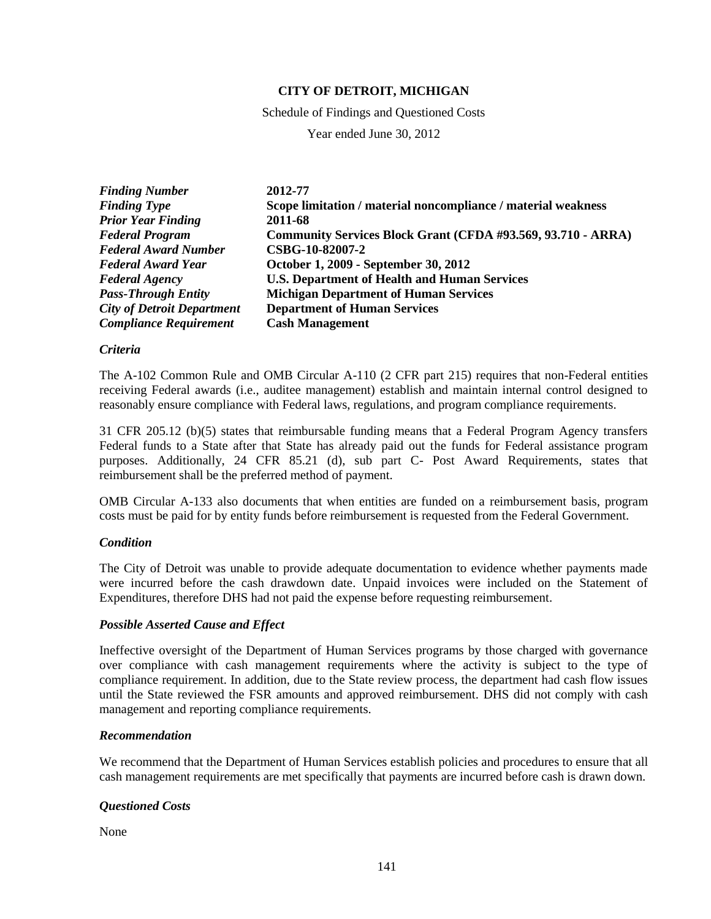**CITY OF DETROIT, MICHIGAN**

Schedule of Findings and Questioned Costs

Year ended June 30, 2012

| | |
|---|---|
| ***Finding Number*** | **2012-77** |
| ***Finding Type*** | **Scope limitation / material noncompliance / material weakness** |
| ***Prior Year Finding*** | **2011-68** |
| ***Federal Program*** | **Community Services Block Grant (CFDA #93.569, 93.710 - ARRA)** |
| ***Federal Award Number*** | **CSBG-10-82007-2** |
| ***Federal Award Year*** | **October 1, 2009 - September 30, 2012** |
| ***Federal Agency*** | **U.S. Department of Health and Human Services** |
| ***Pass-Through Entity*** | **Michigan Department of Human Services** |
| ***City of Detroit Department*** | **Department of Human Services** |
| ***Compliance Requirement*** | **Cash Management** |

### *Criteria*

The A-102 Common Rule and OMB Circular A-110 (2 CFR part 215) requires that non-Federal entities receiving Federal awards (i.e., auditee management) establish and maintain internal control designed to reasonably ensure compliance with Federal laws, regulations, and program compliance requirements.

31 CFR 205.12 (b)(5) states that reimbursable funding means that a Federal Program Agency transfers Federal funds to a State after that State has already paid out the funds for Federal assistance program purposes. Additionally, 24 CFR 85.21 (d), sub part C- Post Award Requirements, states that reimbursement shall be the preferred method of payment.

OMB Circular A-133 also documents that when entities are funded on a reimbursement basis, program costs must be paid for by entity funds before reimbursement is requested from the Federal Government.

### *Condition*

The City of Detroit was unable to provide adequate documentation to evidence whether payments made were incurred before the cash drawdown date. Unpaid invoices were included on the Statement of Expenditures, therefore DHS had not paid the expense before requesting reimbursement.

### *Possible Asserted Cause and Effect*

Ineffective oversight of the Department of Human Services programs by those charged with governance over compliance with cash management requirements where the activity is subject to the type of compliance requirement. In addition, due to the State review process, the department had cash flow issues until the State reviewed the FSR amounts and approved reimbursement. DHS did not comply with cash management and reporting compliance requirements.

### *Recommendation*

We recommend that the Department of Human Services establish policies and procedures to ensure that all cash management requirements are met specifically that payments are incurred before cash is drawn down.

### *Questioned Costs*

None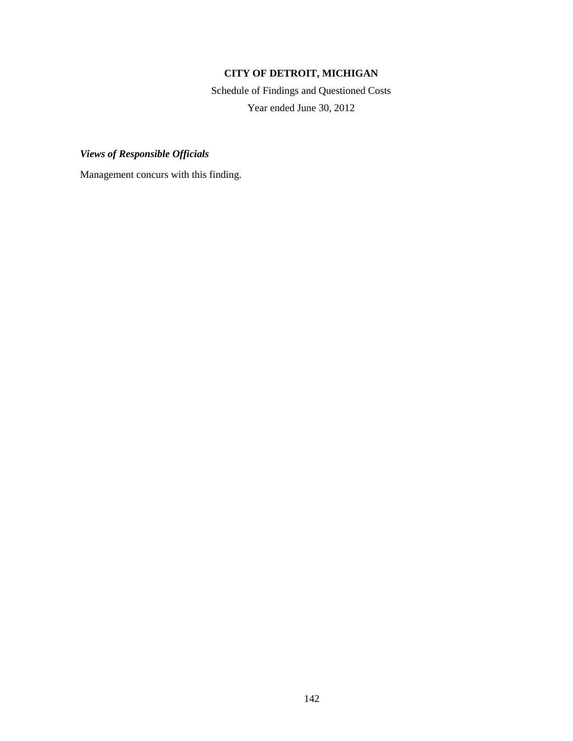# CITY OF DETROIT, MICHIGAN

Schedule of Findings and Questioned Costs

Year ended June 30, 2012

***Views of Responsible Officials***

Management concurs with this finding.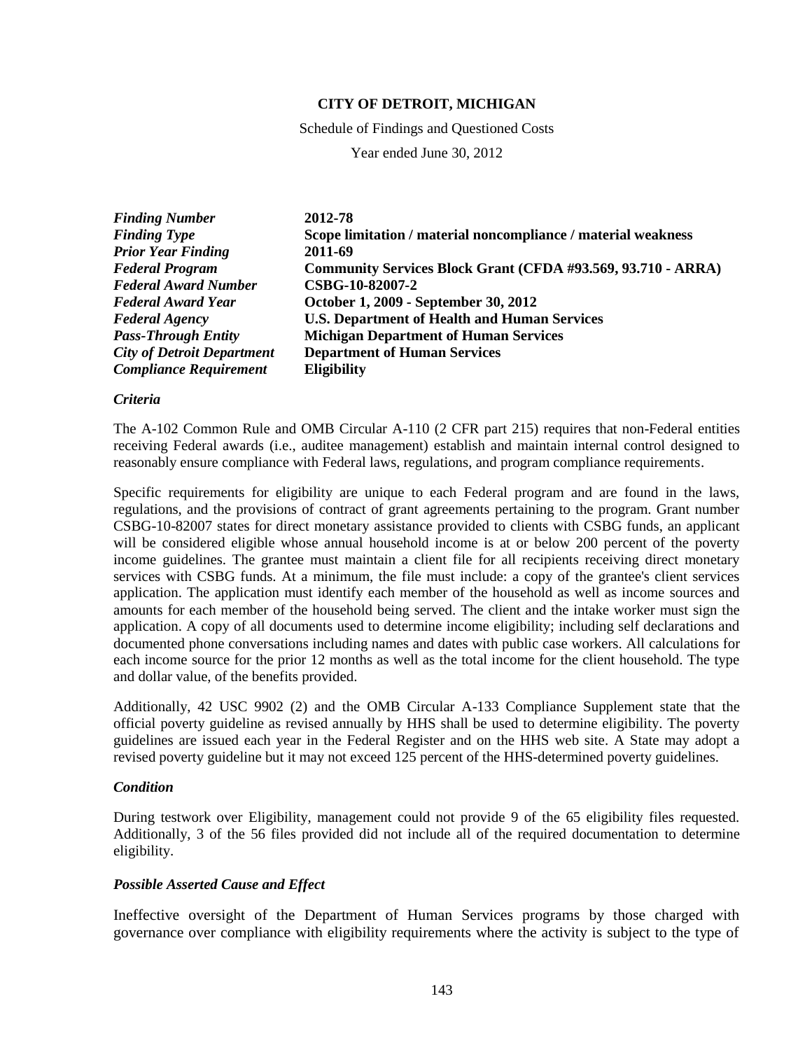**CITY OF DETROIT, MICHIGAN**

Schedule of Findings and Questioned Costs

Year ended June 30, 2012

| | |
|---|---|
| ***Finding Number*** | **2012-78** |
| ***Finding Type*** | **Scope limitation / material noncompliance / material weakness** |
| ***Prior Year Finding*** | **2011-69** |
| ***Federal Program*** | **Community Services Block Grant (CFDA #93.569, 93.710 - ARRA)** |
| ***Federal Award Number*** | **CSBG-10-82007-2** |
| ***Federal Award Year*** | **October 1, 2009 - September 30, 2012** |
| ***Federal Agency*** | **U.S. Department of Health and Human Services** |
| ***Pass-Through Entity*** | **Michigan Department of Human Services** |
| ***City of Detroit Department*** | **Department of Human Services** |
| ***Compliance Requirement*** | **Eligibility** |

### *Criteria*

The A-102 Common Rule and OMB Circular A-110 (2 CFR part 215) requires that non-Federal entities receiving Federal awards (i.e., auditee management) establish and maintain internal control designed to reasonably ensure compliance with Federal laws, regulations, and program compliance requirements.

Specific requirements for eligibility are unique to each Federal program and are found in the laws, regulations, and the provisions of contract of grant agreements pertaining to the program. Grant number CSBG-10-82007 states for direct monetary assistance provided to clients with CSBG funds, an applicant will be considered eligible whose annual household income is at or below 200 percent of the poverty income guidelines. The grantee must maintain a client file for all recipients receiving direct monetary services with CSBG funds. At a minimum, the file must include: a copy of the grantee's client services application. The application must identify each member of the household as well as income sources and amounts for each member of the household being served. The client and the intake worker must sign the application. A copy of all documents used to determine income eligibility; including self declarations and documented phone conversations including names and dates with public case workers. All calculations for each income source for the prior 12 months as well as the total income for the client household. The type and dollar value, of the benefits provided.

Additionally, 42 USC 9902 (2) and the OMB Circular A-133 Compliance Supplement state that the official poverty guideline as revised annually by HHS shall be used to determine eligibility. The poverty guidelines are issued each year in the Federal Register and on the HHS web site. A State may adopt a revised poverty guideline but it may not exceed 125 percent of the HHS-determined poverty guidelines.

### *Condition*

During testwork over Eligibility, management could not provide 9 of the 65 eligibility files requested. Additionally, 3 of the 56 files provided did not include all of the required documentation to determine eligibility.

### *Possible Asserted Cause and Effect*

Ineffective oversight of the Department of Human Services programs by those charged with governance over compliance with eligibility requirements where the activity is subject to the type of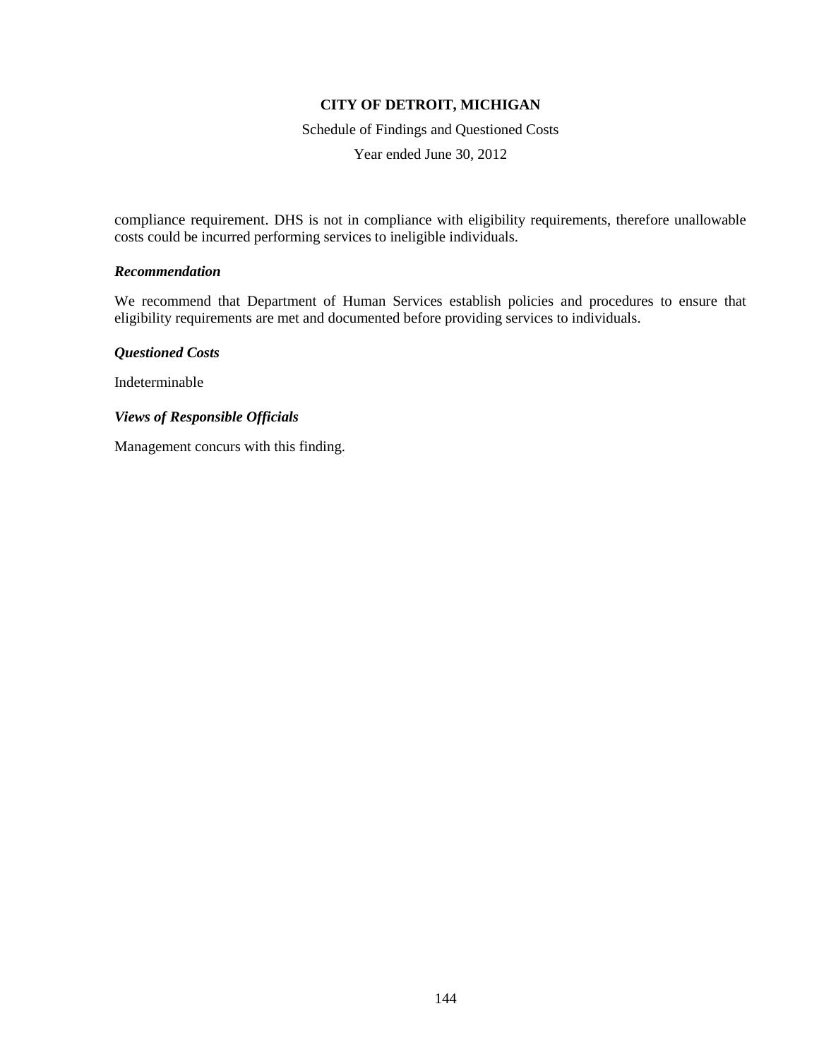compliance requirement. DHS is not in compliance with eligibility requirements, therefore unallowable costs could be incurred performing services to ineligible individuals.

### *Recommendation*

We recommend that Department of Human Services establish policies and procedures to ensure that eligibility requirements are met and documented before providing services to individuals.

### *Questioned Costs*

Indeterminable

### *Views of Responsible Officials*

Management concurs with this finding.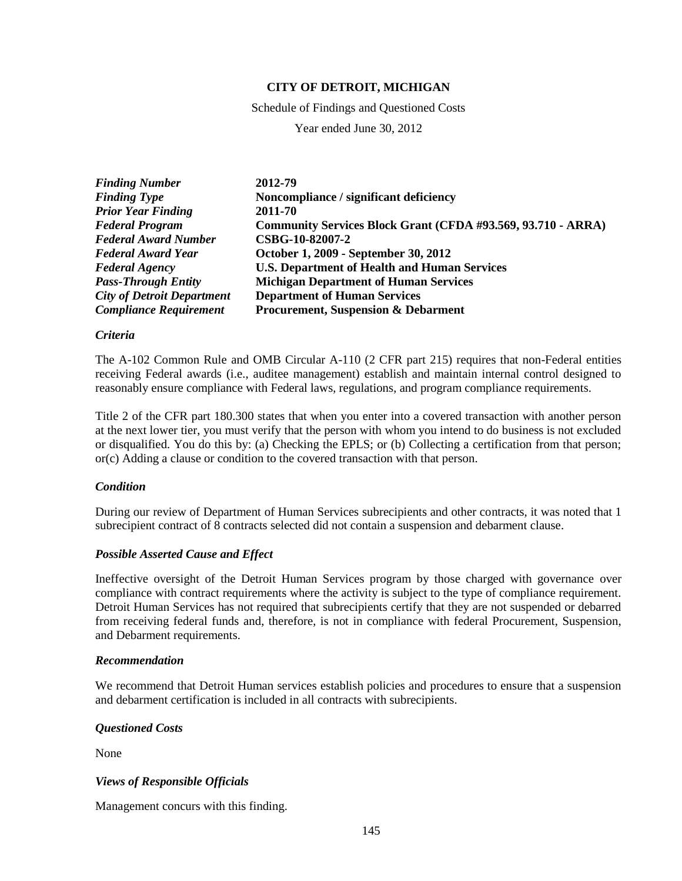**CITY OF DETROIT, MICHIGAN**

Schedule of Findings and Questioned Costs

Year ended June 30, 2012

| | |
|---|---|
| ***Finding Number*** | **2012-79** |
| ***Finding Type*** | **Noncompliance / significant deficiency** |
| ***Prior Year Finding*** | **2011-70** |
| ***Federal Program*** | **Community Services Block Grant (CFDA #93.569, 93.710 - ARRA)** |
| ***Federal Award Number*** | **CSBG-10-82007-2** |
| ***Federal Award Year*** | **October 1, 2009 - September 30, 2012** |
| ***Federal Agency*** | **U.S. Department of Health and Human Services** |
| ***Pass-Through Entity*** | **Michigan Department of Human Services** |
| ***City of Detroit Department*** | **Department of Human Services** |
| ***Compliance Requirement*** | **Procurement, Suspension & Debarment** |

***Criteria***

The A-102 Common Rule and OMB Circular A-110 (2 CFR part 215) requires that non-Federal entities receiving Federal awards (i.e., auditee management) establish and maintain internal control designed to reasonably ensure compliance with Federal laws, regulations, and program compliance requirements.

Title 2 of the CFR part 180.300 states that when you enter into a covered transaction with another person at the next lower tier, you must verify that the person with whom you intend to do business is not excluded or disqualified. You do this by: (a) Checking the EPLS; or (b) Collecting a certification from that person; or(c) Adding a clause or condition to the covered transaction with that person.

***Condition***

During our review of Department of Human Services subrecipients and other contracts, it was noted that 1 subrecipient contract of 8 contracts selected did not contain a suspension and debarment clause.

***Possible Asserted Cause and Effect***

Ineffective oversight of the Detroit Human Services program by those charged with governance over compliance with contract requirements where the activity is subject to the type of compliance requirement. Detroit Human Services has not required that subrecipients certify that they are not suspended or debarred from receiving federal funds and, therefore, is not in compliance with federal Procurement, Suspension, and Debarment requirements.

***Recommendation***

We recommend that Detroit Human services establish policies and procedures to ensure that a suspension and debarment certification is included in all contracts with subrecipients.

***Questioned Costs***

None

***Views of Responsible Officials***

Management concurs with this finding.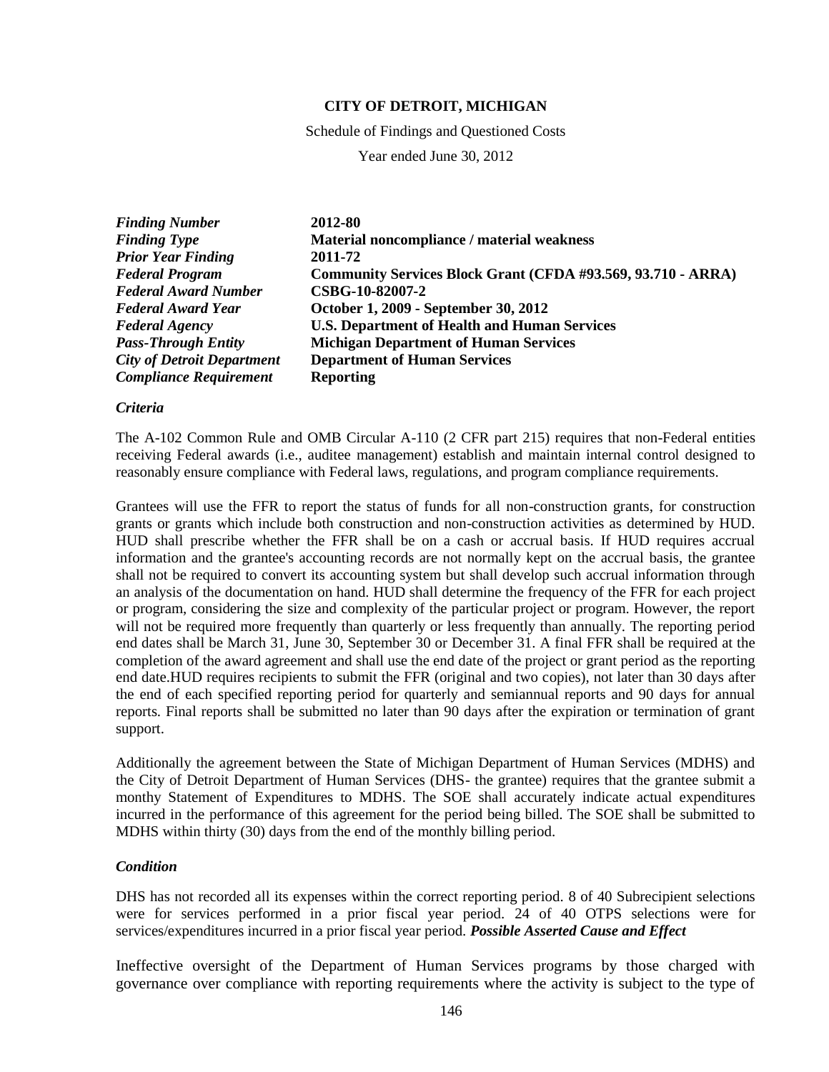**CITY OF DETROIT, MICHIGAN**

Schedule of Findings and Questioned Costs

Year ended June 30, 2012

| | |
|---|---|
| ***Finding Number*** | **2012-80** |
| ***Finding Type*** | **Material noncompliance / material weakness** |
| ***Prior Year Finding*** | **2011-72** |
| ***Federal Program*** | **Community Services Block Grant (CFDA #93.569, 93.710 - ARRA)** |
| ***Federal Award Number*** | **CSBG-10-82007-2** |
| ***Federal Award Year*** | **October 1, 2009 - September 30, 2012** |
| ***Federal Agency*** | **U.S. Department of Health and Human Services** |
| ***Pass-Through Entity*** | **Michigan Department of Human Services** |
| ***City of Detroit Department*** | **Department of Human Services** |
| ***Compliance Requirement*** | **Reporting** |

***Criteria***

The A-102 Common Rule and OMB Circular A-110 (2 CFR part 215) requires that non-Federal entities receiving Federal awards (i.e., auditee management) establish and maintain internal control designed to reasonably ensure compliance with Federal laws, regulations, and program compliance requirements.

Grantees will use the FFR to report the status of funds for all non-construction grants, for construction grants or grants which include both construction and non-construction activities as determined by HUD. HUD shall prescribe whether the FFR shall be on a cash or accrual basis. If HUD requires accrual information and the grantee's accounting records are not normally kept on the accrual basis, the grantee shall not be required to convert its accounting system but shall develop such accrual information through an analysis of the documentation on hand. HUD shall determine the frequency of the FFR for each project or program, considering the size and complexity of the particular project or program. However, the report will not be required more frequently than quarterly or less frequently than annually. The reporting period end dates shall be March 31, June 30, September 30 or December 31. A final FFR shall be required at the completion of the award agreement and shall use the end date of the project or grant period as the reporting end date.HUD requires recipients to submit the FFR (original and two copies), not later than 30 days after the end of each specified reporting period for quarterly and semiannual reports and 90 days for annual reports. Final reports shall be submitted no later than 90 days after the expiration or termination of grant support.

Additionally the agreement between the State of Michigan Department of Human Services (MDHS) and the City of Detroit Department of Human Services (DHS- the grantee) requires that the grantee submit a monthy Statement of Expenditures to MDHS. The SOE shall accurately indicate actual expenditures incurred in the performance of this agreement for the period being billed. The SOE shall be submitted to MDHS within thirty (30) days from the end of the monthly billing period.

***Condition***

DHS has not recorded all its expenses within the correct reporting period. 8 of 40 Subrecipient selections were for services performed in a prior fiscal year period. 24 of 40 OTPS selections were for services/expenditures incurred in a prior fiscal year period. ***Possible Asserted Cause and Effect***

Ineffective oversight of the Department of Human Services programs by those charged with governance over compliance with reporting requirements where the activity is subject to the type of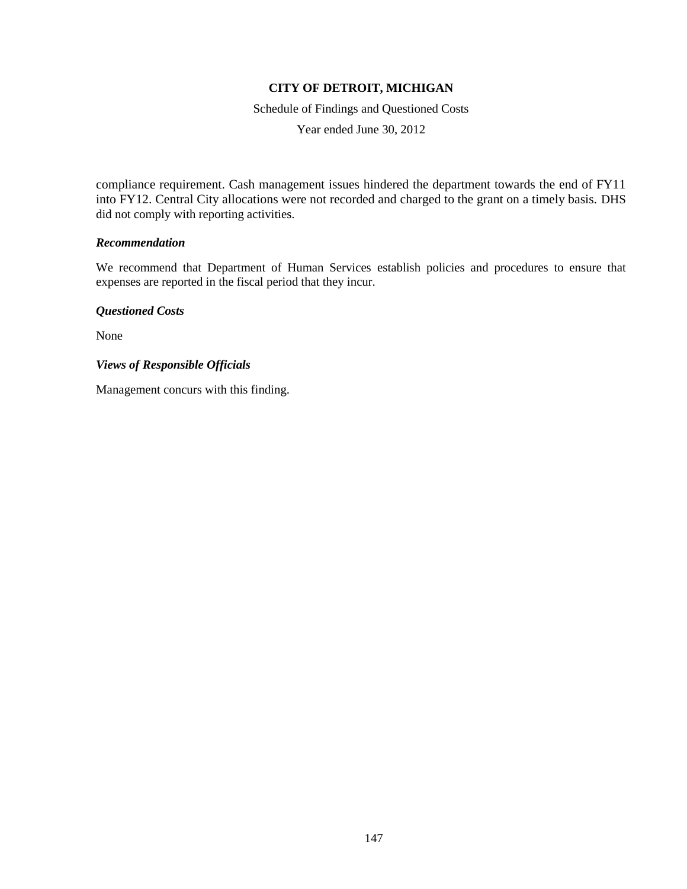compliance requirement. Cash management issues hindered the department towards the end of FY11 into FY12. Central City allocations were not recorded and charged to the grant on a timely basis. DHS did not comply with reporting activities.

***Recommendation***

We recommend that Department of Human Services establish policies and procedures to ensure that expenses are reported in the fiscal period that they incur.

***Questioned Costs***

None

***Views of Responsible Officials***

Management concurs with this finding.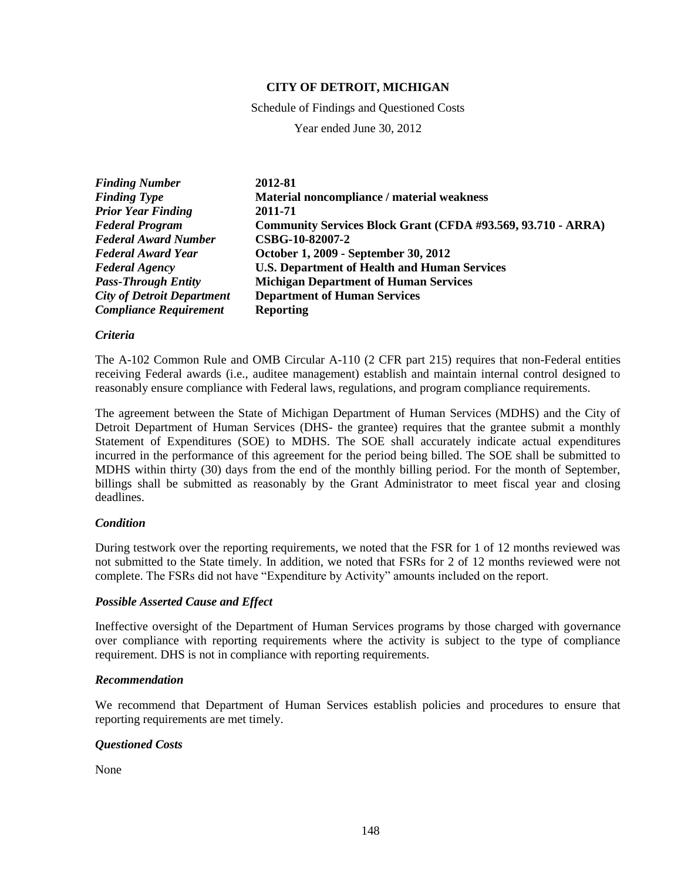**CITY OF DETROIT, MICHIGAN**

Schedule of Findings and Questioned Costs

Year ended June 30, 2012

| | |
|---|---|
| ***Finding Number*** | **2012-81** |
| ***Finding Type*** | **Material noncompliance / material weakness** |
| ***Prior Year Finding*** | **2011-71** |
| ***Federal Program*** | **Community Services Block Grant (CFDA #93.569, 93.710 - ARRA)** |
| ***Federal Award Number*** | **CSBG-10-82007-2** |
| ***Federal Award Year*** | **October 1, 2009 - September 30, 2012** |
| ***Federal Agency*** | **U.S. Department of Health and Human Services** |
| ***Pass-Through Entity*** | **Michigan Department of Human Services** |
| ***City of Detroit Department*** | **Department of Human Services** |
| ***Compliance Requirement*** | **Reporting** |

***Criteria***

The A-102 Common Rule and OMB Circular A-110 (2 CFR part 215) requires that non-Federal entities receiving Federal awards (i.e., auditee management) establish and maintain internal control designed to reasonably ensure compliance with Federal laws, regulations, and program compliance requirements.

The agreement between the State of Michigan Department of Human Services (MDHS) and the City of Detroit Department of Human Services (DHS- the grantee) requires that the grantee submit a monthly Statement of Expenditures (SOE) to MDHS. The SOE shall accurately indicate actual expenditures incurred in the performance of this agreement for the period being billed. The SOE shall be submitted to MDHS within thirty (30) days from the end of the monthly billing period. For the month of September, billings shall be submitted as reasonably by the Grant Administrator to meet fiscal year and closing deadlines.

***Condition***

During testwork over the reporting requirements, we noted that the FSR for 1 of 12 months reviewed was not submitted to the State timely. In addition, we noted that FSRs for 2 of 12 months reviewed were not complete. The FSRs did not have "Expenditure by Activity" amounts included on the report.

***Possible Asserted Cause and Effect***

Ineffective oversight of the Department of Human Services programs by those charged with governance over compliance with reporting requirements where the activity is subject to the type of compliance requirement. DHS is not in compliance with reporting requirements.

***Recommendation***

We recommend that Department of Human Services establish policies and procedures to ensure that reporting requirements are met timely.

***Questioned Costs***

None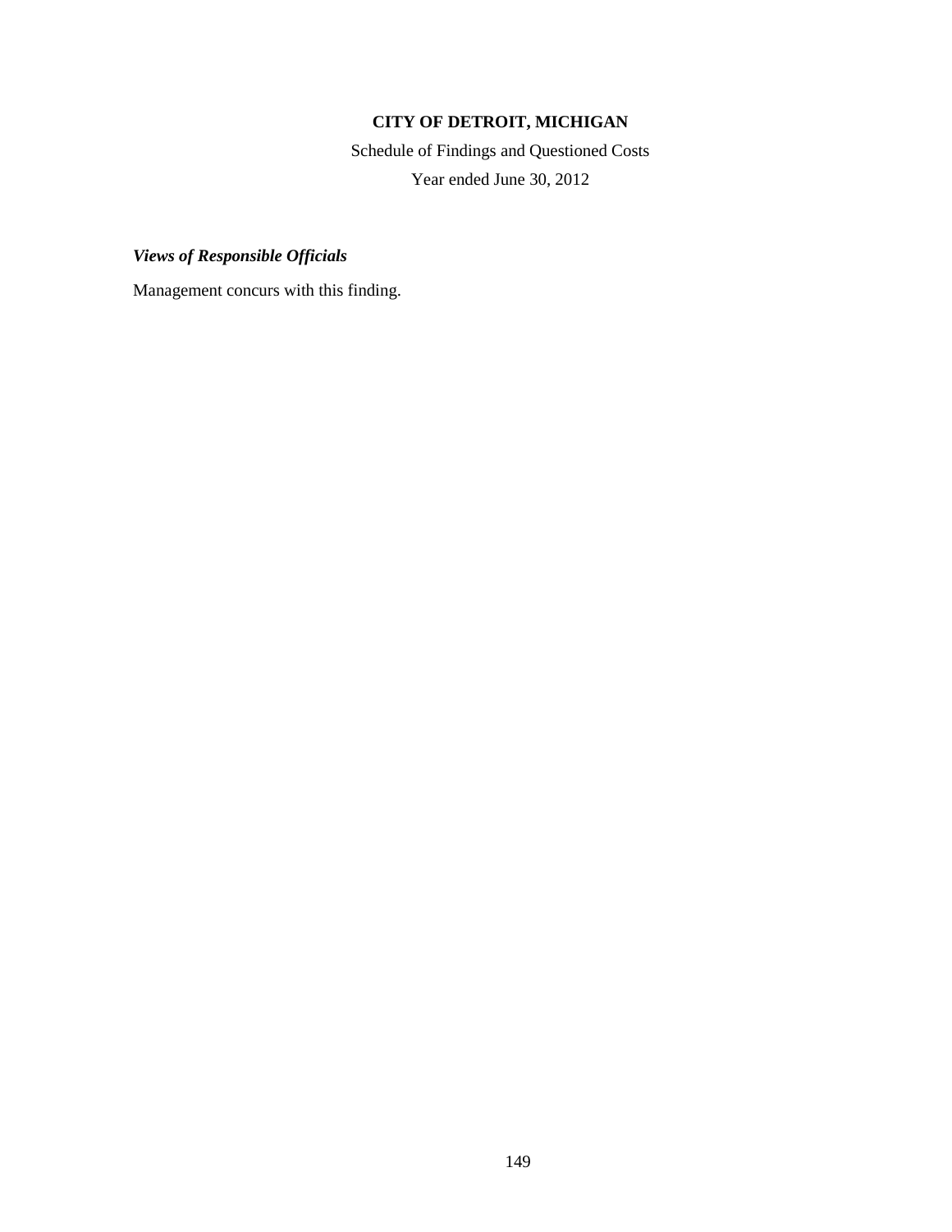**CITY OF DETROIT, MICHIGAN**

Schedule of Findings and Questioned Costs

Year ended June 30, 2012

***Views of Responsible Officials***

Management concurs with this finding.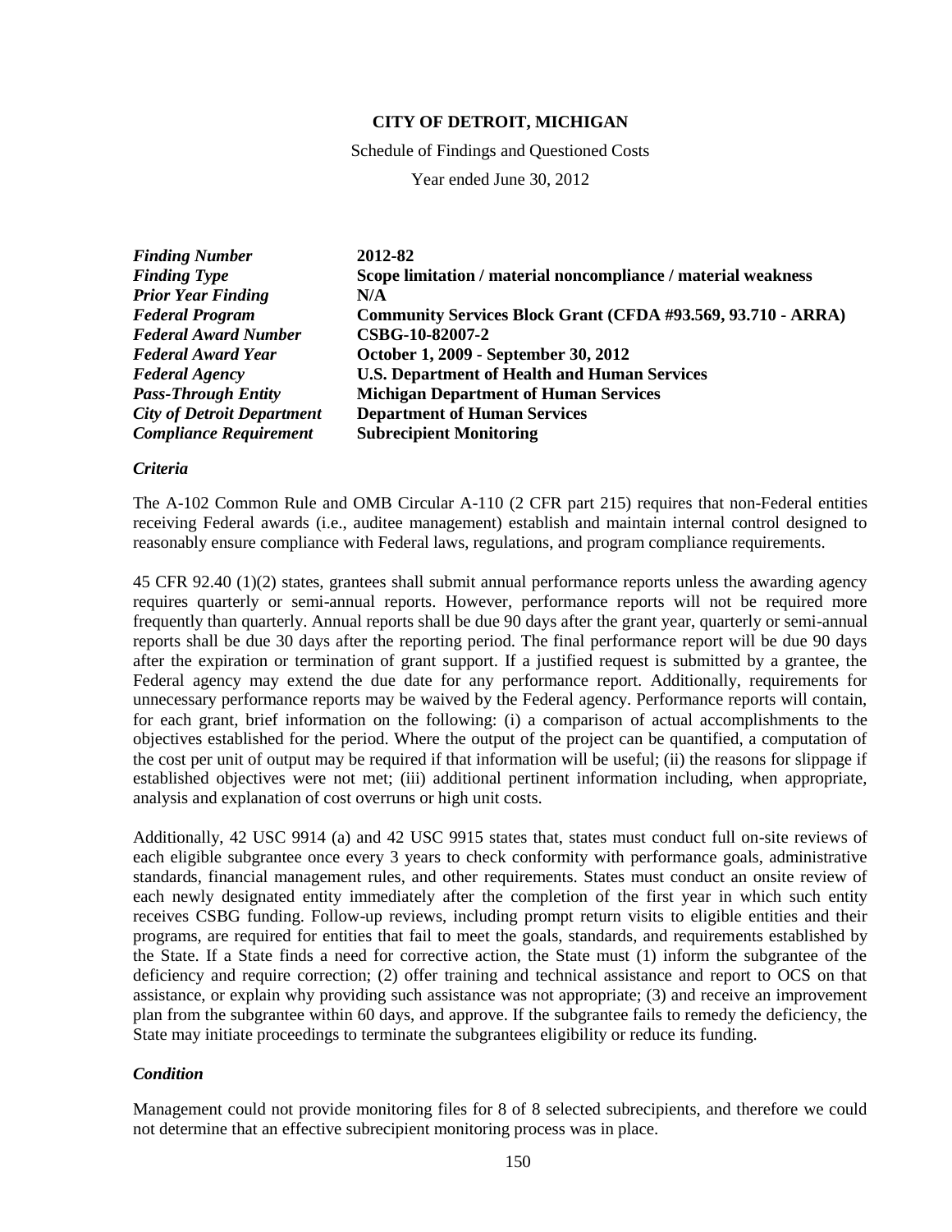**CITY OF DETROIT, MICHIGAN**

Schedule of Findings and Questioned Costs

Year ended June 30, 2012

| | |
|---|---|
| ***Finding Number*** | **2012-82** |
| ***Finding Type*** | **Scope limitation / material noncompliance / material weakness** |
| ***Prior Year Finding*** | **N/A** |
| ***Federal Program*** | **Community Services Block Grant (CFDA #93.569, 93.710 - ARRA)** |
| ***Federal Award Number*** | **CSBG-10-82007-2** |
| ***Federal Award Year*** | **October 1, 2009 - September 30, 2012** |
| ***Federal Agency*** | **U.S. Department of Health and Human Services** |
| ***Pass-Through Entity*** | **Michigan Department of Human Services** |
| ***City of Detroit Department*** | **Department of Human Services** |
| ***Compliance Requirement*** | **Subrecipient Monitoring** |

***Criteria***

The A-102 Common Rule and OMB Circular A-110 (2 CFR part 215) requires that non-Federal entities receiving Federal awards (i.e., auditee management) establish and maintain internal control designed to reasonably ensure compliance with Federal laws, regulations, and program compliance requirements.

45 CFR 92.40 (1)(2) states, grantees shall submit annual performance reports unless the awarding agency requires quarterly or semi-annual reports. However, performance reports will not be required more frequently than quarterly. Annual reports shall be due 90 days after the grant year, quarterly or semi-annual reports shall be due 30 days after the reporting period. The final performance report will be due 90 days after the expiration or termination of grant support. If a justified request is submitted by a grantee, the Federal agency may extend the due date for any performance report. Additionally, requirements for unnecessary performance reports may be waived by the Federal agency. Performance reports will contain, for each grant, brief information on the following: (i) a comparison of actual accomplishments to the objectives established for the period. Where the output of the project can be quantified, a computation of the cost per unit of output may be required if that information will be useful; (ii) the reasons for slippage if established objectives were not met; (iii) additional pertinent information including, when appropriate, analysis and explanation of cost overruns or high unit costs.

Additionally, 42 USC 9914 (a) and 42 USC 9915 states that, states must conduct full on-site reviews of each eligible subgrantee once every 3 years to check conformity with performance goals, administrative standards, financial management rules, and other requirements. States must conduct an onsite review of each newly designated entity immediately after the completion of the first year in which such entity receives CSBG funding. Follow-up reviews, including prompt return visits to eligible entities and their programs, are required for entities that fail to meet the goals, standards, and requirements established by the State. If a State finds a need for corrective action, the State must (1) inform the subgrantee of the deficiency and require correction; (2) offer training and technical assistance and report to OCS on that assistance, or explain why providing such assistance was not appropriate; (3) and receive an improvement plan from the subgrantee within 60 days, and approve. If the subgrantee fails to remedy the deficiency, the State may initiate proceedings to terminate the subgrantees eligibility or reduce its funding.

***Condition***

Management could not provide monitoring files for 8 of 8 selected subrecipients, and therefore we could not determine that an effective subrecipient monitoring process was in place.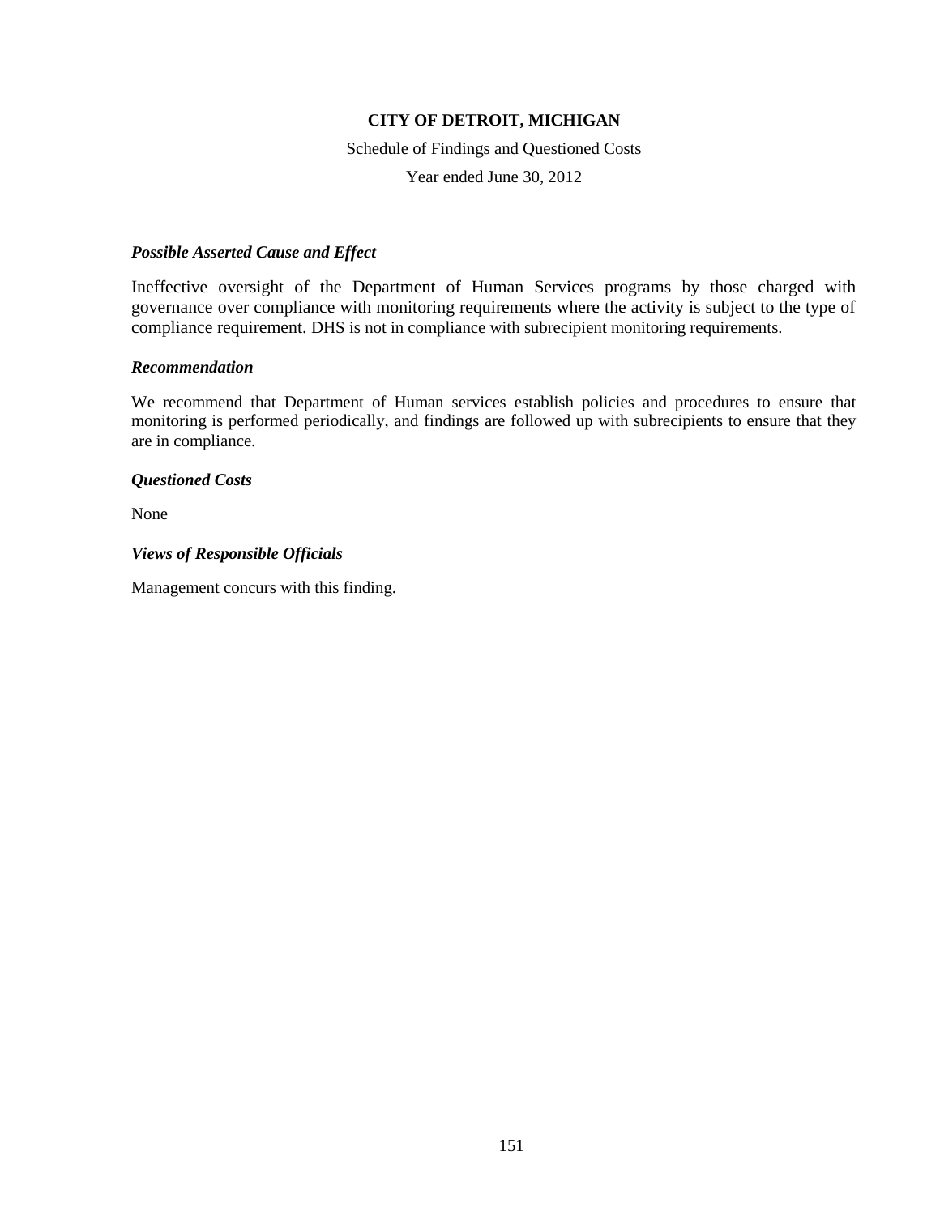**CITY OF DETROIT, MICHIGAN**

Schedule of Findings and Questioned Costs

Year ended June 30, 2012

***Possible Asserted Cause and Effect***

Ineffective oversight of the Department of Human Services programs by those charged with governance over compliance with monitoring requirements where the activity is subject to the type of compliance requirement. DHS is not in compliance with subrecipient monitoring requirements.

***Recommendation***

We recommend that Department of Human services establish policies and procedures to ensure that monitoring is performed periodically, and findings are followed up with subrecipients to ensure that they are in compliance.

***Questioned Costs***

None

***Views of Responsible Officials***

Management concurs with this finding.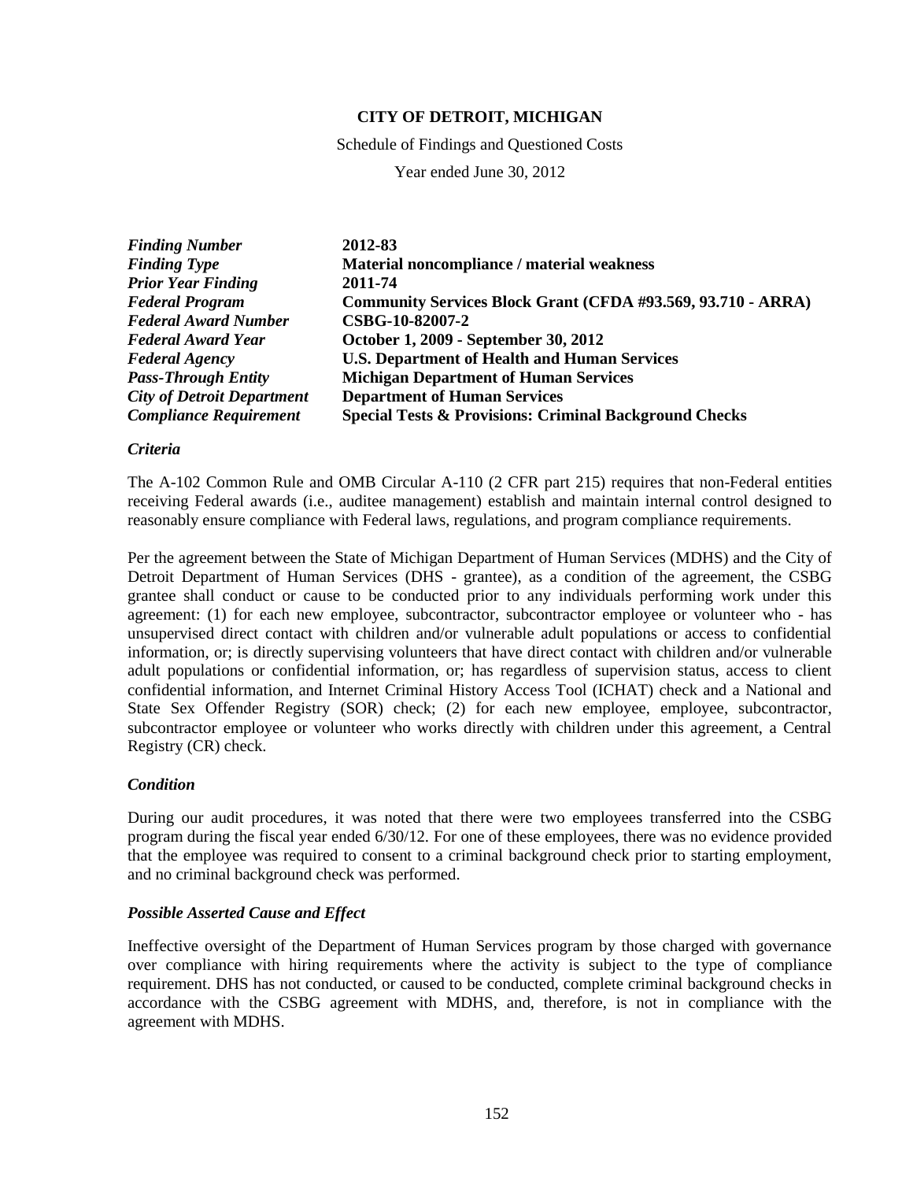**CITY OF DETROIT, MICHIGAN**

Schedule of Findings and Questioned Costs

Year ended June 30, 2012

| | |
|---|---|
| ***Finding Number*** | **2012-83** |
| ***Finding Type*** | **Material noncompliance / material weakness** |
| ***Prior Year Finding*** | **2011-74** |
| ***Federal Program*** | **Community Services Block Grant (CFDA #93.569, 93.710 - ARRA)** |
| ***Federal Award Number*** | **CSBG-10-82007-2** |
| ***Federal Award Year*** | **October 1, 2009 - September 30, 2012** |
| ***Federal Agency*** | **U.S. Department of Health and Human Services** |
| ***Pass-Through Entity*** | **Michigan Department of Human Services** |
| ***City of Detroit Department*** | **Department of Human Services** |
| ***Compliance Requirement*** | **Special Tests & Provisions: Criminal Background Checks** |

### *Criteria*

The A-102 Common Rule and OMB Circular A-110 (2 CFR part 215) requires that non-Federal entities receiving Federal awards (i.e., auditee management) establish and maintain internal control designed to reasonably ensure compliance with Federal laws, regulations, and program compliance requirements.

Per the agreement between the State of Michigan Department of Human Services (MDHS) and the City of Detroit Department of Human Services (DHS - grantee), as a condition of the agreement, the CSBG grantee shall conduct or cause to be conducted prior to any individuals performing work under this agreement: (1) for each new employee, subcontractor, subcontractor employee or volunteer who - has unsupervised direct contact with children and/or vulnerable adult populations or access to confidential information, or; is directly supervising volunteers that have direct contact with children and/or vulnerable adult populations or confidential information, or; has regardless of supervision status, access to client confidential information, and Internet Criminal History Access Tool (ICHAT) check and a National and State Sex Offender Registry (SOR) check; (2) for each new employee, employee, subcontractor, subcontractor employee or volunteer who works directly with children under this agreement, a Central Registry (CR) check.

### *Condition*

During our audit procedures, it was noted that there were two employees transferred into the CSBG program during the fiscal year ended 6/30/12. For one of these employees, there was no evidence provided that the employee was required to consent to a criminal background check prior to starting employment, and no criminal background check was performed.

### *Possible Asserted Cause and Effect*

Ineffective oversight of the Department of Human Services program by those charged with governance over compliance with hiring requirements where the activity is subject to the type of compliance requirement. DHS has not conducted, or caused to be conducted, complete criminal background checks in accordance with the CSBG agreement with MDHS, and, therefore, is not in compliance with the agreement with MDHS.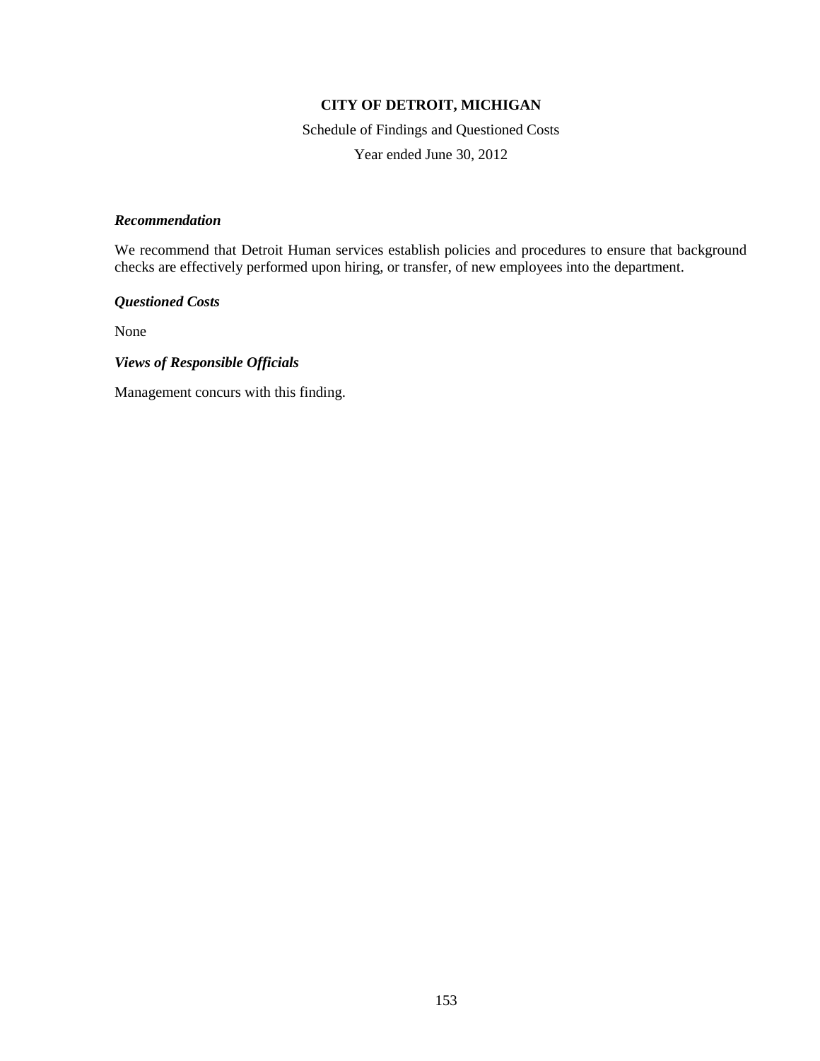**CITY OF DETROIT, MICHIGAN**

Schedule of Findings and Questioned Costs

Year ended June 30, 2012

***Recommendation***

We recommend that Detroit Human services establish policies and procedures to ensure that background checks are effectively performed upon hiring, or transfer, of new employees into the department.

***Questioned Costs***

None

***Views of Responsible Officials***

Management concurs with this finding.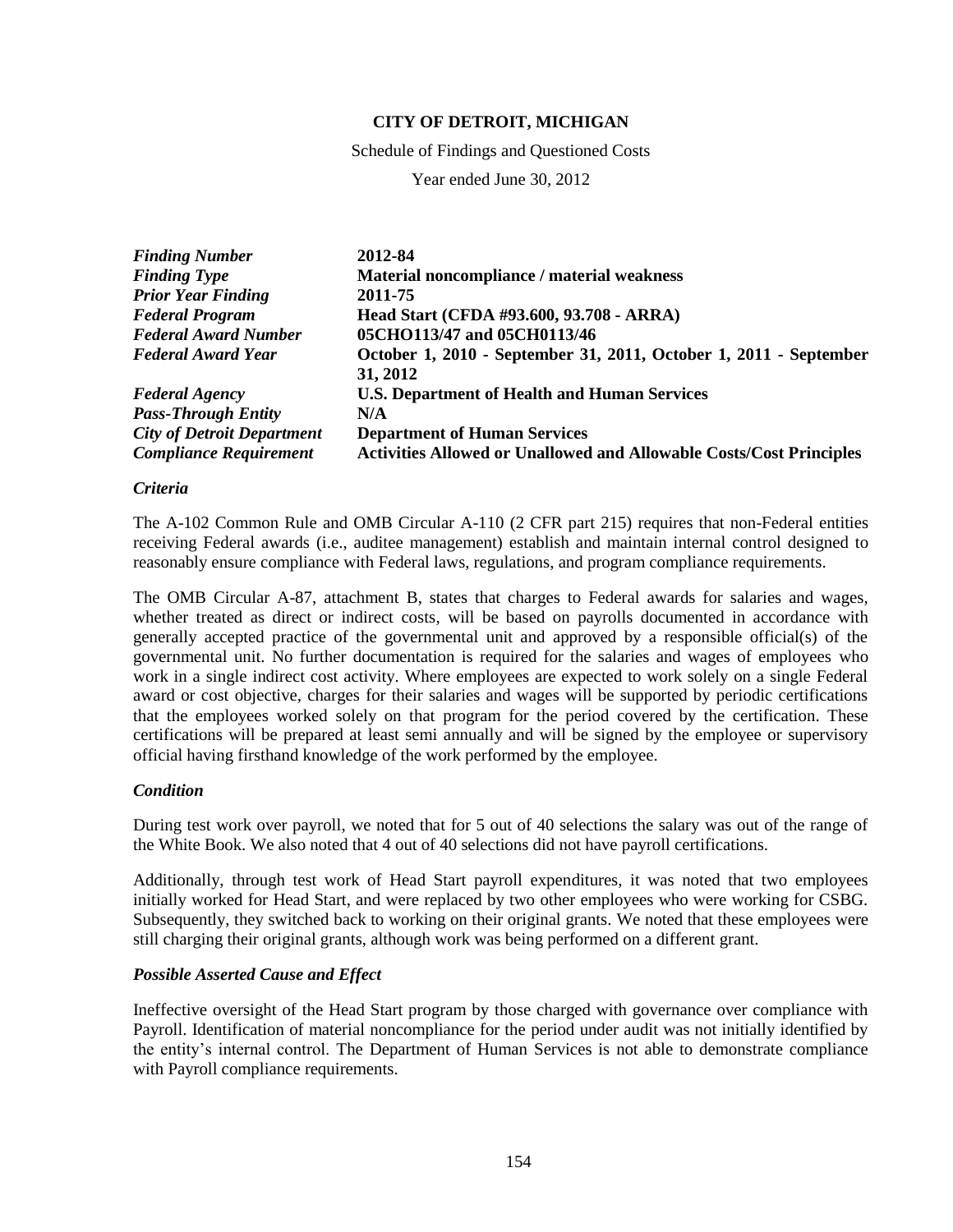**CITY OF DETROIT, MICHIGAN**

Schedule of Findings and Questioned Costs

Year ended June 30, 2012

| | |
|---|---|
| ***Finding Number*** | **2012-84** |
| ***Finding Type*** | **Material noncompliance / material weakness** |
| ***Prior Year Finding*** | **2011-75** |
| ***Federal Program*** | **Head Start (CFDA #93.600, 93.708 - ARRA)** |
| ***Federal Award Number*** | **05CHO113/47 and 05CH0113/46** |
| ***Federal Award Year*** | **October 1, 2010 - September 31, 2011, October 1, 2011 - September 31, 2012** |
| ***Federal Agency*** | **U.S. Department of Health and Human Services** |
| ***Pass-Through Entity*** | **N/A** |
| ***City of Detroit Department*** | **Department of Human Services** |
| ***Compliance Requirement*** | **Activities Allowed or Unallowed and Allowable Costs/Cost Principles** |

### *Criteria*

The A-102 Common Rule and OMB Circular A-110 (2 CFR part 215) requires that non-Federal entities receiving Federal awards (i.e., auditee management) establish and maintain internal control designed to reasonably ensure compliance with Federal laws, regulations, and program compliance requirements.

The OMB Circular A-87, attachment B, states that charges to Federal awards for salaries and wages, whether treated as direct or indirect costs, will be based on payrolls documented in accordance with generally accepted practice of the governmental unit and approved by a responsible official(s) of the governmental unit. No further documentation is required for the salaries and wages of employees who work in a single indirect cost activity. Where employees are expected to work solely on a single Federal award or cost objective, charges for their salaries and wages will be supported by periodic certifications that the employees worked solely on that program for the period covered by the certification. These certifications will be prepared at least semi annually and will be signed by the employee or supervisory official having firsthand knowledge of the work performed by the employee.

### *Condition*

During test work over payroll, we noted that for 5 out of 40 selections the salary was out of the range of the White Book. We also noted that 4 out of 40 selections did not have payroll certifications.

Additionally, through test work of Head Start payroll expenditures, it was noted that two employees initially worked for Head Start, and were replaced by two other employees who were working for CSBG. Subsequently, they switched back to working on their original grants. We noted that these employees were still charging their original grants, although work was being performed on a different grant.

### *Possible Asserted Cause and Effect*

Ineffective oversight of the Head Start program by those charged with governance over compliance with Payroll. Identification of material noncompliance for the period under audit was not initially identified by the entity's internal control. The Department of Human Services is not able to demonstrate compliance with Payroll compliance requirements.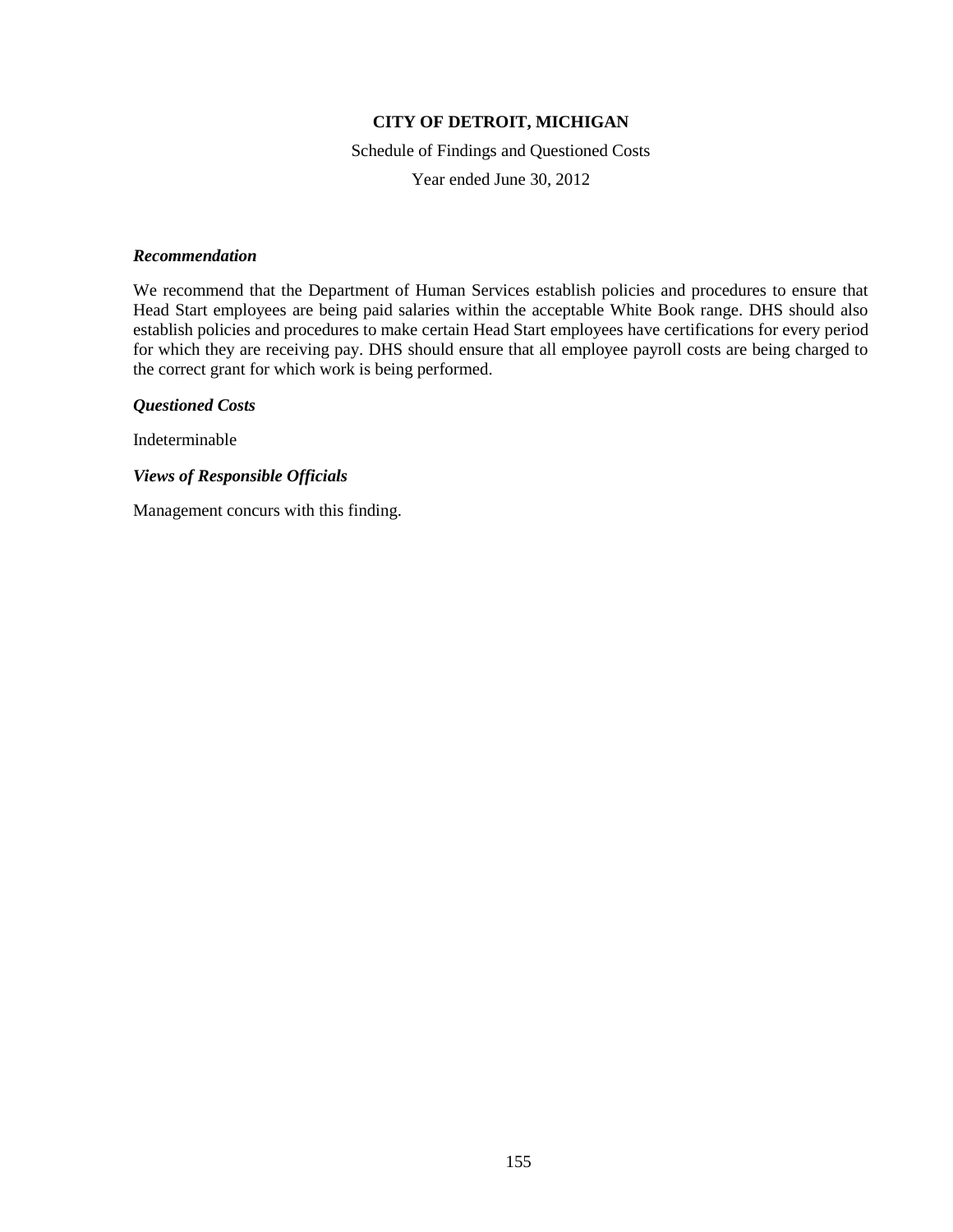# CITY OF DETROIT, MICHIGAN

Schedule of Findings and Questioned Costs

Year ended June 30, 2012

***Recommendation***

We recommend that the Department of Human Services establish policies and procedures to ensure that Head Start employees are being paid salaries within the acceptable White Book range. DHS should also establish policies and procedures to make certain Head Start employees have certifications for every period for which they are receiving pay. DHS should ensure that all employee payroll costs are being charged to the correct grant for which work is being performed.

***Questioned Costs***

Indeterminable

***Views of Responsible Officials***

Management concurs with this finding.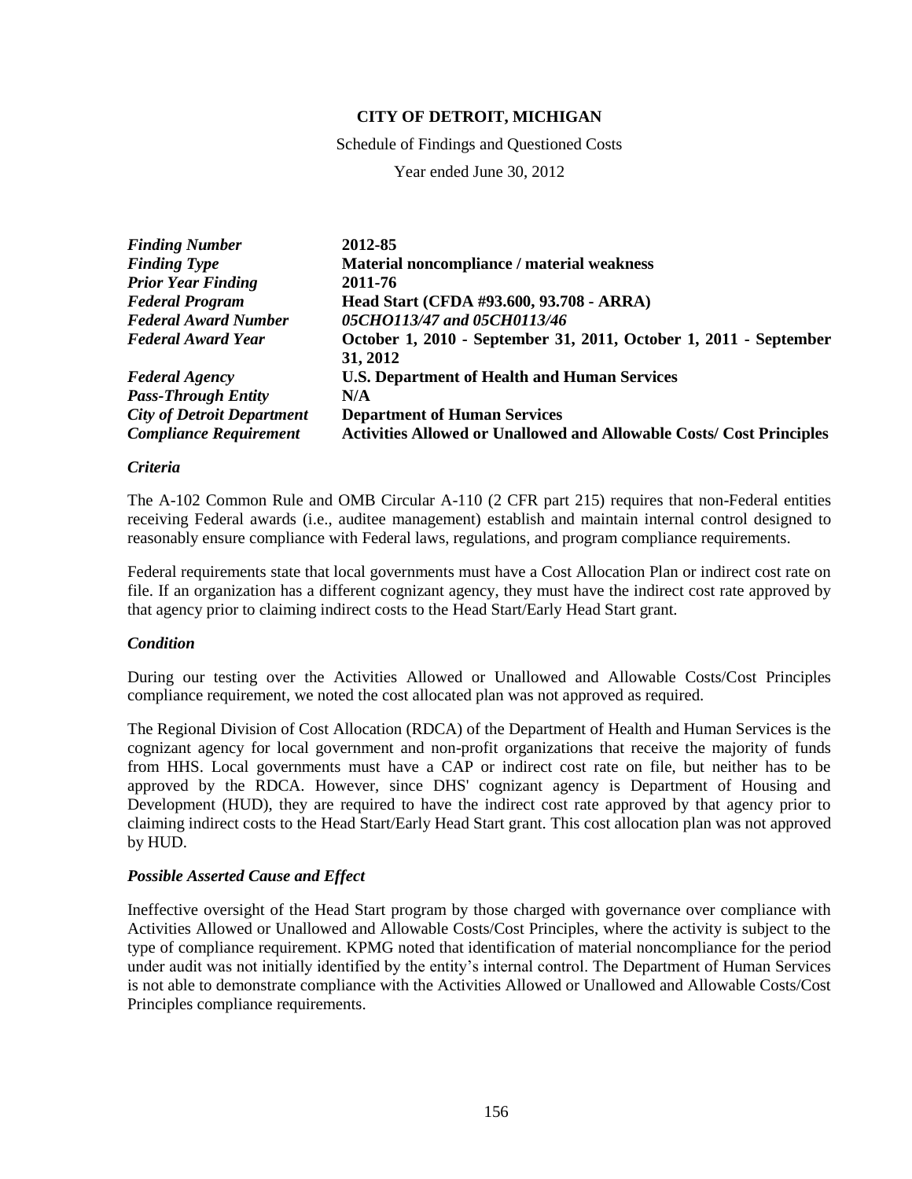**CITY OF DETROIT, MICHIGAN**

Schedule of Findings and Questioned Costs

Year ended June 30, 2012

| | |
|---|---|
| ***Finding Number*** | **2012-85** |
| ***Finding Type*** | **Material noncompliance / material weakness** |
| ***Prior Year Finding*** | **2011-76** |
| ***Federal Program*** | **Head Start (CFDA #93.600, 93.708 - ARRA)** |
| ***Federal Award Number*** | ***05CHO113/47 and 05CH0113/46*** |
| ***Federal Award Year*** | **October 1, 2010 - September 31, 2011, October 1, 2011 - September 31, 2012** |
| ***Federal Agency*** | **U.S. Department of Health and Human Services** |
| ***Pass-Through Entity*** | **N/A** |
| ***City of Detroit Department*** | **Department of Human Services** |
| ***Compliance Requirement*** | **Activities Allowed or Unallowed and Allowable Costs/ Cost Principles** |

***Criteria***

The A-102 Common Rule and OMB Circular A-110 (2 CFR part 215) requires that non-Federal entities receiving Federal awards (i.e., auditee management) establish and maintain internal control designed to reasonably ensure compliance with Federal laws, regulations, and program compliance requirements.

Federal requirements state that local governments must have a Cost Allocation Plan or indirect cost rate on file. If an organization has a different cognizant agency, they must have the indirect cost rate approved by that agency prior to claiming indirect costs to the Head Start/Early Head Start grant.

***Condition***

During our testing over the Activities Allowed or Unallowed and Allowable Costs/Cost Principles compliance requirement, we noted the cost allocated plan was not approved as required.

The Regional Division of Cost Allocation (RDCA) of the Department of Health and Human Services is the cognizant agency for local government and non-profit organizations that receive the majority of funds from HHS. Local governments must have a CAP or indirect cost rate on file, but neither has to be approved by the RDCA. However, since DHS' cognizant agency is Department of Housing and Development (HUD), they are required to have the indirect cost rate approved by that agency prior to claiming indirect costs to the Head Start/Early Head Start grant. This cost allocation plan was not approved by HUD.

***Possible Asserted Cause and Effect***

Ineffective oversight of the Head Start program by those charged with governance over compliance with Activities Allowed or Unallowed and Allowable Costs/Cost Principles, where the activity is subject to the type of compliance requirement. KPMG noted that identification of material noncompliance for the period under audit was not initially identified by the entity's internal control. The Department of Human Services is not able to demonstrate compliance with the Activities Allowed or Unallowed and Allowable Costs/Cost Principles compliance requirements.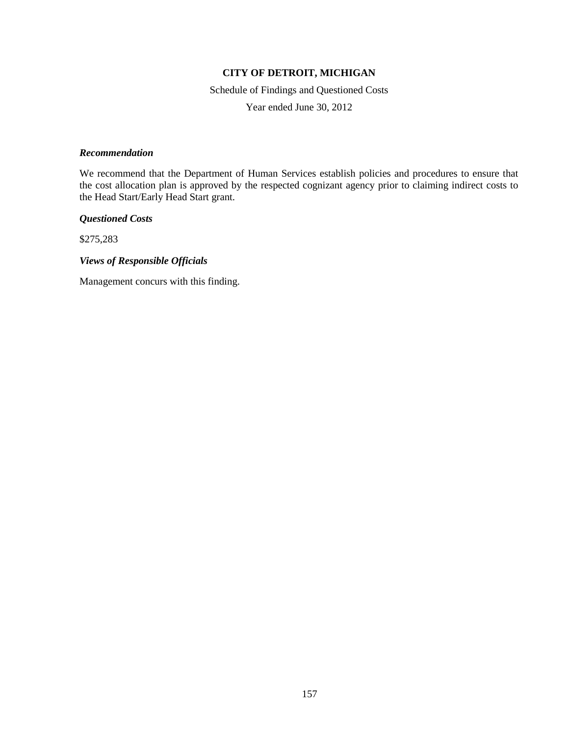**CITY OF DETROIT, MICHIGAN**

Schedule of Findings and Questioned Costs

Year ended June 30, 2012

***Recommendation***

We recommend that the Department of Human Services establish policies and procedures to ensure that the cost allocation plan is approved by the respected cognizant agency prior to claiming indirect costs to the Head Start/Early Head Start grant.

***Questioned Costs***

$275,283

***Views of Responsible Officials***

Management concurs with this finding.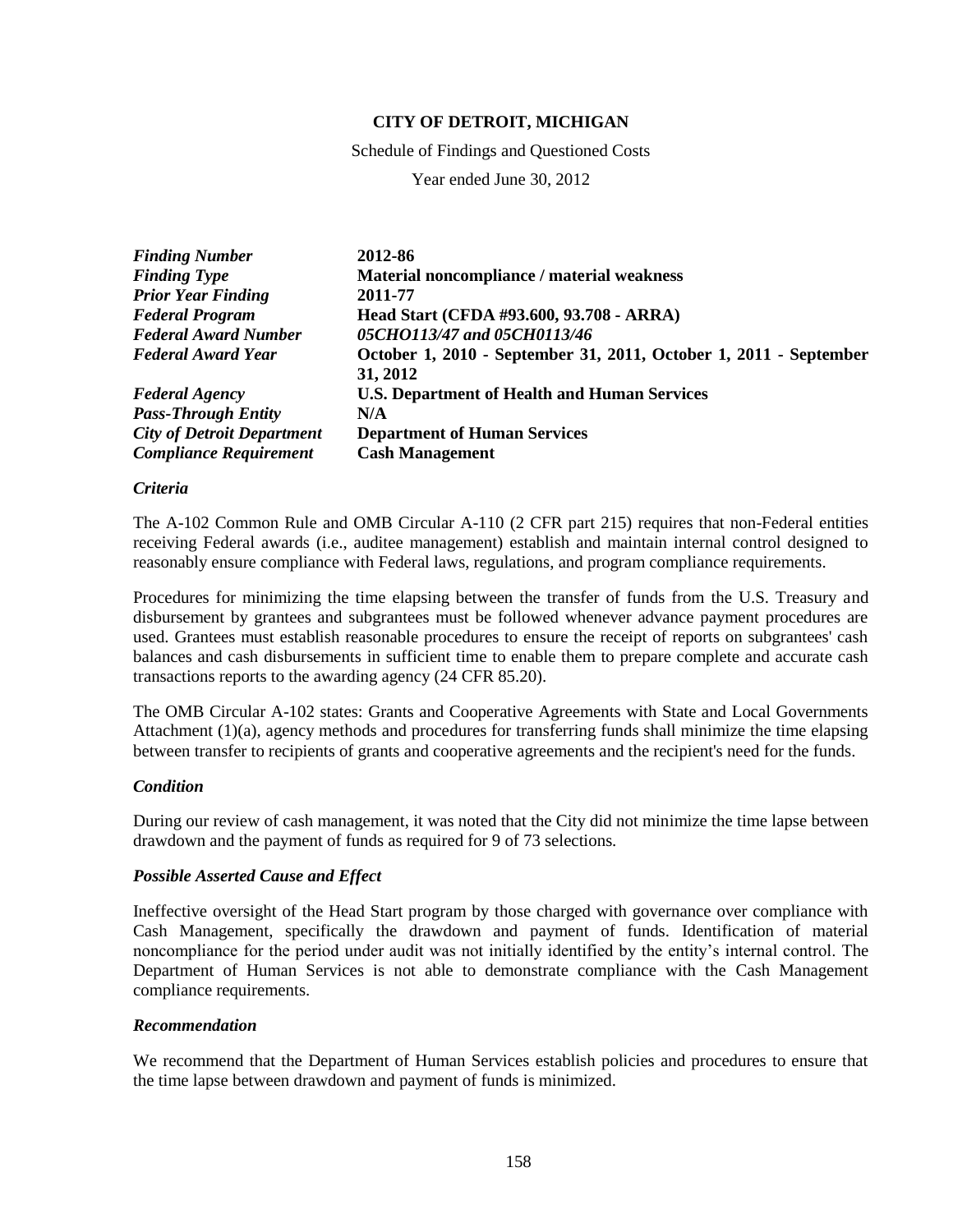**CITY OF DETROIT, MICHIGAN**

Schedule of Findings and Questioned Costs

Year ended June 30, 2012

| | |
|---|---|
| *Finding Number* | **2012-86** |
| *Finding Type* | **Material noncompliance / material weakness** |
| *Prior Year Finding* | **2011-77** |
| *Federal Program* | **Head Start (CFDA #93.600, 93.708 - ARRA)** |
| *Federal Award Number* | ***05CHO113/47 and 05CH0113/46*** |
| *Federal Award Year* | **October 1, 2010 - September 31, 2011, October 1, 2011 - September 31, 2012** |
| *Federal Agency* | **U.S. Department of Health and Human Services** |
| *Pass-Through Entity* | **N/A** |
| *City of Detroit Department* | **Department of Human Services** |
| *Compliance Requirement* | **Cash Management** |

### *Criteria*

The A-102 Common Rule and OMB Circular A-110 (2 CFR part 215) requires that non-Federal entities receiving Federal awards (i.e., auditee management) establish and maintain internal control designed to reasonably ensure compliance with Federal laws, regulations, and program compliance requirements.

Procedures for minimizing the time elapsing between the transfer of funds from the U.S. Treasury and disbursement by grantees and subgrantees must be followed whenever advance payment procedures are used. Grantees must establish reasonable procedures to ensure the receipt of reports on subgrantees' cash balances and cash disbursements in sufficient time to enable them to prepare complete and accurate cash transactions reports to the awarding agency (24 CFR 85.20).

The OMB Circular A-102 states: Grants and Cooperative Agreements with State and Local Governments Attachment (1)(a), agency methods and procedures for transferring funds shall minimize the time elapsing between transfer to recipients of grants and cooperative agreements and the recipient's need for the funds.

### *Condition*

During our review of cash management, it was noted that the City did not minimize the time lapse between drawdown and the payment of funds as required for 9 of 73 selections.

### *Possible Asserted Cause and Effect*

Ineffective oversight of the Head Start program by those charged with governance over compliance with Cash Management, specifically the drawdown and payment of funds. Identification of material noncompliance for the period under audit was not initially identified by the entity's internal control. The Department of Human Services is not able to demonstrate compliance with the Cash Management compliance requirements.

### *Recommendation*

We recommend that the Department of Human Services establish policies and procedures to ensure that the time lapse between drawdown and payment of funds is minimized.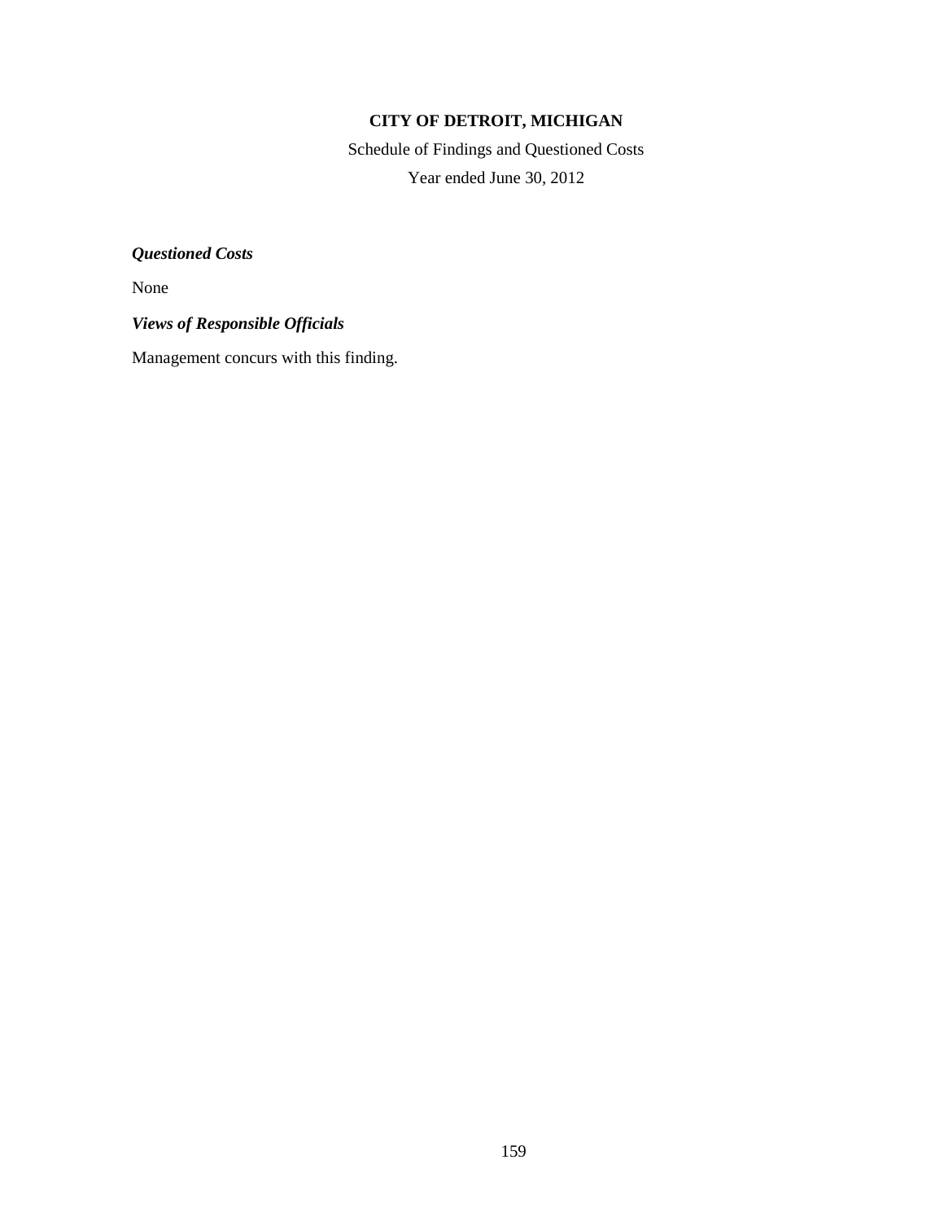**CITY OF DETROIT, MICHIGAN**

Schedule of Findings and Questioned Costs

Year ended June 30, 2012

***Questioned Costs***

None

***Views of Responsible Officials***

Management concurs with this finding.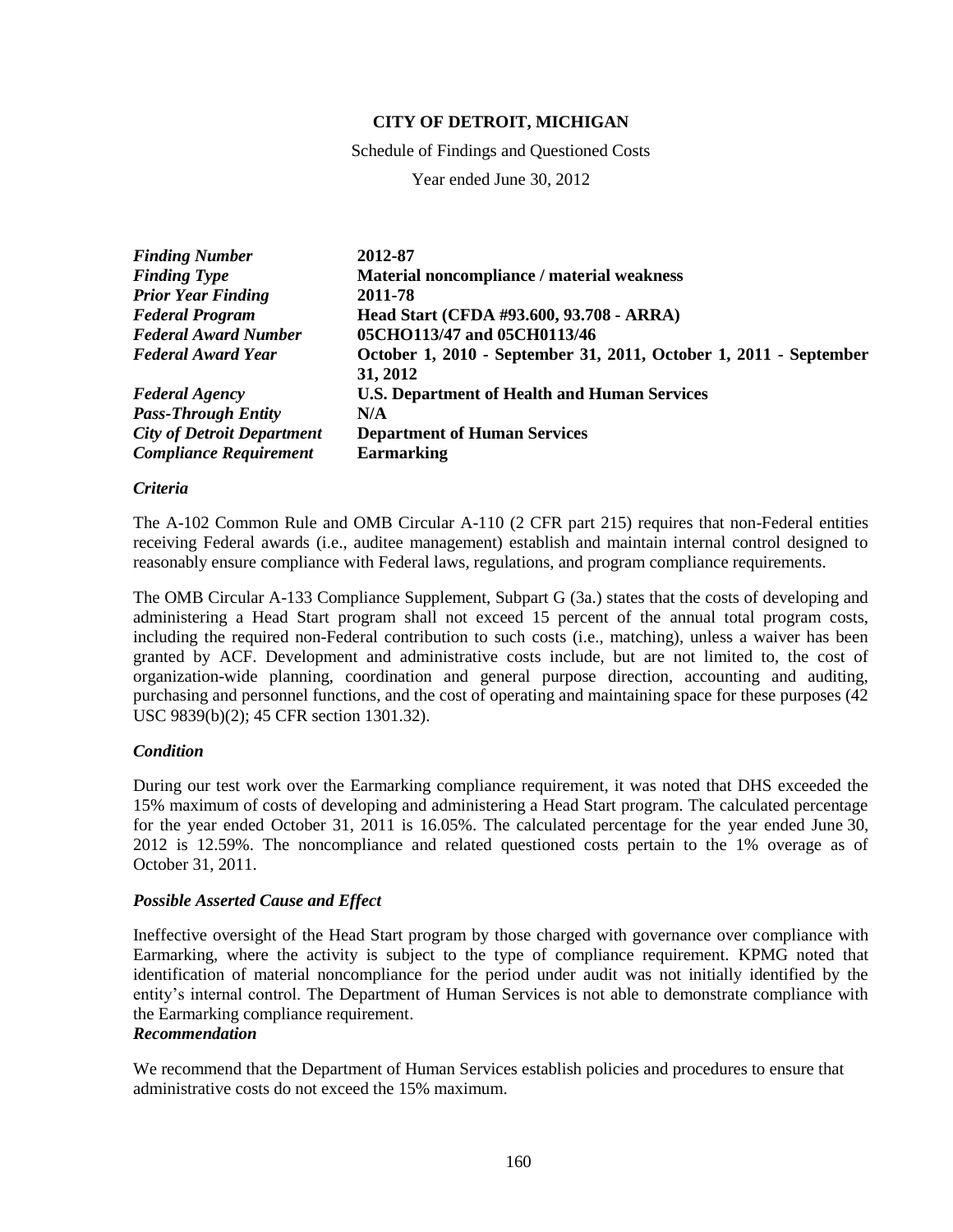**CITY OF DETROIT, MICHIGAN**

Schedule of Findings and Questioned Costs

Year ended June 30, 2012

| | |
|---|---|
| ***Finding Number*** | **2012-87** |
| ***Finding Type*** | **Material noncompliance / material weakness** |
| ***Prior Year Finding*** | **2011-78** |
| ***Federal Program*** | **Head Start (CFDA #93.600, 93.708 - ARRA)** |
| ***Federal Award Number*** | **05CHO113/47 and 05CH0113/46** |
| ***Federal Award Year*** | **October 1, 2010 - September 31, 2011, October 1, 2011 - September 31, 2012** |
| ***Federal Agency*** | **U.S. Department of Health and Human Services** |
| ***Pass-Through Entity*** | **N/A** |
| ***City of Detroit Department*** | **Department of Human Services** |
| ***Compliance Requirement*** | **Earmarking** |

***Criteria***

The A-102 Common Rule and OMB Circular A-110 (2 CFR part 215) requires that non-Federal entities receiving Federal awards (i.e., auditee management) establish and maintain internal control designed to reasonably ensure compliance with Federal laws, regulations, and program compliance requirements.

The OMB Circular A-133 Compliance Supplement, Subpart G (3a.) states that the costs of developing and administering a Head Start program shall not exceed 15 percent of the annual total program costs, including the required non-Federal contribution to such costs (i.e., matching), unless a waiver has been granted by ACF. Development and administrative costs include, but are not limited to, the cost of organization-wide planning, coordination and general purpose direction, accounting and auditing, purchasing and personnel functions, and the cost of operating and maintaining space for these purposes (42 USC 9839(b)(2); 45 CFR section 1301.32).

***Condition***

During our test work over the Earmarking compliance requirement, it was noted that DHS exceeded the 15% maximum of costs of developing and administering a Head Start program. The calculated percentage for the year ended October 31, 2011 is 16.05%. The calculated percentage for the year ended June 30, 2012 is 12.59%. The noncompliance and related questioned costs pertain to the 1% overage as of October 31, 2011.

***Possible Asserted Cause and Effect***

Ineffective oversight of the Head Start program by those charged with governance over compliance with Earmarking, where the activity is subject to the type of compliance requirement. KPMG noted that identification of material noncompliance for the period under audit was not initially identified by the entity's internal control. The Department of Human Services is not able to demonstrate compliance with the Earmarking compliance requirement.

***Recommendation***

We recommend that the Department of Human Services establish policies and procedures to ensure that administrative costs do not exceed the 15% maximum.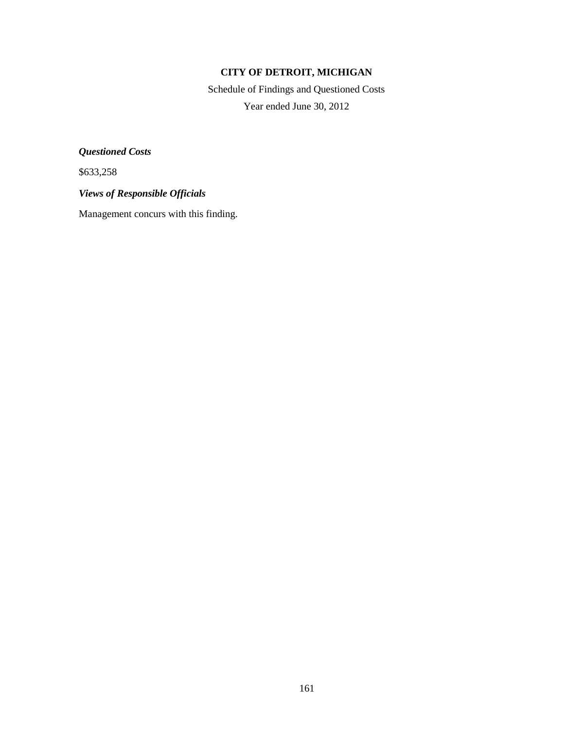# CITY OF DETROIT, MICHIGAN

Schedule of Findings and Questioned Costs

Year ended June 30, 2012

***Questioned Costs***

$633,258

***Views of Responsible Officials***

Management concurs with this finding.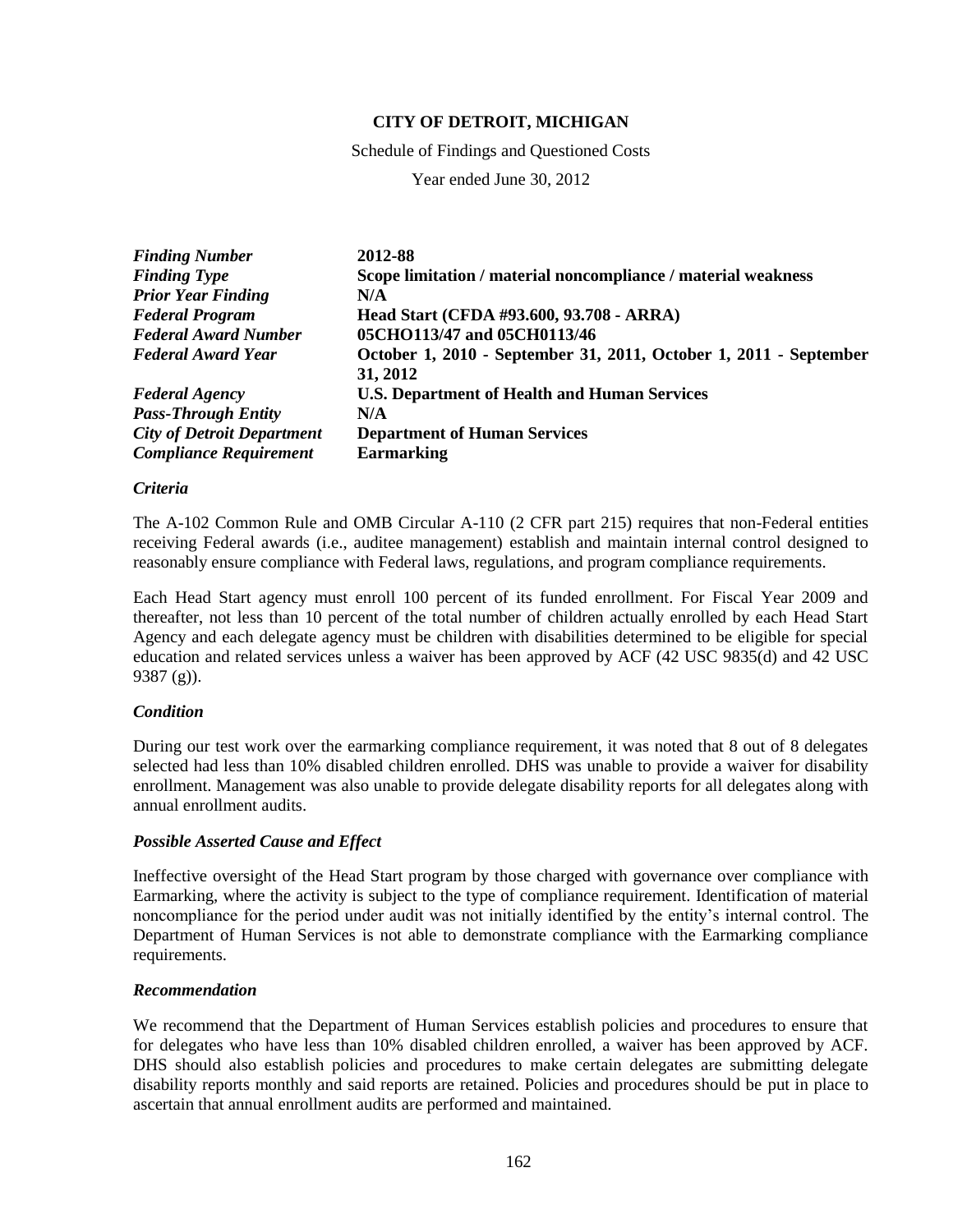**CITY OF DETROIT, MICHIGAN**

Schedule of Findings and Questioned Costs

Year ended June 30, 2012

| | |
|---|---|
| ***Finding Number*** | **2012-88** |
| ***Finding Type*** | **Scope limitation / material noncompliance / material weakness** |
| ***Prior Year Finding*** | **N/A** |
| ***Federal Program*** | **Head Start (CFDA #93.600, 93.708 - ARRA)** |
| ***Federal Award Number*** | **05CHO113/47 and 05CH0113/46** |
| ***Federal Award Year*** | **October 1, 2010 - September 31, 2011, October 1, 2011 - September 31, 2012** |
| ***Federal Agency*** | **U.S. Department of Health and Human Services** |
| ***Pass-Through Entity*** | **N/A** |
| ***City of Detroit Department*** | **Department of Human Services** |
| ***Compliance Requirement*** | **Earmarking** |

***Criteria***

The A-102 Common Rule and OMB Circular A-110 (2 CFR part 215) requires that non-Federal entities receiving Federal awards (i.e., auditee management) establish and maintain internal control designed to reasonably ensure compliance with Federal laws, regulations, and program compliance requirements.

Each Head Start agency must enroll 100 percent of its funded enrollment. For Fiscal Year 2009 and thereafter, not less than 10 percent of the total number of children actually enrolled by each Head Start Agency and each delegate agency must be children with disabilities determined to be eligible for special education and related services unless a waiver has been approved by ACF (42 USC 9835(d) and 42 USC 9387 (g)).

***Condition***

During our test work over the earmarking compliance requirement, it was noted that 8 out of 8 delegates selected had less than 10% disabled children enrolled. DHS was unable to provide a waiver for disability enrollment. Management was also unable to provide delegate disability reports for all delegates along with annual enrollment audits.

***Possible Asserted Cause and Effect***

Ineffective oversight of the Head Start program by those charged with governance over compliance with Earmarking, where the activity is subject to the type of compliance requirement. Identification of material noncompliance for the period under audit was not initially identified by the entity's internal control. The Department of Human Services is not able to demonstrate compliance with the Earmarking compliance requirements.

***Recommendation***

We recommend that the Department of Human Services establish policies and procedures to ensure that for delegates who have less than 10% disabled children enrolled, a waiver has been approved by ACF. DHS should also establish policies and procedures to make certain delegates are submitting delegate disability reports monthly and said reports are retained. Policies and procedures should be put in place to ascertain that annual enrollment audits are performed and maintained.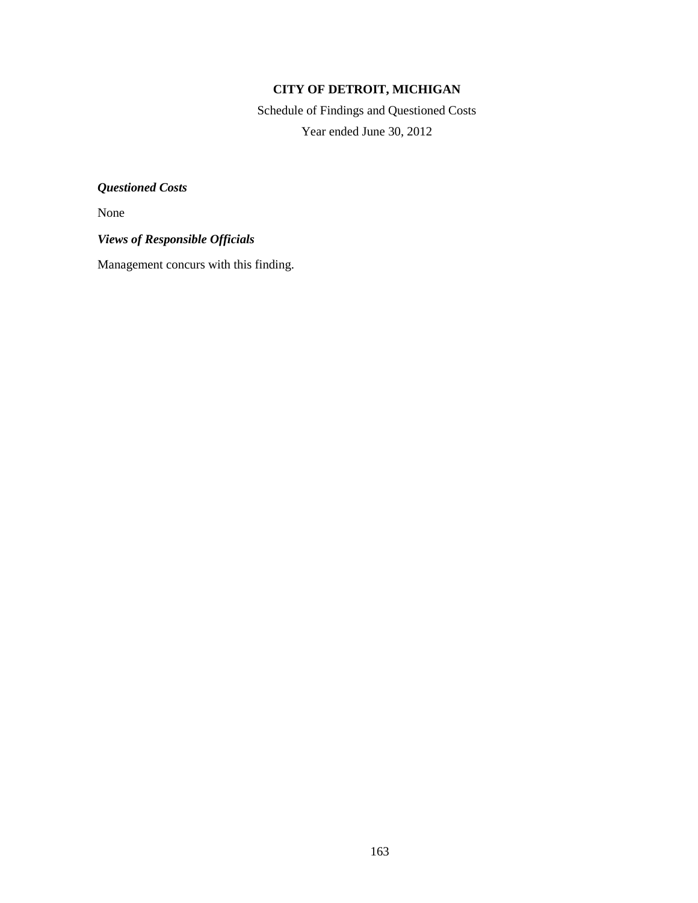**CITY OF DETROIT, MICHIGAN**

Schedule of Findings and Questioned Costs

Year ended June 30, 2012

***Questioned Costs***

None

***Views of Responsible Officials***

Management concurs with this finding.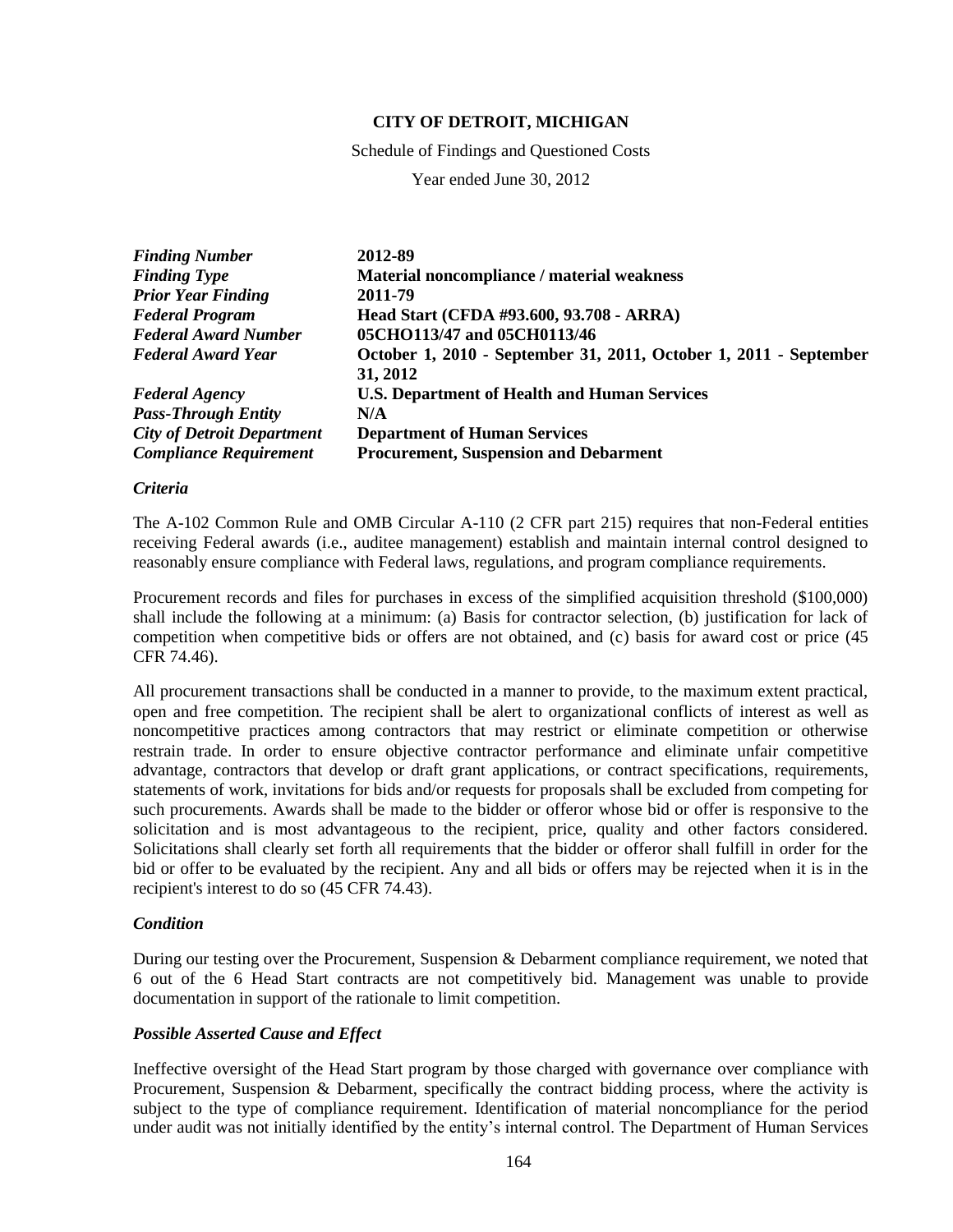**CITY OF DETROIT, MICHIGAN**

Schedule of Findings and Questioned Costs

Year ended June 30, 2012

| | |
|---|---|
| ***Finding Number*** | **2012-89** |
| ***Finding Type*** | **Material noncompliance / material weakness** |
| ***Prior Year Finding*** | **2011-79** |
| ***Federal Program*** | **Head Start (CFDA #93.600, 93.708 - ARRA)** |
| ***Federal Award Number*** | **05CHO113/47 and 05CH0113/46** |
| ***Federal Award Year*** | **October 1, 2010 - September 31, 2011, October 1, 2011 - September 31, 2012** |
| ***Federal Agency*** | **U.S. Department of Health and Human Services** |
| ***Pass-Through Entity*** | **N/A** |
| ***City of Detroit Department*** | **Department of Human Services** |
| ***Compliance Requirement*** | **Procurement, Suspension and Debarment** |

***Criteria***

The A-102 Common Rule and OMB Circular A-110 (2 CFR part 215) requires that non-Federal entities receiving Federal awards (i.e., auditee management) establish and maintain internal control designed to reasonably ensure compliance with Federal laws, regulations, and program compliance requirements.

Procurement records and files for purchases in excess of the simplified acquisition threshold ($100,000) shall include the following at a minimum: (a) Basis for contractor selection, (b) justification for lack of competition when competitive bids or offers are not obtained, and (c) basis for award cost or price (45 CFR 74.46).

All procurement transactions shall be conducted in a manner to provide, to the maximum extent practical, open and free competition. The recipient shall be alert to organizational conflicts of interest as well as noncompetitive practices among contractors that may restrict or eliminate competition or otherwise restrain trade. In order to ensure objective contractor performance and eliminate unfair competitive advantage, contractors that develop or draft grant applications, or contract specifications, requirements, statements of work, invitations for bids and/or requests for proposals shall be excluded from competing for such procurements. Awards shall be made to the bidder or offeror whose bid or offer is responsive to the solicitation and is most advantageous to the recipient, price, quality and other factors considered. Solicitations shall clearly set forth all requirements that the bidder or offeror shall fulfill in order for the bid or offer to be evaluated by the recipient. Any and all bids or offers may be rejected when it is in the recipient's interest to do so (45 CFR 74.43).

***Condition***

During our testing over the Procurement, Suspension & Debarment compliance requirement, we noted that 6 out of the 6 Head Start contracts are not competitively bid. Management was unable to provide documentation in support of the rationale to limit competition.

***Possible Asserted Cause and Effect***

Ineffective oversight of the Head Start program by those charged with governance over compliance with Procurement, Suspension & Debarment, specifically the contract bidding process, where the activity is subject to the type of compliance requirement. Identification of material noncompliance for the period under audit was not initially identified by the entity's internal control. The Department of Human Services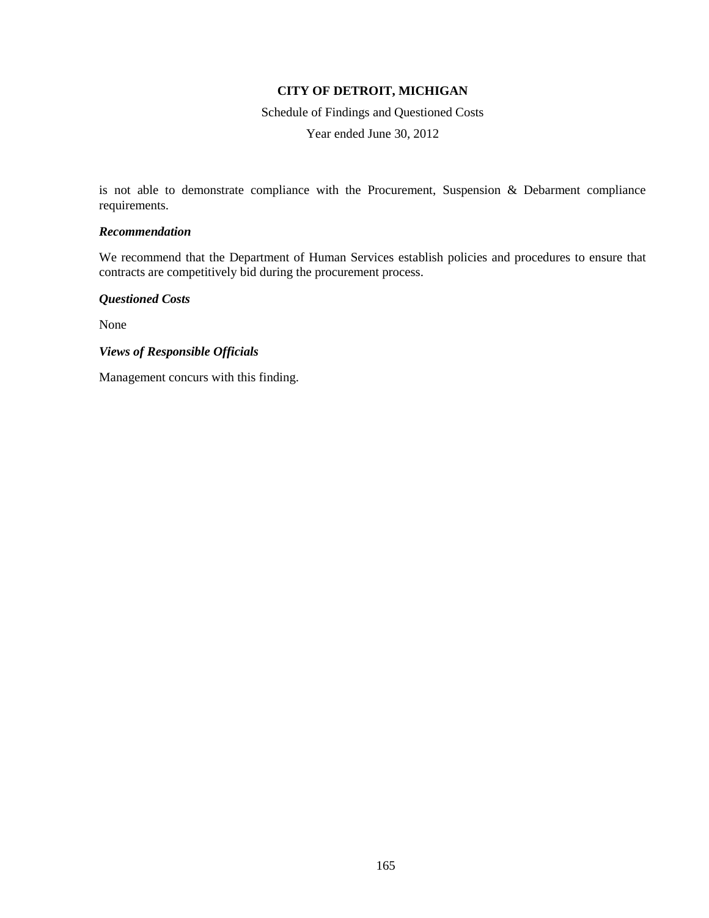is not able to demonstrate compliance with the Procurement, Suspension & Debarment compliance requirements.

### *Recommendation*

We recommend that the Department of Human Services establish policies and procedures to ensure that contracts are competitively bid during the procurement process.

### *Questioned Costs*

None

### *Views of Responsible Officials*

Management concurs with this finding.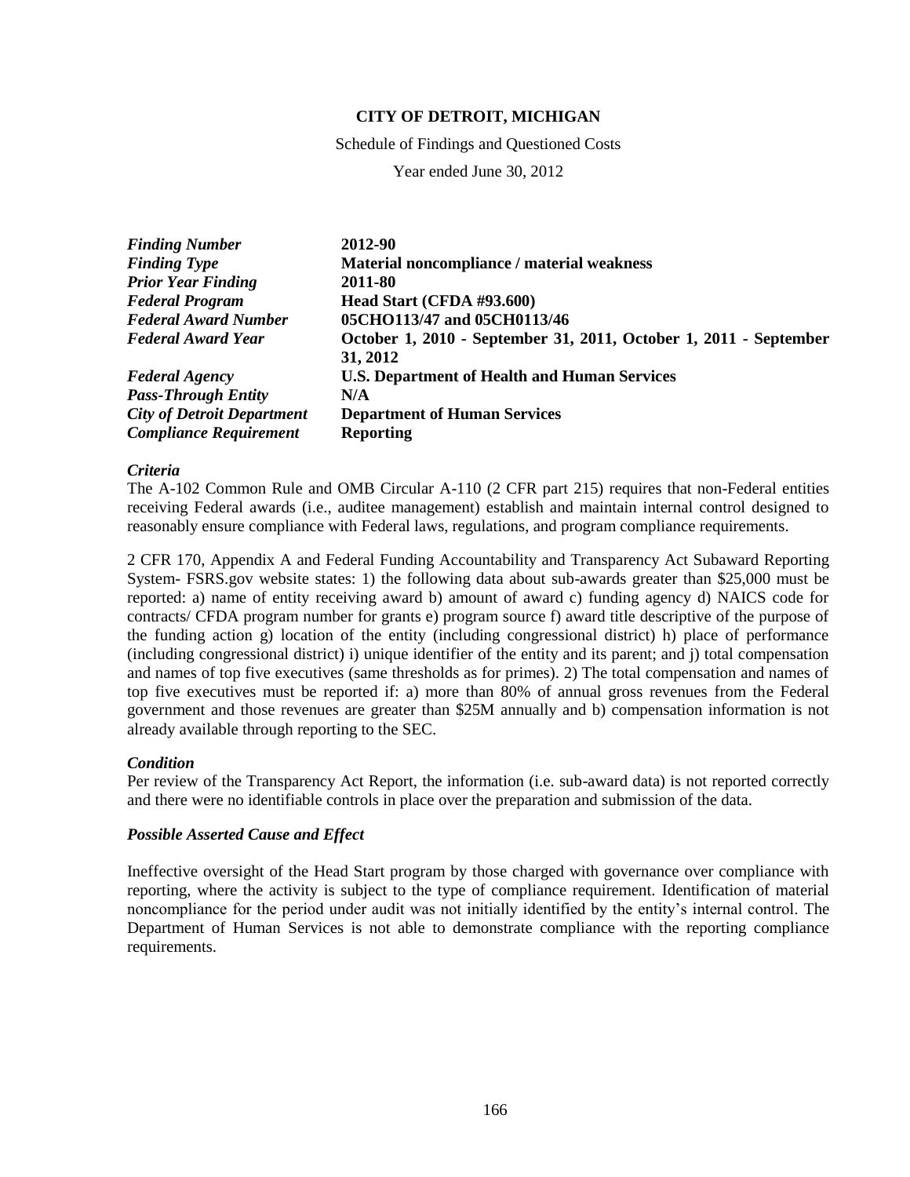# CITY OF DETROIT, MICHIGAN

Schedule of Findings and Questioned Costs

Year ended June 30, 2012

| | |
|---|---|
| *Finding Number* | **2012-90** |
| *Finding Type* | **Material noncompliance / material weakness** |
| *Prior Year Finding* | **2011-80** |
| *Federal Program* | **Head Start (CFDA #93.600)** |
| *Federal Award Number* | **05CHO113/47 and 05CH0113/46** |
| *Federal Award Year* | **October 1, 2010 - September 31, 2011, October 1, 2011 - September 31, 2012** |
| *Federal Agency* | **U.S. Department of Health and Human Services** |
| *Pass-Through Entity* | **N/A** |
| *City of Detroit Department* | **Department of Human Services** |
| *Compliance Requirement* | **Reporting** |

### *Criteria*

The A-102 Common Rule and OMB Circular A-110 (2 CFR part 215) requires that non-Federal entities receiving Federal awards (i.e., auditee management) establish and maintain internal control designed to reasonably ensure compliance with Federal laws, regulations, and program compliance requirements.

2 CFR 170, Appendix A and Federal Funding Accountability and Transparency Act Subaward Reporting System- FSRS.gov website states: 1) the following data about sub-awards greater than $25,000 must be reported: a) name of entity receiving award b) amount of award c) funding agency d) NAICS code for contracts/ CFDA program number for grants e) program source f) award title descriptive of the purpose of the funding action g) location of the entity (including congressional district) h) place of performance (including congressional district) i) unique identifier of the entity and its parent; and j) total compensation and names of top five executives (same thresholds as for primes). 2) The total compensation and names of top five executives must be reported if: a) more than 80% of annual gross revenues from the Federal government and those revenues are greater than $25M annually and b) compensation information is not already available through reporting to the SEC.

### *Condition*

Per review of the Transparency Act Report, the information (i.e. sub-award data) is not reported correctly and there were no identifiable controls in place over the preparation and submission of the data.

### *Possible Asserted Cause and Effect*

Ineffective oversight of the Head Start program by those charged with governance over compliance with reporting, where the activity is subject to the type of compliance requirement. Identification of material noncompliance for the period under audit was not initially identified by the entity's internal control. The Department of Human Services is not able to demonstrate compliance with the reporting compliance requirements.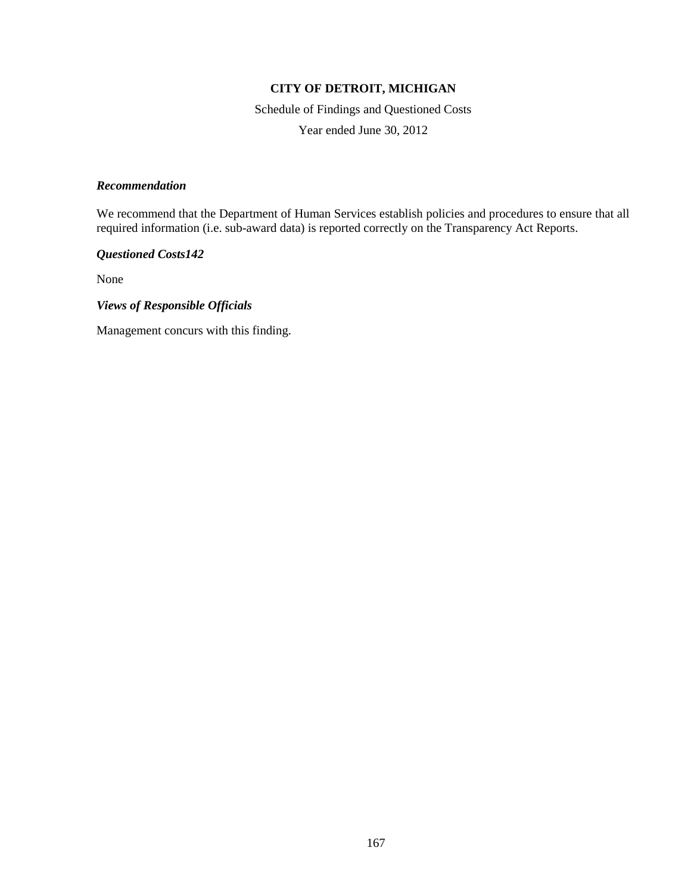**CITY OF DETROIT, MICHIGAN**

Schedule of Findings and Questioned Costs

Year ended June 30, 2012

***Recommendation***

We recommend that the Department of Human Services establish policies and procedures to ensure that all required information (i.e. sub-award data) is reported correctly on the Transparency Act Reports.

***Questioned Costs142***

None

***Views of Responsible Officials***

Management concurs with this finding.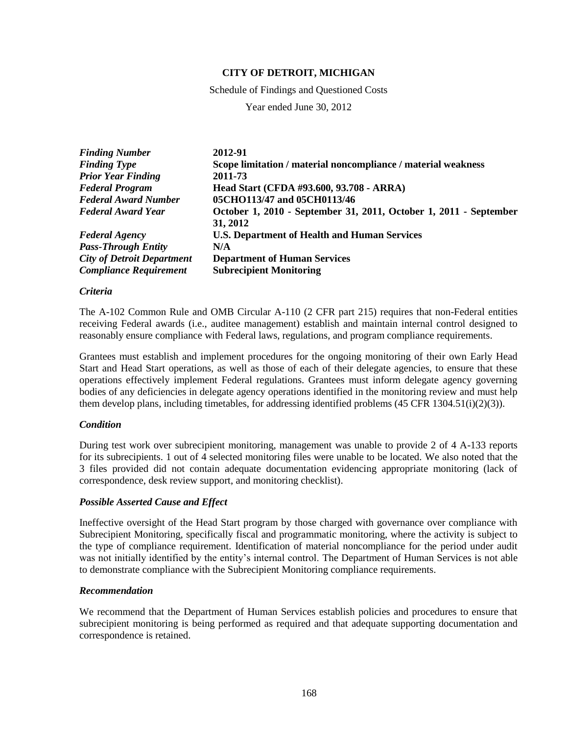**CITY OF DETROIT, MICHIGAN**

Schedule of Findings and Questioned Costs

Year ended June 30, 2012

| | |
|---|---|
| ***Finding Number*** | **2012-91** |
| ***Finding Type*** | **Scope limitation / material noncompliance / material weakness** |
| ***Prior Year Finding*** | **2011-73** |
| ***Federal Program*** | **Head Start (CFDA #93.600, 93.708 - ARRA)** |
| ***Federal Award Number*** | **05CHO113/47 and 05CH0113/46** |
| ***Federal Award Year*** | **October 1, 2010 - September 31, 2011, October 1, 2011 - September 31, 2012** |
| ***Federal Agency*** | **U.S. Department of Health and Human Services** |
| ***Pass-Through Entity*** | **N/A** |
| ***City of Detroit Department*** | **Department of Human Services** |
| ***Compliance Requirement*** | **Subrecipient Monitoring** |

***Criteria***

The A-102 Common Rule and OMB Circular A-110 (2 CFR part 215) requires that non-Federal entities receiving Federal awards (i.e., auditee management) establish and maintain internal control designed to reasonably ensure compliance with Federal laws, regulations, and program compliance requirements.

Grantees must establish and implement procedures for the ongoing monitoring of their own Early Head Start and Head Start operations, as well as those of each of their delegate agencies, to ensure that these operations effectively implement Federal regulations. Grantees must inform delegate agency governing bodies of any deficiencies in delegate agency operations identified in the monitoring review and must help them develop plans, including timetables, for addressing identified problems (45 CFR 1304.51(i)(2)(3)).

***Condition***

During test work over subrecipient monitoring, management was unable to provide 2 of 4 A-133 reports for its subrecipients. 1 out of 4 selected monitoring files were unable to be located. We also noted that the 3 files provided did not contain adequate documentation evidencing appropriate monitoring (lack of correspondence, desk review support, and monitoring checklist).

***Possible Asserted Cause and Effect***

Ineffective oversight of the Head Start program by those charged with governance over compliance with Subrecipient Monitoring, specifically fiscal and programmatic monitoring, where the activity is subject to the type of compliance requirement. Identification of material noncompliance for the period under audit was not initially identified by the entity's internal control. The Department of Human Services is not able to demonstrate compliance with the Subrecipient Monitoring compliance requirements.

***Recommendation***

We recommend that the Department of Human Services establish policies and procedures to ensure that subrecipient monitoring is being performed as required and that adequate supporting documentation and correspondence is retained.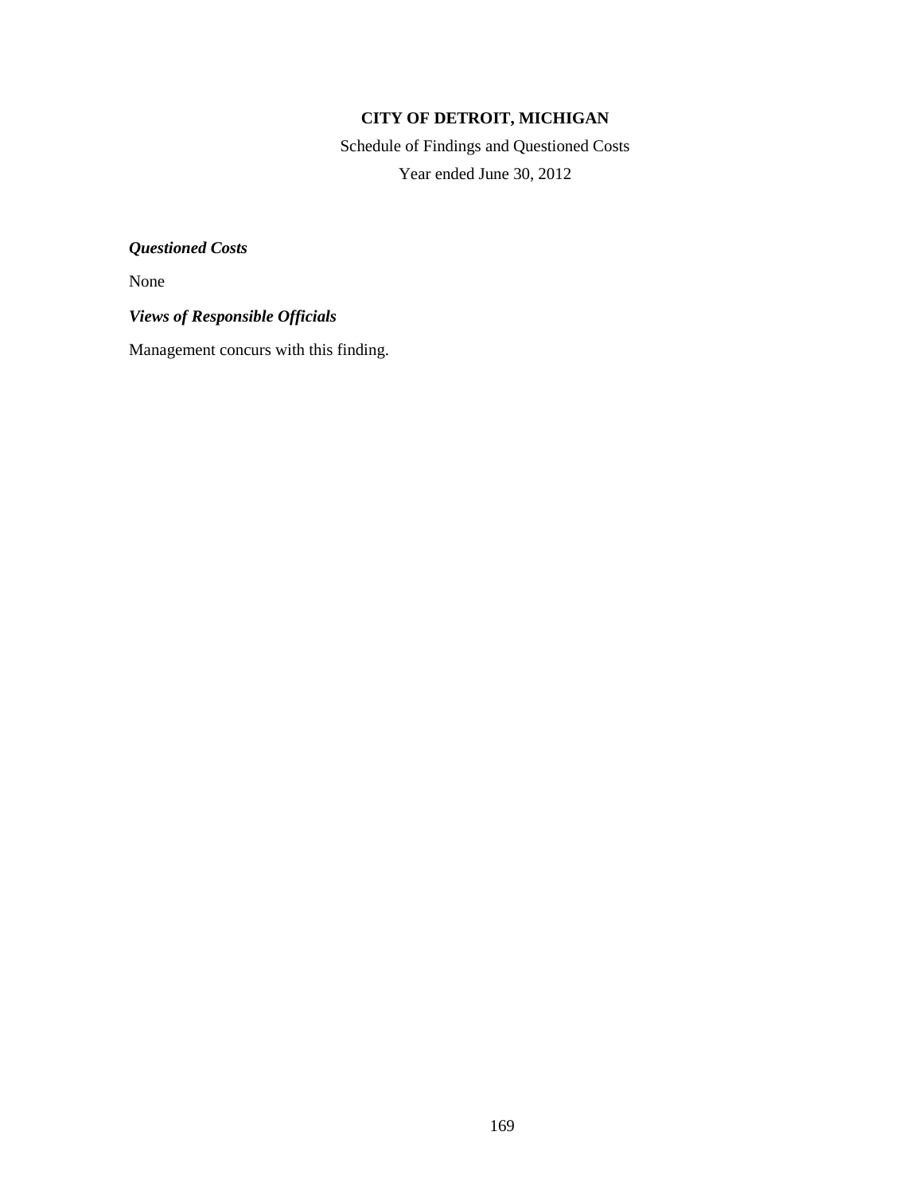**CITY OF DETROIT, MICHIGAN**

Schedule of Findings and Questioned Costs

Year ended June 30, 2012

***Questioned Costs***

None

***Views of Responsible Officials***

Management concurs with this finding.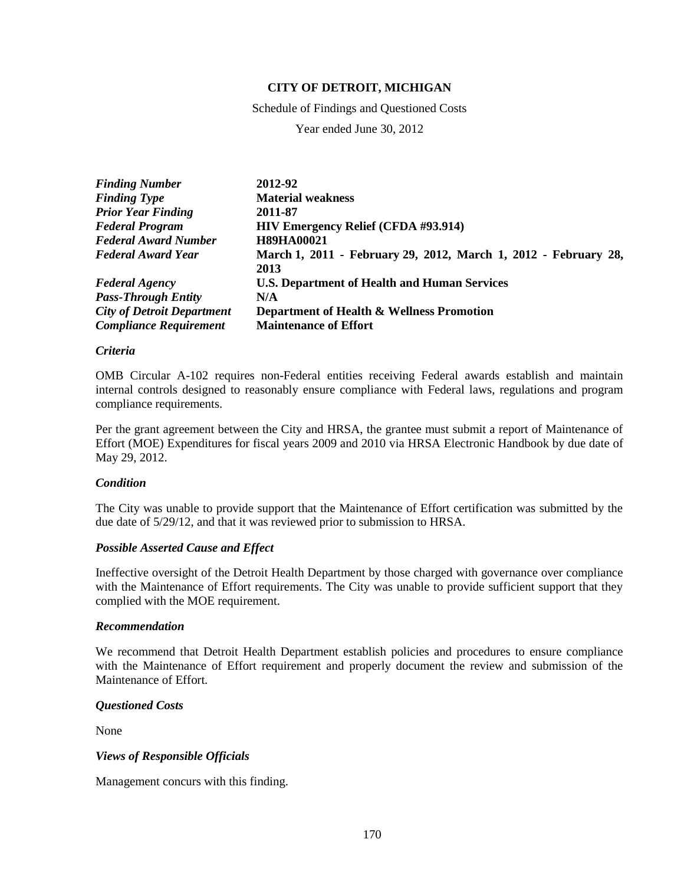**CITY OF DETROIT, MICHIGAN**

Schedule of Findings and Questioned Costs

Year ended June 30, 2012

| | |
|---|---|
| ***Finding Number*** | **2012-92** |
| ***Finding Type*** | **Material weakness** |
| ***Prior Year Finding*** | **2011-87** |
| ***Federal Program*** | **HIV Emergency Relief (CFDA #93.914)** |
| ***Federal Award Number*** | **H89HA00021** |
| ***Federal Award Year*** | **March 1, 2011 - February 29, 2012, March 1, 2012 - February 28, 2013** |
| ***Federal Agency*** | **U.S. Department of Health and Human Services** |
| ***Pass-Through Entity*** | **N/A** |
| ***City of Detroit Department*** | **Department of Health & Wellness Promotion** |
| ***Compliance Requirement*** | **Maintenance of Effort** |

***Criteria***

OMB Circular A-102 requires non-Federal entities receiving Federal awards establish and maintain internal controls designed to reasonably ensure compliance with Federal laws, regulations and program compliance requirements.

Per the grant agreement between the City and HRSA, the grantee must submit a report of Maintenance of Effort (MOE) Expenditures for fiscal years 2009 and 2010 via HRSA Electronic Handbook by due date of May 29, 2012.

***Condition***

The City was unable to provide support that the Maintenance of Effort certification was submitted by the due date of 5/29/12, and that it was reviewed prior to submission to HRSA.

***Possible Asserted Cause and Effect***

Ineffective oversight of the Detroit Health Department by those charged with governance over compliance with the Maintenance of Effort requirements. The City was unable to provide sufficient support that they complied with the MOE requirement.

***Recommendation***

We recommend that Detroit Health Department establish policies and procedures to ensure compliance with the Maintenance of Effort requirement and properly document the review and submission of the Maintenance of Effort.

***Questioned Costs***

None

***Views of Responsible Officials***

Management concurs with this finding.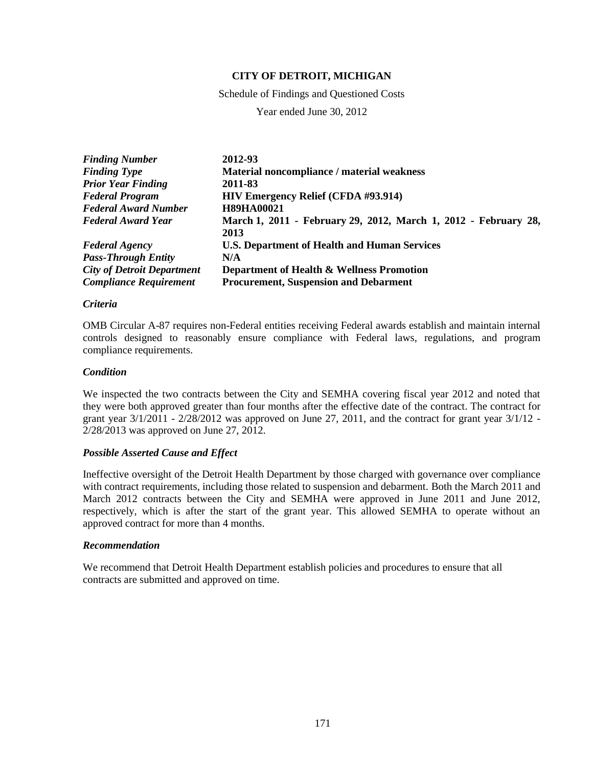**CITY OF DETROIT, MICHIGAN**

Schedule of Findings and Questioned Costs

Year ended June 30, 2012

| | |
|---|---|
| *Finding Number* | **2012-93** |
| *Finding Type* | **Material noncompliance / material weakness** |
| *Prior Year Finding* | **2011-83** |
| *Federal Program* | **HIV Emergency Relief (CFDA #93.914)** |
| *Federal Award Number* | **H89HA00021** |
| *Federal Award Year* | **March 1, 2011 - February 29, 2012, March 1, 2012 - February 28, 2013** |
| *Federal Agency* | **U.S. Department of Health and Human Services** |
| *Pass-Through Entity* | **N/A** |
| *City of Detroit Department* | **Department of Health & Wellness Promotion** |
| *Compliance Requirement* | **Procurement, Suspension and Debarment** |

### *Criteria*

OMB Circular A-87 requires non-Federal entities receiving Federal awards establish and maintain internal controls designed to reasonably ensure compliance with Federal laws, regulations, and program compliance requirements.

### *Condition*

We inspected the two contracts between the City and SEMHA covering fiscal year 2012 and noted that they were both approved greater than four months after the effective date of the contract. The contract for grant year 3/1/2011 - 2/28/2012 was approved on June 27, 2011, and the contract for grant year 3/1/12 - 2/28/2013 was approved on June 27, 2012.

### *Possible Asserted Cause and Effect*

Ineffective oversight of the Detroit Health Department by those charged with governance over compliance with contract requirements, including those related to suspension and debarment. Both the March 2011 and March 2012 contracts between the City and SEMHA were approved in June 2011 and June 2012, respectively, which is after the start of the grant year. This allowed SEMHA to operate without an approved contract for more than 4 months.

### *Recommendation*

We recommend that Detroit Health Department establish policies and procedures to ensure that all contracts are submitted and approved on time.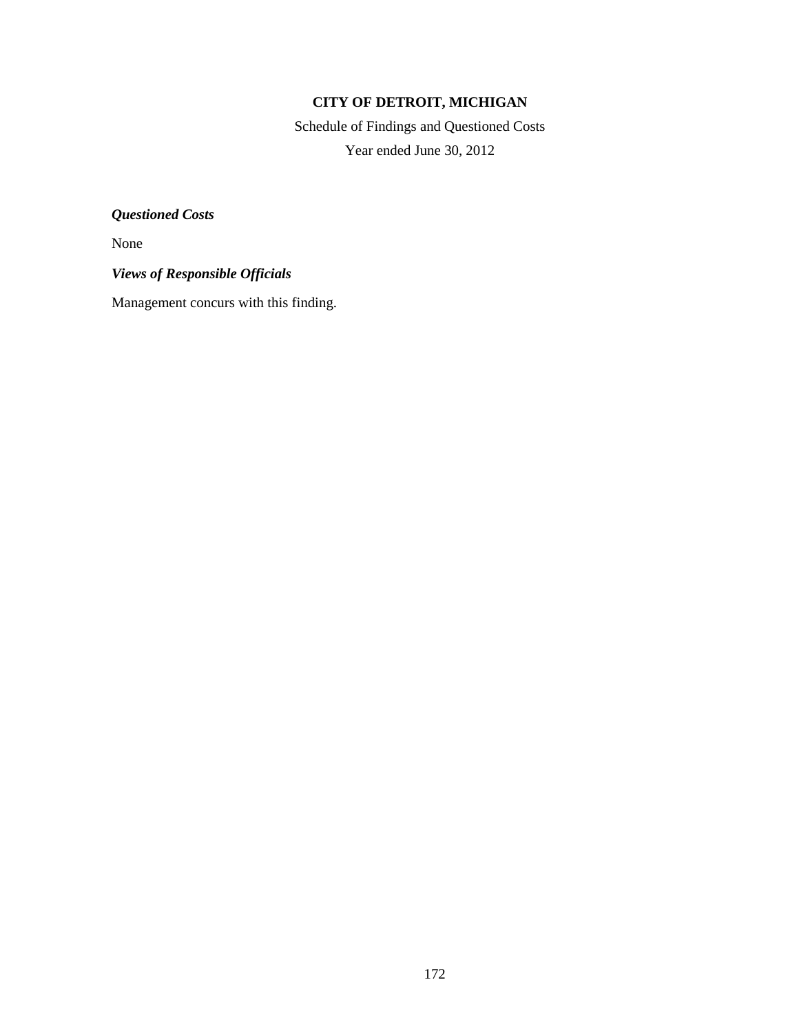**CITY OF DETROIT, MICHIGAN**

Schedule of Findings and Questioned Costs

Year ended June 30, 2012

***Questioned Costs***

None

***Views of Responsible Officials***

Management concurs with this finding.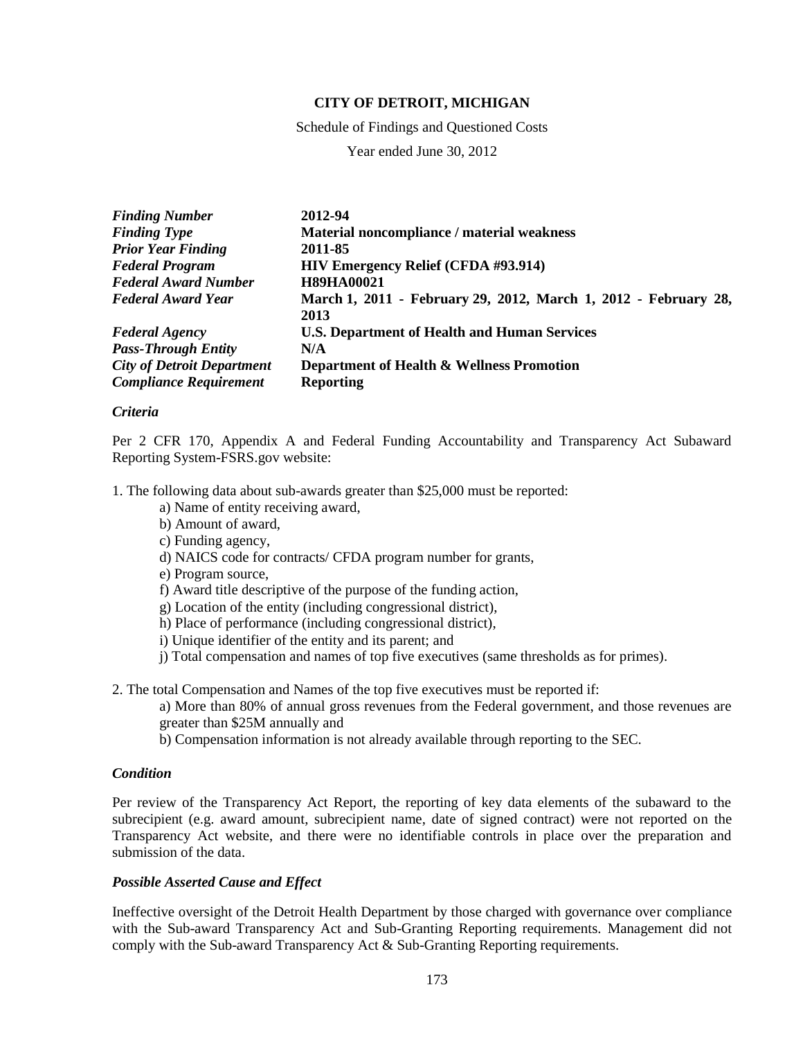**CITY OF DETROIT, MICHIGAN**

Schedule of Findings and Questioned Costs

Year ended June 30, 2012

| | |
|---|---|
| ***Finding Number*** | **2012-94** |
| ***Finding Type*** | **Material noncompliance / material weakness** |
| ***Prior Year Finding*** | **2011-85** |
| ***Federal Program*** | **HIV Emergency Relief (CFDA #93.914)** |
| ***Federal Award Number*** | **H89HA00021** |
| ***Federal Award Year*** | **March 1, 2011 - February 29, 2012, March 1, 2012 - February 28, 2013** |
| ***Federal Agency*** | **U.S. Department of Health and Human Services** |
| ***Pass-Through Entity*** | **N/A** |
| ***City of Detroit Department*** | **Department of Health & Wellness Promotion** |
| ***Compliance Requirement*** | **Reporting** |

***Criteria***

Per 2 CFR 170, Appendix A and Federal Funding Accountability and Transparency Act Subaward Reporting System-FSRS.gov website:

1. The following data about sub-awards greater than $25,000 must be reported:
   - a) Name of entity receiving award,
   - b) Amount of award,
   - c) Funding agency,
   - d) NAICS code for contracts/ CFDA program number for grants,
   - e) Program source,
   - f) Award title descriptive of the purpose of the funding action,
   - g) Location of the entity (including congressional district),
   - h) Place of performance (including congressional district),
   - i) Unique identifier of the entity and its parent; and
   - j) Total compensation and names of top five executives (same thresholds as for primes).

2. The total Compensation and Names of the top five executives must be reported if:
   - a) More than 80% of annual gross revenues from the Federal government, and those revenues are greater than $25M annually and
   - b) Compensation information is not already available through reporting to the SEC.

***Condition***

Per review of the Transparency Act Report, the reporting of key data elements of the subaward to the subrecipient (e.g. award amount, subrecipient name, date of signed contract) were not reported on the Transparency Act website, and there were no identifiable controls in place over the preparation and submission of the data.

***Possible Asserted Cause and Effect***

Ineffective oversight of the Detroit Health Department by those charged with governance over compliance with the Sub-award Transparency Act and Sub-Granting Reporting requirements. Management did not comply with the Sub-award Transparency Act & Sub-Granting Reporting requirements.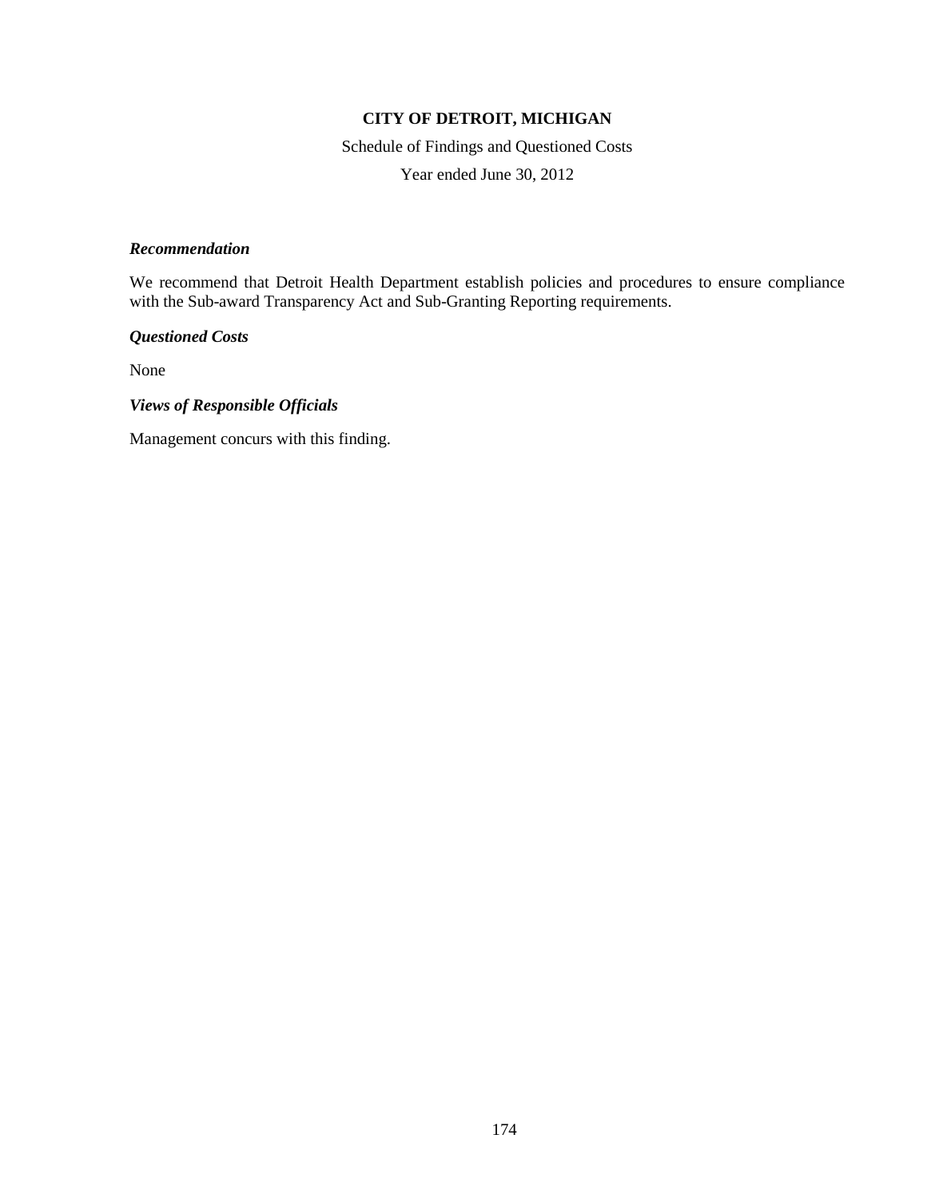**CITY OF DETROIT, MICHIGAN**

Schedule of Findings and Questioned Costs

Year ended June 30, 2012

***Recommendation***

We recommend that Detroit Health Department establish policies and procedures to ensure compliance with the Sub-award Transparency Act and Sub-Granting Reporting requirements.

***Questioned Costs***

None

***Views of Responsible Officials***

Management concurs with this finding.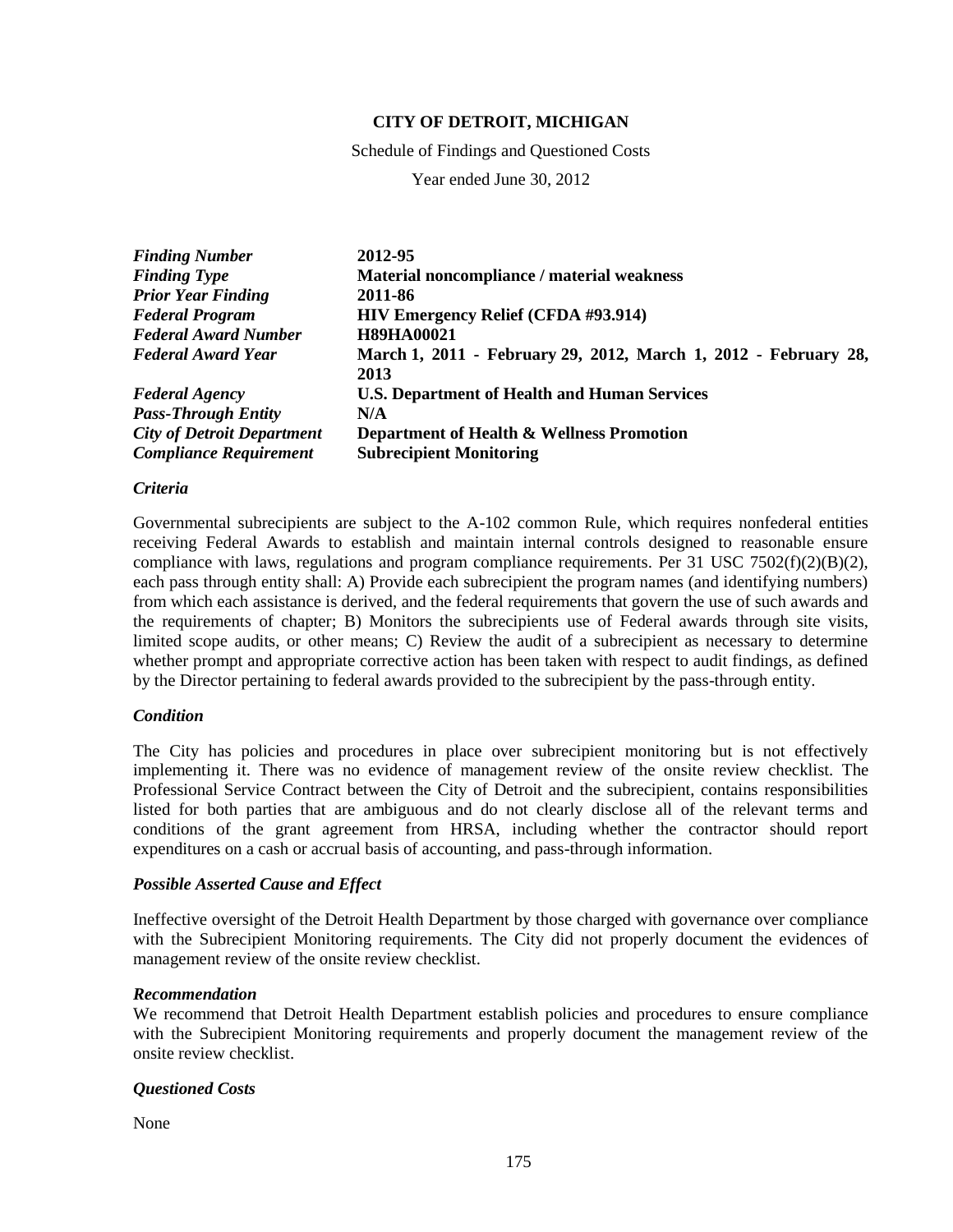**CITY OF DETROIT, MICHIGAN**

Schedule of Findings and Questioned Costs

Year ended June 30, 2012

| | |
|---|---|
| ***Finding Number*** | **2012-95** |
| ***Finding Type*** | **Material noncompliance / material weakness** |
| ***Prior Year Finding*** | **2011-86** |
| ***Federal Program*** | **HIV Emergency Relief (CFDA #93.914)** |
| ***Federal Award Number*** | **H89HA00021** |
| ***Federal Award Year*** | **March 1, 2011 - February 29, 2012, March 1, 2012 - February 28, 2013** |
| ***Federal Agency*** | **U.S. Department of Health and Human Services** |
| ***Pass-Through Entity*** | **N/A** |
| ***City of Detroit Department*** | **Department of Health & Wellness Promotion** |
| ***Compliance Requirement*** | **Subrecipient Monitoring** |

***Criteria***

Governmental subrecipients are subject to the A-102 common Rule, which requires nonfederal entities receiving Federal Awards to establish and maintain internal controls designed to reasonable ensure compliance with laws, regulations and program compliance requirements. Per 31 USC 7502(f)(2)(B)(2), each pass through entity shall: A) Provide each subrecipient the program names (and identifying numbers) from which each assistance is derived, and the federal requirements that govern the use of such awards and the requirements of chapter; B) Monitors the subrecipients use of Federal awards through site visits, limited scope audits, or other means; C) Review the audit of a subrecipient as necessary to determine whether prompt and appropriate corrective action has been taken with respect to audit findings, as defined by the Director pertaining to federal awards provided to the subrecipient by the pass-through entity.

***Condition***

The City has policies and procedures in place over subrecipient monitoring but is not effectively implementing it. There was no evidence of management review of the onsite review checklist. The Professional Service Contract between the City of Detroit and the subrecipient, contains responsibilities listed for both parties that are ambiguous and do not clearly disclose all of the relevant terms and conditions of the grant agreement from HRSA, including whether the contractor should report expenditures on a cash or accrual basis of accounting, and pass-through information.

***Possible Asserted Cause and Effect***

Ineffective oversight of the Detroit Health Department by those charged with governance over compliance with the Subrecipient Monitoring requirements. The City did not properly document the evidences of management review of the onsite review checklist.

***Recommendation***

We recommend that Detroit Health Department establish policies and procedures to ensure compliance with the Subrecipient Monitoring requirements and properly document the management review of the onsite review checklist.

***Questioned Costs***

None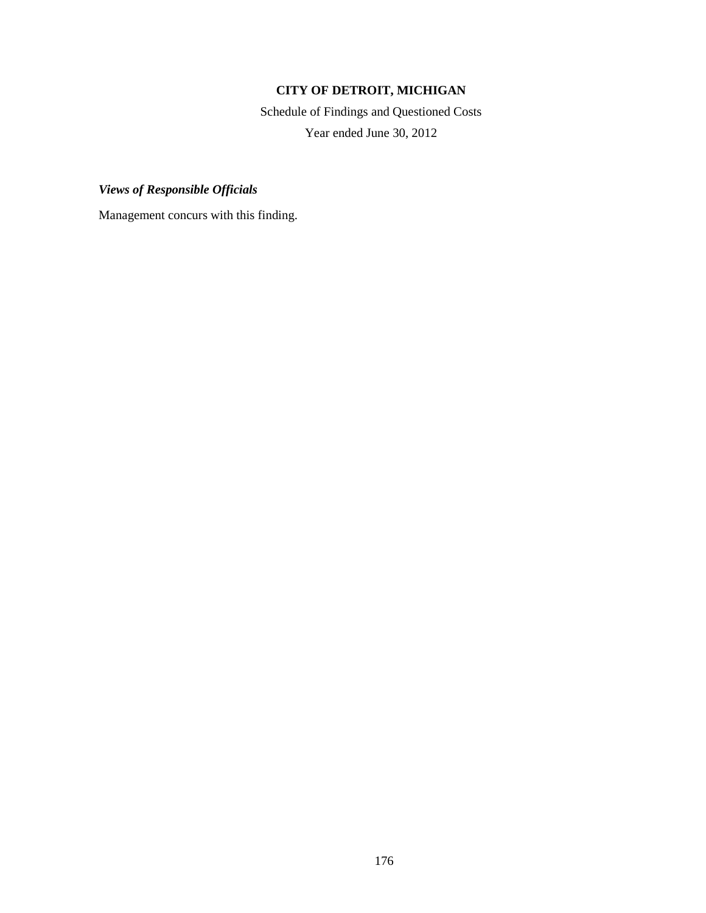**CITY OF DETROIT, MICHIGAN**

Schedule of Findings and Questioned Costs

Year ended June 30, 2012

***Views of Responsible Officials***

Management concurs with this finding.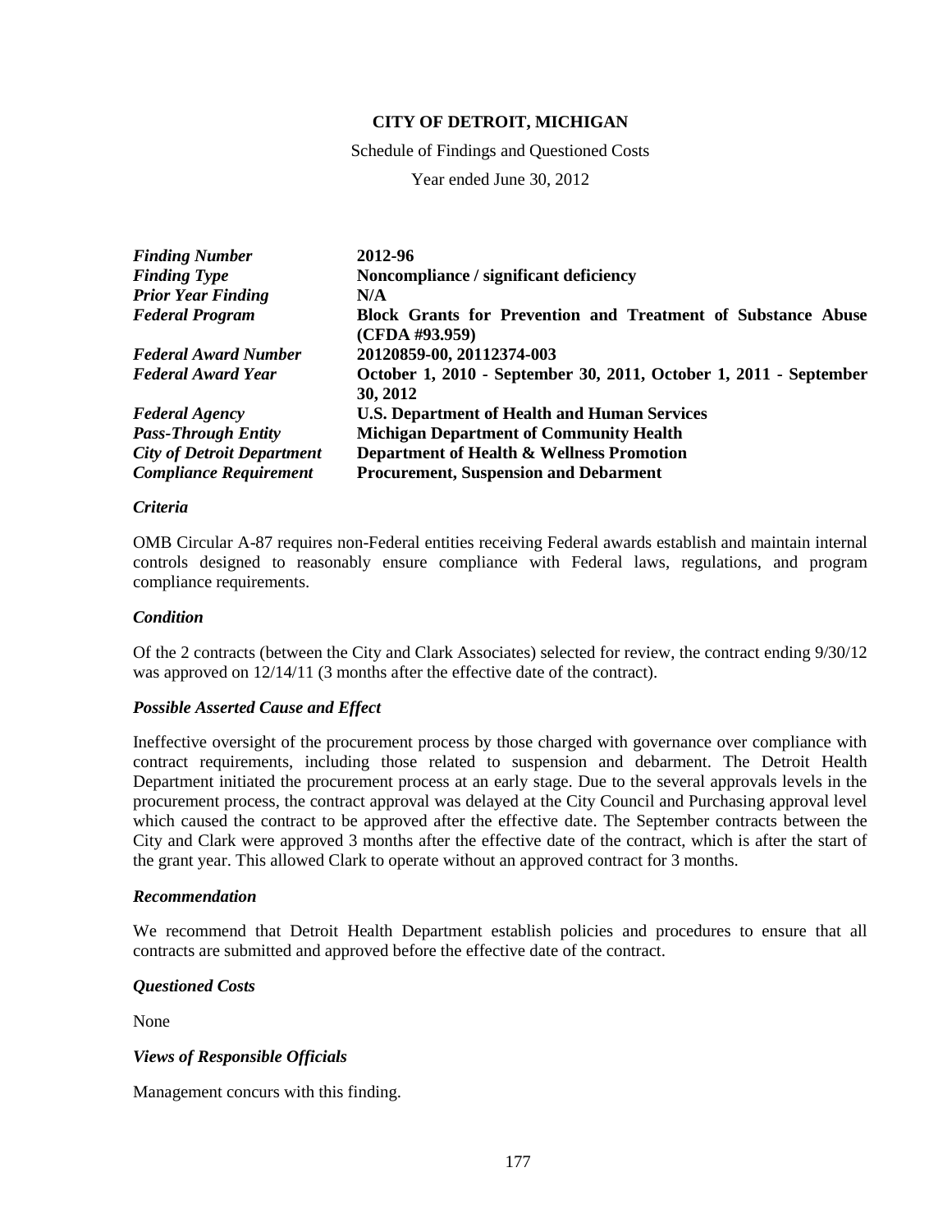**CITY OF DETROIT, MICHIGAN**

Schedule of Findings and Questioned Costs

Year ended June 30, 2012

| | |
|---|---|
| ***Finding Number*** | **2012-96** |
| ***Finding Type*** | **Noncompliance / significant deficiency** |
| ***Prior Year Finding*** | **N/A** |
| ***Federal Program*** | **Block Grants for Prevention and Treatment of Substance Abuse (CFDA #93.959)** |
| ***Federal Award Number*** | **20120859-00, 20112374-003** |
| ***Federal Award Year*** | **October 1, 2010 - September 30, 2011, October 1, 2011 - September 30, 2012** |
| ***Federal Agency*** | **U.S. Department of Health and Human Services** |
| ***Pass-Through Entity*** | **Michigan Department of Community Health** |
| ***City of Detroit Department*** | **Department of Health & Wellness Promotion** |
| ***Compliance Requirement*** | **Procurement, Suspension and Debarment** |

***Criteria***

OMB Circular A-87 requires non-Federal entities receiving Federal awards establish and maintain internal controls designed to reasonably ensure compliance with Federal laws, regulations, and program compliance requirements.

***Condition***

Of the 2 contracts (between the City and Clark Associates) selected for review, the contract ending 9/30/12 was approved on 12/14/11 (3 months after the effective date of the contract).

***Possible Asserted Cause and Effect***

Ineffective oversight of the procurement process by those charged with governance over compliance with contract requirements, including those related to suspension and debarment. The Detroit Health Department initiated the procurement process at an early stage. Due to the several approvals levels in the procurement process, the contract approval was delayed at the City Council and Purchasing approval level which caused the contract to be approved after the effective date. The September contracts between the City and Clark were approved 3 months after the effective date of the contract, which is after the start of the grant year. This allowed Clark to operate without an approved contract for 3 months.

***Recommendation***

We recommend that Detroit Health Department establish policies and procedures to ensure that all contracts are submitted and approved before the effective date of the contract.

***Questioned Costs***

None

***Views of Responsible Officials***

Management concurs with this finding.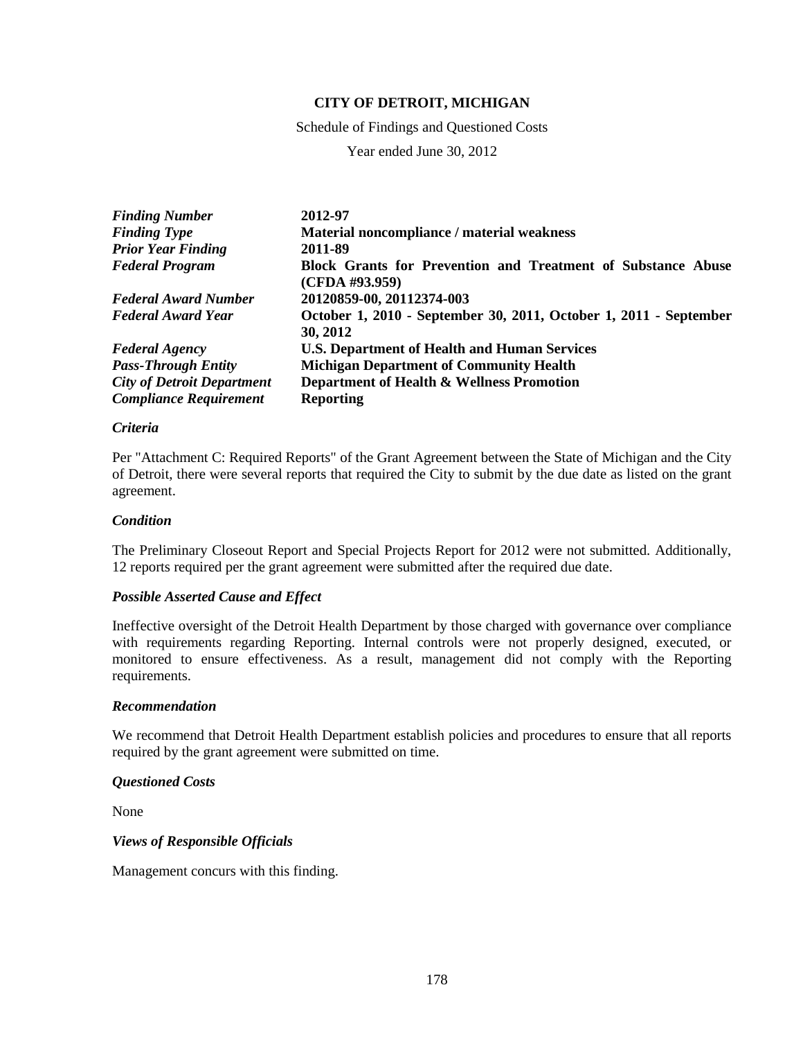**CITY OF DETROIT, MICHIGAN**

Schedule of Findings and Questioned Costs

Year ended June 30, 2012

| | |
|---|---|
| ***Finding Number*** | **2012-97** |
| ***Finding Type*** | **Material noncompliance / material weakness** |
| ***Prior Year Finding*** | **2011-89** |
| ***Federal Program*** | **Block Grants for Prevention and Treatment of Substance Abuse (CFDA #93.959)** |
| ***Federal Award Number*** | **20120859-00, 20112374-003** |
| ***Federal Award Year*** | **October 1, 2010 - September 30, 2011, October 1, 2011 - September 30, 2012** |
| ***Federal Agency*** | **U.S. Department of Health and Human Services** |
| ***Pass-Through Entity*** | **Michigan Department of Community Health** |
| ***City of Detroit Department*** | **Department of Health & Wellness Promotion** |
| ***Compliance Requirement*** | **Reporting** |

***Criteria***

Per "Attachment C: Required Reports" of the Grant Agreement between the State of Michigan and the City of Detroit, there were several reports that required the City to submit by the due date as listed on the grant agreement.

***Condition***

The Preliminary Closeout Report and Special Projects Report for 2012 were not submitted. Additionally, 12 reports required per the grant agreement were submitted after the required due date.

***Possible Asserted Cause and Effect***

Ineffective oversight of the Detroit Health Department by those charged with governance over compliance with requirements regarding Reporting. Internal controls were not properly designed, executed, or monitored to ensure effectiveness. As a result, management did not comply with the Reporting requirements.

***Recommendation***

We recommend that Detroit Health Department establish policies and procedures to ensure that all reports required by the grant agreement were submitted on time.

***Questioned Costs***

None

***Views of Responsible Officials***

Management concurs with this finding.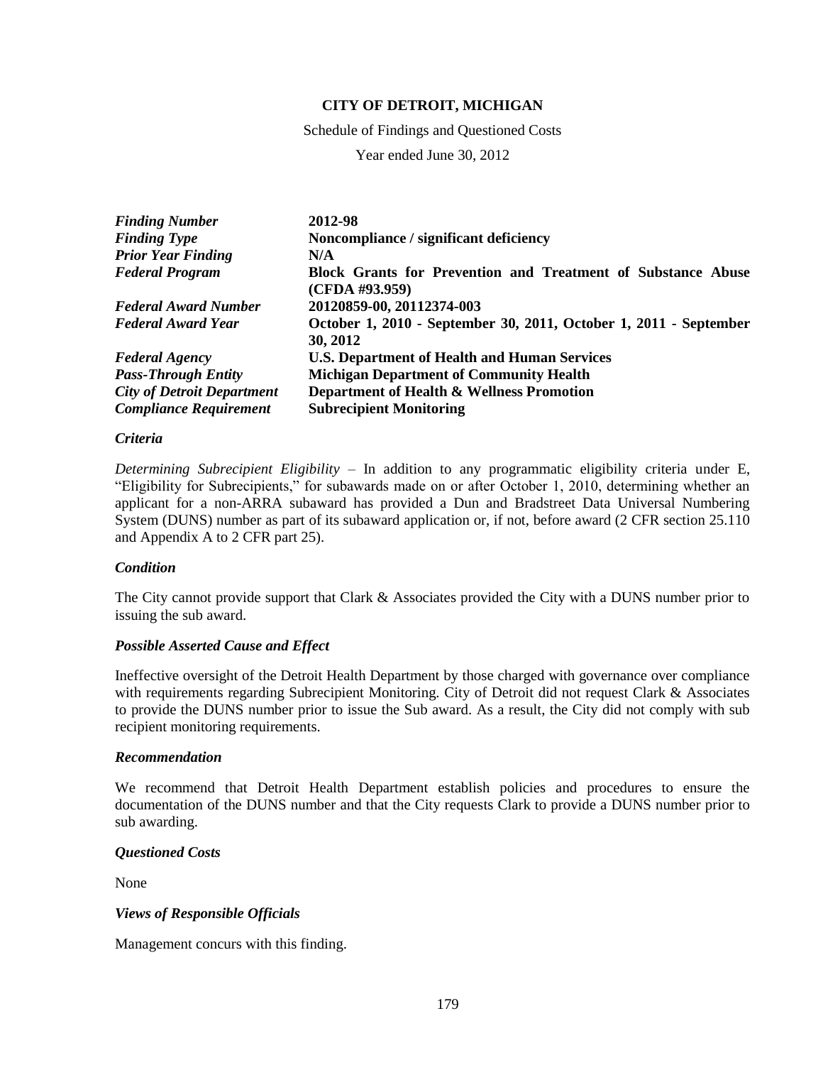**CITY OF DETROIT, MICHIGAN**

Schedule of Findings and Questioned Costs

Year ended June 30, 2012

| | |
|---|---|
| *Finding Number* | **2012-98** |
| *Finding Type* | **Noncompliance / significant deficiency** |
| *Prior Year Finding* | **N/A** |
| *Federal Program* | **Block Grants for Prevention and Treatment of Substance Abuse (CFDA #93.959)** |
| *Federal Award Number* | **20120859-00, 20112374-003** |
| *Federal Award Year* | **October 1, 2010 - September 30, 2011, October 1, 2011 - September 30, 2012** |
| *Federal Agency* | **U.S. Department of Health and Human Services** |
| *Pass-Through Entity* | **Michigan Department of Community Health** |
| *City of Detroit Department* | **Department of Health & Wellness Promotion** |
| *Compliance Requirement* | **Subrecipient Monitoring** |

***Criteria***

*Determining Subrecipient Eligibility* – In addition to any programmatic eligibility criteria under E, "Eligibility for Subrecipients," for subawards made on or after October 1, 2010, determining whether an applicant for a non-ARRA subaward has provided a Dun and Bradstreet Data Universal Numbering System (DUNS) number as part of its subaward application or, if not, before award (2 CFR section 25.110 and Appendix A to 2 CFR part 25).

***Condition***

The City cannot provide support that Clark & Associates provided the City with a DUNS number prior to issuing the sub award.

***Possible Asserted Cause and Effect***

Ineffective oversight of the Detroit Health Department by those charged with governance over compliance with requirements regarding Subrecipient Monitoring. City of Detroit did not request Clark & Associates to provide the DUNS number prior to issue the Sub award. As a result, the City did not comply with sub recipient monitoring requirements.

***Recommendation***

We recommend that Detroit Health Department establish policies and procedures to ensure the documentation of the DUNS number and that the City requests Clark to provide a DUNS number prior to sub awarding.

***Questioned Costs***

None

***Views of Responsible Officials***

Management concurs with this finding.